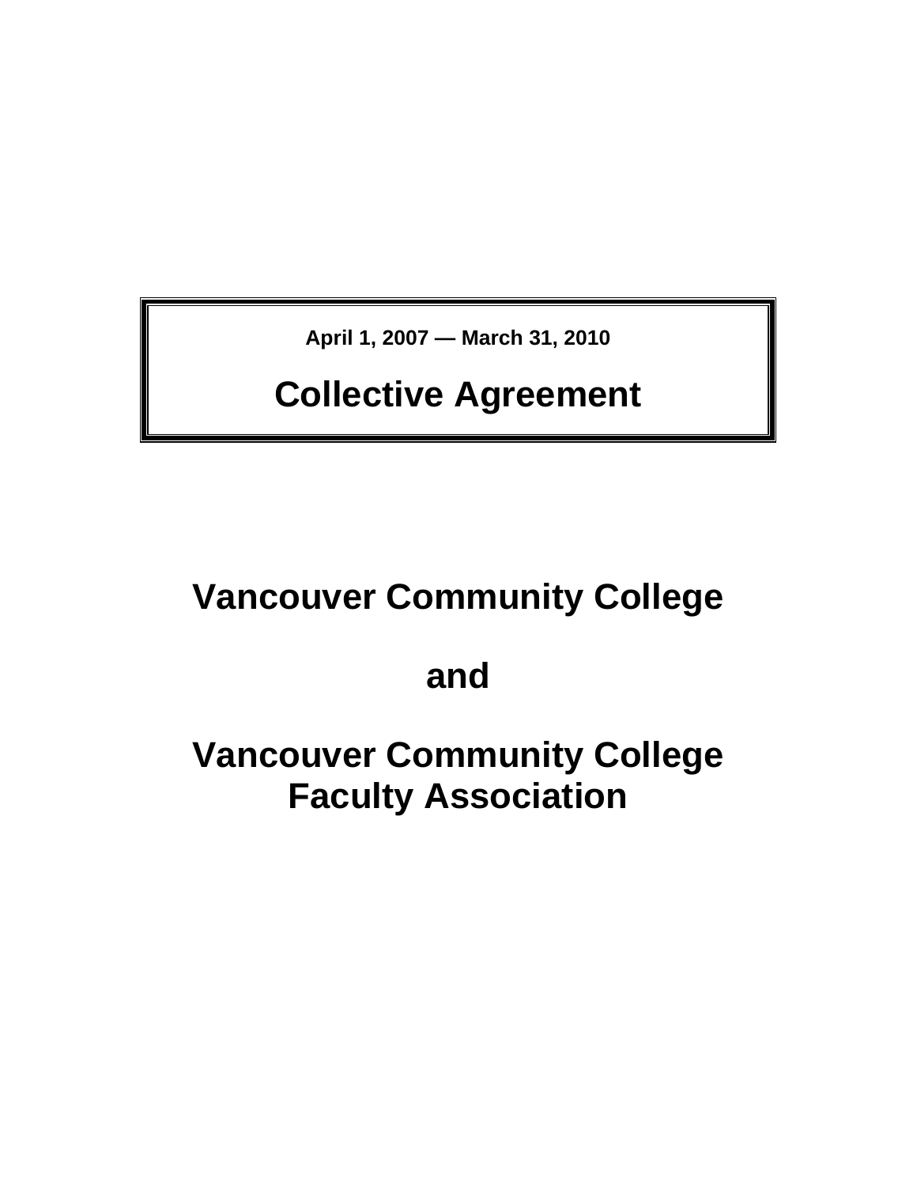**April 1, 2007 — March 31, 2010**

# Collective Agreement

# Vancouver Community College

# and

# Vancouver Community College Faculty Association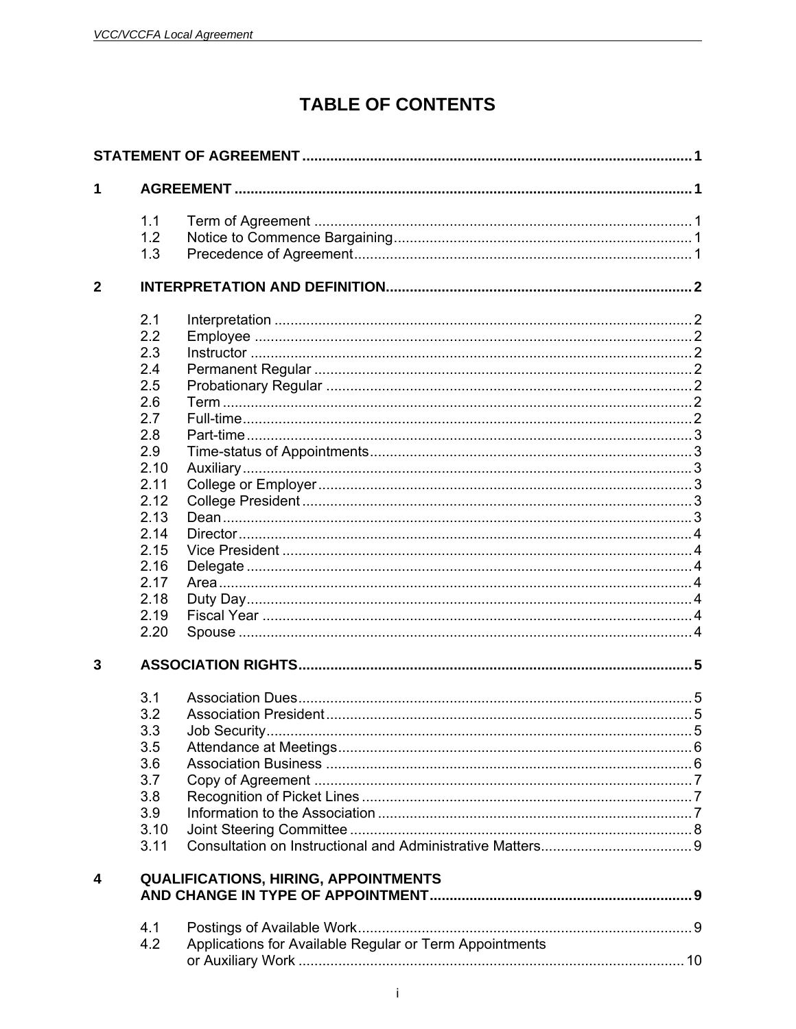# TABLE OF CONTENTS

**STATEMENT OF AGREEMENT** ........ 1

**1 AGREEMENT** ........ 1

- 1.1 Term of Agreement ........ 1
- 1.2 Notice to Commence Bargaining ........ 1
- 1.3 Precedence of Agreement ........ 1

**2 INTERPRETATION AND DEFINITION** ........ 2

- 2.1 Interpretation ........ 2
- 2.2 Employee ........ 2
- 2.3 Instructor ........ 2
- 2.4 Permanent Regular ........ 2
- 2.5 Probationary Regular ........ 2
- 2.6 Term ........ 2
- 2.7 Full-time ........ 2
- 2.8 Part-time ........ 3
- 2.9 Time-status of Appointments ........ 3
- 2.10 Auxiliary ........ 3
- 2.11 College or Employer ........ 3
- 2.12 College President ........ 3
- 2.13 Dean ........ 3
- 2.14 Director ........ 4
- 2.15 Vice President ........ 4
- 2.16 Delegate ........ 4
- 2.17 Area ........ 4
- 2.18 Duty Day ........ 4
- 2.19 Fiscal Year ........ 4
- 2.20 Spouse ........ 4

**3 ASSOCIATION RIGHTS** ........ 5

- 3.1 Association Dues ........ 5
- 3.2 Association President ........ 5
- 3.3 Job Security ........ 5
- 3.5 Attendance at Meetings ........ 6
- 3.6 Association Business ........ 6
- 3.7 Copy of Agreement ........ 7
- 3.8 Recognition of Picket Lines ........ 7
- 3.9 Information to the Association ........ 7
- 3.10 Joint Steering Committee ........ 8
- 3.11 Consultation on Instructional and Administrative Matters ........ 9

**4 QUALIFICATIONS, HIRING, APPOINTMENTS AND CHANGE IN TYPE OF APPOINTMENT** ........ 9

- 4.1 Postings of Available Work ........ 9
- 4.2 Applications for Available Regular or Term Appointments or Auxiliary Work ........ 10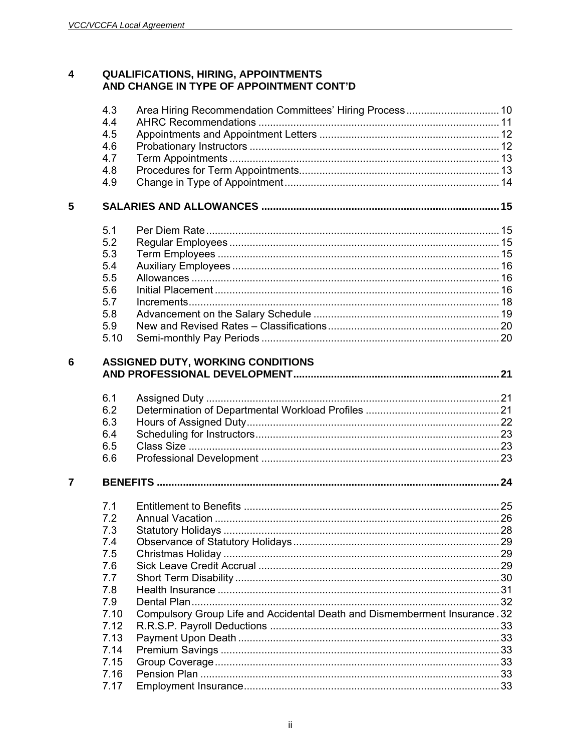**4 QUALIFICATIONS, HIRING, APPOINTMENTS AND CHANGE IN TYPE OF APPOINTMENT CONT'D**

| | | |
|---|---|---|
| 4.3 | Area Hiring Recommendation Committees' Hiring Process | 10 |
| 4.4 | AHRC Recommendations | 11 |
| 4.5 | Appointments and Appointment Letters | 12 |
| 4.6 | Probationary Instructors | 12 |
| 4.7 | Term Appointments | 13 |
| 4.8 | Procedures for Term Appointments | 13 |
| 4.9 | Change in Type of Appointment | 14 |

**5 SALARIES AND ALLOWANCES ... 15**

| | | |
|---|---|---|
| 5.1 | Per Diem Rate | 15 |
| 5.2 | Regular Employees | 15 |
| 5.3 | Term Employees | 15 |
| 5.4 | Auxiliary Employees | 16 |
| 5.5 | Allowances | 16 |
| 5.6 | Initial Placement | 16 |
| 5.7 | Increments | 18 |
| 5.8 | Advancement on the Salary Schedule | 19 |
| 5.9 | New and Revised Rates – Classifications | 20 |
| 5.10 | Semi-monthly Pay Periods | 20 |

**6 ASSIGNED DUTY, WORKING CONDITIONS AND PROFESSIONAL DEVELOPMENT ... 21**

| | | |
|---|---|---|
| 6.1 | Assigned Duty | 21 |
| 6.2 | Determination of Departmental Workload Profiles | 21 |
| 6.3 | Hours of Assigned Duty | 22 |
| 6.4 | Scheduling for Instructors | 23 |
| 6.5 | Class Size | 23 |
| 6.6 | Professional Development | 23 |

**7 BENEFITS ... 24**

| | | |
|---|---|---|
| 7.1 | Entitlement to Benefits | 25 |
| 7.2 | Annual Vacation | 26 |
| 7.3 | Statutory Holidays | 28 |
| 7.4 | Observance of Statutory Holidays | 29 |
| 7.5 | Christmas Holiday | 29 |
| 7.6 | Sick Leave Credit Accrual | 29 |
| 7.7 | Short Term Disability | 30 |
| 7.8 | Health Insurance | 31 |
| 7.9 | Dental Plan | 32 |
| 7.10 | Compulsory Group Life and Accidental Death and Dismemberment Insurance | 32 |
| 7.12 | R.R.S.P. Payroll Deductions | 33 |
| 7.13 | Payment Upon Death | 33 |
| 7.14 | Premium Savings | 33 |
| 7.15 | Group Coverage | 33 |
| 7.16 | Pension Plan | 33 |
| 7.17 | Employment Insurance | 33 |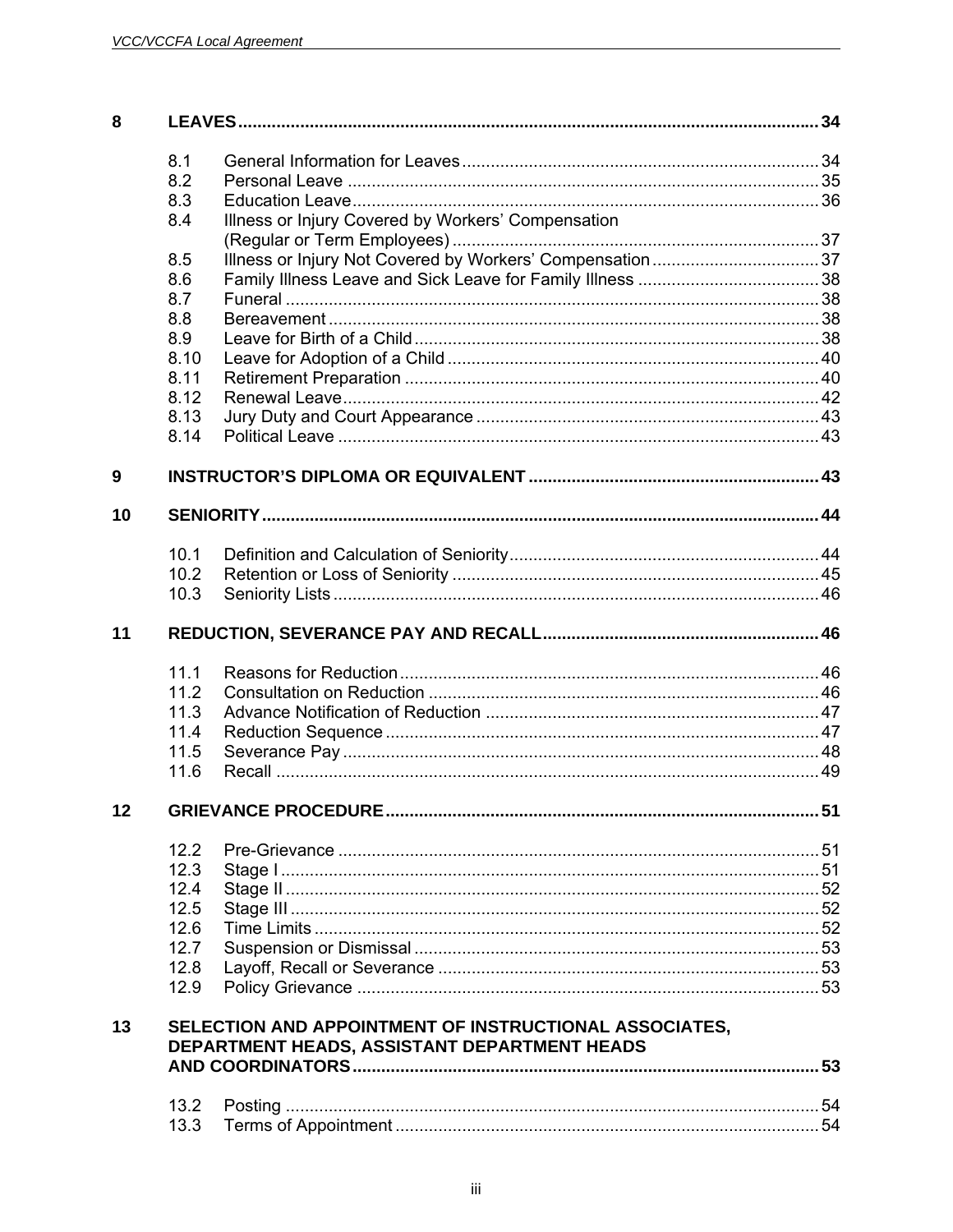| | | | |
|---|---|---|---|
| **8** | **LEAVES** | | **34** |
| | 8.1 | General Information for Leaves | 34 |
| | 8.2 | Personal Leave | 35 |
| | 8.3 | Education Leave | 36 |
| | 8.4 | Illness or Injury Covered by Workers' Compensation (Regular or Term Employees) | 37 |
| | 8.5 | Illness or Injury Not Covered by Workers' Compensation | 37 |
| | 8.6 | Family Illness Leave and Sick Leave for Family Illness | 38 |
| | 8.7 | Funeral | 38 |
| | 8.8 | Bereavement | 38 |
| | 8.9 | Leave for Birth of a Child | 38 |
| | 8.10 | Leave for Adoption of a Child | 40 |
| | 8.11 | Retirement Preparation | 40 |
| | 8.12 | Renewal Leave | 42 |
| | 8.13 | Jury Duty and Court Appearance | 43 |
| | 8.14 | Political Leave | 43 |
| **9** | **INSTRUCTOR'S DIPLOMA OR EQUIVALENT** | | **43** |
| **10** | **SENIORITY** | | **44** |
| | 10.1 | Definition and Calculation of Seniority | 44 |
| | 10.2 | Retention or Loss of Seniority | 45 |
| | 10.3 | Seniority Lists | 46 |
| **11** | **REDUCTION, SEVERANCE PAY AND RECALL** | | **46** |
| | 11.1 | Reasons for Reduction | 46 |
| | 11.2 | Consultation on Reduction | 46 |
| | 11.3 | Advance Notification of Reduction | 47 |
| | 11.4 | Reduction Sequence | 47 |
| | 11.5 | Severance Pay | 48 |
| | 11.6 | Recall | 49 |
| **12** | **GRIEVANCE PROCEDURE** | | **51** |
| | 12.2 | Pre-Grievance | 51 |
| | 12.3 | Stage I | 51 |
| | 12.4 | Stage II | 52 |
| | 12.5 | Stage III | 52 |
| | 12.6 | Time Limits | 52 |
| | 12.7 | Suspension or Dismissal | 53 |
| | 12.8 | Layoff, Recall or Severance | 53 |
| | 12.9 | Policy Grievance | 53 |
| **13** | **SELECTION AND APPOINTMENT OF INSTRUCTIONAL ASSOCIATES, DEPARTMENT HEADS, ASSISTANT DEPARTMENT HEADS AND COORDINATORS** | | **53** |
| | 13.2 | Posting | 54 |
| | 13.3 | Terms of Appointment | 54 |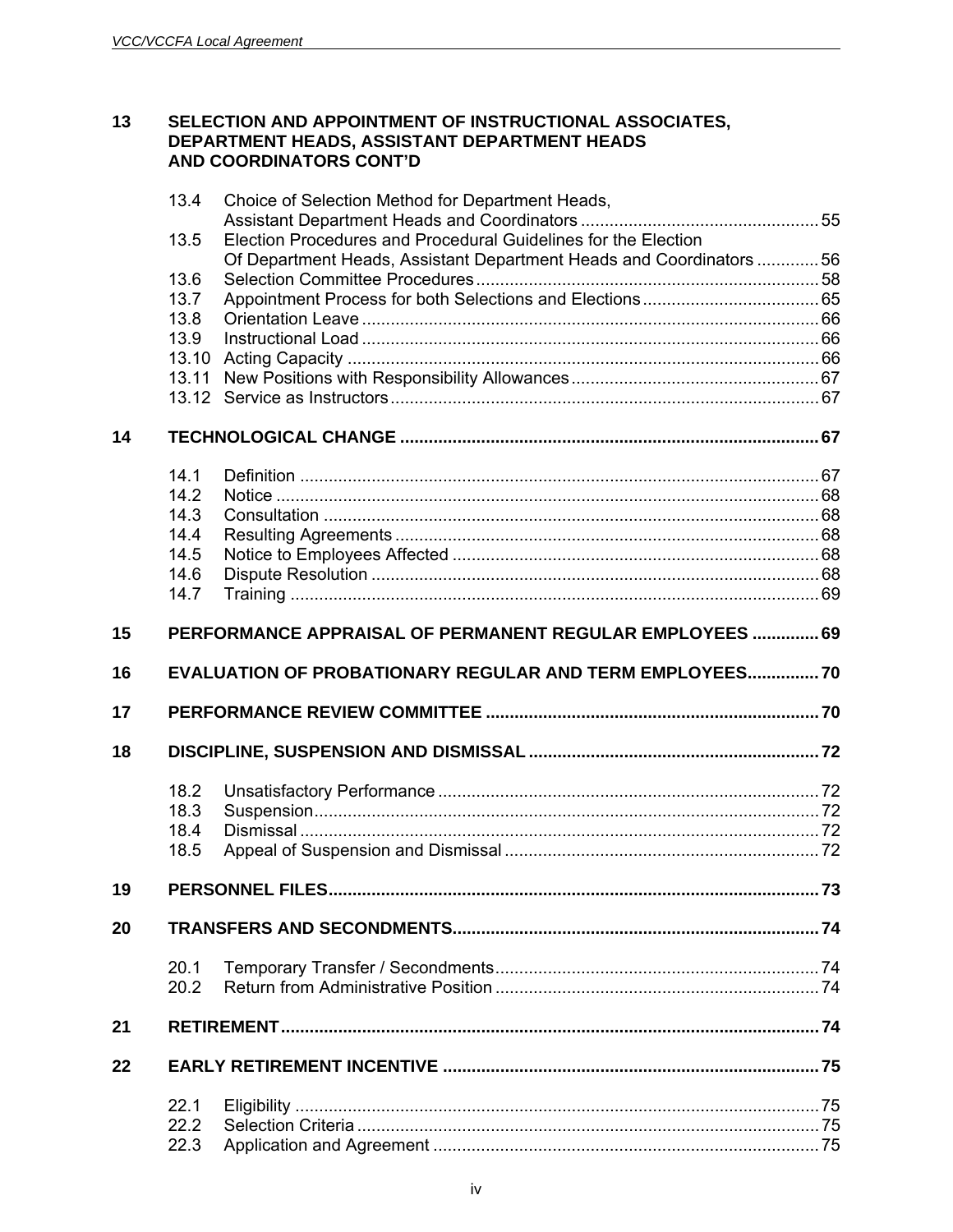**13 SELECTION AND APPOINTMENT OF INSTRUCTIONAL ASSOCIATES, DEPARTMENT HEADS, ASSISTANT DEPARTMENT HEADS AND COORDINATORS CONT'D**

- 13.4 Choice of Selection Method for Department Heads, Assistant Department Heads and Coordinators ... 55
- 13.5 Election Procedures and Procedural Guidelines for the Election Of Department Heads, Assistant Department Heads and Coordinators ... 56
- 13.6 Selection Committee Procedures ... 58
- 13.7 Appointment Process for both Selections and Elections ... 65
- 13.8 Orientation Leave ... 66
- 13.9 Instructional Load ... 66
- 13.10 Acting Capacity ... 66
- 13.11 New Positions with Responsibility Allowances ... 67
- 13.12 Service as Instructors ... 67

**14 TECHNOLOGICAL CHANGE ... 67**

- 14.1 Definition ... 67
- 14.2 Notice ... 68
- 14.3 Consultation ... 68
- 14.4 Resulting Agreements ... 68
- 14.5 Notice to Employees Affected ... 68
- 14.6 Dispute Resolution ... 68
- 14.7 Training ... 69

**15 PERFORMANCE APPRAISAL OF PERMANENT REGULAR EMPLOYEES ... 69**

**16 EVALUATION OF PROBATIONARY REGULAR AND TERM EMPLOYEES ... 70**

**17 PERFORMANCE REVIEW COMMITTEE ... 70**

**18 DISCIPLINE, SUSPENSION AND DISMISSAL ... 72**

- 18.2 Unsatisfactory Performance ... 72
- 18.3 Suspension ... 72
- 18.4 Dismissal ... 72
- 18.5 Appeal of Suspension and Dismissal ... 72

**19 PERSONNEL FILES ... 73**

**20 TRANSFERS AND SECONDMENTS ... 74**

- 20.1 Temporary Transfer / Secondments ... 74
- 20.2 Return from Administrative Position ... 74

**21 RETIREMENT ... 74**

**22 EARLY RETIREMENT INCENTIVE ... 75**

- 22.1 Eligibility ... 75
- 22.2 Selection Criteria ... 75
- 22.3 Application and Agreement ... 75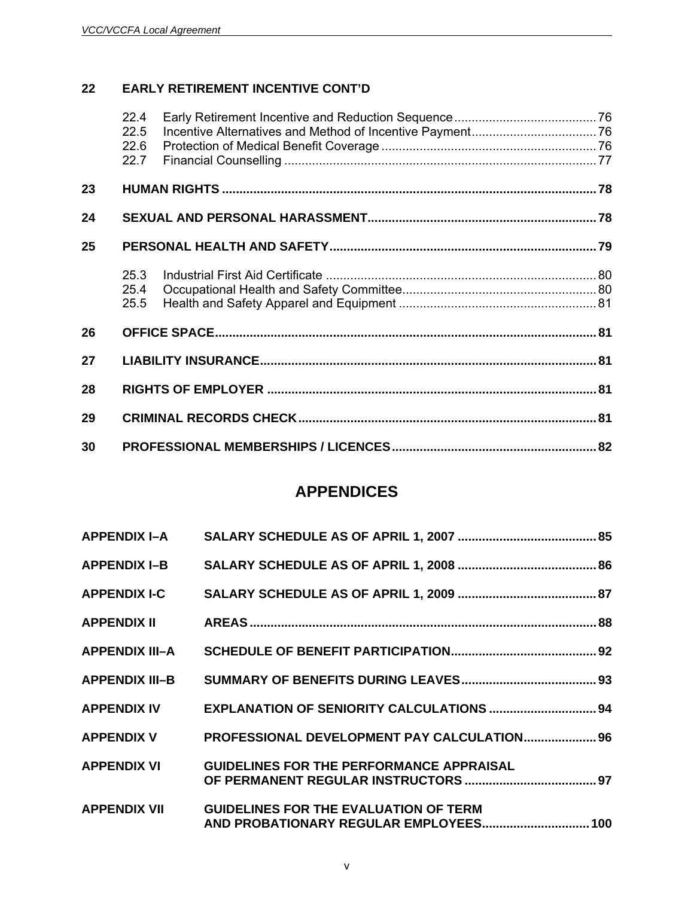**22 EARLY RETIREMENT INCENTIVE CONT'D**

22.4 Early Retirement Incentive and Reduction Sequence ........................................ 76
22.5 Incentive Alternatives and Method of Incentive Payment .................................. 76
22.6 Protection of Medical Benefit Coverage ............................................................ 76
22.7 Financial Counselling ........................................................................................ 77

**23 HUMAN RIGHTS ........................................................................................................ 78**

**24 SEXUAL AND PERSONAL HARASSMENT ............................................................... 78**

**25 PERSONAL HEALTH AND SAFETY .......................................................................... 79**

25.3 Industrial First Aid Certificate ............................................................................ 80
25.4 Occupational Health and Safety Committee ...................................................... 80
25.5 Health and Safety Apparel and Equipment ........................................................ 81

**26 OFFICE SPACE ............................................................................................................ 81**

**27 LIABILITY INSURANCE ............................................................................................... 81**

**28 RIGHTS OF EMPLOYER .............................................................................................. 81**

**29 CRIMINAL RECORDS CHECK .................................................................................... 81**

**30 PROFESSIONAL MEMBERSHIPS / LICENCES .......................................................... 82**

# APPENDICES

**APPENDIX I–A SALARY SCHEDULE AS OF APRIL 1, 2007 ........................................ 85**

**APPENDIX I–B SALARY SCHEDULE AS OF APRIL 1, 2008 ........................................ 86**

**APPENDIX I-C SALARY SCHEDULE AS OF APRIL 1, 2009 ........................................ 87**

**APPENDIX II AREAS ..................................................................................................... 88**

**APPENDIX III–A SCHEDULE OF BENEFIT PARTICIPATION .......................................... 92**

**APPENDIX III–B SUMMARY OF BENEFITS DURING LEAVES ....................................... 93**

**APPENDIX IV EXPLANATION OF SENIORITY CALCULATIONS ............................... 94**

**APPENDIX V PROFESSIONAL DEVELOPMENT PAY CALCULATION ..................... 96**

**APPENDIX VI GUIDELINES FOR THE PERFORMANCE APPRAISAL OF PERMANENT REGULAR INSTRUCTORS ...................................... 97**

**APPENDIX VII GUIDELINES FOR THE EVALUATION OF TERM AND PROBATIONARY REGULAR EMPLOYEES ............................... 100**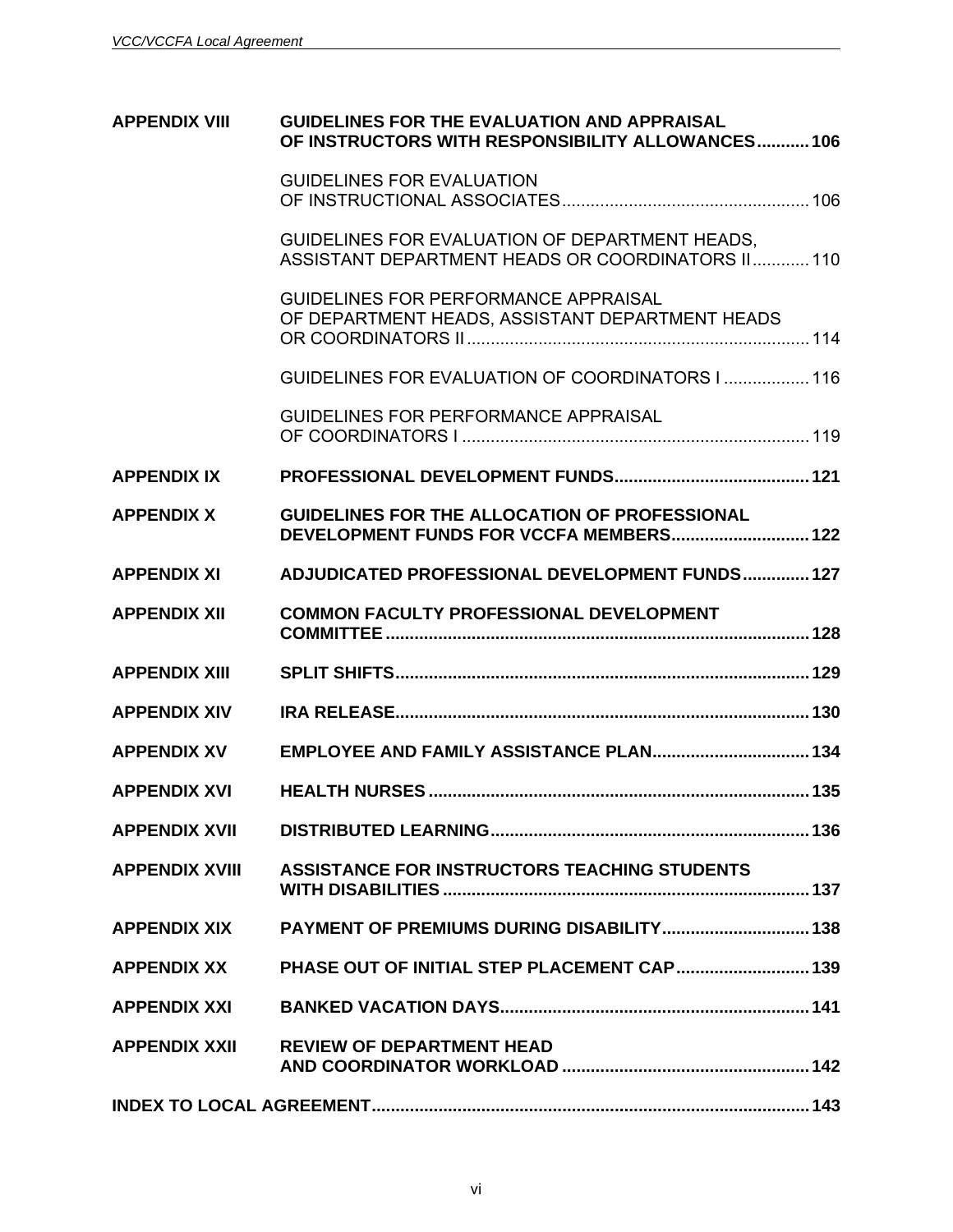| | | |
|---|---|---|
| **APPENDIX VIII** | **GUIDELINES FOR THE EVALUATION AND APPRAISAL OF INSTRUCTORS WITH RESPONSIBILITY ALLOWANCES** | **106** |
| | GUIDELINES FOR EVALUATION OF INSTRUCTIONAL ASSOCIATES | 106 |
| | GUIDELINES FOR EVALUATION OF DEPARTMENT HEADS, ASSISTANT DEPARTMENT HEADS OR COORDINATORS II | 110 |
| | GUIDELINES FOR PERFORMANCE APPRAISAL OF DEPARTMENT HEADS, ASSISTANT DEPARTMENT HEADS OR COORDINATORS II | 114 |
| | GUIDELINES FOR EVALUATION OF COORDINATORS I | 116 |
| | GUIDELINES FOR PERFORMANCE APPRAISAL OF COORDINATORS I | 119 |
| **APPENDIX IX** | **PROFESSIONAL DEVELOPMENT FUNDS** | **121** |
| **APPENDIX X** | **GUIDELINES FOR THE ALLOCATION OF PROFESSIONAL DEVELOPMENT FUNDS FOR VCCFA MEMBERS** | **122** |
| **APPENDIX XI** | **ADJUDICATED PROFESSIONAL DEVELOPMENT FUNDS** | **127** |
| **APPENDIX XII** | **COMMON FACULTY PROFESSIONAL DEVELOPMENT COMMITTEE** | **128** |
| **APPENDIX XIII** | **SPLIT SHIFTS** | **129** |
| **APPENDIX XIV** | **IRA RELEASE** | **130** |
| **APPENDIX XV** | **EMPLOYEE AND FAMILY ASSISTANCE PLAN** | **134** |
| **APPENDIX XVI** | **HEALTH NURSES** | **135** |
| **APPENDIX XVII** | **DISTRIBUTED LEARNING** | **136** |
| **APPENDIX XVIII** | **ASSISTANCE FOR INSTRUCTORS TEACHING STUDENTS WITH DISABILITIES** | **137** |
| **APPENDIX XIX** | **PAYMENT OF PREMIUMS DURING DISABILITY** | **138** |
| **APPENDIX XX** | **PHASE OUT OF INITIAL STEP PLACEMENT CAP** | **139** |
| **APPENDIX XXI** | **BANKED VACATION DAYS** | **141** |
| **APPENDIX XXII** | **REVIEW OF DEPARTMENT HEAD AND COORDINATOR WORKLOAD** | **142** |
| **INDEX TO LOCAL AGREEMENT** | | **143** |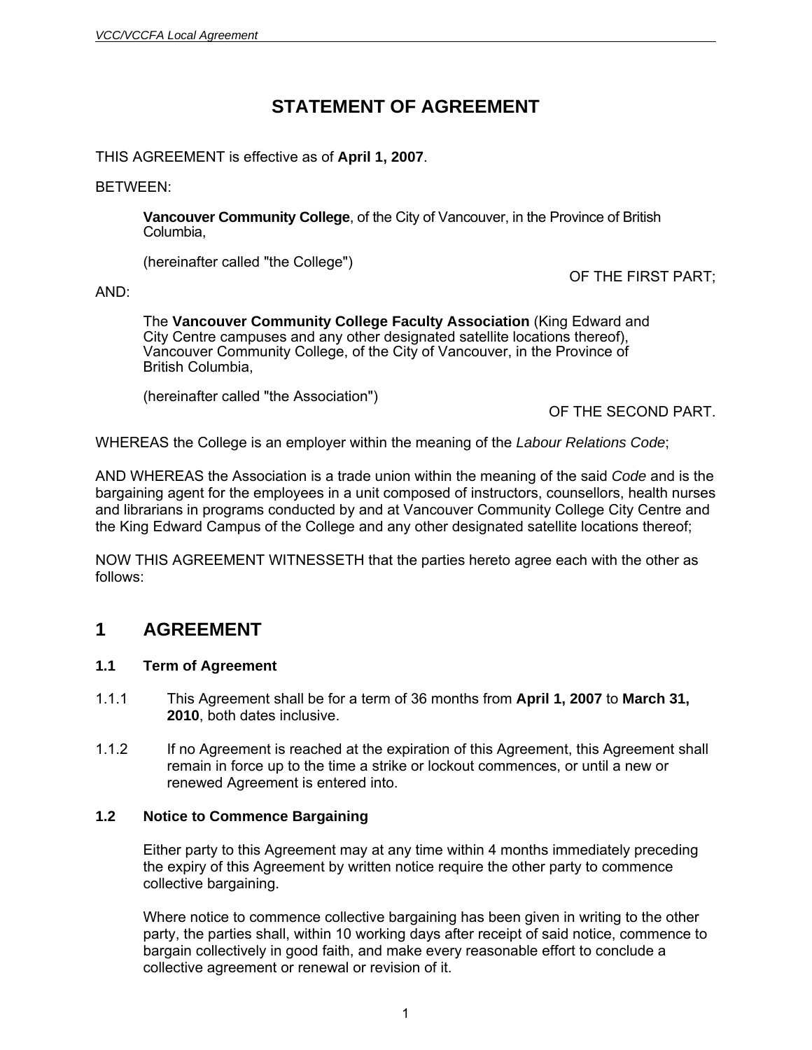# STATEMENT OF AGREEMENT

THIS AGREEMENT is effective as of **April 1, 2007**.

BETWEEN:

> **Vancouver Community College**, of the City of Vancouver, in the Province of British Columbia,
>
> (hereinafter called "the College")
>
> OF THE FIRST PART;

AND:

> The **Vancouver Community College Faculty Association** (King Edward and City Centre campuses and any other designated satellite locations thereof), Vancouver Community College, of the City of Vancouver, in the Province of British Columbia,
>
> (hereinafter called "the Association")
>
> OF THE SECOND PART.

WHEREAS the College is an employer within the meaning of the *Labour Relations Code*;

AND WHEREAS the Association is a trade union within the meaning of the said *Code* and is the bargaining agent for the employees in a unit composed of instructors, counsellors, health nurses and librarians in programs conducted by and at Vancouver Community College City Centre and the King Edward Campus of the College and any other designated satellite locations thereof;

NOW THIS AGREEMENT WITNESSETH that the parties hereto agree each with the other as follows:

## 1 AGREEMENT

### 1.1 Term of Agreement

1.1.1 This Agreement shall be for a term of 36 months from **April 1, 2007** to **March 31, 2010**, both dates inclusive.

1.1.2 If no Agreement is reached at the expiration of this Agreement, this Agreement shall remain in force up to the time a strike or lockout commences, or until a new or renewed Agreement is entered into.

### 1.2 Notice to Commence Bargaining

Either party to this Agreement may at any time within 4 months immediately preceding the expiry of this Agreement by written notice require the other party to commence collective bargaining.

Where notice to commence collective bargaining has been given in writing to the other party, the parties shall, within 10 working days after receipt of said notice, commence to bargain collectively in good faith, and make every reasonable effort to conclude a collective agreement or renewal or revision of it.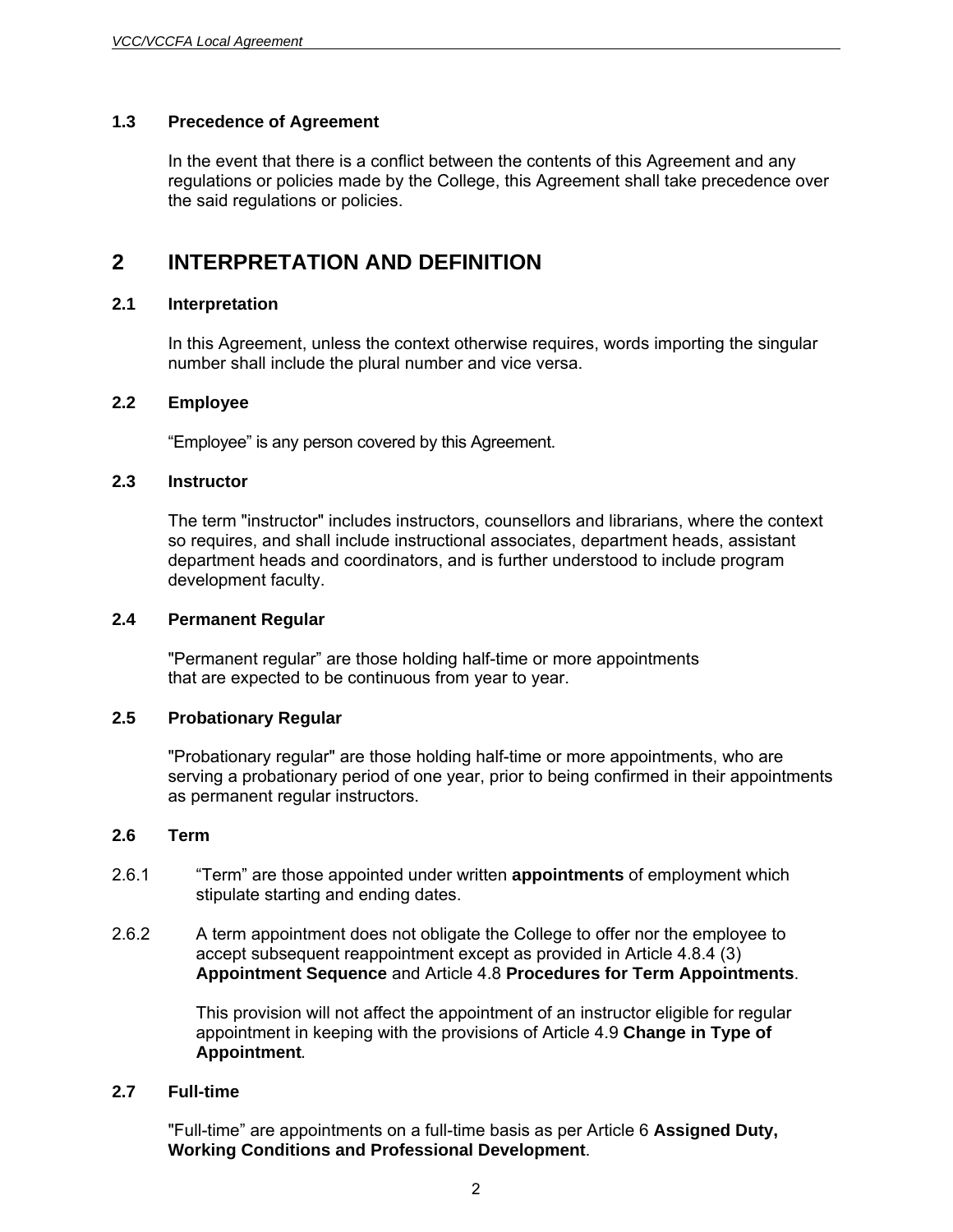### 1.3 Precedence of Agreement

In the event that there is a conflict between the contents of this Agreement and any regulations or policies made by the College, this Agreement shall take precedence over the said regulations or policies.

## 2 INTERPRETATION AND DEFINITION

### 2.1 Interpretation

In this Agreement, unless the context otherwise requires, words importing the singular number shall include the plural number and vice versa.

### 2.2 Employee

"Employee" is any person covered by this Agreement.

### 2.3 Instructor

The term "instructor" includes instructors, counsellors and librarians, where the context so requires, and shall include instructional associates, department heads, assistant department heads and coordinators, and is further understood to include program development faculty.

### 2.4 Permanent Regular

"Permanent regular" are those holding half-time or more appointments that are expected to be continuous from year to year.

### 2.5 Probationary Regular

"Probationary regular" are those holding half-time or more appointments, who are serving a probationary period of one year, prior to being confirmed in their appointments as permanent regular instructors.

### 2.6 Term

2.6.1 "Term" are those appointed under written **appointments** of employment which stipulate starting and ending dates.

2.6.2 A term appointment does not obligate the College to offer nor the employee to accept subsequent reappointment except as provided in Article 4.8.4 (3) **Appointment Sequence** and Article 4.8 **Procedures for Term Appointments**.

This provision will not affect the appointment of an instructor eligible for regular appointment in keeping with the provisions of Article 4.9 **Change in Type of Appointment**.

### 2.7 Full-time

"Full-time" are appointments on a full-time basis as per Article 6 **Assigned Duty, Working Conditions and Professional Development**.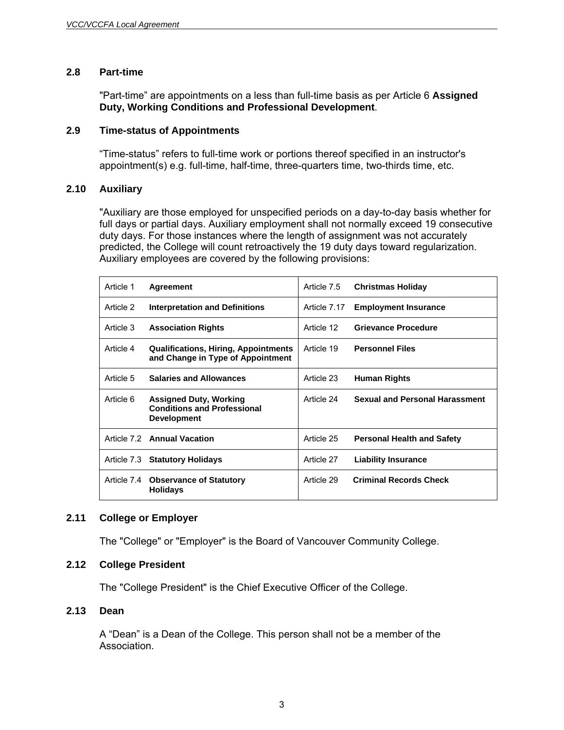### 2.8 Part-time

"Part-time" are appointments on a less than full-time basis as per Article 6 **Assigned Duty, Working Conditions and Professional Development**.

### 2.9 Time-status of Appointments

"Time-status" refers to full-time work or portions thereof specified in an instructor's appointment(s) e.g. full-time, half-time, three-quarters time, two-thirds time, etc.

### 2.10 Auxiliary

"Auxiliary are those employed for unspecified periods on a day-to-day basis whether for full days or partial days. Auxiliary employment shall not normally exceed 19 consecutive duty days. For those instances where the length of assignment was not accurately predicted, the College will count retroactively the 19 duty days toward regularization. Auxiliary employees are covered by the following provisions:

| | | | |
|---|---|---|---|
| Article 1 | **Agreement** | Article 7.5 | **Christmas Holiday** |
| Article 2 | **Interpretation and Definitions** | Article 7.17 | **Employment Insurance** |
| Article 3 | **Association Rights** | Article 12 | **Grievance Procedure** |
| Article 4 | **Qualifications, Hiring, Appointments and Change in Type of Appointment** | Article 19 | **Personnel Files** |
| Article 5 | **Salaries and Allowances** | Article 23 | **Human Rights** |
| Article 6 | **Assigned Duty, Working Conditions and Professional Development** | Article 24 | **Sexual and Personal Harassment** |
| Article 7.2 | **Annual Vacation** | Article 25 | **Personal Health and Safety** |
| Article 7.3 | **Statutory Holidays** | Article 27 | **Liability Insurance** |
| Article 7.4 | **Observance of Statutory Holidays** | Article 29 | **Criminal Records Check** |

### 2.11 College or Employer

The "College" or "Employer" is the Board of Vancouver Community College.

### 2.12 College President

The "College President" is the Chief Executive Officer of the College.

### 2.13 Dean

A "Dean" is a Dean of the College. This person shall not be a member of the Association.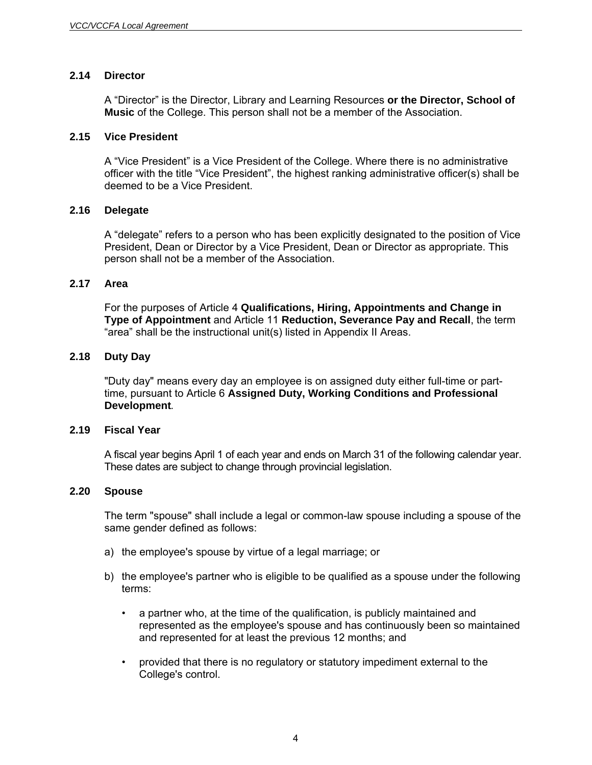### 2.14 Director

A "Director" is the Director, Library and Learning Resources **or the Director, School of Music** of the College. This person shall not be a member of the Association.

### 2.15 Vice President

A "Vice President" is a Vice President of the College. Where there is no administrative officer with the title "Vice President", the highest ranking administrative officer(s) shall be deemed to be a Vice President.

### 2.16 Delegate

A "delegate" refers to a person who has been explicitly designated to the position of Vice President, Dean or Director by a Vice President, Dean or Director as appropriate. This person shall not be a member of the Association.

### 2.17 Area

For the purposes of Article 4 **Qualifications, Hiring, Appointments and Change in Type of Appointment** and Article 11 **Reduction, Severance Pay and Recall**, the term "area" shall be the instructional unit(s) listed in Appendix II Areas.

### 2.18 Duty Day

"Duty day" means every day an employee is on assigned duty either full-time or part-time, pursuant to Article 6 **Assigned Duty, Working Conditions and Professional Development***.*

### 2.19 Fiscal Year

A fiscal year begins April 1 of each year and ends on March 31 of the following calendar year. These dates are subject to change through provincial legislation.

### 2.20 Spouse

The term "spouse" shall include a legal or common-law spouse including a spouse of the same gender defined as follows:

a) the employee's spouse by virtue of a legal marriage; or

b) the employee's partner who is eligible to be qualified as a spouse under the following terms:

   - a partner who, at the time of the qualification, is publicly maintained and represented as the employee's spouse and has continuously been so maintained and represented for at least the previous 12 months; and

   - provided that there is no regulatory or statutory impediment external to the College's control.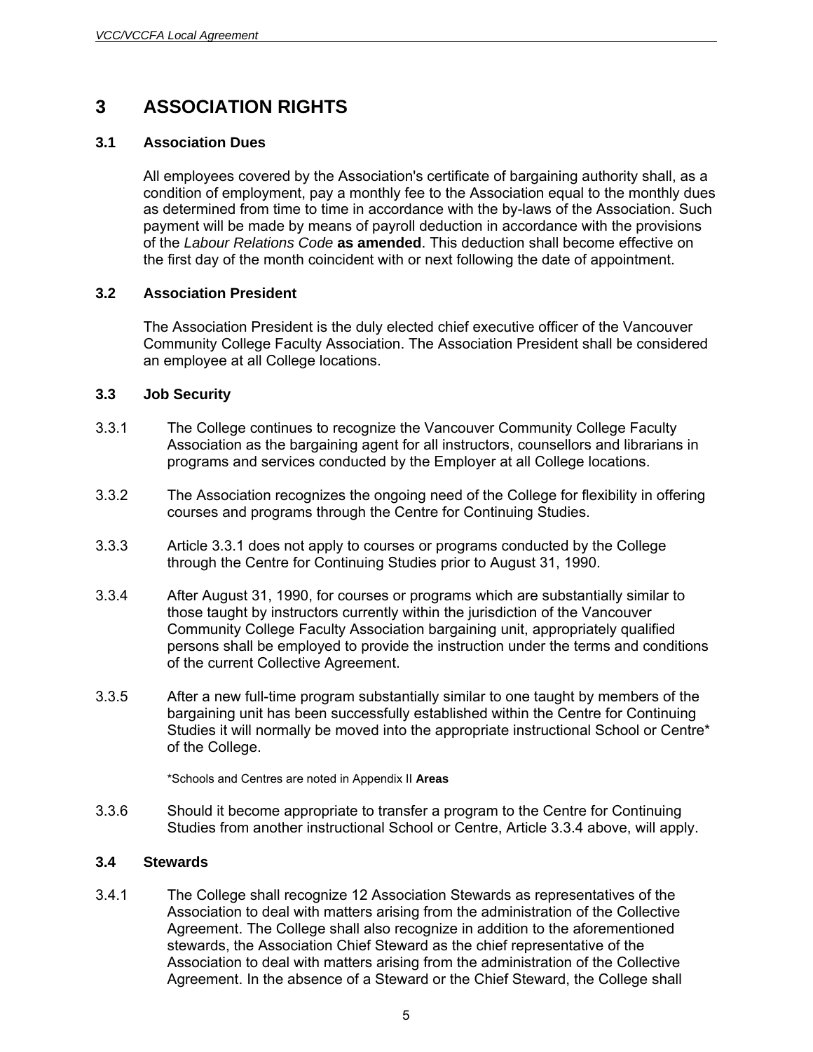# 3 ASSOCIATION RIGHTS

### 3.1 Association Dues

All employees covered by the Association's certificate of bargaining authority shall, as a condition of employment, pay a monthly fee to the Association equal to the monthly dues as determined from time to time in accordance with the by-laws of the Association. Such payment will be made by means of payroll deduction in accordance with the provisions of the *Labour Relations Code* **as amended**. This deduction shall become effective on the first day of the month coincident with or next following the date of appointment.

### 3.2 Association President

The Association President is the duly elected chief executive officer of the Vancouver Community College Faculty Association. The Association President shall be considered an employee at all College locations.

### 3.3 Job Security

3.3.1 The College continues to recognize the Vancouver Community College Faculty Association as the bargaining agent for all instructors, counsellors and librarians in programs and services conducted by the Employer at all College locations.

3.3.2 The Association recognizes the ongoing need of the College for flexibility in offering courses and programs through the Centre for Continuing Studies.

3.3.3 Article 3.3.1 does not apply to courses or programs conducted by the College through the Centre for Continuing Studies prior to August 31, 1990.

3.3.4 After August 31, 1990, for courses or programs which are substantially similar to those taught by instructors currently within the jurisdiction of the Vancouver Community College Faculty Association bargaining unit, appropriately qualified persons shall be employed to provide the instruction under the terms and conditions of the current Collective Agreement.

3.3.5 After a new full-time program substantially similar to one taught by members of the bargaining unit has been successfully established within the Centre for Continuing Studies it will normally be moved into the appropriate instructional School or Centre* of the College.

*Schools and Centres are noted in Appendix II **Areas**

3.3.6 Should it become appropriate to transfer a program to the Centre for Continuing Studies from another instructional School or Centre, Article 3.3.4 above, will apply.

### 3.4 Stewards

3.4.1 The College shall recognize 12 Association Stewards as representatives of the Association to deal with matters arising from the administration of the Collective Agreement. The College shall also recognize in addition to the aforementioned stewards, the Association Chief Steward as the chief representative of the Association to deal with matters arising from the administration of the Collective Agreement. In the absence of a Steward or the Chief Steward, the College shall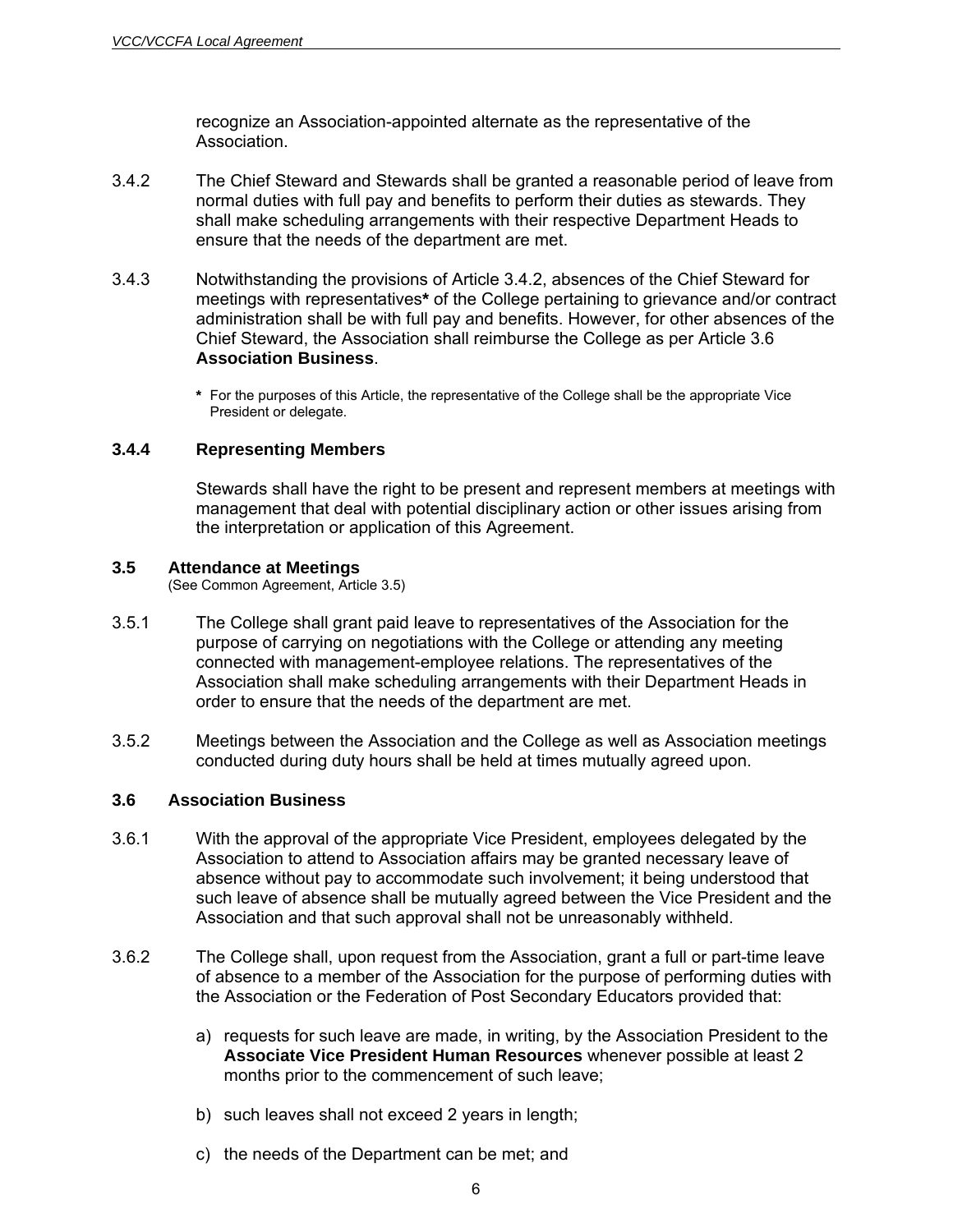recognize an Association-appointed alternate as the representative of the Association.

3.4.2 The Chief Steward and Stewards shall be granted a reasonable period of leave from normal duties with full pay and benefits to perform their duties as stewards. They shall make scheduling arrangements with their respective Department Heads to ensure that the needs of the department are met.

3.4.3 Notwithstanding the provisions of Article 3.4.2, absences of the Chief Steward for meetings with representatives**\*** of the College pertaining to grievance and/or contract administration shall be with full pay and benefits. However, for other absences of the Chief Steward, the Association shall reimburse the College as per Article 3.6 **Association Business**.

**\*** For the purposes of this Article, the representative of the College shall be the appropriate Vice President or delegate.

### 3.4.4 Representing Members

Stewards shall have the right to be present and represent members at meetings with management that deal with potential disciplinary action or other issues arising from the interpretation or application of this Agreement.

## 3.5 Attendance at Meetings

(See Common Agreement, Article 3.5)

3.5.1 The College shall grant paid leave to representatives of the Association for the purpose of carrying on negotiations with the College or attending any meeting connected with management-employee relations. The representatives of the Association shall make scheduling arrangements with their Department Heads in order to ensure that the needs of the department are met.

3.5.2 Meetings between the Association and the College as well as Association meetings conducted during duty hours shall be held at times mutually agreed upon.

## 3.6 Association Business

3.6.1 With the approval of the appropriate Vice President, employees delegated by the Association to attend to Association affairs may be granted necessary leave of absence without pay to accommodate such involvement; it being understood that such leave of absence shall be mutually agreed between the Vice President and the Association and that such approval shall not be unreasonably withheld.

3.6.2 The College shall, upon request from the Association, grant a full or part-time leave of absence to a member of the Association for the purpose of performing duties with the Association or the Federation of Post Secondary Educators provided that:

a) requests for such leave are made, in writing, by the Association President to the **Associate Vice President Human Resources** whenever possible at least 2 months prior to the commencement of such leave;

b) such leaves shall not exceed 2 years in length;

c) the needs of the Department can be met; and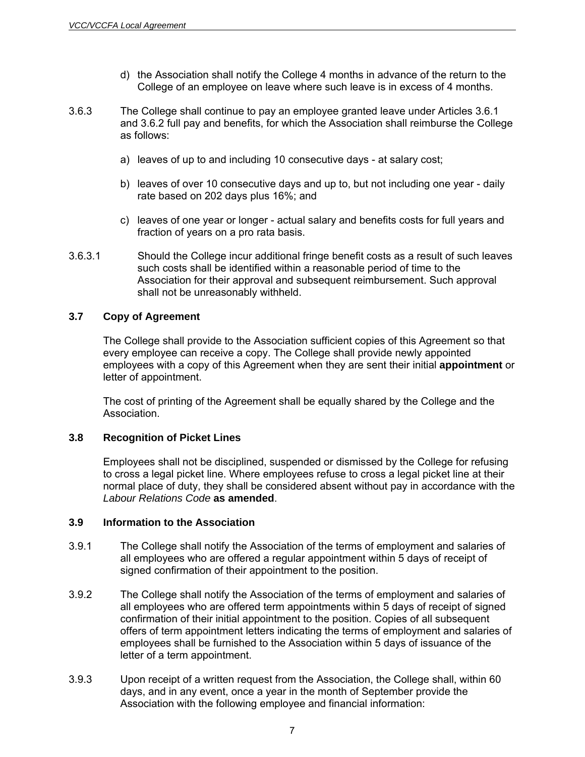d) the Association shall notify the College 4 months in advance of the return to the College of an employee on leave where such leave is in excess of 4 months.

3.6.3 The College shall continue to pay an employee granted leave under Articles 3.6.1 and 3.6.2 full pay and benefits, for which the Association shall reimburse the College as follows:

a) leaves of up to and including 10 consecutive days - at salary cost;

b) leaves of over 10 consecutive days and up to, but not including one year - daily rate based on 202 days plus 16%; and

c) leaves of one year or longer - actual salary and benefits costs for full years and fraction of years on a pro rata basis.

3.6.3.1 Should the College incur additional fringe benefit costs as a result of such leaves such costs shall be identified within a reasonable period of time to the Association for their approval and subsequent reimbursement. Such approval shall not be unreasonably withheld.

### 3.7 Copy of Agreement

The College shall provide to the Association sufficient copies of this Agreement so that every employee can receive a copy. The College shall provide newly appointed employees with a copy of this Agreement when they are sent their initial **appointment** or letter of appointment.

The cost of printing of the Agreement shall be equally shared by the College and the Association.

### 3.8 Recognition of Picket Lines

Employees shall not be disciplined, suspended or dismissed by the College for refusing to cross a legal picket line. Where employees refuse to cross a legal picket line at their normal place of duty, they shall be considered absent without pay in accordance with the *Labour Relations Code* **as amended**.

### 3.9 Information to the Association

3.9.1 The College shall notify the Association of the terms of employment and salaries of all employees who are offered a regular appointment within 5 days of receipt of signed confirmation of their appointment to the position.

3.9.2 The College shall notify the Association of the terms of employment and salaries of all employees who are offered term appointments within 5 days of receipt of signed confirmation of their initial appointment to the position. Copies of all subsequent offers of term appointment letters indicating the terms of employment and salaries of employees shall be furnished to the Association within 5 days of issuance of the letter of a term appointment.

3.9.3 Upon receipt of a written request from the Association, the College shall, within 60 days, and in any event, once a year in the month of September provide the Association with the following employee and financial information: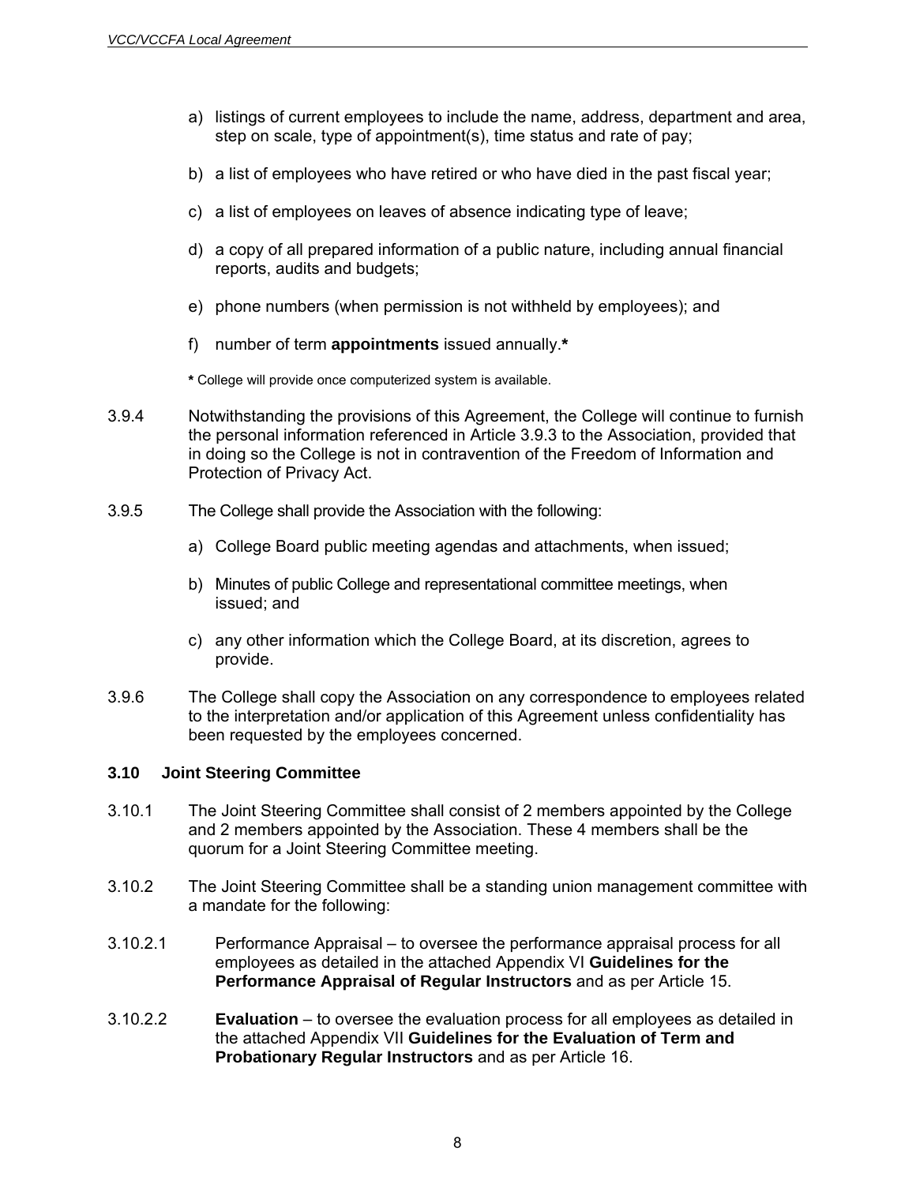a) listings of current employees to include the name, address, department and area, step on scale, type of appointment(s), time status and rate of pay;

b) a list of employees who have retired or who have died in the past fiscal year;

c) a list of employees on leaves of absence indicating type of leave;

d) a copy of all prepared information of a public nature, including annual financial reports, audits and budgets;

e) phone numbers (when permission is not withheld by employees); and

f) number of term **appointments** issued annually.*

**\*** College will provide once computerized system is available.

3.9.4 Notwithstanding the provisions of this Agreement, the College will continue to furnish the personal information referenced in Article 3.9.3 to the Association, provided that in doing so the College is not in contravention of the Freedom of Information and Protection of Privacy Act.

3.9.5 The College shall provide the Association with the following:

a) College Board public meeting agendas and attachments, when issued;

b) Minutes of public College and representational committee meetings, when issued; and

c) any other information which the College Board, at its discretion, agrees to provide.

3.9.6 The College shall copy the Association on any correspondence to employees related to the interpretation and/or application of this Agreement unless confidentiality has been requested by the employees concerned.

### 3.10 Joint Steering Committee

3.10.1 The Joint Steering Committee shall consist of 2 members appointed by the College and 2 members appointed by the Association. These 4 members shall be the quorum for a Joint Steering Committee meeting.

3.10.2 The Joint Steering Committee shall be a standing union management committee with a mandate for the following:

3.10.2.1 Performance Appraisal – to oversee the performance appraisal process for all employees as detailed in the attached Appendix VI **Guidelines for the Performance Appraisal of Regular Instructors** and as per Article 15.

3.10.2.2 **Evaluation** – to oversee the evaluation process for all employees as detailed in the attached Appendix VII **Guidelines for the Evaluation of Term and Probationary Regular Instructors** and as per Article 16.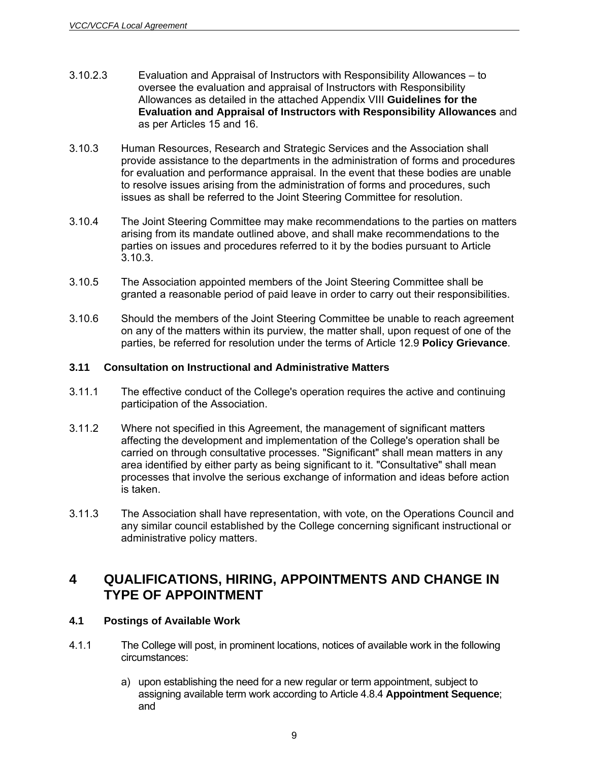3.10.2.3 Evaluation and Appraisal of Instructors with Responsibility Allowances – to oversee the evaluation and appraisal of Instructors with Responsibility Allowances as detailed in the attached Appendix VIII **Guidelines for the Evaluation and Appraisal of Instructors with Responsibility Allowances** and as per Articles 15 and 16.

3.10.3 Human Resources, Research and Strategic Services and the Association shall provide assistance to the departments in the administration of forms and procedures for evaluation and performance appraisal. In the event that these bodies are unable to resolve issues arising from the administration of forms and procedures, such issues as shall be referred to the Joint Steering Committee for resolution.

3.10.4 The Joint Steering Committee may make recommendations to the parties on matters arising from its mandate outlined above, and shall make recommendations to the parties on issues and procedures referred to it by the bodies pursuant to Article 3.10.3.

3.10.5 The Association appointed members of the Joint Steering Committee shall be granted a reasonable period of paid leave in order to carry out their responsibilities.

3.10.6 Should the members of the Joint Steering Committee be unable to reach agreement on any of the matters within its purview, the matter shall, upon request of one of the parties, be referred for resolution under the terms of Article 12.9 **Policy Grievance**.

### 3.11 Consultation on Instructional and Administrative Matters

3.11.1 The effective conduct of the College's operation requires the active and continuing participation of the Association.

3.11.2 Where not specified in this Agreement, the management of significant matters affecting the development and implementation of the College's operation shall be carried on through consultative processes. "Significant" shall mean matters in any area identified by either party as being significant to it. "Consultative" shall mean processes that involve the serious exchange of information and ideas before action is taken.

3.11.3 The Association shall have representation, with vote, on the Operations Council and any similar council established by the College concerning significant instructional or administrative policy matters.

## 4 QUALIFICATIONS, HIRING, APPOINTMENTS AND CHANGE IN TYPE OF APPOINTMENT

### 4.1 Postings of Available Work

4.1.1 The College will post, in prominent locations, notices of available work in the following circumstances:

a) upon establishing the need for a new regular or term appointment, subject to assigning available term work according to Article 4.8.4 **Appointment Sequence**; and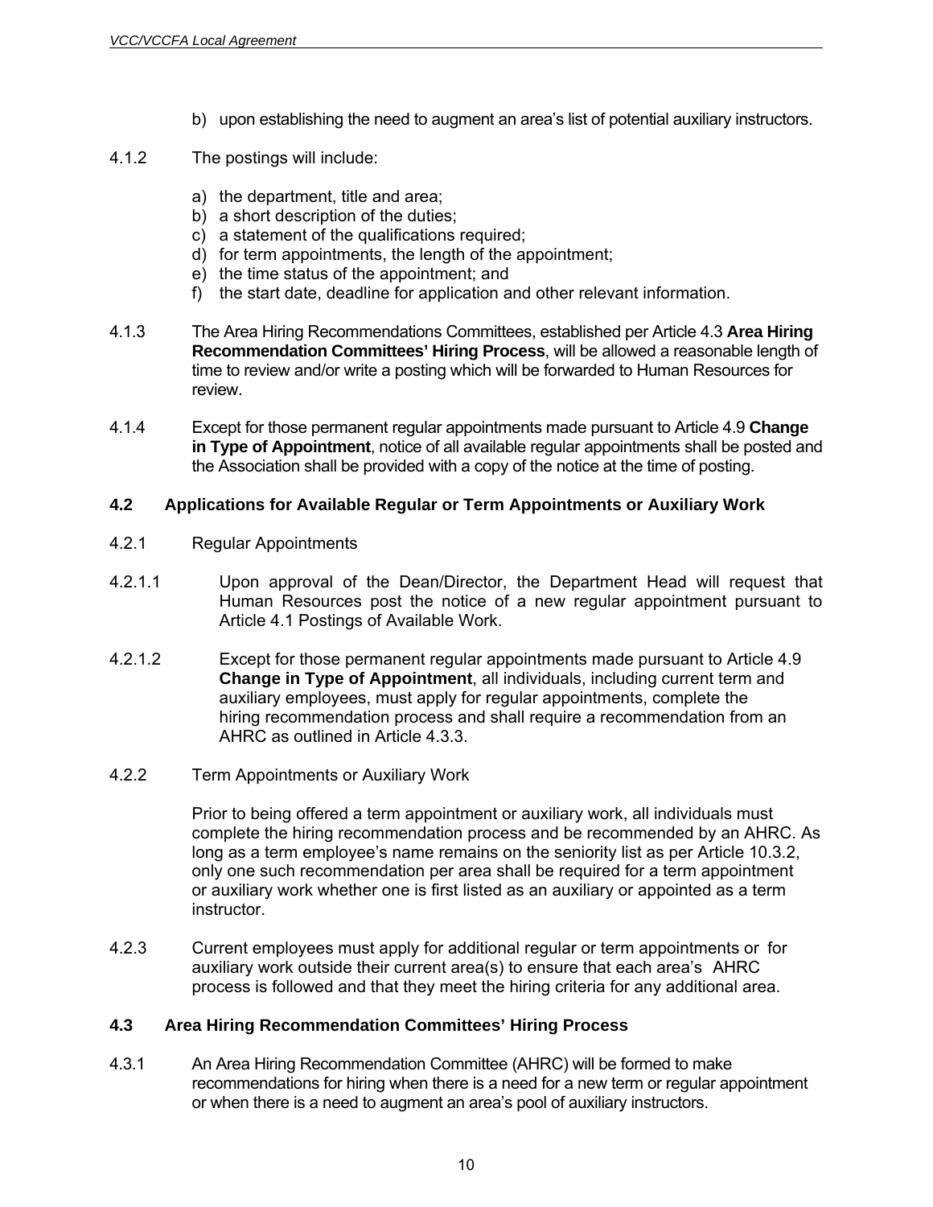b) upon establishing the need to augment an area's list of potential auxiliary instructors.

4.1.2 The postings will include:

a) the department, title and area;
b) a short description of the duties;
c) a statement of the qualifications required;
d) for term appointments, the length of the appointment;
e) the time status of the appointment; and
f) the start date, deadline for application and other relevant information.

4.1.3 The Area Hiring Recommendations Committees, established per Article 4.3 **Area Hiring Recommendation Committees' Hiring Process**, will be allowed a reasonable length of time to review and/or write a posting which will be forwarded to Human Resources for review.

4.1.4 Except for those permanent regular appointments made pursuant to Article 4.9 **Change in Type of Appointment**, notice of all available regular appointments shall be posted and the Association shall be provided with a copy of the notice at the time of posting.

### 4.2 Applications for Available Regular or Term Appointments or Auxiliary Work

4.2.1 Regular Appointments

4.2.1.1 Upon approval of the Dean/Director, the Department Head will request that Human Resources post the notice of a new regular appointment pursuant to Article 4.1 Postings of Available Work.

4.2.1.2 Except for those permanent regular appointments made pursuant to Article 4.9 **Change in Type of Appointment**, all individuals, including current term and auxiliary employees, must apply for regular appointments, complete the hiring recommendation process and shall require a recommendation from an AHRC as outlined in Article 4.3.3.

4.2.2 Term Appointments or Auxiliary Work

Prior to being offered a term appointment or auxiliary work, all individuals must complete the hiring recommendation process and be recommended by an AHRC. As long as a term employee's name remains on the seniority list as per Article 10.3.2, only one such recommendation per area shall be required for a term appointment or auxiliary work whether one is first listed as an auxiliary or appointed as a term instructor.

4.2.3 Current employees must apply for additional regular or term appointments or for auxiliary work outside their current area(s) to ensure that each area's AHRC process is followed and that they meet the hiring criteria for any additional area.

### 4.3 Area Hiring Recommendation Committees' Hiring Process

4.3.1 An Area Hiring Recommendation Committee (AHRC) will be formed to make recommendations for hiring when there is a need for a new term or regular appointment or when there is a need to augment an area's pool of auxiliary instructors.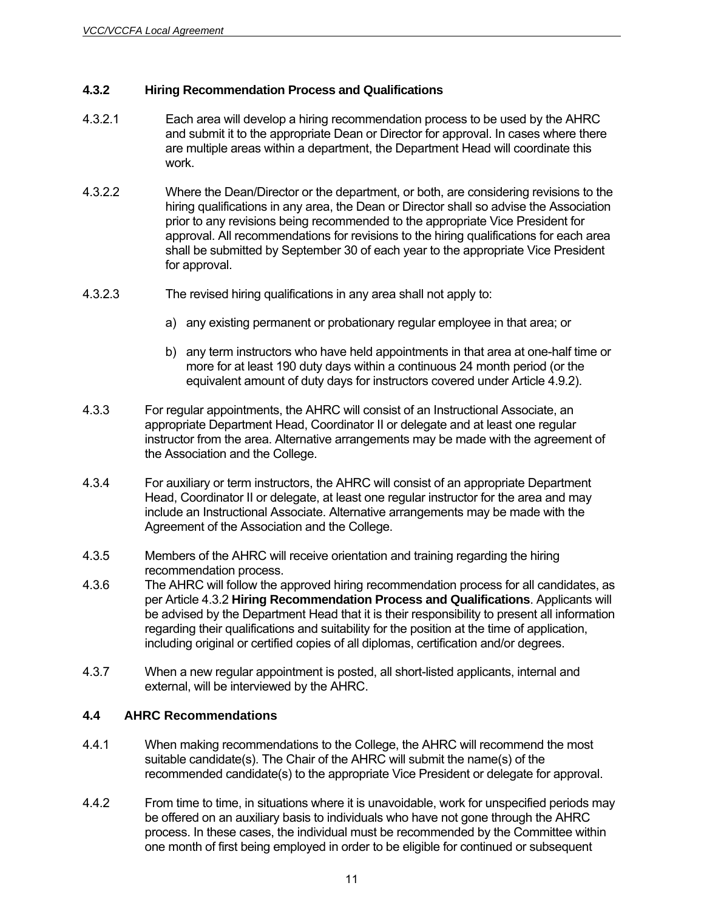### 4.3.2 Hiring Recommendation Process and Qualifications

4.3.2.1 Each area will develop a hiring recommendation process to be used by the AHRC and submit it to the appropriate Dean or Director for approval. In cases where there are multiple areas within a department, the Department Head will coordinate this work.

4.3.2.2 Where the Dean/Director or the department, or both, are considering revisions to the hiring qualifications in any area, the Dean or Director shall so advise the Association prior to any revisions being recommended to the appropriate Vice President for approval. All recommendations for revisions to the hiring qualifications for each area shall be submitted by September 30 of each year to the appropriate Vice President for approval.

4.3.2.3 The revised hiring qualifications in any area shall not apply to:

a) any existing permanent or probationary regular employee in that area; or

b) any term instructors who have held appointments in that area at one-half time or more for at least 190 duty days within a continuous 24 month period (or the equivalent amount of duty days for instructors covered under Article 4.9.2).

4.3.3 For regular appointments, the AHRC will consist of an Instructional Associate, an appropriate Department Head, Coordinator II or delegate and at least one regular instructor from the area. Alternative arrangements may be made with the agreement of the Association and the College.

4.3.4 For auxiliary or term instructors, the AHRC will consist of an appropriate Department Head, Coordinator II or delegate, at least one regular instructor for the area and may include an Instructional Associate. Alternative arrangements may be made with the Agreement of the Association and the College.

4.3.5 Members of the AHRC will receive orientation and training regarding the hiring recommendation process.

4.3.6 The AHRC will follow the approved hiring recommendation process for all candidates, as per Article 4.3.2 **Hiring Recommendation Process and Qualifications**. Applicants will be advised by the Department Head that it is their responsibility to present all information regarding their qualifications and suitability for the position at the time of application, including original or certified copies of all diplomas, certification and/or degrees.

4.3.7 When a new regular appointment is posted, all short-listed applicants, internal and external, will be interviewed by the AHRC.

### 4.4 AHRC Recommendations

4.4.1 When making recommendations to the College, the AHRC will recommend the most suitable candidate(s). The Chair of the AHRC will submit the name(s) of the recommended candidate(s) to the appropriate Vice President or delegate for approval.

4.4.2 From time to time, in situations where it is unavoidable, work for unspecified periods may be offered on an auxiliary basis to individuals who have not gone through the AHRC process. In these cases, the individual must be recommended by the Committee within one month of first being employed in order to be eligible for continued or subsequent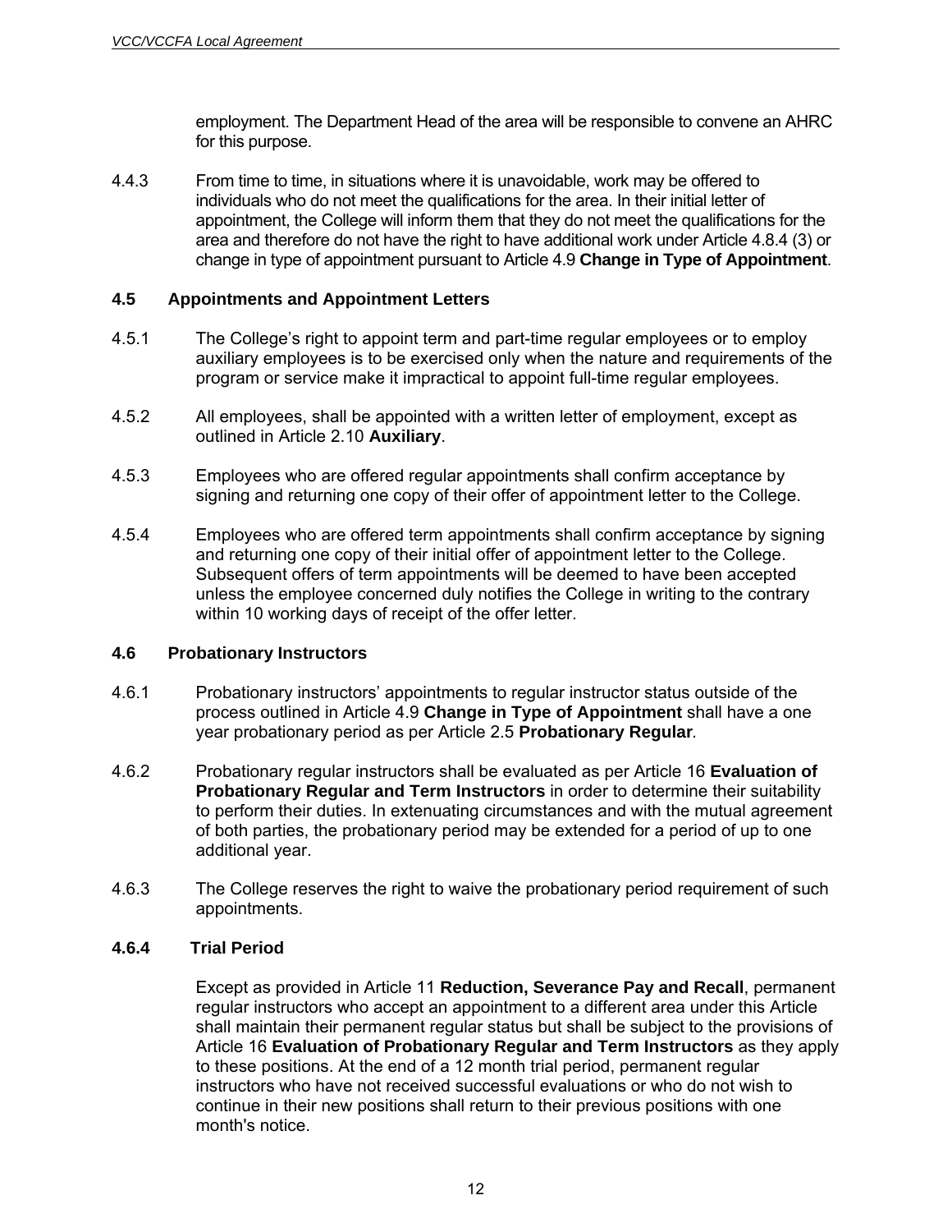employment. The Department Head of the area will be responsible to convene an AHRC for this purpose.

4.4.3 From time to time, in situations where it is unavoidable, work may be offered to individuals who do not meet the qualifications for the area. In their initial letter of appointment, the College will inform them that they do not meet the qualifications for the area and therefore do not have the right to have additional work under Article 4.8.4 (3) or change in type of appointment pursuant to Article 4.9 **Change in Type of Appointment**.

### 4.5 Appointments and Appointment Letters

4.5.1 The College's right to appoint term and part-time regular employees or to employ auxiliary employees is to be exercised only when the nature and requirements of the program or service make it impractical to appoint full-time regular employees.

4.5.2 All employees, shall be appointed with a written letter of employment, except as outlined in Article 2.10 **Auxiliary**.

4.5.3 Employees who are offered regular appointments shall confirm acceptance by signing and returning one copy of their offer of appointment letter to the College.

4.5.4 Employees who are offered term appointments shall confirm acceptance by signing and returning one copy of their initial offer of appointment letter to the College. Subsequent offers of term appointments will be deemed to have been accepted unless the employee concerned duly notifies the College in writing to the contrary within 10 working days of receipt of the offer letter.

### 4.6 Probationary Instructors

4.6.1 Probationary instructors' appointments to regular instructor status outside of the process outlined in Article 4.9 **Change in Type of Appointment** shall have a one year probationary period as per Article 2.5 **Probationary Regular**.

4.6.2 Probationary regular instructors shall be evaluated as per Article 16 **Evaluation of Probationary Regular and Term Instructors** in order to determine their suitability to perform their duties. In extenuating circumstances and with the mutual agreement of both parties, the probationary period may be extended for a period of up to one additional year.

4.6.3 The College reserves the right to waive the probationary period requirement of such appointments.

#### 4.6.4 Trial Period

Except as provided in Article 11 **Reduction, Severance Pay and Recall**, permanent regular instructors who accept an appointment to a different area under this Article shall maintain their permanent regular status but shall be subject to the provisions of Article 16 **Evaluation of Probationary Regular and Term Instructors** as they apply to these positions. At the end of a 12 month trial period, permanent regular instructors who have not received successful evaluations or who do not wish to continue in their new positions shall return to their previous positions with one month's notice.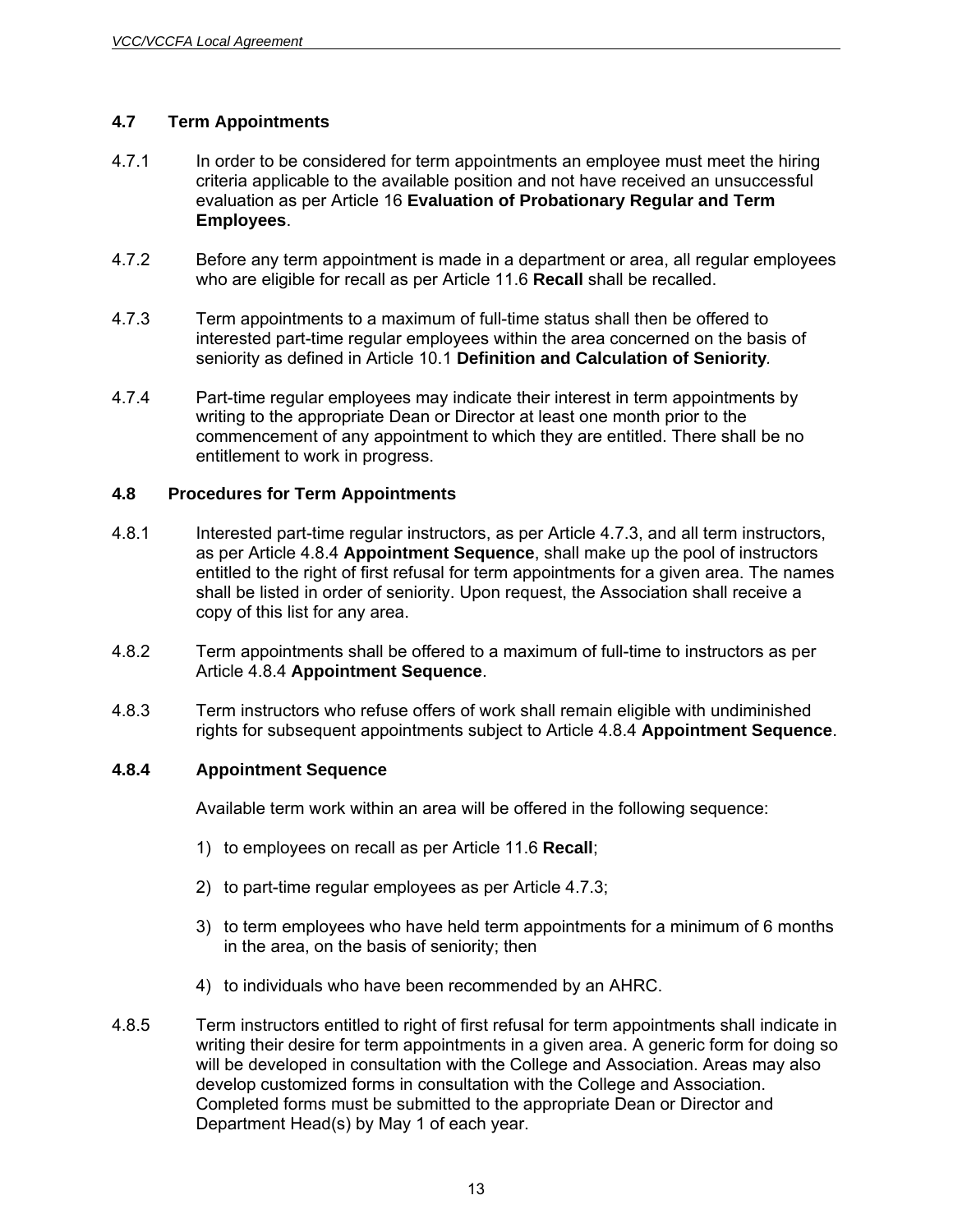## 4.7 Term Appointments

4.7.1 In order to be considered for term appointments an employee must meet the hiring criteria applicable to the available position and not have received an unsuccessful evaluation as per Article 16 **Evaluation of Probationary Regular and Term Employees**.

4.7.2 Before any term appointment is made in a department or area, all regular employees who are eligible for recall as per Article 11.6 **Recall** shall be recalled.

4.7.3 Term appointments to a maximum of full-time status shall then be offered to interested part-time regular employees within the area concerned on the basis of seniority as defined in Article 10.1 **Definition and Calculation of Seniority**.

4.7.4 Part-time regular employees may indicate their interest in term appointments by writing to the appropriate Dean or Director at least one month prior to the commencement of any appointment to which they are entitled. There shall no entitlement to work in progress.

## 4.8 Procedures for Term Appointments

4.8.1 Interested part-time regular instructors, as per Article 4.7.3, and all term instructors, as per Article 4.8.4 **Appointment Sequence**, shall make up the pool of instructors entitled to the right of first refusal for term appointments for a given area. The names shall be listed in order of seniority. Upon request, the Association shall receive a copy of this list for any area.

4.8.2 Term appointments shall be offered to a maximum of full-time to instructors as per Article 4.8.4 **Appointment Sequence**.

4.8.3 Term instructors who refuse offers of work shall remain eligible with undiminished rights for subsequent appointments subject to Article 4.8.4 **Appointment Sequence**.

### 4.8.4 Appointment Sequence

Available term work within an area will be offered in the following sequence:

1) to employees on recall as per Article 11.6 **Recall**;

2) to part-time regular employees as per Article 4.7.3;

3) to term employees who have held term appointments for a minimum of 6 months in the area, on the basis of seniority; then

4) to individuals who have been recommended by an AHRC.

4.8.5 Term instructors entitled to right of first refusal for term appointments shall indicate in writing their desire for term appointments in a given area. A generic form for doing so will be developed in consultation with the College and Association. Areas may also develop customized forms in consultation with the College and Association. Completed forms must be submitted to the appropriate Dean or Director and Department Head(s) by May 1 of each year.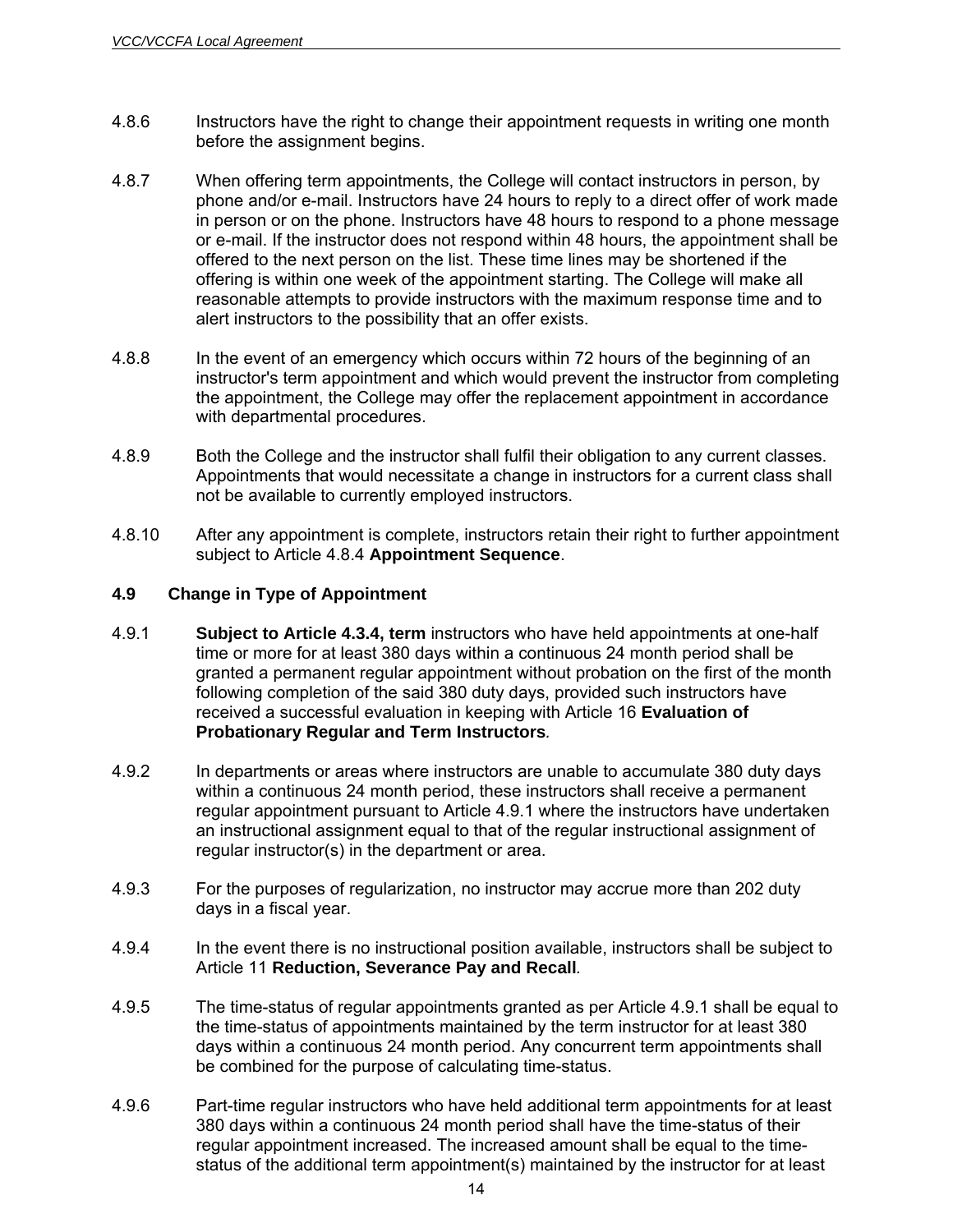4.8.6 Instructors have the right to change their appointment requests in writing one month before the assignment begins.

4.8.7 When offering term appointments, the College will contact instructors in person, by phone and/or e-mail. Instructors have 24 hours to reply to a direct offer of work made in person or on the phone. Instructors have 48 hours to respond to a phone message or e-mail. If the instructor does not respond within 48 hours, the appointment shall be offered to the next person on the list. These time lines may be shortened if the offering is within one week of the appointment starting. The College will make all reasonable attempts to provide instructors with the maximum response time and to alert instructors to the possibility that an offer exists.

4.8.8 In the event of an emergency which occurs within 72 hours of the beginning of an instructor's term appointment and which would prevent the instructor from completing the appointment, the College may offer the replacement appointment in accordance with departmental procedures.

4.8.9 Both the College and the instructor shall fulfil their obligation to any current classes. Appointments that would necessitate a change in instructors for a current class shall not be available to currently employed instructors.

4.8.10 After any appointment is complete, instructors retain their right to further appointment subject to Article 4.8.4 **Appointment Sequence**.

### 4.9 Change in Type of Appointment

4.9.1 **Subject to Article 4.3.4, term** instructors who have held appointments at one-half time or more for at least 380 days within a continuous 24 month period shall be granted a permanent regular appointment without probation on the first of the month following completion of the said 380 duty days, provided such instructors have received a successful evaluation in keeping with Article 16 **Evaluation of Probationary Regular and Term Instructors**.

4.9.2 In departments or areas where instructors are unable to accumulate 380 duty days within a continuous 24 month period, these instructors shall receive a permanent regular appointment pursuant to Article 4.9.1 where the instructors have undertaken an instructional assignment equal to that of the regular instructional assignment of regular instructor(s) in the department or area.

4.9.3 For the purposes of regularization, no instructor may accrue more than 202 duty days in a fiscal year.

4.9.4 In the event there is no instructional position available, instructors shall be subject to Article 11 **Reduction, Severance Pay and Recall**.

4.9.5 The time-status of regular appointments granted as per Article 4.9.1 shall be equal to the time-status of appointments maintained by the term instructor for at least 380 days within a continuous 24 month period. Any concurrent term appointments shall be combined for the purpose of calculating time-status.

4.9.6 Part-time regular instructors who have held additional term appointments for at least 380 days within a continuous 24 month period shall have the time-status of their regular appointment increased. The increased amount shall be equal to the time-status of the additional term appointment(s) maintained by the instructor for at least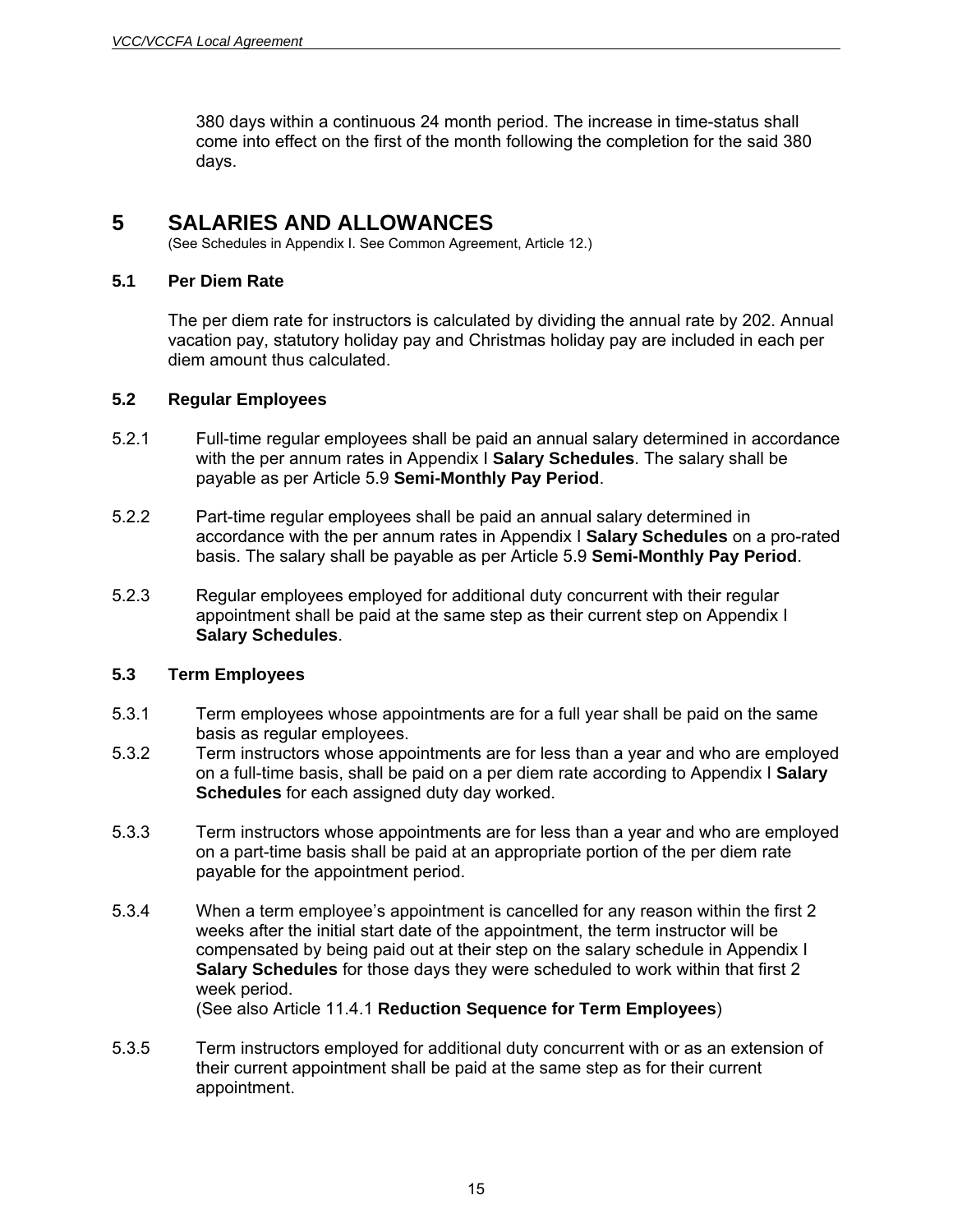380 days within a continuous 24 month period. The increase in time-status shall come into effect on the first of the month following the completion for the said 380 days.

# 5 SALARIES AND ALLOWANCES

(See Schedules in Appendix I. See Common Agreement, Article 12.)

### 5.1 Per Diem Rate

The per diem rate for instructors is calculated by dividing the annual rate by 202. Annual vacation pay, statutory holiday pay and Christmas holiday pay are included in each per diem amount thus calculated.

### 5.2 Regular Employees

5.2.1 Full-time regular employees shall be paid an annual salary determined in accordance with the per annum rates in Appendix I **Salary Schedules**. The salary shall be payable as per Article 5.9 **Semi-Monthly Pay Period**.

5.2.2 Part-time regular employees shall be paid an annual salary determined in accordance with the per annum rates in Appendix I **Salary Schedules** on a pro-rated basis. The salary shall be payable as per Article 5.9 **Semi-Monthly Pay Period**.

5.2.3 Regular employees employed for additional duty concurrent with their regular appointment shall be paid at the same step as their current step on Appendix I **Salary Schedules**.

### 5.3 Term Employees

5.3.1 Term employees whose appointments are for a full year shall be paid on the same basis as regular employees.

5.3.2 Term instructors whose appointments are for less than a year and who are employed on a full-time basis, shall be paid on a per diem rate according to Appendix I **Salary Schedules** for each assigned duty day worked.

5.3.3 Term instructors whose appointments are for less than a year and who are employed on a part-time basis shall be paid at an appropriate portion of the per diem rate payable for the appointment period.

5.3.4 When a term employee's appointment is cancelled for any reason within the first 2 weeks after the initial start date of the appointment, the term instructor will be compensated by being paid out at their step on the salary schedule in Appendix I **Salary Schedules** for those days they were scheduled to work within that first 2 week period.
(See also Article 11.4.1 **Reduction Sequence for Term Employees**)

5.3.5 Term instructors employed for additional duty concurrent with or as an extension of their current appointment shall be paid at the same step as for their current appointment.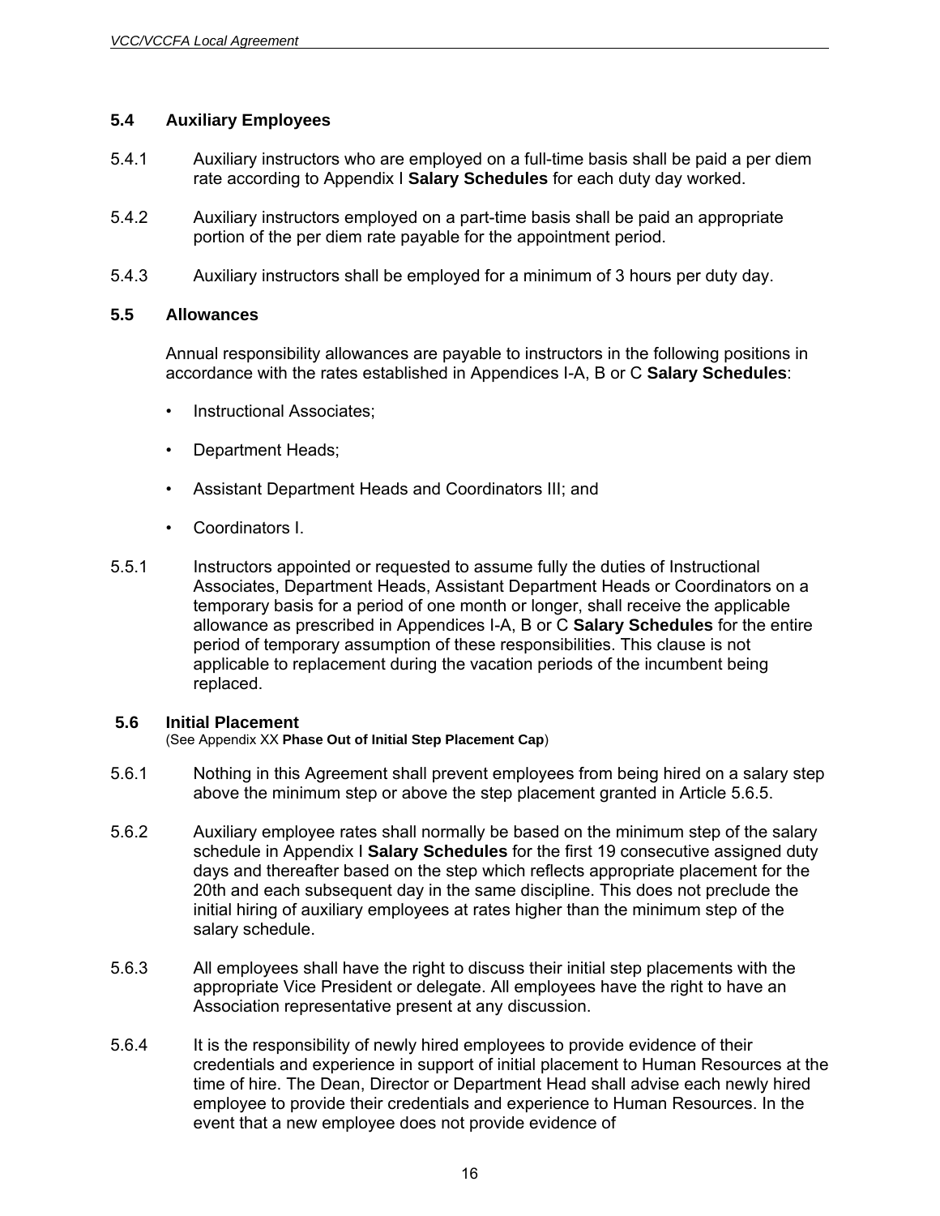### 5.4 Auxiliary Employees

5.4.1 Auxiliary instructors who are employed on a full-time basis shall be paid a per diem rate according to Appendix I **Salary Schedules** for each duty day worked.

5.4.2 Auxiliary instructors employed on a part-time basis shall be paid an appropriate portion of the per diem rate payable for the appointment period.

5.4.3 Auxiliary instructors shall be employed for a minimum of 3 hours per duty day.

### 5.5 Allowances

Annual responsibility allowances are payable to instructors in the following positions in accordance with the rates established in Appendices I-A, B or C **Salary Schedules**:

- Instructional Associates;
- Department Heads;
- Assistant Department Heads and Coordinators III; and
- Coordinators I.

5.5.1 Instructors appointed or requested to assume fully the duties of Instructional Associates, Department Heads, Assistant Department Heads or Coordinators on a temporary basis for a period of one month or longer, shall receive the applicable allowance as prescribed in Appendices I-A, B or C **Salary Schedules** for the entire period of temporary assumption of these responsibilities. This clause is not applicable to replacement during the vacation periods of the incumbent being replaced.

### 5.6 Initial Placement

(See Appendix XX **Phase Out of Initial Step Placement Cap**)

5.6.1 Nothing in this Agreement shall prevent employees from being hired on a salary step above the minimum step or above the step placement granted in Article 5.6.5.

5.6.2 Auxiliary employee rates shall normally be based on the minimum step of the salary schedule in Appendix I **Salary Schedules** for the first 19 consecutive assigned duty days and thereafter based on the step which reflects appropriate placement for the 20th and each subsequent day in the same discipline. This does not preclude the initial hiring of auxiliary employees at rates higher than the minimum step of the salary schedule.

5.6.3 All employees shall have the right to discuss their initial step placements with the appropriate Vice President or delegate. All employees have the right to have an Association representative present at any discussion.

5.6.4 It is the responsibility of newly hired employees to provide evidence of their credentials and experience in support of initial placement to Human Resources at the time of hire. The Dean, Director or Department Head shall advise each newly hired employee to provide their credentials and experience to Human Resources. In the event that a new employee does not provide evidence of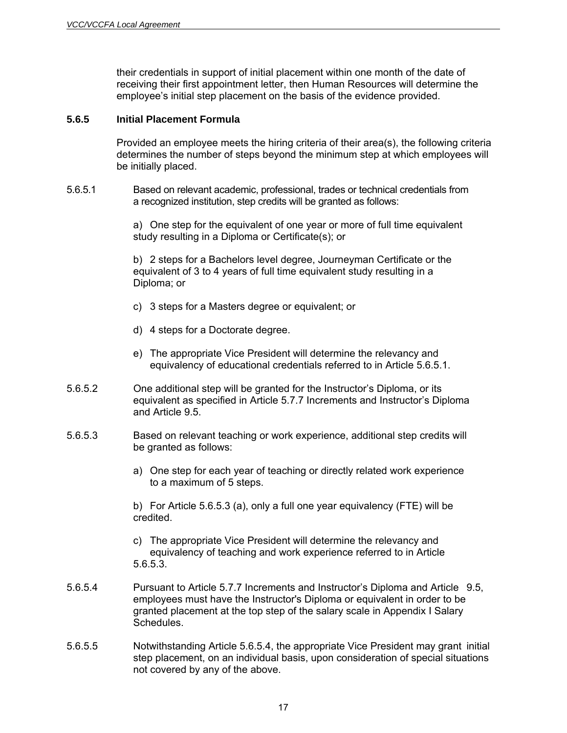their credentials in support of initial placement within one month of the date of receiving their first appointment letter, then Human Resources will determine the employee's initial step placement on the basis of the evidence provided.

### 5.6.5 Initial Placement Formula

Provided an employee meets the hiring criteria of their area(s), the following criteria determines the number of steps beyond the minimum step at which employees will be initially placed.

5.6.5.1 Based on relevant academic, professional, trades or technical credentials from a recognized institution, step credits will be granted as follows:

a) One step for the equivalent of one year or more of full time equivalent study resulting in a Diploma or Certificate(s); or

b) 2 steps for a Bachelors level degree, Journeyman Certificate or the equivalent of 3 to 4 years of full time equivalent study resulting in a Diploma; or

c) 3 steps for a Masters degree or equivalent; or

d) 4 steps for a Doctorate degree.

e) The appropriate Vice President will determine the relevancy and equivalency of educational credentials referred to in Article 5.6.5.1.

5.6.5.2 One additional step will be granted for the Instructor's Diploma, or its equivalent as specified in Article 5.7.7 Increments and Instructor's Diploma and Article 9.5.

5.6.5.3 Based on relevant teaching or work experience, additional step credits will be granted as follows:

a) One step for each year of teaching or directly related work experience to a maximum of 5 steps.

b) For Article 5.6.5.3 (a), only a full one year equivalency (FTE) will be credited.

c) The appropriate Vice President will determine the relevancy and equivalency of teaching and work experience referred to in Article 5.6.5.3.

5.6.5.4 Pursuant to Article 5.7.7 Increments and Instructor's Diploma and Article 9.5, employees must have the Instructor's Diploma or equivalent in order to be granted placement at the top step of the salary scale in Appendix I Salary Schedules.

5.6.5.5 Notwithstanding Article 5.6.5.4, the appropriate Vice President may grant initial step placement, on an individual basis, upon consideration of special situations not covered by any of the above.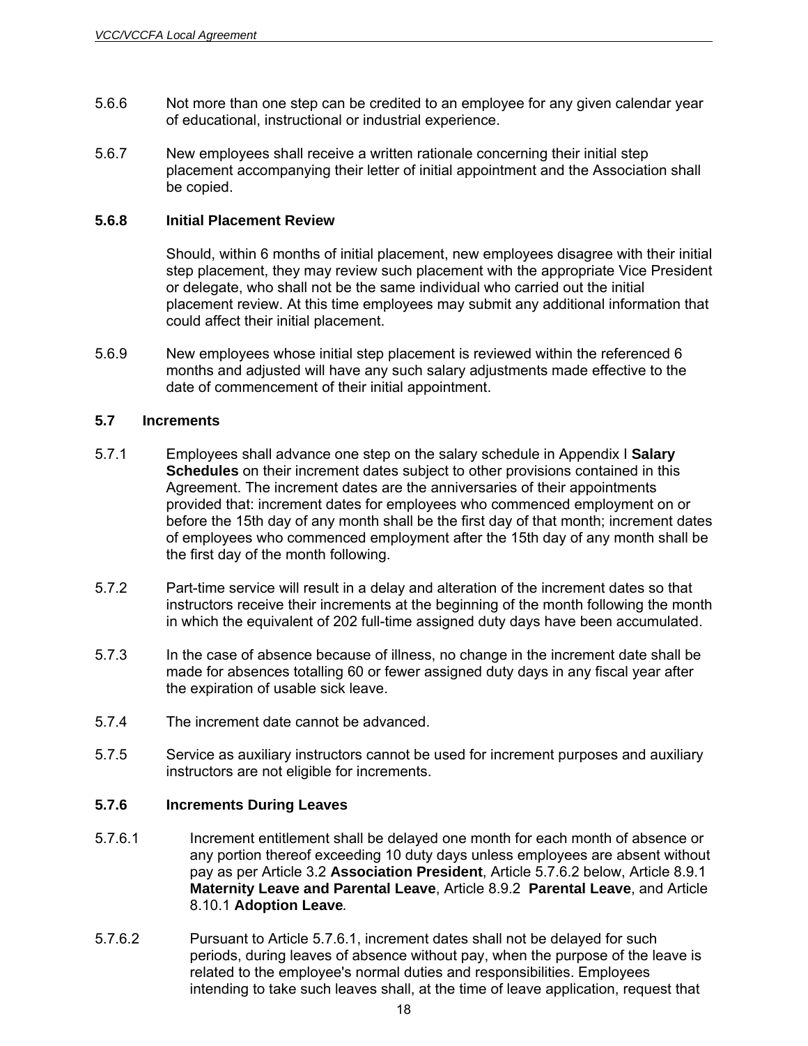5.6.6 Not more than one step can be credited to an employee for any given calendar year of educational, instructional or industrial experience.

5.6.7 New employees shall receive a written rationale concerning their initial step placement accompanying their letter of initial appointment and the Association shall be copied.

**5.6.8 Initial Placement Review**

Should, within 6 months of initial placement, new employees disagree with their initial step placement, they may review such placement with the appropriate Vice President or delegate, who shall not be the same individual who carried out the initial placement review. At this time employees may submit any additional information that could affect their initial placement.

5.6.9 New employees whose initial step placement is reviewed within the referenced 6 months and adjusted will have any such salary adjustments made effective to the date of commencement of their initial appointment.

### 5.7 Increments

5.7.1 Employees shall advance one step on the salary schedule in Appendix I **Salary Schedules** on their increment dates subject to other provisions contained in this Agreement. The increment dates are the anniversaries of their appointments provided that: increment dates for employees who commenced employment on or before the 15th day of any month shall be the first day of that month; increment dates of employees who commenced employment after the 15th day of any month shall be the first day of the month following.

5.7.2 Part-time service will result in a delay and alteration of the increment dates so that instructors receive their increments at the beginning of the month following the month in which the equivalent of 202 full-time assigned duty days have been accumulated.

5.7.3 In the case of absence because of illness, no change in the increment date shall be made for absences totalling 60 or fewer assigned duty days in any fiscal year after the expiration of usable sick leave.

5.7.4 The increment date cannot be advanced.

5.7.5 Service as auxiliary instructors cannot be used for increment purposes and auxiliary instructors are not eligible for increments.

**5.7.6 Increments During Leaves**

5.7.6.1 Increment entitlement shall be delayed one month for each month of absence or any portion thereof exceeding 10 duty days unless employees are absent without pay as per Article 3.2 **Association President**, Article 5.7.6.2 below, Article 8.9.1 **Maternity Leave and Parental Leave**, Article 8.9.2 **Parental Leave**, and Article 8.10.1 **Adoption Leave***.*

5.7.6.2 Pursuant to Article 5.7.6.1, increment dates shall not be delayed for such periods, during leaves of absence without pay, when the purpose of the leave is related to the employee's normal duties and responsibilities. Employees intending to take such leaves shall, at the time of leave application, request that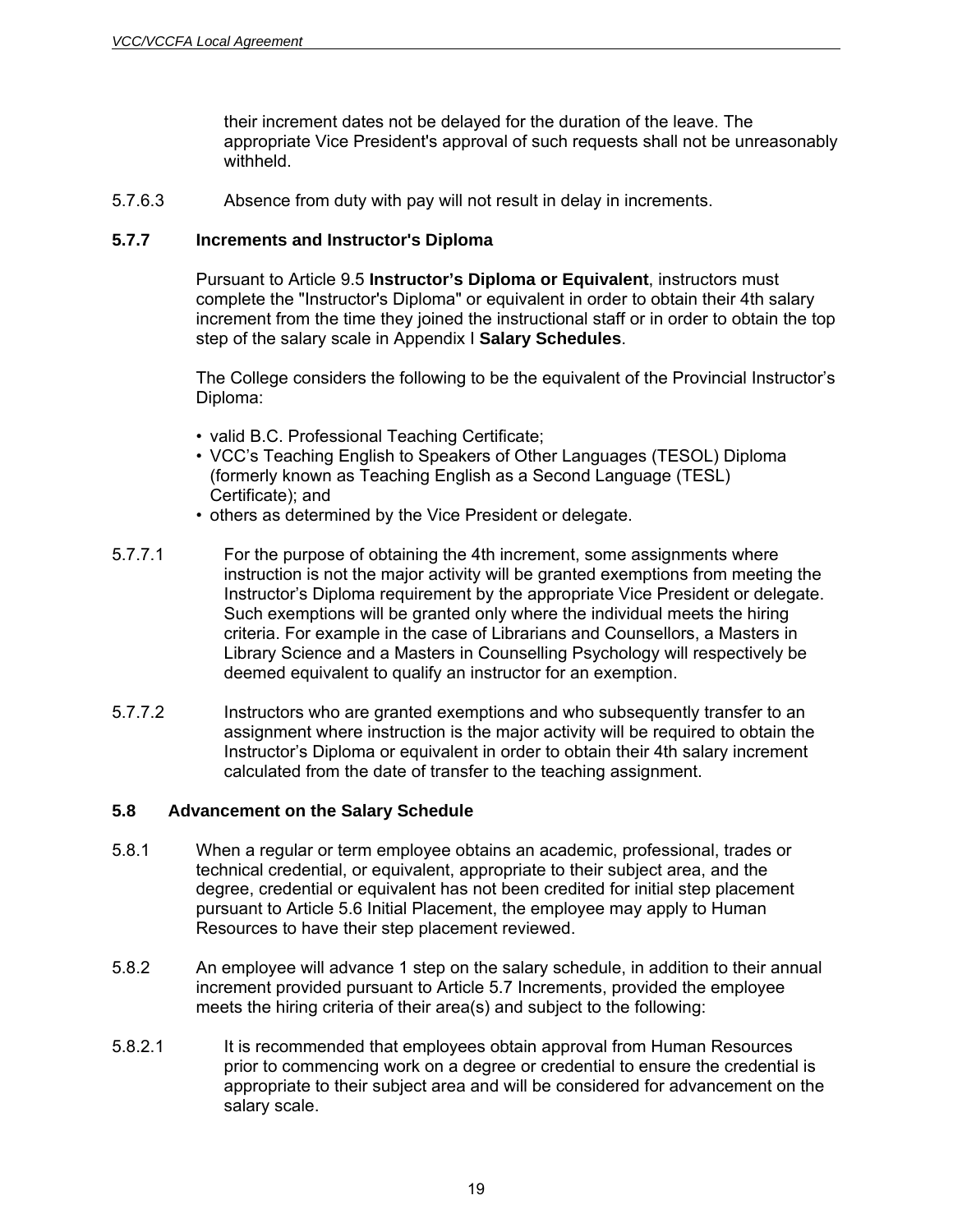their increment dates not be delayed for the duration of the leave. The appropriate Vice President's approval of such requests shall not be unreasonably withheld.

5.7.6.3 Absence from duty with pay will not result in delay in increments.

### 5.7.7 Increments and Instructor's Diploma

Pursuant to Article 9.5 **Instructor's Diploma or Equivalent**, instructors must complete the "Instructor's Diploma" or equivalent in order to obtain their 4th salary increment from the time they joined the instructional staff or in order to obtain the top step of the salary scale in Appendix I **Salary Schedules**.

The College considers the following to be the equivalent of the Provincial Instructor's Diploma:

- valid B.C. Professional Teaching Certificate;
- VCC's Teaching English to Speakers of Other Languages (TESOL) Diploma (formerly known as Teaching English as a Second Language (TESL) Certificate); and
- others as determined by the Vice President or delegate.

5.7.7.1 For the purpose of obtaining the 4th increment, some assignments where instruction is not the major activity will be granted exemptions from meeting the Instructor's Diploma requirement by the appropriate Vice President or delegate. Such exemptions will be granted only where the individual meets the hiring criteria. For example in the case of Librarians and Counsellors, a Masters in Library Science and a Masters in Counselling Psychology will respectively be deemed equivalent to qualify an instructor for an exemption.

5.7.7.2 Instructors who are granted exemptions and who subsequently transfer to an assignment where instruction is the major activity will be required to obtain the Instructor's Diploma or equivalent in order to obtain their 4th salary increment calculated from the date of transfer to the teaching assignment.

## 5.8 Advancement on the Salary Schedule

5.8.1 When a regular or term employee obtains an academic, professional, trades or technical credential, or equivalent, appropriate to their subject area, and the degree, credential or equivalent has not been credited for initial step placement pursuant to Article 5.6 Initial Placement, the employee may apply to Human Resources to have their step placement reviewed.

5.8.2 An employee will advance 1 step on the salary schedule, in addition to their annual increment provided pursuant to Article 5.7 Increments, provided the employee meets the hiring criteria of their area(s) and subject to the following:

5.8.2.1 It is recommended that employees obtain approval from Human Resources prior to commencing work on a degree or credential to ensure the credential is appropriate to their subject area and will be considered for advancement on the salary scale.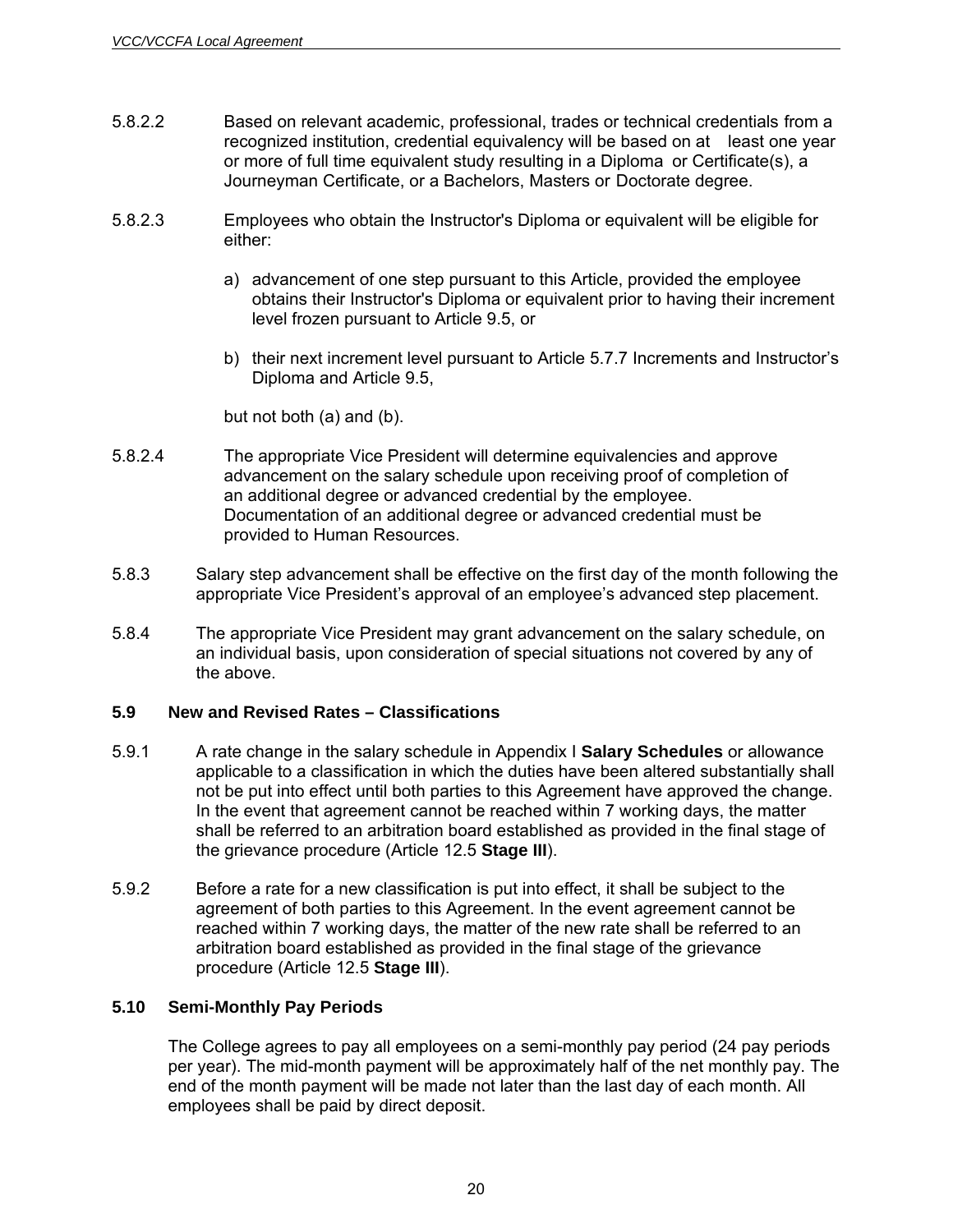5.8.2.2 Based on relevant academic, professional, trades or technical credentials from a recognized institution, credential equivalency will be based on at least one year or more of full time equivalent study resulting in a Diploma or Certificate(s), a Journeyman Certificate, or a Bachelors, Masters or Doctorate degree.

5.8.2.3 Employees who obtain the Instructor's Diploma or equivalent will be eligible for either:

a) advancement of one step pursuant to this Article, provided the employee obtains their Instructor's Diploma or equivalent prior to having their increment level frozen pursuant to Article 9.5, or

b) their next increment level pursuant to Article 5.7.7 Increments and Instructor's Diploma and Article 9.5,

but not both (a) and (b).

5.8.2.4 The appropriate Vice President will determine equivalencies and approve advancement on the salary schedule upon receiving proof of completion of an additional degree or advanced credential by the employee. Documentation of an additional degree or advanced credential must be provided to Human Resources.

5.8.3 Salary step advancement shall be effective on the first day of the month following the appropriate Vice President's approval of an employee's advanced step placement.

5.8.4 The appropriate Vice President may grant advancement on the salary schedule, on an individual basis, upon consideration of special situations not covered by any of the above.

### 5.9 New and Revised Rates – Classifications

5.9.1 A rate change in the salary schedule in Appendix I **Salary Schedules** or allowance applicable to a classification in which the duties have been altered substantially shall not be put into effect until both parties to this Agreement have approved the change. In the event that agreement cannot be reached within 7 working days, the matter shall be referred to an arbitration board established as provided in the final stage of the grievance procedure (Article 12.5 **Stage III**).

5.9.2 Before a rate for a new classification is put into effect, it shall be subject to the agreement of both parties to this Agreement. In the event agreement cannot be reached within 7 working days, the matter of the new rate shall be referred to an arbitration board established as provided in the final stage of the grievance procedure (Article 12.5 **Stage III**).

### 5.10 Semi-Monthly Pay Periods

The College agrees to pay all employees on a semi-monthly pay period (24 pay periods per year). The mid-month payment will be approximately half of the net monthly pay. The end of the month payment will be made not later than the last day of each month. All employees shall be paid by direct deposit.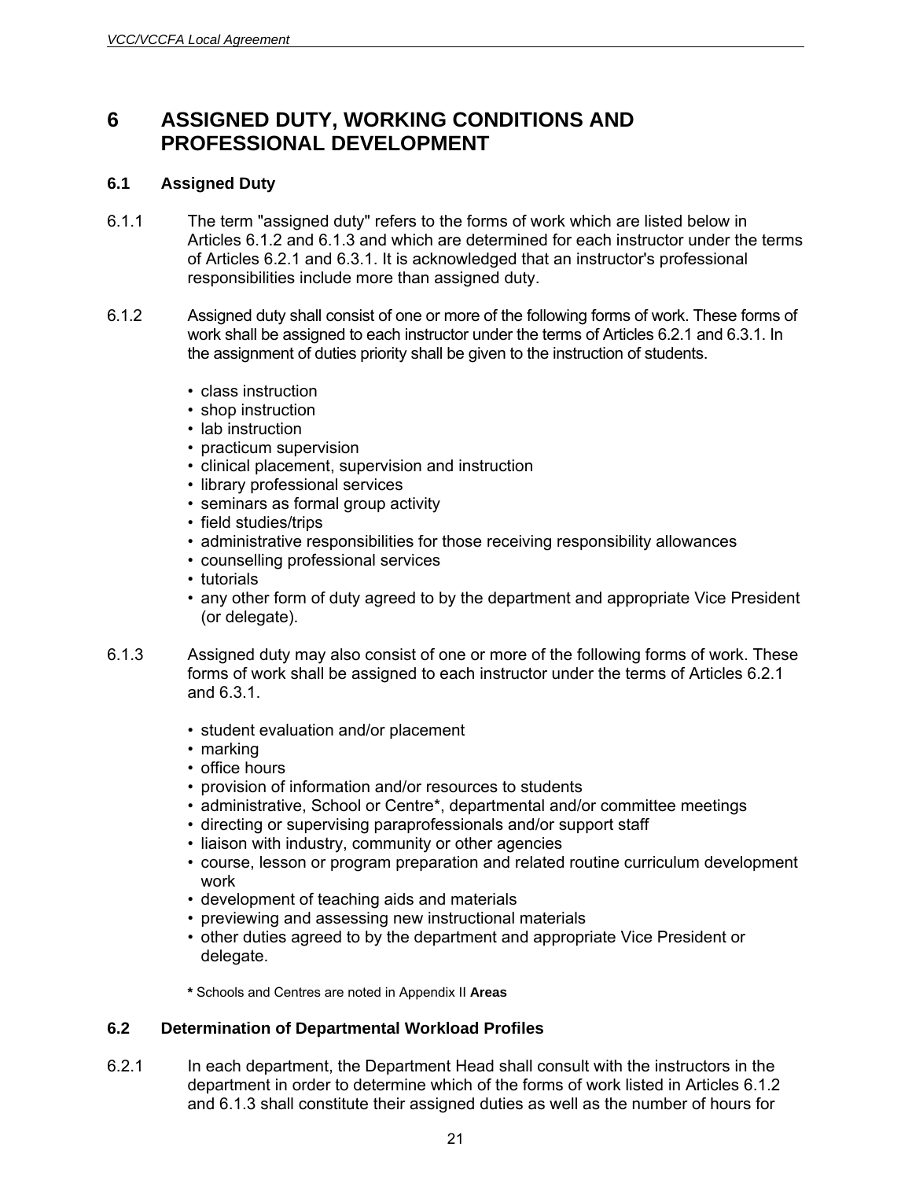# 6 ASSIGNED DUTY, WORKING CONDITIONS AND PROFESSIONAL DEVELOPMENT

## 6.1 Assigned Duty

6.1.1 The term "assigned duty" refers to the forms of work which are listed below in Articles 6.1.2 and 6.1.3 and which are determined for each instructor under the terms of Articles 6.2.1 and 6.3.1. It is acknowledged that an instructor's professional responsibilities include more than assigned duty.

6.1.2 Assigned duty shall consist of one or more of the following forms of work. These forms of work shall be assigned to each instructor under the terms of Articles 6.2.1 and 6.3.1. In the assignment of duties priority shall be given to the instruction of students.

- class instruction
- shop instruction
- lab instruction
- practicum supervision
- clinical placement, supervision and instruction
- library professional services
- seminars as formal group activity
- field studies/trips
- administrative responsibilities for those receiving responsibility allowances
- counselling professional services
- tutorials
- any other form of duty agreed to by the department and appropriate Vice President (or delegate).

6.1.3 Assigned duty may also consist of one or more of the following forms of work. These forms of work shall be assigned to each instructor under the terms of Articles 6.2.1 and 6.3.1.

- student evaluation and/or placement
- marking
- office hours
- provision of information and/or resources to students
- administrative, School or Centre*, departmental and/or committee meetings
- directing or supervising paraprofessionals and/or support staff
- liaison with industry, community or other agencies
- course, lesson or program preparation and related routine curriculum development work
- development of teaching aids and materials
- previewing and assessing new instructional materials
- other duties agreed to by the department and appropriate Vice President or delegate.

**\*** Schools and Centres are noted in Appendix II **Areas**

## 6.2 Determination of Departmental Workload Profiles

6.2.1 In each department, the Department Head shall consult with the instructors in the department in order to determine which of the forms of work listed in Articles 6.1.2 and 6.1.3 shall constitute their assigned duties as well as the number of hours for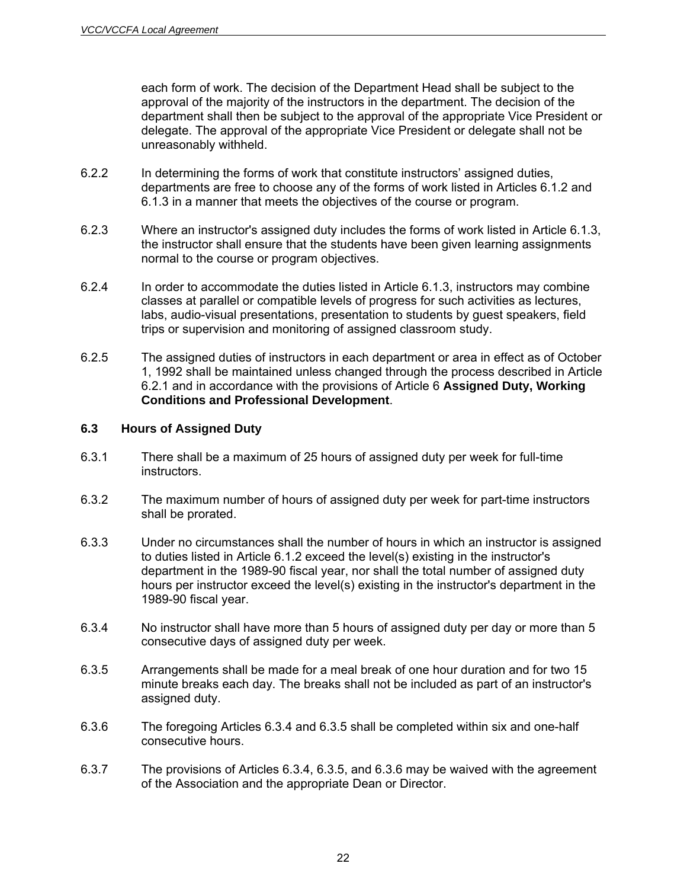each form of work. The decision of the Department Head shall be subject to the approval of the majority of the instructors in the department. The decision of the department shall then be subject to the approval of the appropriate Vice President or delegate. The approval of the appropriate Vice President or delegate shall not be unreasonably withheld.

6.2.2 In determining the forms of work that constitute instructors' assigned duties, departments are free to choose any of the forms of work listed in Articles 6.1.2 and 6.1.3 in a manner that meets the objectives of the course or program.

6.2.3 Where an instructor's assigned duty includes the forms of work listed in Article 6.1.3, the instructor shall ensure that the students have been given learning assignments normal to the course or program objectives.

6.2.4 In order to accommodate the duties listed in Article 6.1.3, instructors may combine classes at parallel or compatible levels of progress for such activities as lectures, labs, audio-visual presentations, presentation to students by guest speakers, field trips or supervision and monitoring of assigned classroom study.

6.2.5 The assigned duties of instructors in each department or area in effect as of October 1, 1992 shall be maintained unless changed through the process described in Article 6.2.1 and in accordance with the provisions of Article 6 **Assigned Duty, Working Conditions and Professional Development**.

### 6.3 Hours of Assigned Duty

6.3.1 There shall be a maximum of 25 hours of assigned duty per week for full-time instructors.

6.3.2 The maximum number of hours of assigned duty per week for part-time instructors shall be prorated.

6.3.3 Under no circumstances shall the number of hours in which an instructor is assigned to duties listed in Article 6.1.2 exceed the level(s) existing in the instructor's department in the 1989-90 fiscal year, nor shall the total number of assigned duty hours per instructor exceed the level(s) existing in the instructor's department in the 1989-90 fiscal year.

6.3.4 No instructor shall have more than 5 hours of assigned duty per day or more than 5 consecutive days of assigned duty per week.

6.3.5 Arrangements shall be made for a meal break of one hour duration and for two 15 minute breaks each day. The breaks shall not be included as part of an instructor's assigned duty.

6.3.6 The foregoing Articles 6.3.4 and 6.3.5 shall be completed within six and one-half consecutive hours.

6.3.7 The provisions of Articles 6.3.4, 6.3.5, and 6.3.6 may be waived with the agreement of the Association and the appropriate Dean or Director.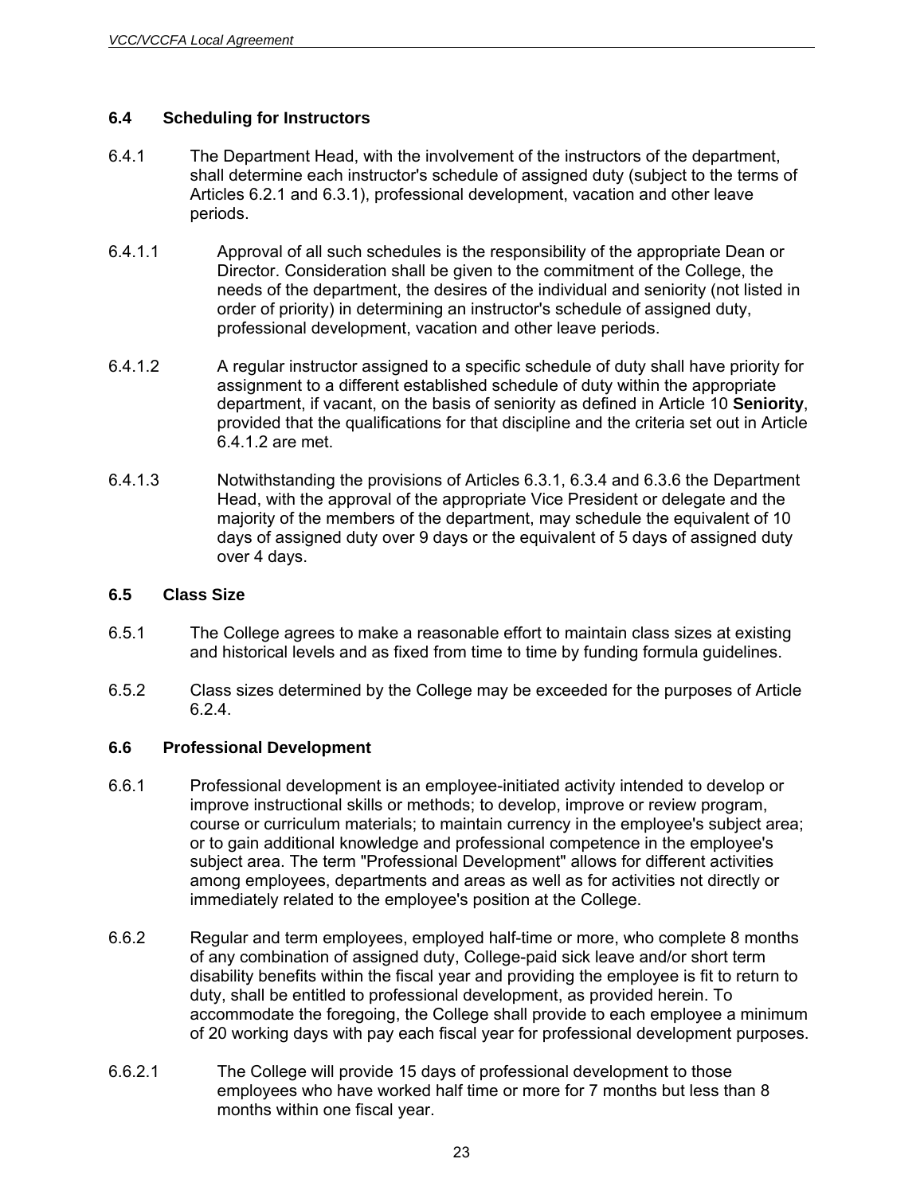### 6.4 Scheduling for Instructors

6.4.1 The Department Head, with the involvement of the instructors of the department, shall determine each instructor's schedule of assigned duty (subject to the terms of Articles 6.2.1 and 6.3.1), professional development, vacation and other leave periods.

6.4.1.1 Approval of all such schedules is the responsibility of the appropriate Dean or Director. Consideration shall be given to the commitment of the College, the needs of the department, the desires of the individual and seniority (not listed in order of priority) in determining an instructor's schedule of assigned duty, professional development, vacation and other leave periods.

6.4.1.2 A regular instructor assigned to a specific schedule of duty shall have priority for assignment to a different established schedule of duty within the appropriate department, if vacant, on the basis of seniority as defined in Article 10 **Seniority**, provided that the qualifications for that discipline and the criteria set out in Article 6.4.1.2 are met.

6.4.1.3 Notwithstanding the provisions of Articles 6.3.1, 6.3.4 and 6.3.6 the Department Head, with the approval of the appropriate Vice President or delegate and the majority of the members of the department, may schedule the equivalent of 10 days of assigned duty over 9 days or the equivalent of 5 days of assigned duty over 4 days.

### 6.5 Class Size

6.5.1 The College agrees to make a reasonable effort to maintain class sizes at existing and historical levels and as fixed from time to time by funding formula guidelines.

6.5.2 Class sizes determined by the College may be exceeded for the purposes of Article 6.2.4.

### 6.6 Professional Development

6.6.1 Professional development is an employee-initiated activity intended to develop or improve instructional skills or methods; to develop, improve or review program, course or curriculum materials; to maintain currency in the employee's subject area; or to gain additional knowledge and professional competence in the employee's subject area. The term "Professional Development" allows for different activities among employees, departments and areas as well as for activities not directly or immediately related to the employee's position at the College.

6.6.2 Regular and term employees, employed half-time or more, who complete 8 months of any combination of assigned duty, College-paid sick leave and/or short term disability benefits within the fiscal year and providing the employee is fit to return to duty, shall be entitled to professional development, as provided herein. To accommodate the foregoing, the College shall provide to each employee a minimum of 20 working days with pay each fiscal year for professional development purposes.

6.6.2.1 The College will provide 15 days of professional development to those employees who have worked half time or more for 7 months but less than 8 months within one fiscal year.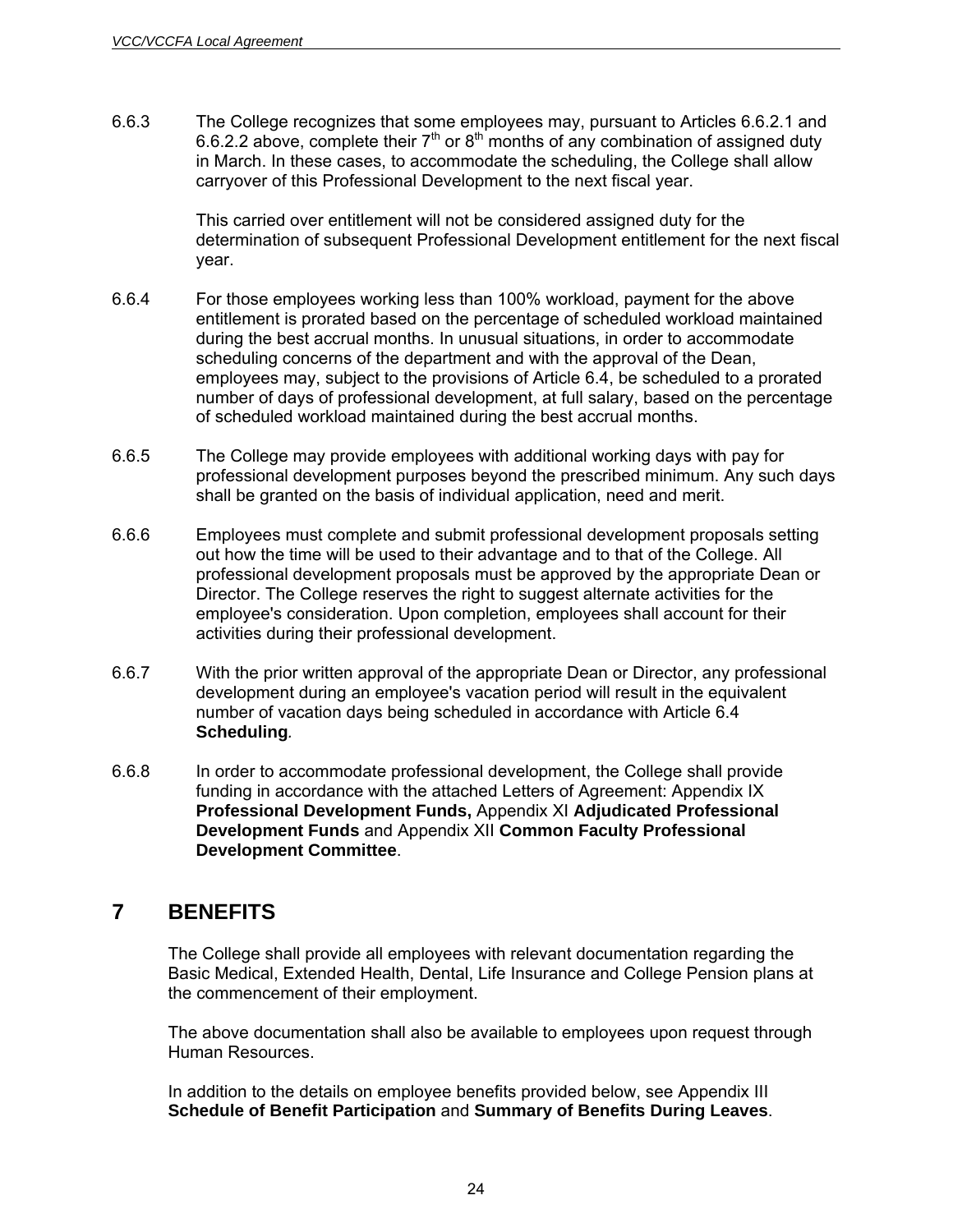6.6.3 The College recognizes that some employees may, pursuant to Articles 6.6.2.1 and 6.6.2.2 above, complete their 7th or 8th months of any combination of assigned duty in March. In these cases, to accommodate the scheduling, the College shall allow carryover of this Professional Development to the next fiscal year.

This carried over entitlement will not be considered assigned duty for the determination of subsequent Professional Development entitlement for the next fiscal year.

6.6.4 For those employees working less than 100% workload, payment for the above entitlement is prorated based on the percentage of scheduled workload maintained during the best accrual months. In unusual situations, in order to accommodate scheduling concerns of the department and with the approval of the Dean, employees may, subject to the provisions of Article 6.4, be scheduled to a prorated number of days of professional development, at full salary, based on the percentage of scheduled workload maintained during the best accrual months.

6.6.5 The College may provide employees with additional working days with pay for professional development purposes beyond the prescribed minimum. Any such days shall be granted on the basis of individual application, need and merit.

6.6.6 Employees must complete and submit professional development proposals setting out how the time will be used to their advantage and to that of the College. All professional development proposals must be approved by the appropriate Dean or Director. The College reserves the right to suggest alternate activities for the employee's consideration. Upon completion, employees shall account for their activities during their professional development.

6.6.7 With the prior written approval of the appropriate Dean or Director, any professional development during an employee's vacation period will result in the equivalent number of vacation days being scheduled in accordance with Article 6.4 **Scheduling**.

6.6.8 In order to accommodate professional development, the College shall provide funding in accordance with the attached Letters of Agreement: Appendix IX **Professional Development Funds,** Appendix XI **Adjudicated Professional Development Funds** and Appendix XII **Common Faculty Professional Development Committee**.

# 7 BENEFITS

The College shall provide all employees with relevant documentation regarding the Basic Medical, Extended Health, Dental, Life Insurance and College Pension plans at the commencement of their employment.

The above documentation shall also be available to employees upon request through Human Resources.

In addition to the details on employee benefits provided below, see Appendix III **Schedule of Benefit Participation** and **Summary of Benefits During Leaves**.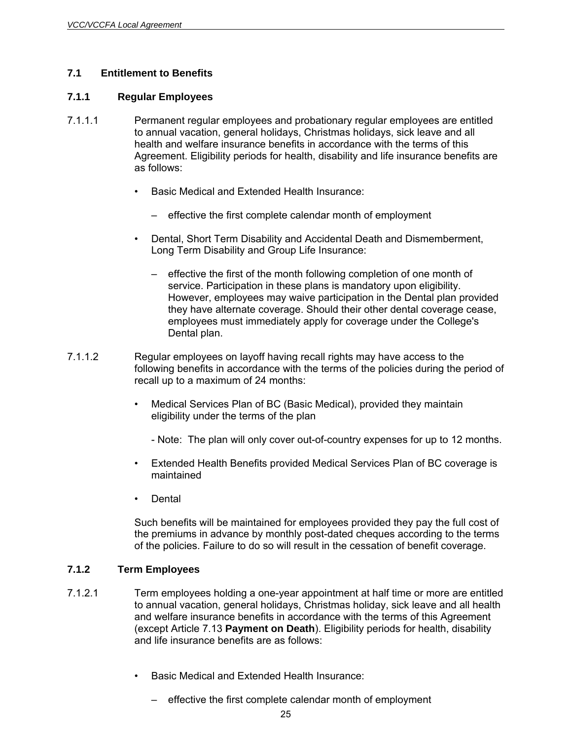### 7.1 Entitlement to Benefits

#### 7.1.1 Regular Employees

7.1.1.1 Permanent regular employees and probationary regular employees are entitled to annual vacation, general holidays, Christmas holidays, sick leave and all health and welfare insurance benefits in accordance with the terms of this Agreement. Eligibility periods for health, disability and life insurance benefits are as follows:

- Basic Medical and Extended Health Insurance:
  - effective the first complete calendar month of employment
- Dental, Short Term Disability and Accidental Death and Dismemberment, Long Term Disability and Group Life Insurance:
  - effective the first of the month following completion of one month of service. Participation in these plans is mandatory upon eligibility. However, employees may waive participation in the Dental plan provided they have alternate coverage. Should their other dental coverage cease, employees must immediately apply for coverage under the College's Dental plan.

7.1.1.2 Regular employees on layoff having recall rights may have access to the following benefits in accordance with the terms of the policies during the period of recall up to a maximum of 24 months:

- Medical Services Plan of BC (Basic Medical), provided they maintain eligibility under the terms of the plan

  - Note: The plan will only cover out-of-country expenses for up to 12 months.

- Extended Health Benefits provided Medical Services Plan of BC coverage is maintained
- Dental

Such benefits will be maintained for employees provided they pay the full cost of the premiums in advance by monthly post-dated cheques according to the terms of the policies. Failure to do so will result in the cessation of benefit coverage.

#### 7.1.2 Term Employees

7.1.2.1 Term employees holding a one-year appointment at half time or more are entitled to annual vacation, general holidays, Christmas holiday, sick leave and all health and welfare insurance benefits in accordance with the terms of this Agreement (except Article 7.13 **Payment on Death**). Eligibility periods for health, disability and life insurance benefits are as follows:

- Basic Medical and Extended Health Insurance:
  - effective the first complete calendar month of employment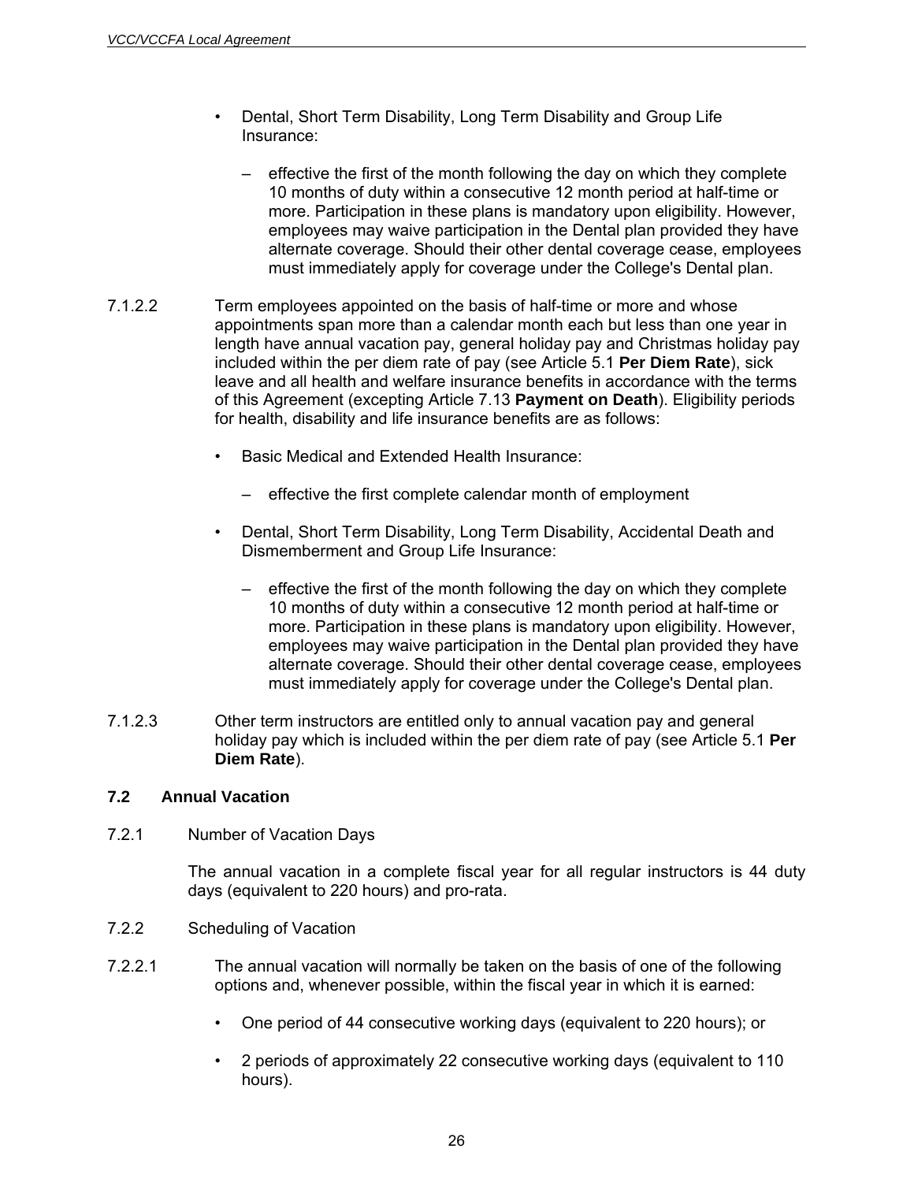- Dental, Short Term Disability, Long Term Disability and Group Life Insurance:

  – effective the first of the month following the day on which they complete 10 months of duty within a consecutive 12 month period at half-time or more. Participation in these plans is mandatory upon eligibility. However, employees may waive participation in the Dental plan provided they have alternate coverage. Should their other dental coverage cease, employees must immediately apply for coverage under the College's Dental plan.

7.1.2.2 Term employees appointed on the basis of half-time or more and whose appointments span more than a calendar month each but less than one year in length have annual vacation pay, general holiday pay and Christmas holiday pay included within the per diem rate of pay (see Article 5.1 **Per Diem Rate**), sick leave and all health and welfare insurance benefits in accordance with the terms of this Agreement (excepting Article 7.13 **Payment on Death**). Eligibility periods for health, disability and life insurance benefits are as follows:

- Basic Medical and Extended Health Insurance:

  – effective the first complete calendar month of employment

- Dental, Short Term Disability, Long Term Disability, Accidental Death and Dismemberment and Group Life Insurance:

  – effective the first of the month following the day on which they complete 10 months of duty within a consecutive 12 month period at half-time or more. Participation in these plans is mandatory upon eligibility. However, employees may waive participation in the Dental plan provided they have alternate coverage. Should their other dental coverage cease, employees must immediately apply for coverage under the College's Dental plan.

7.1.2.3 Other term instructors are entitled only to annual vacation pay and general holiday pay which is included within the per diem rate of pay (see Article 5.1 **Per Diem Rate**).

### 7.2 Annual Vacation

7.2.1 Number of Vacation Days

The annual vacation in a complete fiscal year for all regular instructors is 44 duty days (equivalent to 220 hours) and pro-rata.

7.2.2 Scheduling of Vacation

7.2.2.1 The annual vacation will normally be taken on the basis of one of the following options and, whenever possible, within the fiscal year in which it is earned:

- One period of 44 consecutive working days (equivalent to 220 hours); or
- 2 periods of approximately 22 consecutive working days (equivalent to 110 hours).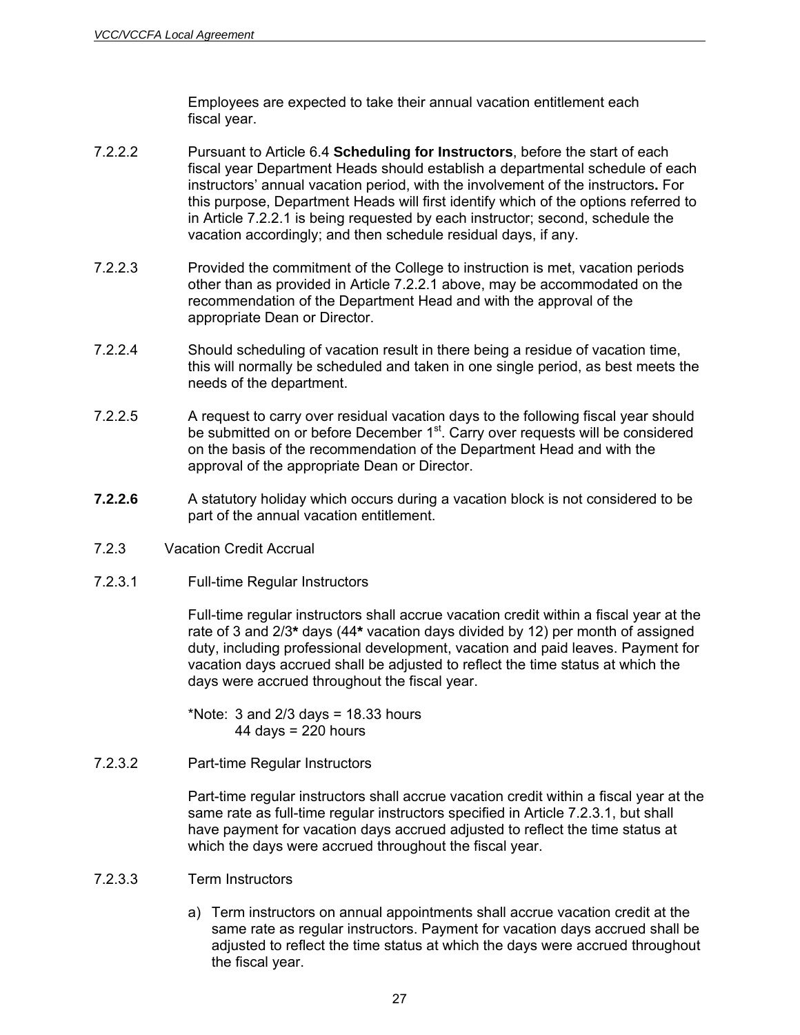Employees are expected to take their annual vacation entitlement each fiscal year.

7.2.2.2 Pursuant to Article 6.4 **Scheduling for Instructors**, before the start of each fiscal year Department Heads should establish a departmental schedule of each instructors' annual vacation period, with the involvement of the instructors**.** For this purpose, Department Heads will first identify which of the options referred to in Article 7.2.2.1 is being requested by each instructor; second, schedule the vacation accordingly; and then schedule residual days, if any.

7.2.2.3 Provided the commitment of the College to instruction is met, vacation periods other than as provided in Article 7.2.2.1 above, may be accommodated on the recommendation of the Department Head and with the approval of the appropriate Dean or Director.

7.2.2.4 Should scheduling of vacation result in there being a residue of vacation time, this will normally be scheduled and taken in one single period, as best meets the needs of the department.

7.2.2.5 A request to carry over residual vacation days to the following fiscal year should be submitted on or before December 1st. Carry over requests will be considered on the basis of the recommendation of the Department Head and with the approval of the appropriate Dean or Director.

**7.2.2.6** A statutory holiday which occurs during a vacation block is not considered to be part of the annual vacation entitlement.

7.2.3 Vacation Credit Accrual

7.2.3.1 Full-time Regular Instructors

Full-time regular instructors shall accrue vacation credit within a fiscal year at the rate of 3 and 2/3**\*** days (44**\*** vacation days divided by 12) per month of assigned duty, including professional development, vacation and paid leaves. Payment for vacation days accrued shall be adjusted to reflect the time status at which the days were accrued throughout the fiscal year.

*Note: 3 and 2/3 days = 18.33 hours
44 days = 220 hours

7.2.3.2 Part-time Regular Instructors

Part-time regular instructors shall accrue vacation credit within a fiscal year at the same rate as full-time regular instructors specified in Article 7.2.3.1, but shall have payment for vacation days accrued adjusted to reflect the time status at which the days were accrued throughout the fiscal year.

7.2.3.3 Term Instructors

a) Term instructors on annual appointments shall accrue vacation credit at the same rate as regular instructors. Payment for vacation days accrued shall be adjusted to reflect the time status at which the days were accrued throughout the fiscal year.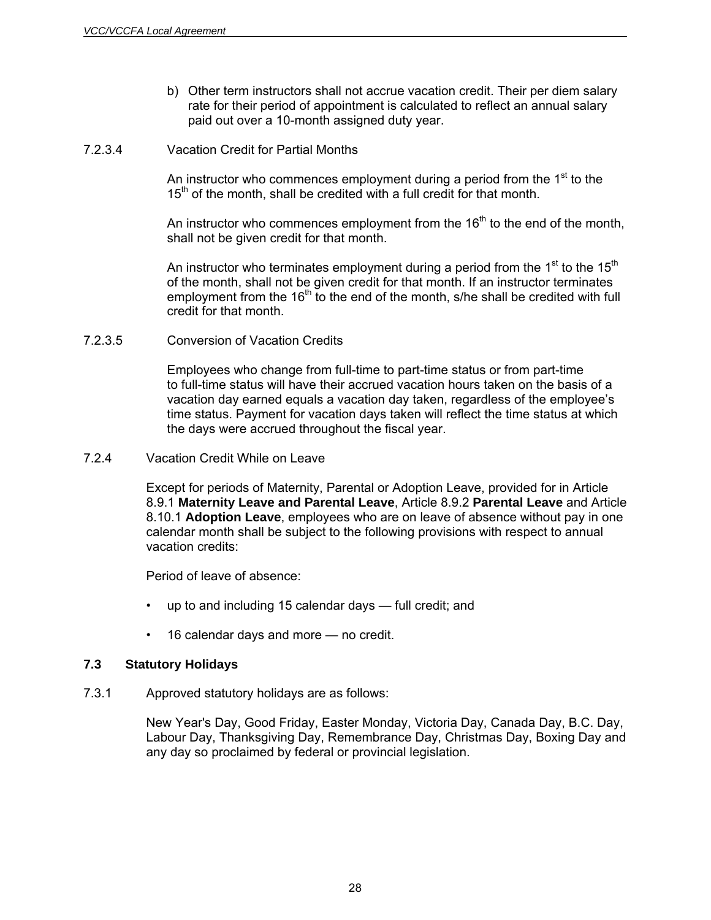b) Other term instructors shall not accrue vacation credit. Their per diem salary rate for their period of appointment is calculated to reflect an annual salary paid out over a 10-month assigned duty year.

7.2.3.4 Vacation Credit for Partial Months

An instructor who commences employment during a period from the 1st to the 15th of the month, shall be credited with a full credit for that month.

An instructor who commences employment from the 16th to the end of the month, shall not be given credit for that month.

An instructor who terminates employment during a period from the 1st to the 15th of the month, shall not be given credit for that month. If an instructor terminates employment from the 16th to the end of the month, s/he shall be credited with full credit for that month.

7.2.3.5 Conversion of Vacation Credits

Employees who change from full-time to part-time status or from part-time to full-time status will have their accrued vacation hours taken on the basis of a vacation day earned equals a vacation day taken, regardless of the employee's time status. Payment for vacation days taken will reflect the time status at which the days were accrued throughout the fiscal year.

7.2.4 Vacation Credit While on Leave

Except for periods of Maternity, Parental or Adoption Leave, provided for in Article 8.9.1 **Maternity Leave and Parental Leave**, Article 8.9.2 **Parental Leave** and Article 8.10.1 **Adoption Leave**, employees who are on leave of absence without pay in one calendar month shall be subject to the following provisions with respect to annual vacation credits:

Period of leave of absence:

- up to and including 15 calendar days — full credit; and
- 16 calendar days and more — no credit.

### 7.3 Statutory Holidays

7.3.1 Approved statutory holidays are as follows:

New Year's Day, Good Friday, Easter Monday, Victoria Day, Canada Day, B.C. Day, Labour Day, Thanksgiving Day, Remembrance Day, Christmas Day, Boxing Day and any day so proclaimed by federal or provincial legislation.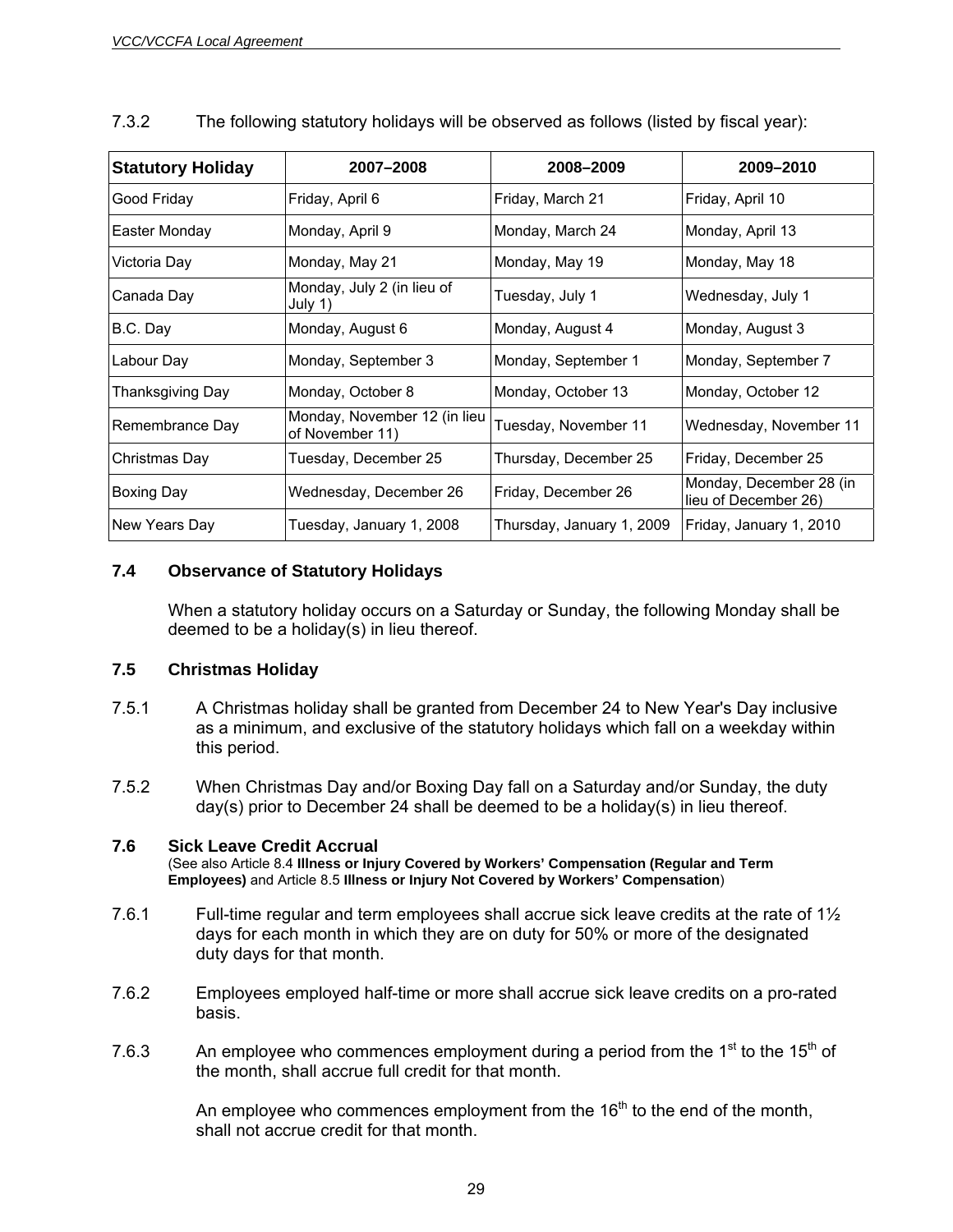7.3.2 The following statutory holidays will be observed as follows (listed by fiscal year):

| Statutory Holiday | 2007–2008 | 2008–2009 | 2009–2010 |
|---|---|---|---|
| Good Friday | Friday, April 6 | Friday, March 21 | Friday, April 10 |
| Easter Monday | Monday, April 9 | Monday, March 24 | Monday, April 13 |
| Victoria Day | Monday, May 21 | Monday, May 19 | Monday, May 18 |
| Canada Day | Monday, July 2 (in lieu of July 1) | Tuesday, July 1 | Wednesday, July 1 |
| B.C. Day | Monday, August 6 | Monday, August 4 | Monday, August 3 |
| Labour Day | Monday, September 3 | Monday, September 1 | Monday, September 7 |
| Thanksgiving Day | Monday, October 8 | Monday, October 13 | Monday, October 12 |
| Remembrance Day | Monday, November 12 (in lieu of November 11) | Tuesday, November 11 | Wednesday, November 11 |
| Christmas Day | Tuesday, December 25 | Thursday, December 25 | Friday, December 25 |
| Boxing Day | Wednesday, December 26 | Friday, December 26 | Monday, December 28 (in lieu of December 26) |
| New Years Day | Tuesday, January 1, 2008 | Thursday, January 1, 2009 | Friday, January 1, 2010 |

### 7.4 Observance of Statutory Holidays

When a statutory holiday occurs on a Saturday or Sunday, the following Monday shall be deemed to be a holiday(s) in lieu thereof.

### 7.5 Christmas Holiday

7.5.1 A Christmas holiday shall be granted from December 24 to New Year's Day inclusive as a minimum, and exclusive of the statutory holidays which fall on a weekday within this period.

7.5.2 When Christmas Day and/or Boxing Day fall on a Saturday and/or Sunday, the duty day(s) prior to December 24 shall be deemed to be a holiday(s) in lieu thereof.

### 7.6 Sick Leave Credit Accrual

(See also Article 8.4 **Illness or Injury Covered by Workers' Compensation (Regular and Term Employees)** and Article 8.5 **Illness or Injury Not Covered by Workers' Compensation**)

7.6.1 Full-time regular and term employees shall accrue sick leave credits at the rate of 1½ days for each month in which they are on duty for 50% or more of the designated duty days for that month.

7.6.2 Employees employed half-time or more shall accrue sick leave credits on a pro-rated basis.

7.6.3 An employee who commences employment during a period from the 1st to the 15th of the month, shall accrue full credit for that month.

An employee who commences employment from the 16th to the end of the month, shall not accrue credit for that month.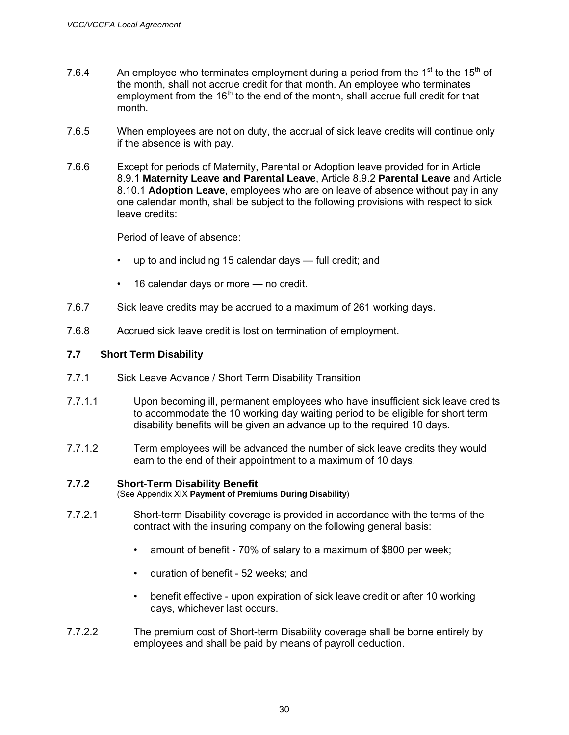7.6.4 An employee who terminates employment during a period from the 1st to the 15th of the month, shall not accrue credit for that month. An employee who terminates employment from the 16th to the end of the month, shall accrue full credit for that month.

7.6.5 When employees are not on duty, the accrual of sick leave credits will continue only if the absence is with pay.

7.6.6 Except for periods of Maternity, Parental or Adoption leave provided for in Article 8.9.1 **Maternity Leave and Parental Leave**, Article 8.9.2 **Parental Leave** and Article 8.10.1 **Adoption Leave**, employees who are on leave of absence without pay in any one calendar month, shall be subject to the following provisions with respect to sick leave credits:

Period of leave of absence:

- up to and including 15 calendar days — full credit; and
- 16 calendar days or more — no credit.

7.6.7 Sick leave credits may be accrued to a maximum of 261 working days.

7.6.8 Accrued sick leave credit is lost on termination of employment.

### 7.7 Short Term Disability

7.7.1 Sick Leave Advance / Short Term Disability Transition

7.7.1.1 Upon becoming ill, permanent employees who have insufficient sick leave credits to accommodate the 10 working day waiting period to be eligible for short term disability benefits will be given an advance up to the required 10 days.

7.7.1.2 Term employees will be advanced the number of sick leave credits they would earn to the end of their appointment to a maximum of 10 days.

#### 7.7.2 Short-Term Disability Benefit

(See Appendix XIX **Payment of Premiums During Disability**)

7.7.2.1 Short-term Disability coverage is provided in accordance with the terms of the contract with the insuring company on the following general basis:

- amount of benefit - 70% of salary to a maximum of $800 per week;
- duration of benefit - 52 weeks; and
- benefit effective - upon expiration of sick leave credit or after 10 working days, whichever last occurs.

7.7.2.2 The premium cost of Short-term Disability coverage shall be borne entirely by employees and shall be paid by means of payroll deduction.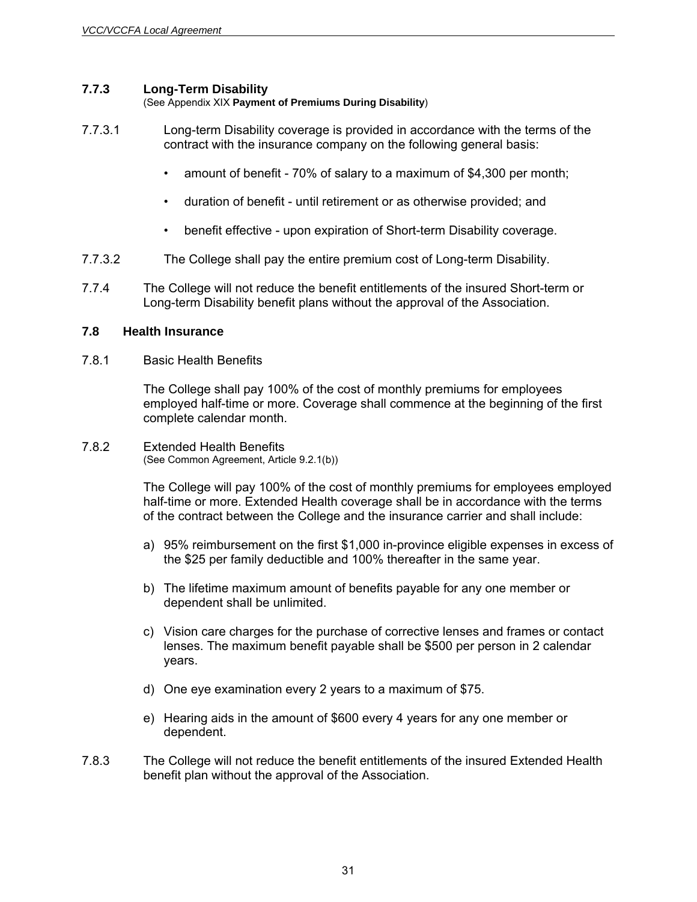### 7.7.3 Long-Term Disability

(See Appendix XIX **Payment of Premiums During Disability**)

7.7.3.1 Long-term Disability coverage is provided in accordance with the terms of the contract with the insurance company on the following general basis:

- amount of benefit - 70% of salary to a maximum of $4,300 per month;
- duration of benefit - until retirement or as otherwise provided; and
- benefit effective - upon expiration of Short-term Disability coverage.

7.7.3.2 The College shall pay the entire premium cost of Long-term Disability.

7.7.4 The College will not reduce the benefit entitlements of the insured Short-term or Long-term Disability benefit plans without the approval of the Association.

### 7.8 Health Insurance

7.8.1 Basic Health Benefits

The College shall pay 100% of the cost of monthly premiums for employees employed half-time or more. Coverage shall commence at the beginning of the first complete calendar month.

7.8.2 Extended Health Benefits
(See Common Agreement, Article 9.2.1(b))

The College will pay 100% of the cost of monthly premiums for employees employed half-time or more. Extended Health coverage shall be in accordance with the terms of the contract between the College and the insurance carrier and shall include:

a) 95% reimbursement on the first $1,000 in-province eligible expenses in excess of the $25 per family deductible and 100% thereafter in the same year.

b) The lifetime maximum amount of benefits payable for any one member or dependent shall be unlimited.

c) Vision care charges for the purchase of corrective lenses and frames or contact lenses. The maximum benefit payable shall be $500 per person in 2 calendar years.

d) One eye examination every 2 years to a maximum of $75.

e) Hearing aids in the amount of $600 every 4 years for any one member or dependent.

7.8.3 The College will not reduce the benefit entitlements of the insured Extended Health benefit plan without the approval of the Association.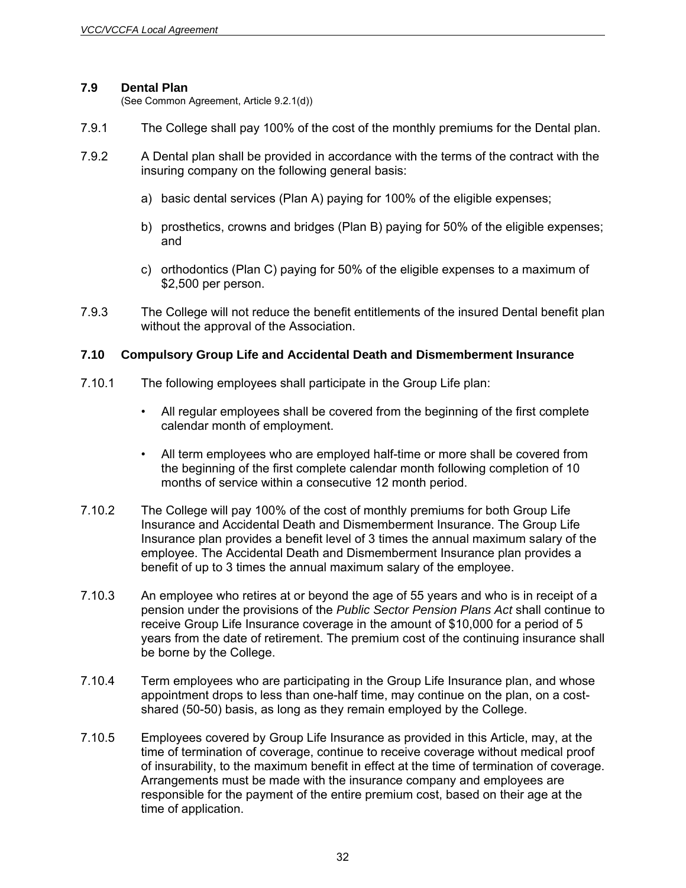### 7.9 Dental Plan

(See Common Agreement, Article 9.2.1(d))

7.9.1 The College shall pay 100% of the cost of the monthly premiums for the Dental plan.

7.9.2 A Dental plan shall be provided in accordance with the terms of the contract with the insuring company on the following general basis:

a) basic dental services (Plan A) paying for 100% of the eligible expenses;

b) prosthetics, crowns and bridges (Plan B) paying for 50% of the eligible expenses; and

c) orthodontics (Plan C) paying for 50% of the eligible expenses to a maximum of $2,500 per person.

7.9.3 The College will not reduce the benefit entitlements of the insured Dental benefit plan without the approval of the Association.

### 7.10 Compulsory Group Life and Accidental Death and Dismemberment Insurance

7.10.1 The following employees shall participate in the Group Life plan:

- All regular employees shall be covered from the beginning of the first complete calendar month of employment.
- All term employees who are employed half-time or more shall be covered from the beginning of the first complete calendar month following completion of 10 months of service within a consecutive 12 month period.

7.10.2 The College will pay 100% of the cost of monthly premiums for both Group Life Insurance and Accidental Death and Dismemberment Insurance. The Group Life Insurance plan provides a benefit level of 3 times the annual maximum salary of the employee. The Accidental Death and Dismemberment Insurance plan provides a benefit of up to 3 times the annual maximum salary of the employee.

7.10.3 An employee who retires at or beyond the age of 55 years and who is in receipt of a pension under the provisions of the *Public Sector Pension Plans Act* shall continue to receive Group Life Insurance coverage in the amount of $10,000 for a period of 5 years from the date of retirement. The premium cost of the continuing insurance shall be borne by the College.

7.10.4 Term employees who are participating in the Group Life Insurance plan, and whose appointment drops to less than one-half time, may continue on the plan, on a cost-shared (50-50) basis, as long as they remain employed by the College.

7.10.5 Employees covered by Group Life Insurance as provided in this Article, may, at the time of termination of coverage, continue to receive coverage without medical proof of insurability, to the maximum benefit in effect at the time of termination of coverage. Arrangements must be made with the insurance company and employees are responsible for the payment of the entire premium cost, based on their age at the time of application.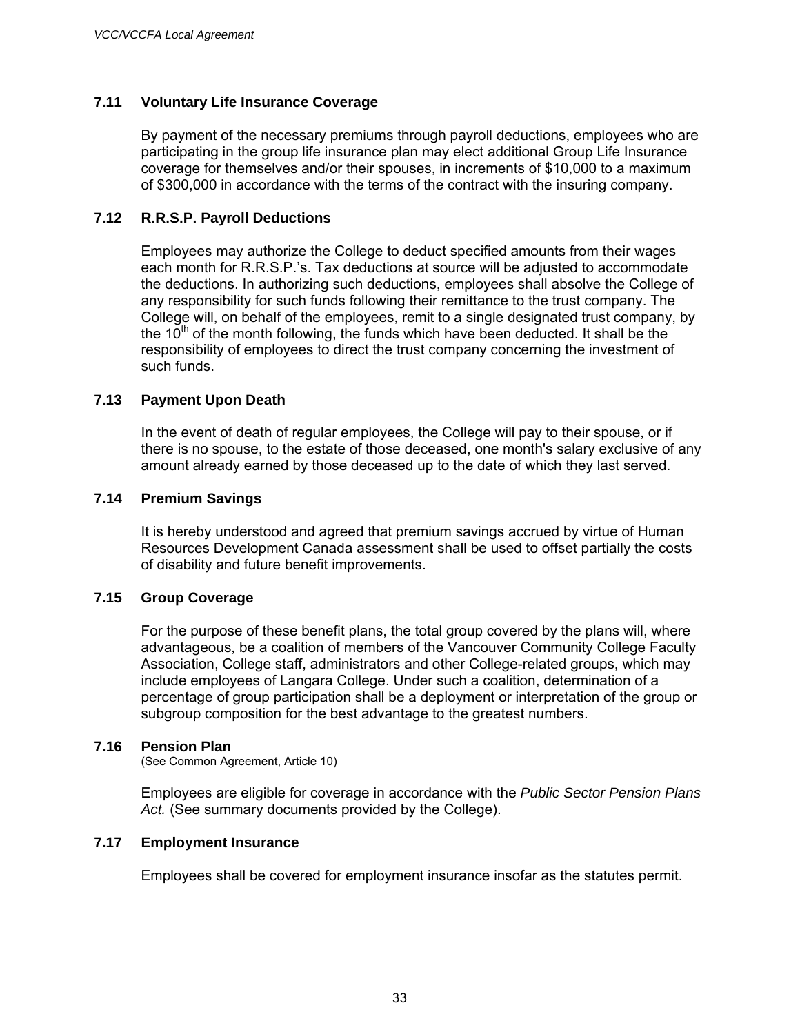### 7.11 Voluntary Life Insurance Coverage

By payment of the necessary premiums through payroll deductions, employees who are participating in the group life insurance plan may elect additional Group Life Insurance coverage for themselves and/or their spouses, in increments of $10,000 to a maximum of $300,000 in accordance with the terms of the contract with the insuring company.

### 7.12 R.R.S.P. Payroll Deductions

Employees may authorize the College to deduct specified amounts from their wages each month for R.R.S.P.'s. Tax deductions at source will be adjusted to accommodate the deductions. In authorizing such deductions, employees shall absolve the College of any responsibility for such funds following their remittance to the trust company. The College will, on behalf of the employees, remit to a single designated trust company, by the 10th of the month following, the funds which have been deducted. It shall be the responsibility of employees to direct the trust company concerning the investment of such funds.

### 7.13 Payment Upon Death

In the event of death of regular employees, the College will pay to their spouse, or if there is no spouse, to the estate of those deceased, one month's salary exclusive of any amount already earned by those deceased up to the date of which they last served.

### 7.14 Premium Savings

It is hereby understood and agreed that premium savings accrued by virtue of Human Resources Development Canada assessment shall be used to offset partially the costs of disability and future benefit improvements.

### 7.15 Group Coverage

For the purpose of these benefit plans, the total group covered by the plans will, where advantageous, be a coalition of members of the Vancouver Community College Faculty Association, College staff, administrators and other College-related groups, which may include employees of Langara College. Under such a coalition, determination of a percentage of group participation shall be a deployment or interpretation of the group or subgroup composition for the best advantage to the greatest numbers.

### 7.16 Pension Plan

(See Common Agreement, Article 10)

Employees are eligible for coverage in accordance with the *Public Sector Pension Plans Act.* (See summary documents provided by the College).

### 7.17 Employment Insurance

Employees shall be covered for employment insurance insofar as the statutes permit.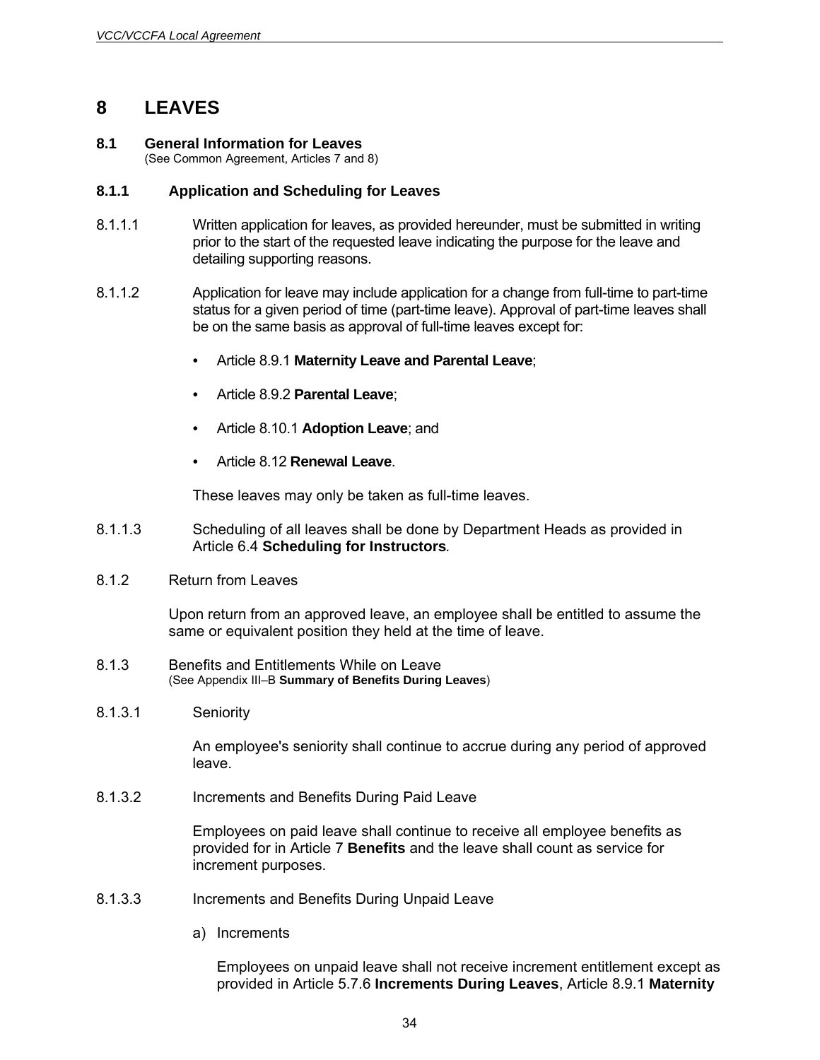# 8 LEAVES

## 8.1 General Information for Leaves

(See Common Agreement, Articles 7 and 8)

### 8.1.1 Application and Scheduling for Leaves

8.1.1.1 Written application for leaves, as provided hereunder, must be submitted in writing prior to the start of the requested leave indicating the purpose for the leave and detailing supporting reasons.

8.1.1.2 Application for leave may include application for a change from full-time to part-time status for a given period of time (part-time leave). Approval of part-time leaves shall be on the same basis as approval of full-time leaves except for:

- Article 8.9.1 **Maternity Leave and Parental Leave**;
- Article 8.9.2 **Parental Leave**;
- Article 8.10.1 **Adoption Leave**; and
- Article 8.12 **Renewal Leave**.

These leaves may only be taken as full-time leaves.

8.1.1.3 Scheduling of all leaves shall be done by Department Heads as provided in Article 6.4 **Scheduling for Instructors***.*

8.1.2 Return from Leaves

Upon return from an approved leave, an employee shall be entitled to assume the same or equivalent position they held at the time of leave.

8.1.3 Benefits and Entitlements While on Leave
(See Appendix III–B **Summary of Benefits During Leaves**)

8.1.3.1 Seniority

An employee's seniority shall continue to accrue during any period of approved leave.

8.1.3.2 Increments and Benefits During Paid Leave

Employees on paid leave shall continue to receive all employee benefits as provided for in Article 7 **Benefits** and the leave shall count as service for increment purposes.

8.1.3.3 Increments and Benefits During Unpaid Leave

a) Increments

Employees on unpaid leave shall not receive increment entitlement except as provided in Article 5.7.6 **Increments During Leaves**, Article 8.9.1 **Maternity**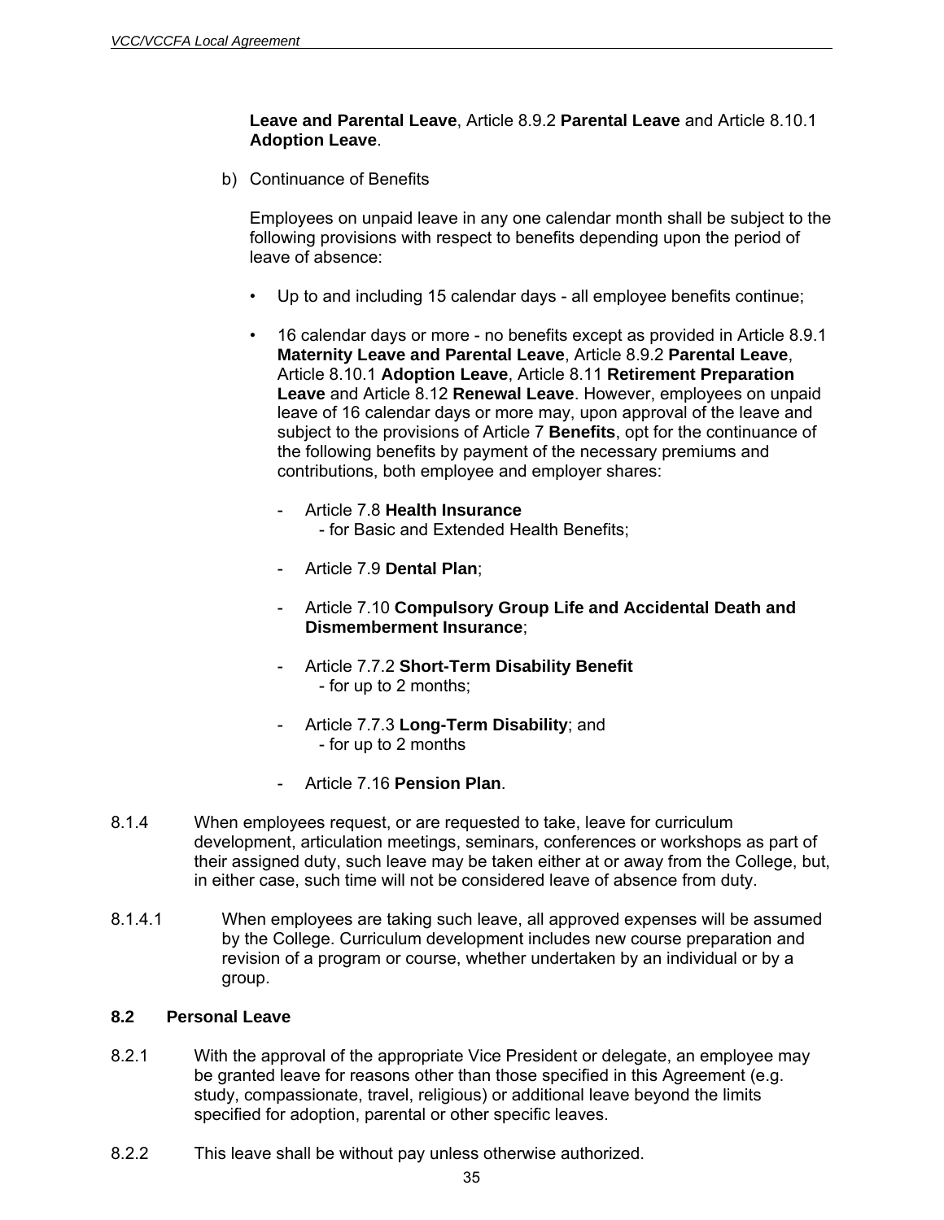**Leave and Parental Leave**, Article 8.9.2 **Parental Leave** and Article 8.10.1 **Adoption Leave**.

b) Continuance of Benefits

Employees on unpaid leave in any one calendar month shall be subject to the following provisions with respect to benefits depending upon the period of leave of absence:

- Up to and including 15 calendar days - all employee benefits continue;
- 16 calendar days or more - no benefits except as provided in Article 8.9.1 **Maternity Leave and Parental Leave**, Article 8.9.2 **Parental Leave**, Article 8.10.1 **Adoption Leave**, Article 8.11 **Retirement Preparation Leave** and Article 8.12 **Renewal Leave**. However, employees on unpaid leave of 16 calendar days or more may, upon approval of the leave and subject to the provisions of Article 7 **Benefits**, opt for the continuance of the following benefits by payment of the necessary premiums and contributions, both employee and employer shares:
    - Article 7.8 **Health Insurance**
      - for Basic and Extended Health Benefits;
    - Article 7.9 **Dental Plan**;
    - Article 7.10 **Compulsory Group Life and Accidental Death and Dismemberment Insurance**;
    - Article 7.7.2 **Short-Term Disability Benefit**
      - for up to 2 months;
    - Article 7.7.3 **Long-Term Disability**; and
      - for up to 2 months
    - Article 7.16 **Pension Plan**.

8.1.4 When employees request, or are requested to take, leave for curriculum development, articulation meetings, seminars, conferences or workshops as part of their assigned duty, such leave may be taken either at or away from the College, but, in either case, such time will not be considered leave of absence from duty.

8.1.4.1 When employees are taking such leave, all approved expenses will be assumed by the College. Curriculum development includes new course preparation and revision of a program or course, whether undertaken by an individual or by a group.

### 8.2 Personal Leave

8.2.1 With the approval of the appropriate Vice President or delegate, an employee may be granted leave for reasons other than those specified in this Agreement (e.g. study, compassionate, travel, religious) or additional leave beyond the limits specified for adoption, parental or other specific leaves.

8.2.2 This leave shall be without pay unless otherwise authorized.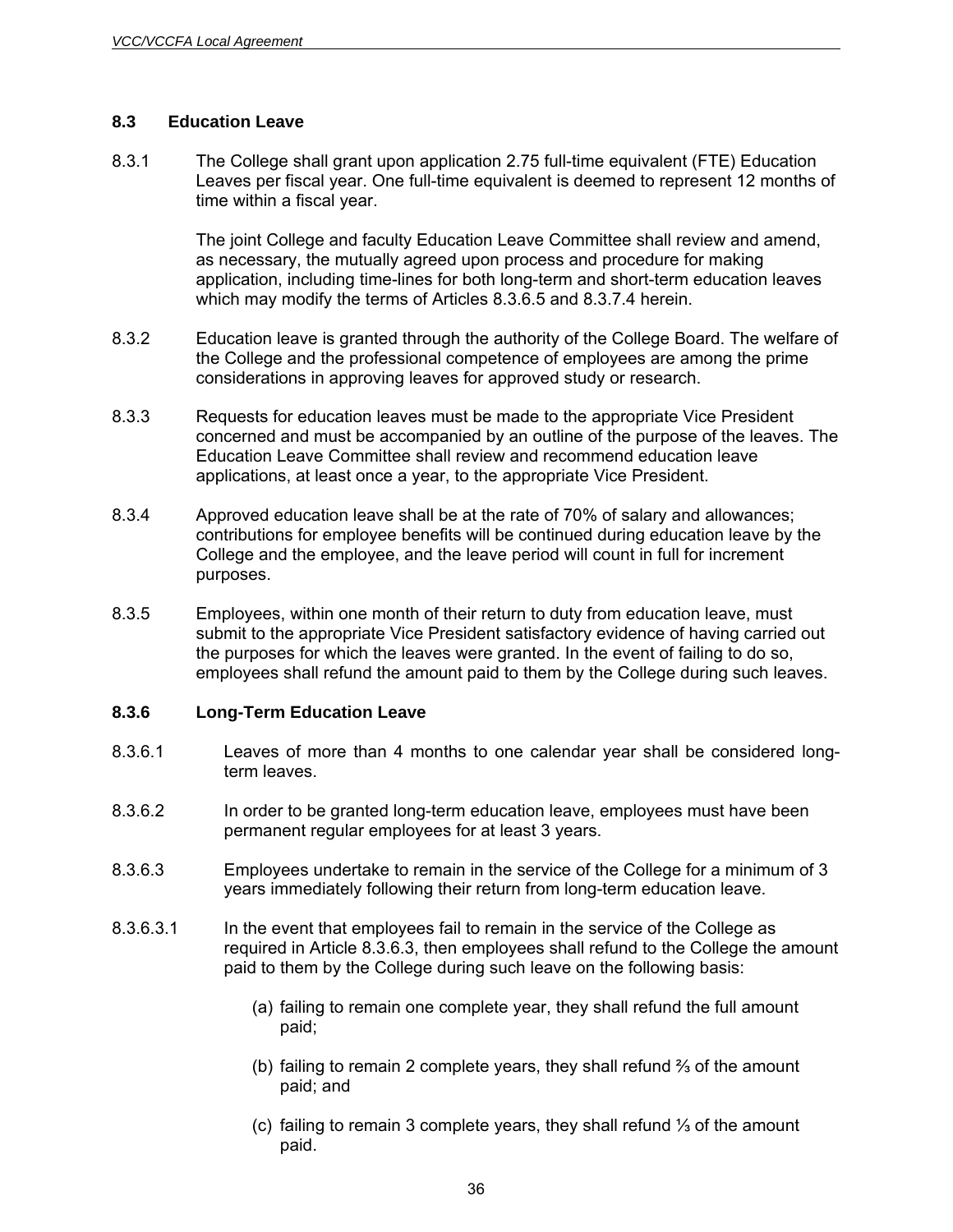### 8.3 Education Leave

8.3.1 The College shall grant upon application 2.75 full-time equivalent (FTE) Education Leaves per fiscal year. One full-time equivalent is deemed to represent 12 months of time within a fiscal year.

The joint College and faculty Education Leave Committee shall review and amend, as necessary, the mutually agreed upon process and procedure for making application, including time-lines for both long-term and short-term education leaves which may modify the terms of Articles 8.3.6.5 and 8.3.7.4 herein.

8.3.2 Education leave is granted through the authority of the College Board. The welfare of the College and the professional competence of employees are among the prime considerations in approving leaves for approved study or research.

8.3.3 Requests for education leaves must be made to the appropriate Vice President concerned and must be accompanied by an outline of the purpose of the leaves. The Education Leave Committee shall review and recommend education leave applications, at least once a year, to the appropriate Vice President.

8.3.4 Approved education leave shall be at the rate of 70% of salary and allowances; contributions for employee benefits will be continued during education leave by the College and the employee, and the leave period will count in full for increment purposes.

8.3.5 Employees, within one month of their return to duty from education leave, must submit to the appropriate Vice President satisfactory evidence of having carried out the purposes for which the leaves were granted. In the event of failing to do so, employees shall refund the amount paid to them by the College during such leaves.

#### 8.3.6 Long-Term Education Leave

8.3.6.1 Leaves of more than 4 months to one calendar year shall be considered long-term leaves.

8.3.6.2 In order to be granted long-term education leave, employees must have been permanent regular employees for at least 3 years.

8.3.6.3 Employees undertake to remain in the service of the College for a minimum of 3 years immediately following their return from long-term education leave.

8.3.6.3.1 In the event that employees fail to remain in the service of the College as required in Article 8.3.6.3, then employees shall refund to the College the amount paid to them by the College during such leave on the following basis:

(a) failing to remain one complete year, they shall refund the full amount paid;

(b) failing to remain 2 complete years, they shall refund ⅔ of the amount paid; and

(c) failing to remain 3 complete years, they shall refund ⅓ of the amount paid.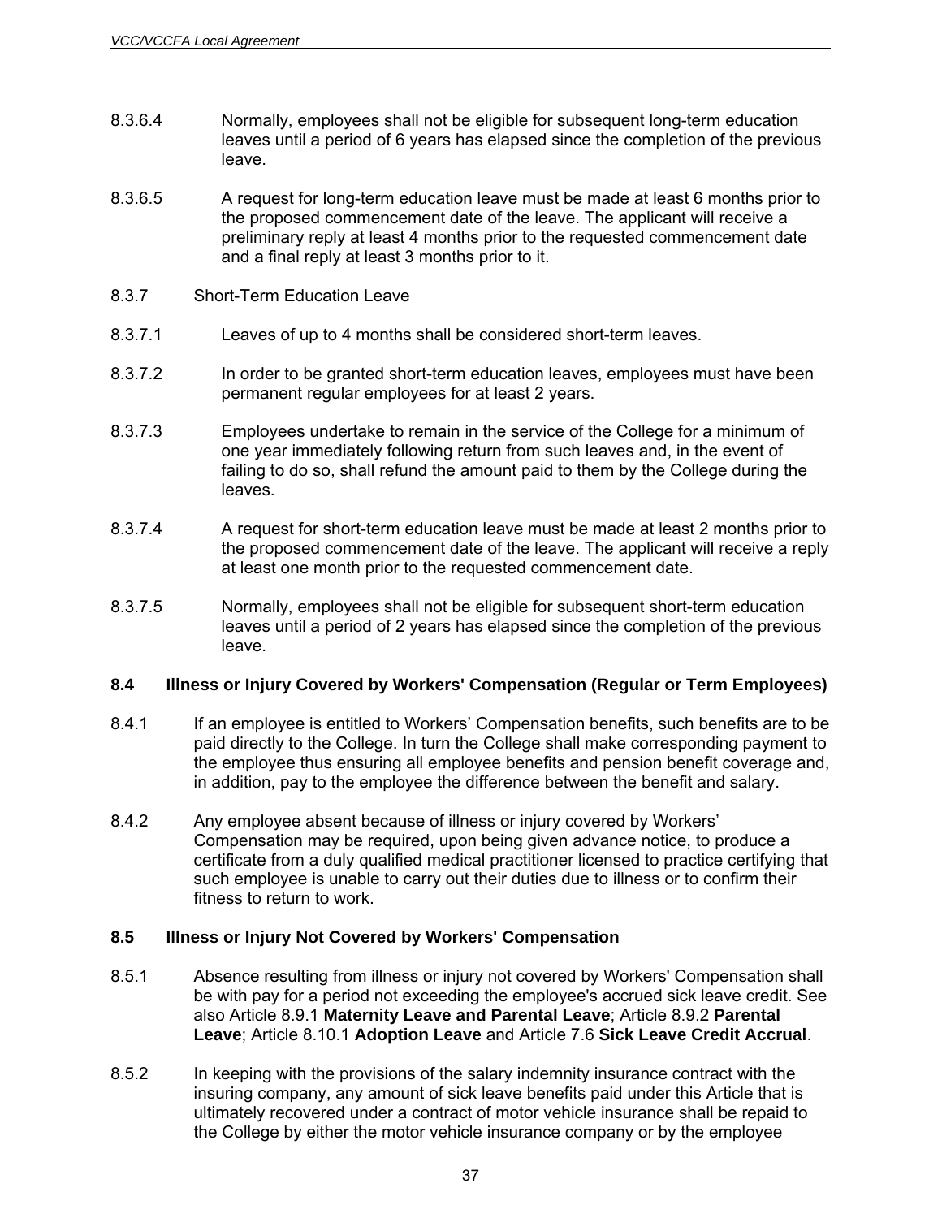8.3.6.4 Normally, employees shall not be eligible for subsequent long-term education leaves until a period of 6 years has elapsed since the completion of the previous leave.

8.3.6.5 A request for long-term education leave must be made at least 6 months prior to the proposed commencement date of the leave. The applicant will receive a preliminary reply at least 4 months prior to the requested commencement date and a final reply at least 3 months prior to it.

8.3.7 Short-Term Education Leave

8.3.7.1 Leaves of up to 4 months shall be considered short-term leaves.

8.3.7.2 In order to be granted short-term education leaves, employees must have been permanent regular employees for at least 2 years.

8.3.7.3 Employees undertake to remain in the service of the College for a minimum of one year immediately following return from such leaves and, in the event of failing to do so, shall refund the amount paid to them by the College during the leaves.

8.3.7.4 A request for short-term education leave must be made at least 2 months prior to the proposed commencement date of the leave. The applicant will receive a reply at least one month prior to the requested commencement date.

8.3.7.5 Normally, employees shall not be eligible for subsequent short-term education leaves until a period of 2 years has elapsed since the completion of the previous leave.

### 8.4 Illness or Injury Covered by Workers' Compensation (Regular or Term Employees)

8.4.1 If an employee is entitled to Workers' Compensation benefits, such benefits are to be paid directly to the College. In turn the College shall make corresponding payment to the employee thus ensuring all employee benefits and pension benefit coverage and, in addition, pay to the employee the difference between the benefit and salary.

8.4.2 Any employee absent because of illness or injury covered by Workers' Compensation may be required, upon being given advance notice, to produce a certificate from a duly qualified medical practitioner licensed to practice certifying that such employee is unable to carry out their duties due to illness or to confirm their fitness to return to work.

### 8.5 Illness or Injury Not Covered by Workers' Compensation

8.5.1 Absence resulting from illness or injury not covered by Workers' Compensation shall be with pay for a period not exceeding the employee's accrued sick leave credit. See also Article 8.9.1 **Maternity Leave and Parental Leave**; Article 8.9.2 **Parental Leave**; Article 8.10.1 **Adoption Leave** and Article 7.6 **Sick Leave Credit Accrual**.

8.5.2 In keeping with the provisions of the salary indemnity insurance contract with the insuring company, any amount of sick leave benefits paid under this Article that is ultimately recovered under a contract of motor vehicle insurance shall be repaid to the College by either the motor vehicle insurance company or by the employee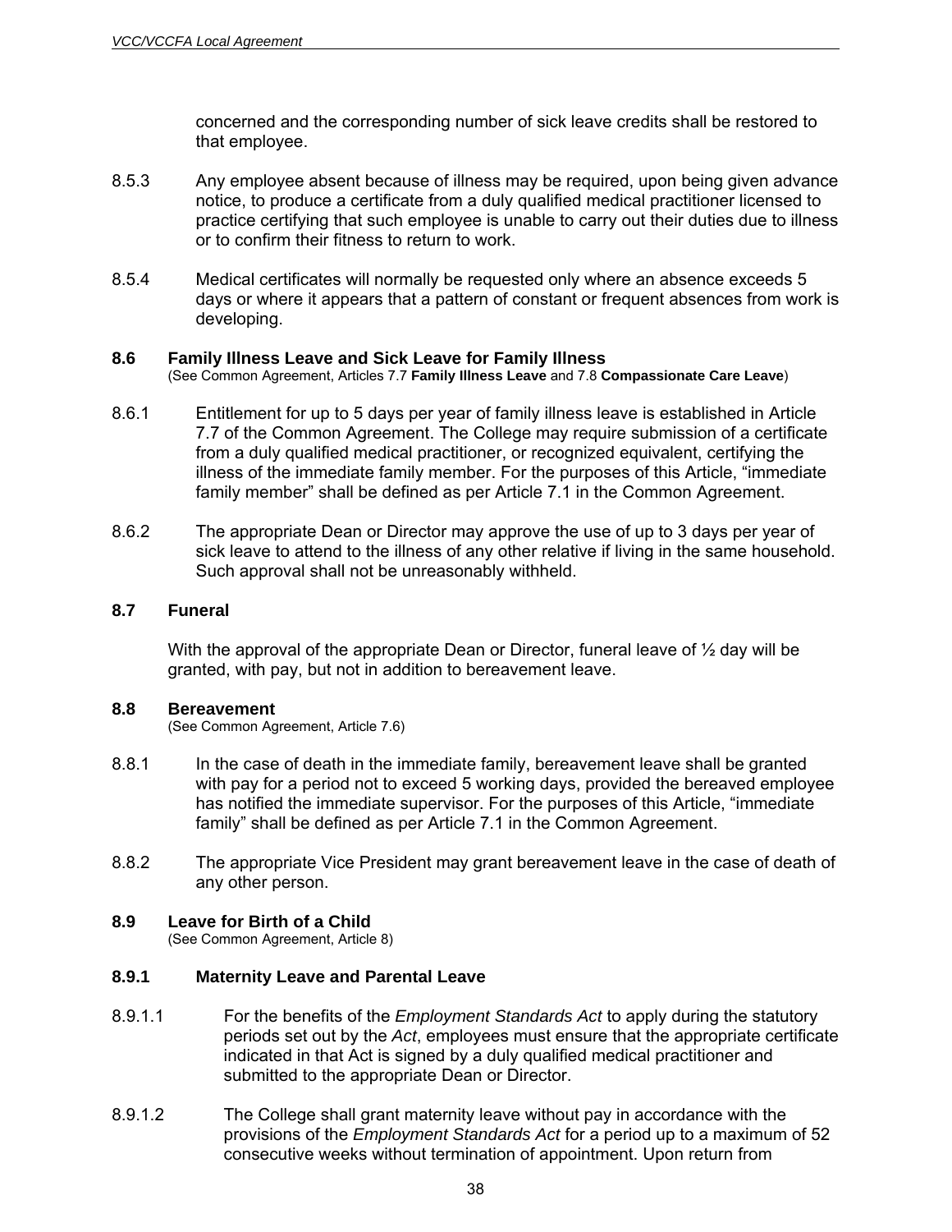concerned and the corresponding number of sick leave credits shall be restored to that employee.

8.5.3 Any employee absent because of illness may be required, upon being given advance notice, to produce a certificate from a duly qualified medical practitioner licensed to practice certifying that such employee is unable to carry out their duties due to illness or to confirm their fitness to return to work.

8.5.4 Medical certificates will normally be requested only where an absence exceeds 5 days or where it appears that a pattern of constant or frequent absences from work is developing.

### 8.6 Family Illness Leave and Sick Leave for Family Illness

(See Common Agreement, Articles 7.7 **Family Illness Leave** and 7.8 **Compassionate Care Leave**)

8.6.1 Entitlement for up to 5 days per year of family illness leave is established in Article 7.7 of the Common Agreement. The College may require submission of a certificate from a duly qualified medical practitioner, or recognized equivalent, certifying the illness of the immediate family member. For the purposes of this Article, "immediate family member" shall be defined as per Article 7.1 in the Common Agreement.

8.6.2 The appropriate Dean or Director may approve the use of up to 3 days per year of sick leave to attend to the illness of any other relative if living in the same household. Such approval shall not be unreasonably withheld.

### 8.7 Funeral

With the approval of the appropriate Dean or Director, funeral leave of ½ day will be granted, with pay, but not in addition to bereavement leave.

### 8.8 Bereavement

(See Common Agreement, Article 7.6)

8.8.1 In the case of death in the immediate family, bereavement leave shall be granted with pay for a period not to exceed 5 working days, provided the bereaved employee has notified the immediate supervisor. For the purposes of this Article, "immediate family" shall be defined as per Article 7.1 in the Common Agreement.

8.8.2 The appropriate Vice President may grant bereavement leave in the case of death of any other person.

### 8.9 Leave for Birth of a Child

(See Common Agreement, Article 8)

#### 8.9.1 Maternity Leave and Parental Leave

8.9.1.1 For the benefits of the *Employment Standards Act* to apply during the statutory periods set out by the *Act*, employees must ensure that the appropriate certificate indicated in that Act is signed by a duly qualified medical practitioner and submitted to the appropriate Dean or Director.

8.9.1.2 The College shall grant maternity leave without pay in accordance with the provisions of the *Employment Standards Act* for a period up to a maximum of 52 consecutive weeks without termination of appointment. Upon return from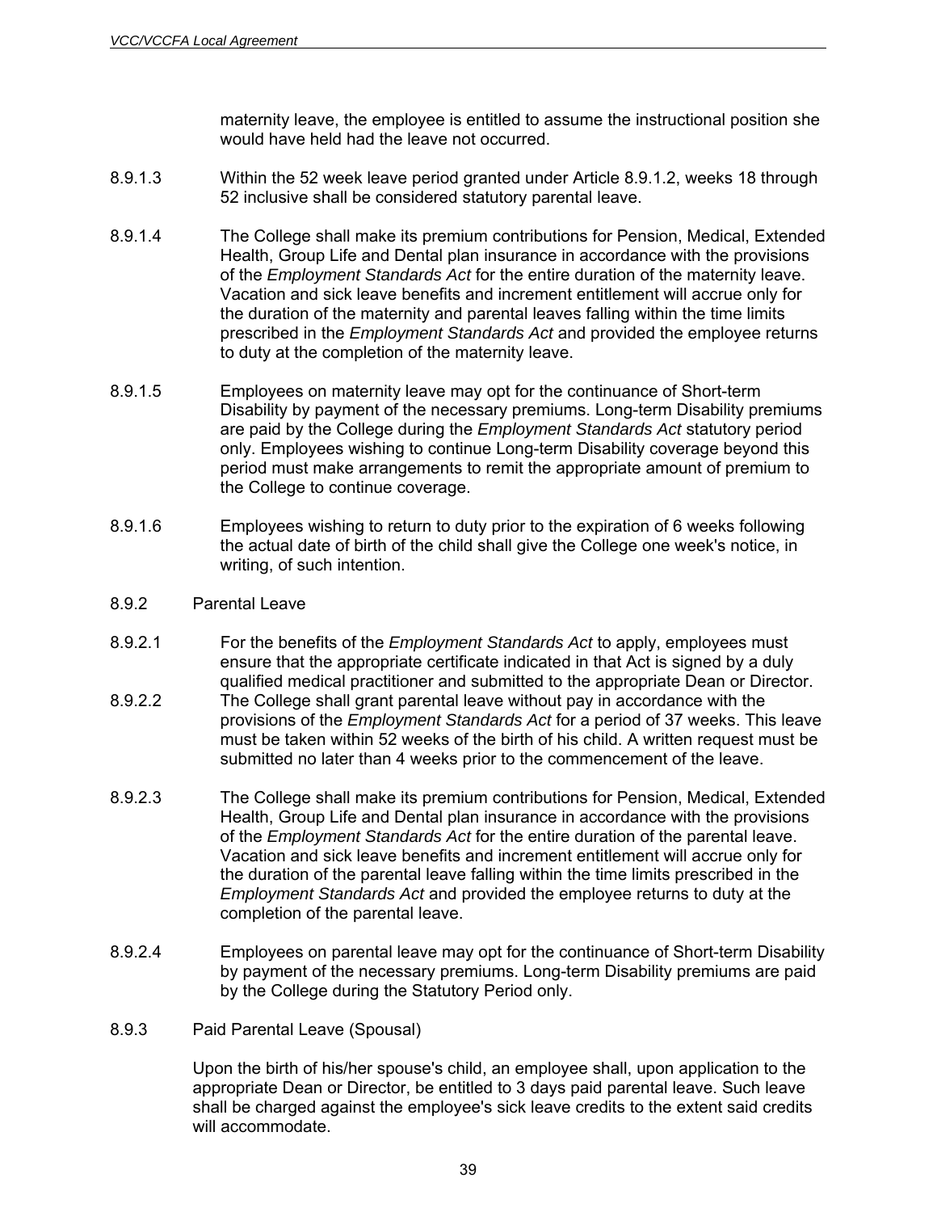maternity leave, the employee is entitled to assume the instructional position she would have held had the leave not occurred.

8.9.1.3 Within the 52 week leave period granted under Article 8.9.1.2, weeks 18 through 52 inclusive shall be considered statutory parental leave.

8.9.1.4 The College shall make its premium contributions for Pension, Medical, Extended Health, Group Life and Dental plan insurance in accordance with the provisions of the *Employment Standards Act* for the entire duration of the maternity leave. Vacation and sick leave benefits and increment entitlement will accrue only for the duration of the maternity and parental leaves falling within the time limits prescribed in the *Employment Standards Act* and provided the employee returns to duty at the completion of the maternity leave.

8.9.1.5 Employees on maternity leave may opt for the continuance of Short-term Disability by payment of the necessary premiums. Long-term Disability premiums are paid by the College during the *Employment Standards Act* statutory period only. Employees wishing to continue Long-term Disability coverage beyond this period must make arrangements to remit the appropriate amount of premium to the College to continue coverage.

8.9.1.6 Employees wishing to return to duty prior to the expiration of 6 weeks following the actual date of birth of the child shall give the College one week's notice, in writing, of such intention.

8.9.2 Parental Leave

8.9.2.1 For the benefits of the *Employment Standards Act* to apply, employees must ensure that the appropriate certificate indicated in that Act is signed by a duly qualified medical practitioner and submitted to the appropriate Dean or Director.

8.9.2.2 The College shall grant parental leave without pay in accordance with the provisions of the *Employment Standards Act* for a period of 37 weeks. This leave must be taken within 52 weeks of the birth of his child. A written request must be submitted no later than 4 weeks prior to the commencement of the leave.

8.9.2.3 The College shall make its premium contributions for Pension, Medical, Extended Health, Group Life and Dental plan insurance in accordance with the provisions of the *Employment Standards Act* for the entire duration of the parental leave. Vacation and sick leave benefits and increment entitlement will accrue only for the duration of the parental leave falling within the time limits prescribed in the *Employment Standards Act* and provided the employee returns to duty at the completion of the parental leave.

8.9.2.4 Employees on parental leave may opt for the continuance of Short-term Disability by payment of the necessary premiums. Long-term Disability premiums are paid by the College during the Statutory Period only.

8.9.3 Paid Parental Leave (Spousal)

Upon the birth of his/her spouse's child, an employee shall, upon application to the appropriate Dean or Director, be entitled to 3 days paid parental leave. Such leave shall be charged against the employee's sick leave credits to the extent said credits will accommodate.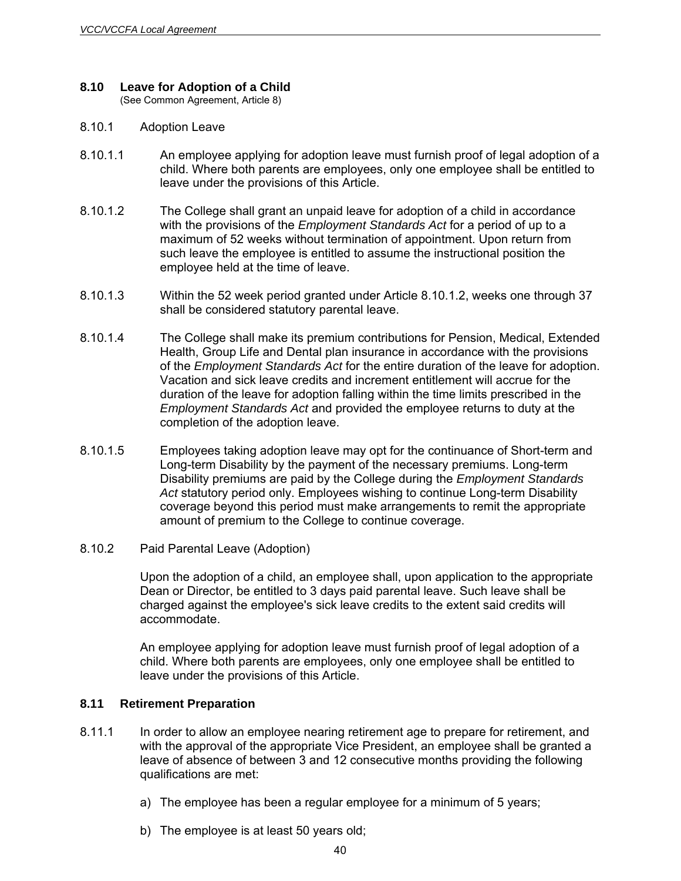## 8.10 Leave for Adoption of a Child

(See Common Agreement, Article 8)

8.10.1 Adoption Leave

8.10.1.1 An employee applying for adoption leave must furnish proof of legal adoption of a child. Where both parents are employees, only one employee shall be entitled to leave under the provisions of this Article.

8.10.1.2 The College shall grant an unpaid leave for adoption of a child in accordance with the provisions of the *Employment Standards Act* for a period of up to a maximum of 52 weeks without termination of appointment. Upon return from such leave the employee is entitled to assume the instructional position the employee held at the time of leave.

8.10.1.3 Within the 52 week period granted under Article 8.10.1.2, weeks one through 37 shall be considered statutory parental leave.

8.10.1.4 The College shall make its premium contributions for Pension, Medical, Extended Health, Group Life and Dental plan insurance in accordance with the provisions of the *Employment Standards Act* for the entire duration of the leave for adoption. Vacation and sick leave credits and increment entitlement will accrue for the duration of the leave for adoption falling within the time limits prescribed in the *Employment Standards Act* and provided the employee returns to duty at the completion of the adoption leave.

8.10.1.5 Employees taking adoption leave may opt for the continuance of Short-term and Long-term Disability by the payment of the necessary premiums. Long-term Disability premiums are paid by the College during the *Employment Standards Act* statutory period only. Employees wishing to continue Long-term Disability coverage beyond this period must make arrangements to remit the appropriate amount of premium to the College to continue coverage.

8.10.2 Paid Parental Leave (Adoption)

Upon the adoption of a child, an employee shall, upon application to the appropriate Dean or Director, be entitled to 3 days paid parental leave. Such leave shall be charged against the employee's sick leave credits to the extent said credits will accommodate.

An employee applying for adoption leave must furnish proof of legal adoption of a child. Where both parents are employees, only one employee shall be entitled to leave under the provisions of this Article.

## 8.11 Retirement Preparation

8.11.1 In order to allow an employee nearing retirement age to prepare for retirement, and with the approval of the appropriate Vice President, an employee shall be granted a leave of absence of between 3 and 12 consecutive months providing the following qualifications are met:

a) The employee has been a regular employee for a minimum of 5 years;

b) The employee is at least 50 years old;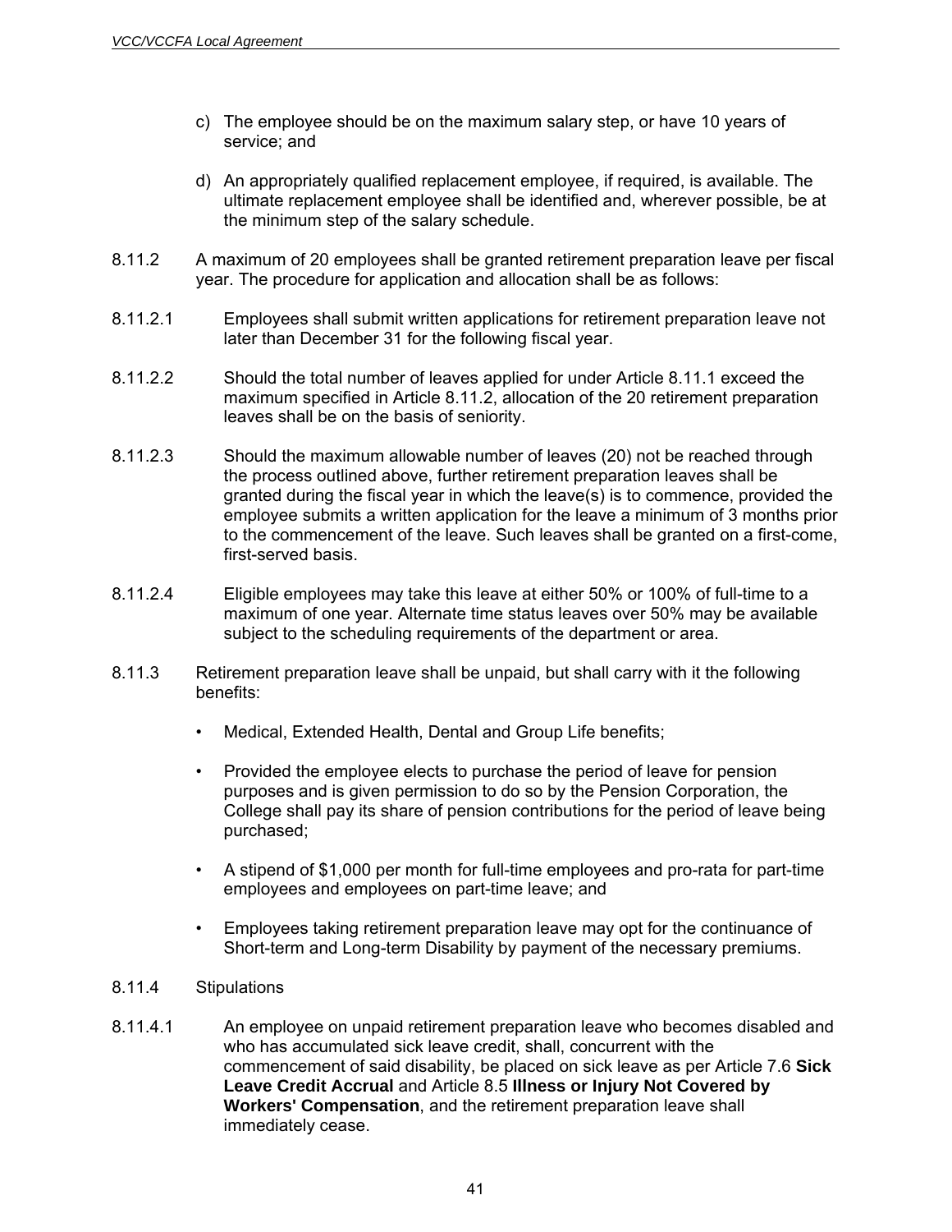c) The employee should be on the maximum salary step, or have 10 years of service; and

d) An appropriately qualified replacement employee, if required, is available. The ultimate replacement employee shall be identified and, wherever possible, be at the minimum step of the salary schedule.

8.11.2 A maximum of 20 employees shall be granted retirement preparation leave per fiscal year. The procedure for application and allocation shall be as follows:

8.11.2.1 Employees shall submit written applications for retirement preparation leave not later than December 31 for the following fiscal year.

8.11.2.2 Should the total number of leaves applied for under Article 8.11.1 exceed the maximum specified in Article 8.11.2, allocation of the 20 retirement preparation leaves shall be on the basis of seniority.

8.11.2.3 Should the maximum allowable number of leaves (20) not be reached through the process outlined above, further retirement preparation leaves shall be granted during the fiscal year in which the leave(s) is to commence, provided the employee submits a written application for the leave a minimum of 3 months prior to the commencement of the leave. Such leaves shall be granted on a first-come, first-served basis.

8.11.2.4 Eligible employees may take this leave at either 50% or 100% of full-time to a maximum of one year. Alternate time status leaves over 50% may be available subject to the scheduling requirements of the department or area.

8.11.3 Retirement preparation leave shall be unpaid, but shall carry with it the following benefits:

- Medical, Extended Health, Dental and Group Life benefits;
- Provided the employee elects to purchase the period of leave for pension purposes and is given permission to do so by the Pension Corporation, the College shall pay its share of pension contributions for the period of leave being purchased;
- A stipend of $1,000 per month for full-time employees and pro-rata for part-time employees and employees on part-time leave; and
- Employees taking retirement preparation leave may opt for the continuance of Short-term and Long-term Disability by payment of the necessary premiums.

8.11.4 Stipulations

8.11.4.1 An employee on unpaid retirement preparation leave who becomes disabled and who has accumulated sick leave credit, shall, concurrent with the commencement of said disability, be placed on sick leave as per Article 7.6 **Sick Leave Credit Accrual** and Article 8.5 **Illness or Injury Not Covered by Workers' Compensation**, and the retirement preparation leave shall immediately cease.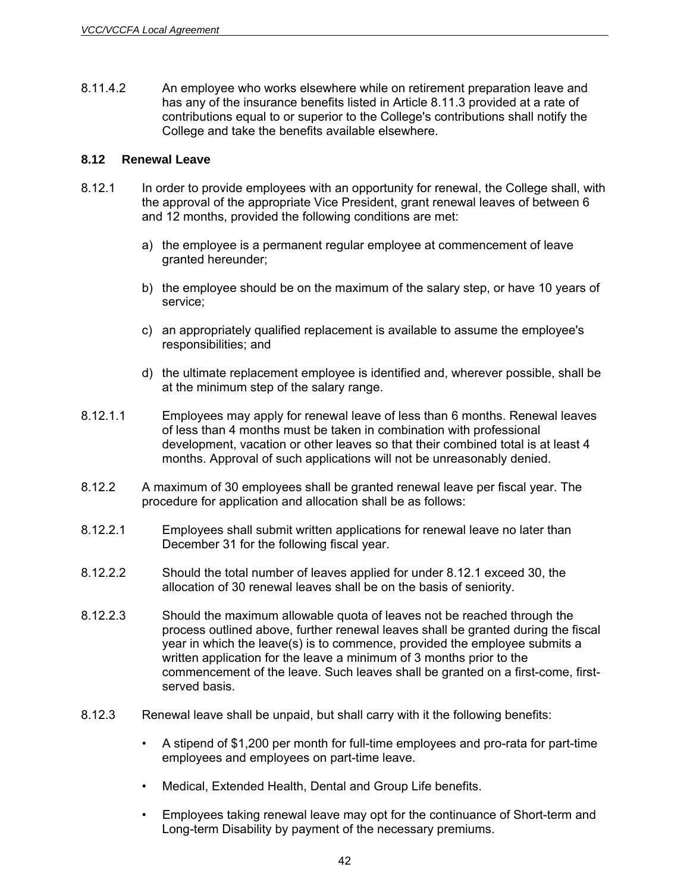8.11.4.2 An employee who works elsewhere while on retirement preparation leave and has any of the insurance benefits listed in Article 8.11.3 provided at a rate of contributions equal to or superior to the College's contributions shall notify the College and take the benefits available elsewhere.

### 8.12 Renewal Leave

8.12.1 In order to provide employees with an opportunity for renewal, the College shall, with the approval of the appropriate Vice President, grant renewal leaves of between 6 and 12 months, provided the following conditions are met:

a) the employee is a permanent regular employee at commencement of leave granted hereunder;

b) the employee should be on the maximum of the salary step, or have 10 years of service;

c) an appropriately qualified replacement is available to assume the employee's responsibilities; and

d) the ultimate replacement employee is identified and, wherever possible, shall be at the minimum step of the salary range.

8.12.1.1 Employees may apply for renewal leave of less than 6 months. Renewal leaves of less than 4 months must be taken in combination with professional development, vacation or other leaves so that their combined total is at least 4 months. Approval of such applications will not be unreasonably denied.

8.12.2 A maximum of 30 employees shall be granted renewal leave per fiscal year. The procedure for application and allocation shall be as follows:

8.12.2.1 Employees shall submit written applications for renewal leave no later than December 31 for the following fiscal year.

8.12.2.2 Should the total number of leaves applied for under 8.12.1 exceed 30, the allocation of 30 renewal leaves shall be on the basis of seniority.

8.12.2.3 Should the maximum allowable quota of leaves not be reached through the process outlined above, further renewal leaves shall be granted during the fiscal year in which the leave(s) is to commence, provided the employee submits a written application for the leave a minimum of 3 months prior to the commencement of the leave. Such leaves shall be granted on a first-come, first-served basis.

8.12.3 Renewal leave shall be unpaid, but shall carry with it the following benefits:

- A stipend of $1,200 per month for full-time employees and pro-rata for part-time employees and employees on part-time leave.
- Medical, Extended Health, Dental and Group Life benefits.
- Employees taking renewal leave may opt for the continuance of Short-term and Long-term Disability by payment of the necessary premiums.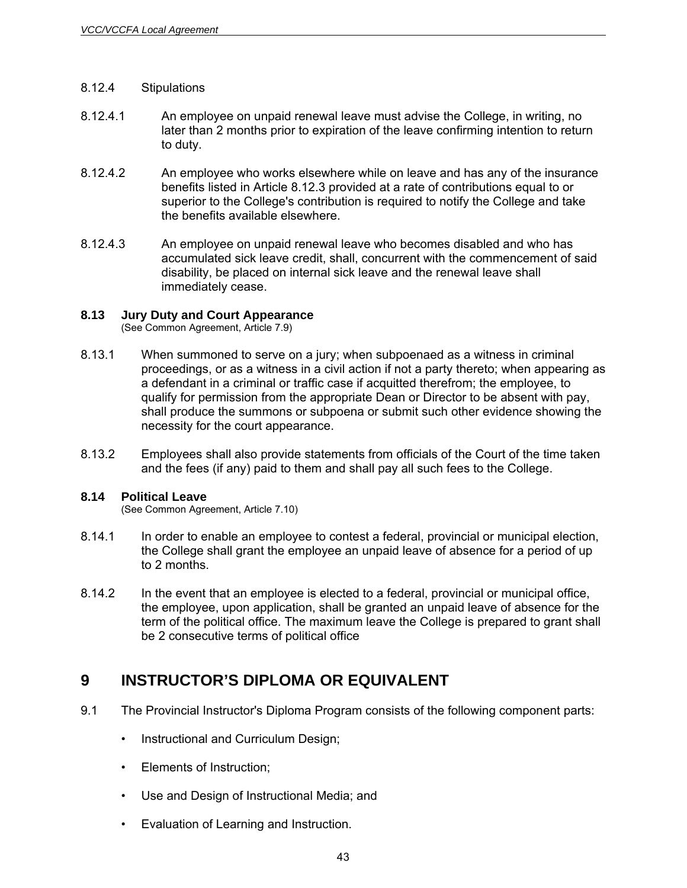8.12.4 Stipulations

8.12.4.1 An employee on unpaid renewal leave must advise the College, in writing, no later than 2 months prior to expiration of the leave confirming intention to return to duty.

8.12.4.2 An employee who works elsewhere while on leave and has any of the insurance benefits listed in Article 8.12.3 provided at a rate of contributions equal to or superior to the College's contribution is required to notify the College and take the benefits available elsewhere.

8.12.4.3 An employee on unpaid renewal leave who becomes disabled and who has accumulated sick leave credit, shall, concurrent with the commencement of said disability, be placed on internal sick leave and the renewal leave shall immediately cease.

### 8.13 Jury Duty and Court Appearance

(See Common Agreement, Article 7.9)

8.13.1 When summoned to serve on a jury; when subpoenaed as a witness in criminal proceedings, or as a witness in a civil action if not a party thereto; when appearing as a defendant in a criminal or traffic case if acquitted therefrom; the employee, to qualify for permission from the appropriate Dean or Director to be absent with pay, shall produce the summons or subpoena or submit such other evidence showing the necessity for the court appearance.

8.13.2 Employees shall also provide statements from officials of the Court of the time taken and the fees (if any) paid to them and shall pay all such fees to the College.

### 8.14 Political Leave

(See Common Agreement, Article 7.10)

8.14.1 In order to enable an employee to contest a federal, provincial or municipal election, the College shall grant the employee an unpaid leave of absence for a period of up to 2 months.

8.14.2 In the event that an employee is elected to a federal, provincial or municipal office, the employee, upon application, shall be granted an unpaid leave of absence for the term of the political office. The maximum leave the College is prepared to grant shall be 2 consecutive terms of political office

# 9 INSTRUCTOR'S DIPLOMA OR EQUIVALENT

9.1 The Provincial Instructor's Diploma Program consists of the following component parts:

- Instructional and Curriculum Design;
- Elements of Instruction;
- Use and Design of Instructional Media; and
- Evaluation of Learning and Instruction.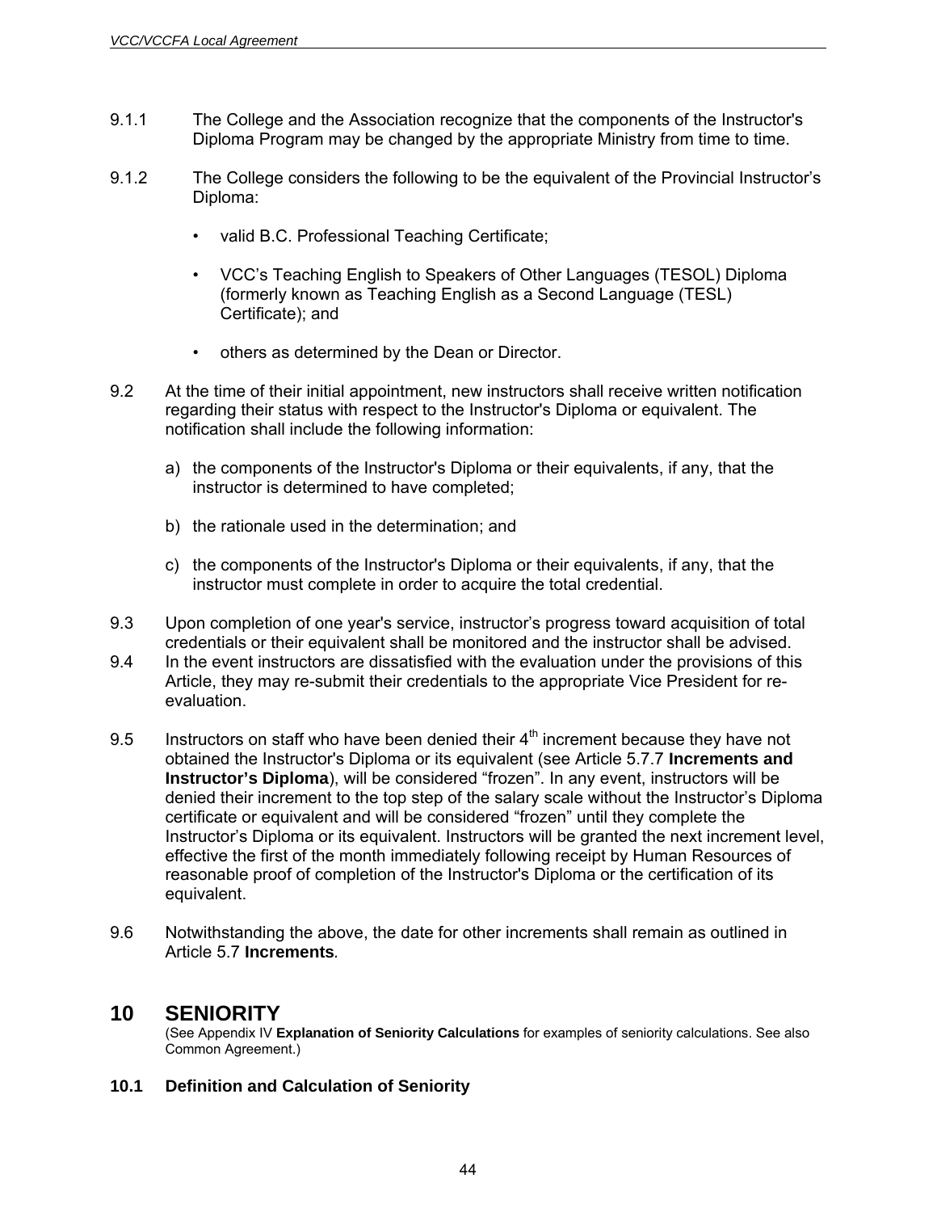9.1.1 The College and the Association recognize that the components of the Instructor's Diploma Program may be changed by the appropriate Ministry from time to time.

9.1.2 The College considers the following to be the equivalent of the Provincial Instructor's Diploma:

- valid B.C. Professional Teaching Certificate;
- VCC's Teaching English to Speakers of Other Languages (TESOL) Diploma (formerly known as Teaching English as a Second Language (TESL) Certificate); and
- others as determined by the Dean or Director.

9.2 At the time of their initial appointment, new instructors shall receive written notification regarding their status with respect to the Instructor's Diploma or equivalent. The notification shall include the following information:

a) the components of the Instructor's Diploma or their equivalents, if any, that the instructor is determined to have completed;

b) the rationale used in the determination; and

c) the components of the Instructor's Diploma or their equivalents, if any, that the instructor must complete in order to acquire the total credential.

9.3 Upon completion of one year's service, instructor's progress toward acquisition of total credentials or their equivalent shall be monitored and the instructor shall be advised.

9.4 In the event instructors are dissatisfied with the evaluation under the provisions of this Article, they may re-submit their credentials to the appropriate Vice President for re-evaluation.

9.5 Instructors on staff who have been denied their 4th increment because they have not obtained the Instructor's Diploma or its equivalent (see Article 5.7.7 **Increments and Instructor's Diploma**), will be considered "frozen". In any event, instructors will be denied their increment to the top step of the salary scale without the Instructor's Diploma certificate or equivalent and will be considered "frozen" until they complete the Instructor's Diploma or its equivalent. Instructors will be granted the next increment level, effective the first of the month immediately following receipt by Human Resources of reasonable proof of completion of the Instructor's Diploma or the certification of its equivalent.

9.6 Notwithstanding the above, the date for other increments shall remain as outlined in Article 5.7 **Increments**.

# 10 SENIORITY

(See Appendix IV **Explanation of Seniority Calculations** for examples of seniority calculations. See also Common Agreement.)

### 10.1 Definition and Calculation of Seniority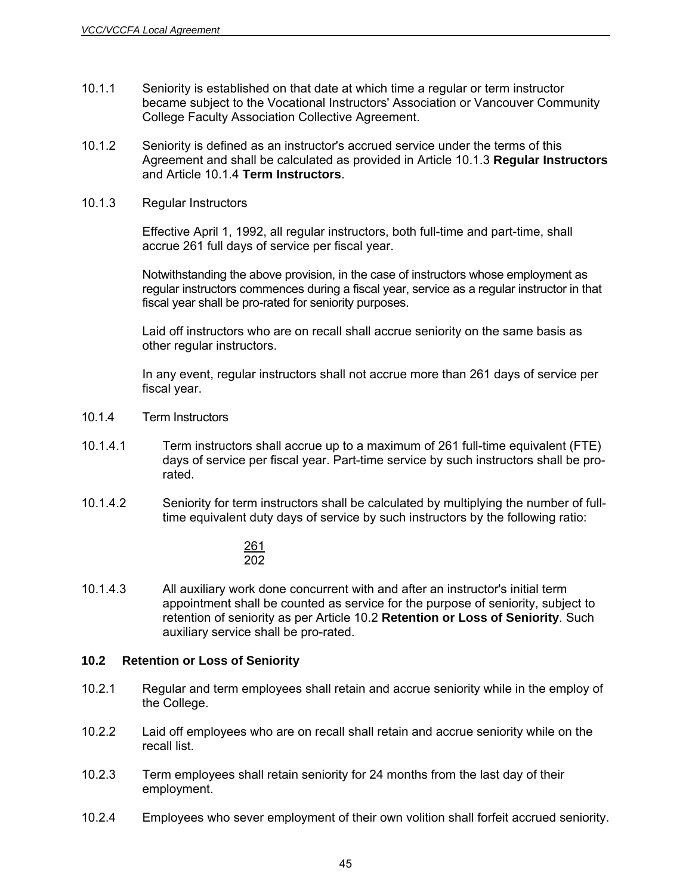10.1.1 Seniority is established on that date at which time a regular or term instructor became subject to the Vocational Instructors' Association or Vancouver Community College Faculty Association Collective Agreement.

10.1.2 Seniority is defined as an instructor's accrued service under the terms of this Agreement and shall be calculated as provided in Article 10.1.3 **Regular Instructors** and Article 10.1.4 **Term Instructors**.

10.1.3 Regular Instructors

Effective April 1, 1992, all regular instructors, both full-time and part-time, shall accrue 261 full days of service per fiscal year.

Notwithstanding the above provision, in the case of instructors whose employment as regular instructors commences during a fiscal year, service as a regular instructor in that fiscal year shall be pro-rated for seniority purposes.

Laid off instructors who are on recall shall accrue seniority on the same basis as other regular instructors.

In any event, regular instructors shall not accrue more than 261 days of service per fiscal year.

10.1.4 Term Instructors

10.1.4.1 Term instructors shall accrue up to a maximum of 261 full-time equivalent (FTE) days of service per fiscal year. Part-time service by such instructors shall be pro-rated.

10.1.4.2 Seniority for term instructors shall be calculated by multiplying the number of full-time equivalent duty days of service by such instructors by the following ratio:

$$\frac{261}{202}$$

10.1.4.3 All auxiliary work done concurrent with and after an instructor's initial term appointment shall be counted as service for the purpose of seniority, subject to retention of seniority as per Article 10.2 **Retention or Loss of Seniority**. Such auxiliary service shall be pro-rated.

### 10.2 Retention or Loss of Seniority

10.2.1 Regular and term employees shall retain and accrue seniority while in the employ of the College.

10.2.2 Laid off employees who are on recall shall retain and accrue seniority while on the recall list.

10.2.3 Term employees shall retain seniority for 24 months from the last day of their employment.

10.2.4 Employees who sever employment of their own volition shall forfeit accrued seniority.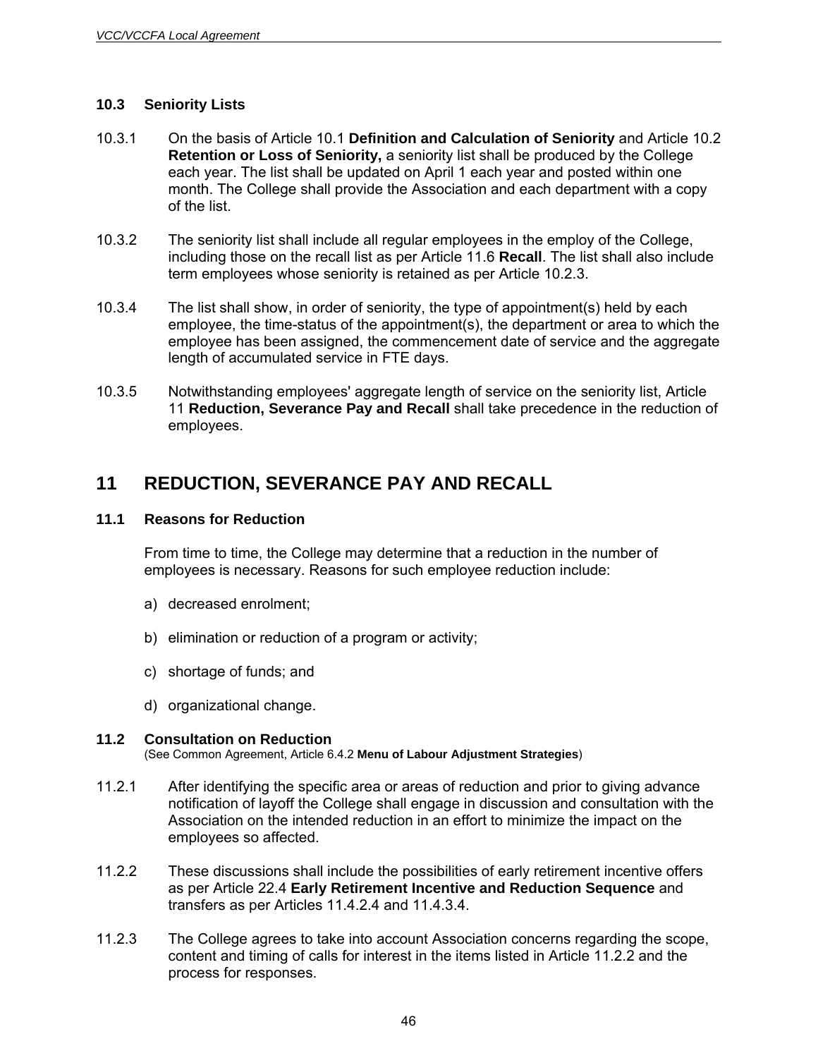### 10.3 Seniority Lists

10.3.1 On the basis of Article 10.1 **Definition and Calculation of Seniority** and Article 10.2 **Retention or Loss of Seniority,** a seniority list shall be produced by the College each year. The list shall be updated on April 1 each year and posted within one month. The College shall provide the Association and each department with a copy of the list.

10.3.2 The seniority list shall include all regular employees in the employ of the College, including those on the recall list as per Article 11.6 **Recall**. The list shall also include term employees whose seniority is retained as per Article 10.2.3.

10.3.4 The list shall show, in order of seniority, the type of appointment(s) held by each employee, the time-status of the appointment(s), the department or area to which the employee has been assigned, the commencement date of service and the aggregate length of accumulated service in FTE days.

10.3.5 Notwithstanding employees' aggregate length of service on the seniority list, Article 11 **Reduction, Severance Pay and Recall** shall take precedence in the reduction of employees.

## 11 REDUCTION, SEVERANCE PAY AND RECALL

### 11.1 Reasons for Reduction

From time to time, the College may determine that a reduction in the number of employees is necessary. Reasons for such employee reduction include:

a) decreased enrolment;

b) elimination or reduction of a program or activity;

c) shortage of funds; and

d) organizational change.

### 11.2 Consultation on Reduction

(See Common Agreement, Article 6.4.2 **Menu of Labour Adjustment Strategies**)

11.2.1 After identifying the specific area or areas of reduction and prior to giving advance notification of layoff the College shall engage in discussion and consultation with the Association on the intended reduction in an effort to minimize the impact on the employees so affected.

11.2.2 These discussions shall include the possibilities of early retirement incentive offers as per Article 22.4 **Early Retirement Incentive and Reduction Sequence** and transfers as per Articles 11.4.2.4 and 11.4.3.4.

11.2.3 The College agrees to take into account Association concerns regarding the scope, content and timing of calls for interest in the items listed in Article 11.2.2 and the process for responses.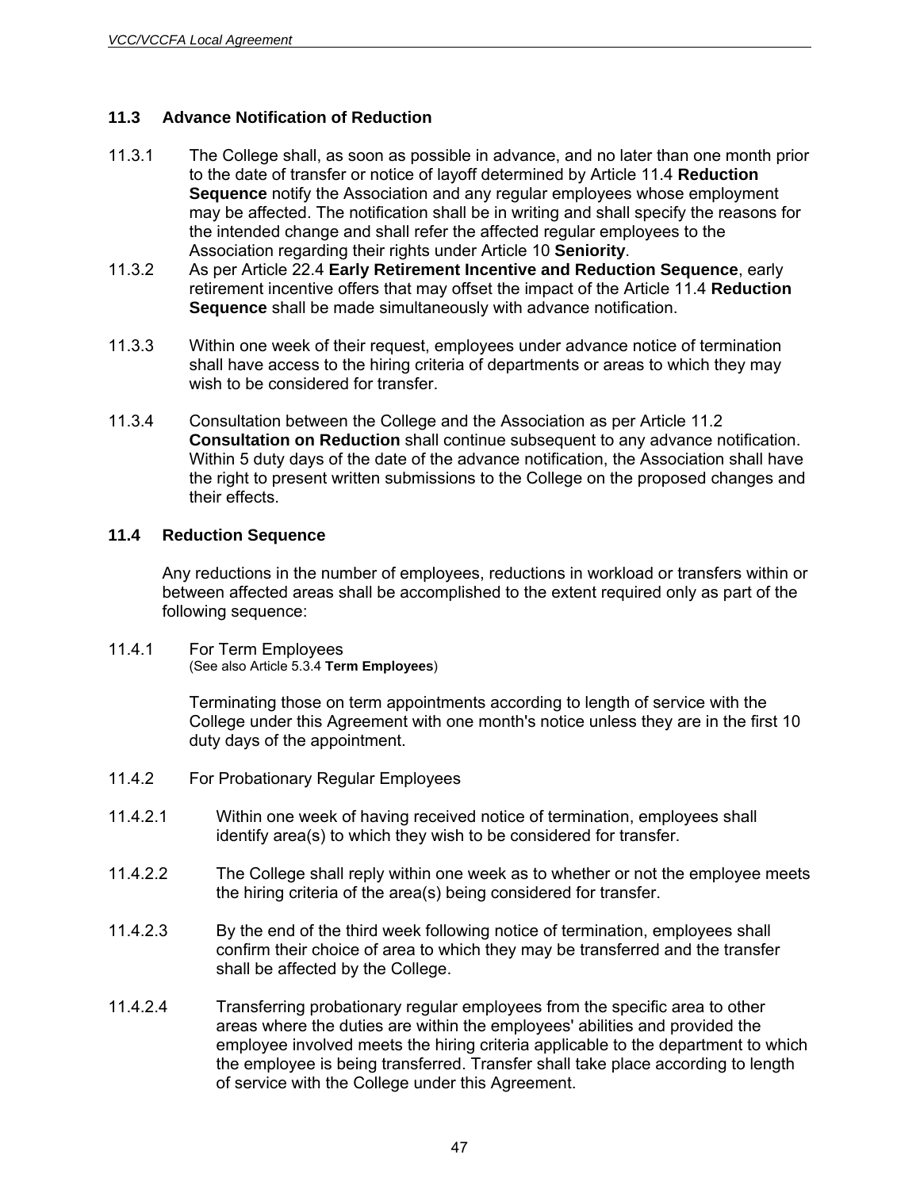### 11.3 Advance Notification of Reduction

11.3.1 The College shall, as soon as possible in advance, and no later than one month prior to the date of transfer or notice of layoff determined by Article 11.4 **Reduction Sequence** notify the Association and any regular employees whose employment may be affected. The notification shall be in writing and shall specify the reasons for the intended change and shall refer the affected regular employees to the Association regarding their rights under Article 10 **Seniority**.

11.3.2 As per Article 22.4 **Early Retirement Incentive and Reduction Sequence**, early retirement incentive offers that may offset the impact of the Article 11.4 **Reduction Sequence** shall be made simultaneously with advance notification.

11.3.3 Within one week of their request, employees under advance notice of termination shall have access to the hiring criteria of departments or areas to which they may wish to be considered for transfer.

11.3.4 Consultation between the College and the Association as per Article 11.2 **Consultation on Reduction** shall continue subsequent to any advance notification. Within 5 duty days of the date of the advance notification, the Association shall have the right to present written submissions to the College on the proposed changes and their effects.

### 11.4 Reduction Sequence

Any reductions in the number of employees, reductions in workload or transfers within or between affected areas shall be accomplished to the extent required only as part of the following sequence:

11.4.1 For Term Employees
(See also Article 5.3.4 **Term Employees**)

Terminating those on term appointments according to length of service with the College under this Agreement with one month's notice unless they are in the first 10 duty days of the appointment.

11.4.2 For Probationary Regular Employees

11.4.2.1 Within one week of having received notice of termination, employees shall identify area(s) to which they wish to be considered for transfer.

11.4.2.2 The College shall reply within one week as to whether or not the employee meets the hiring criteria of the area(s) being considered for transfer.

11.4.2.3 By the end of the third week following notice of termination, employees shall confirm their choice of area to which they may be transferred and the transfer shall be affected by the College.

11.4.2.4 Transferring probationary regular employees from the specific area to other areas where the duties are within the employees' abilities and provided the employee involved meets the hiring criteria applicable to the department to which the employee is being transferred. Transfer shall take place according to length of service with the College under this Agreement.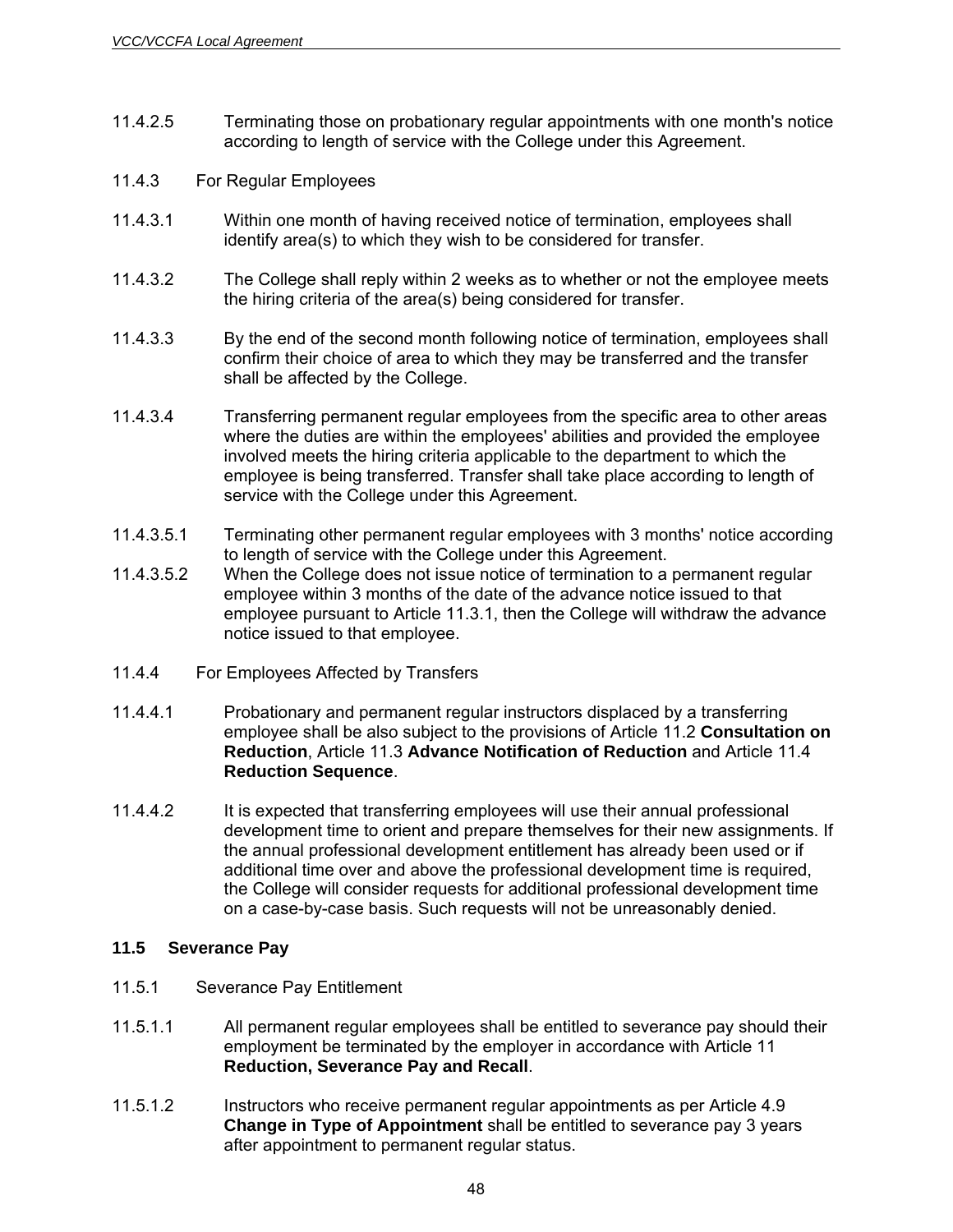11.4.2.5 Terminating those on probationary regular appointments with one month's notice according to length of service with the College under this Agreement.

11.4.3 For Regular Employees

11.4.3.1 Within one month of having received notice of termination, employees shall identify area(s) to which they wish to be considered for transfer.

11.4.3.2 The College shall reply within 2 weeks as to whether or not the employee meets the hiring criteria of the area(s) being considered for transfer.

11.4.3.3 By the end of the second month following notice of termination, employees shall confirm their choice of area to which they may be transferred and the transfer shall be affected by the College.

11.4.3.4 Transferring permanent regular employees from the specific area to other areas where the duties are within the employees' abilities and provided the employee involved meets the hiring criteria applicable to the department to which the employee is being transferred. Transfer shall take place according to length of service with the College under this Agreement.

11.4.3.5.1 Terminating other permanent regular employees with 3 months' notice according to length of service with the College under this Agreement.

11.4.3.5.2 When the College does not issue notice of termination to a permanent regular employee within 3 months of the date of the advance notice issued to that employee pursuant to Article 11.3.1, then the College will withdraw the advance notice issued to that employee.

11.4.4 For Employees Affected by Transfers

11.4.4.1 Probationary and permanent regular instructors displaced by a transferring employee shall be also subject to the provisions of Article 11.2 **Consultation on Reduction**, Article 11.3 **Advance Notification of Reduction** and Article 11.4 **Reduction Sequence**.

11.4.4.2 It is expected that transferring employees will use their annual professional development time to orient and prepare themselves for their new assignments. If the annual professional development entitlement has already been used or if additional time over and above the professional development time is required, the College will consider requests for additional professional development time on a case-by-case basis. Such requests will not be unreasonably denied.

### 11.5 Severance Pay

11.5.1 Severance Pay Entitlement

11.5.1.1 All permanent regular employees shall be entitled to severance pay should their employment be terminated by the employer in accordance with Article 11 **Reduction, Severance Pay and Recall**.

11.5.1.2 Instructors who receive permanent regular appointments as per Article 4.9 **Change in Type of Appointment** shall be entitled to severance pay 3 years after appointment to permanent regular status.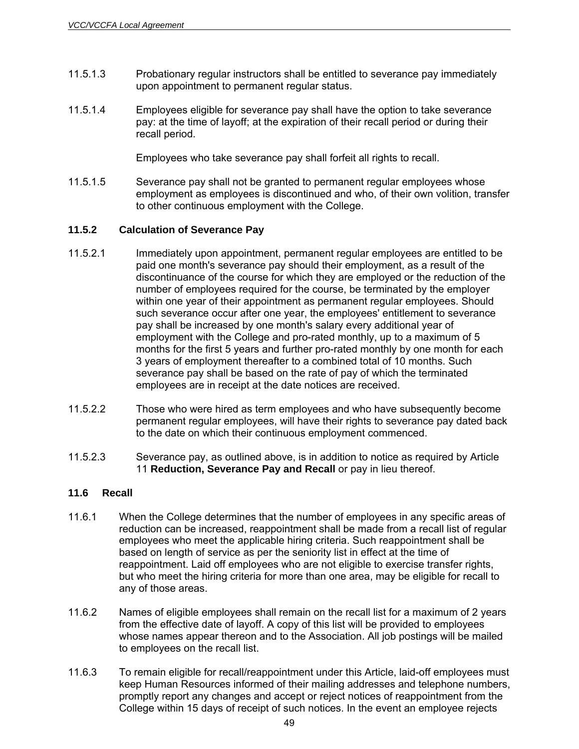11.5.1.3 Probationary regular instructors shall be entitled to severance pay immediately upon appointment to permanent regular status.

11.5.1.4 Employees eligible for severance pay shall have the option to take severance pay: at the time of layoff; at the expiration of their recall period or during their recall period.

Employees who take severance pay shall forfeit all rights to recall.

11.5.1.5 Severance pay shall not be granted to permanent regular employees whose employment as employees is discontinued and who, of their own volition, transfer to other continuous employment with the College.

### 11.5.2 Calculation of Severance Pay

11.5.2.1 Immediately upon appointment, permanent regular employees are entitled to be paid one month's severance pay should their employment, as a result of the discontinuance of the course for which they are employed or the reduction of the number of employees required for the course, be terminated by the employer within one year of their appointment as permanent regular employees. Should such severance occur after one year, the employees' entitlement to severance pay shall be increased by one month's salary every additional year of employment with the College and pro-rated monthly, up to a maximum of 5 months for the first 5 years and further pro-rated monthly by one month for each 3 years of employment thereafter to a combined total of 10 months. Such severance pay shall be based on the rate of pay of which the terminated employees are in receipt at the date notices are received.

11.5.2.2 Those who were hired as term employees and who have subsequently become permanent regular employees, will have their rights to severance pay dated back to the date on which their continuous employment commenced.

11.5.2.3 Severance pay, as outlined above, is in addition to notice as required by Article 11 **Reduction, Severance Pay and Recall** or pay in lieu thereof.

## 11.6 Recall

11.6.1 When the College determines that the number of employees in any specific areas of reduction can be increased, reappointment shall be made from a recall list of regular employees who meet the applicable hiring criteria. Such reappointment shall be based on length of service as per the seniority list in effect at the time of reappointment. Laid off employees who are not eligible to exercise transfer rights, but who meet the hiring criteria for more than one area, may be eligible for recall to any of those areas.

11.6.2 Names of eligible employees shall remain on the recall list for a maximum of 2 years from the effective date of layoff. A copy of this list will be provided to employees whose names appear thereon and to the Association. All job postings will be mailed to employees on the recall list.

11.6.3 To remain eligible for recall/reappointment under this Article, laid-off employees must keep Human Resources informed of their mailing addresses and telephone numbers, promptly report any changes and accept or reject notices of reappointment from the College within 15 days of receipt of such notices. In the event an employee rejects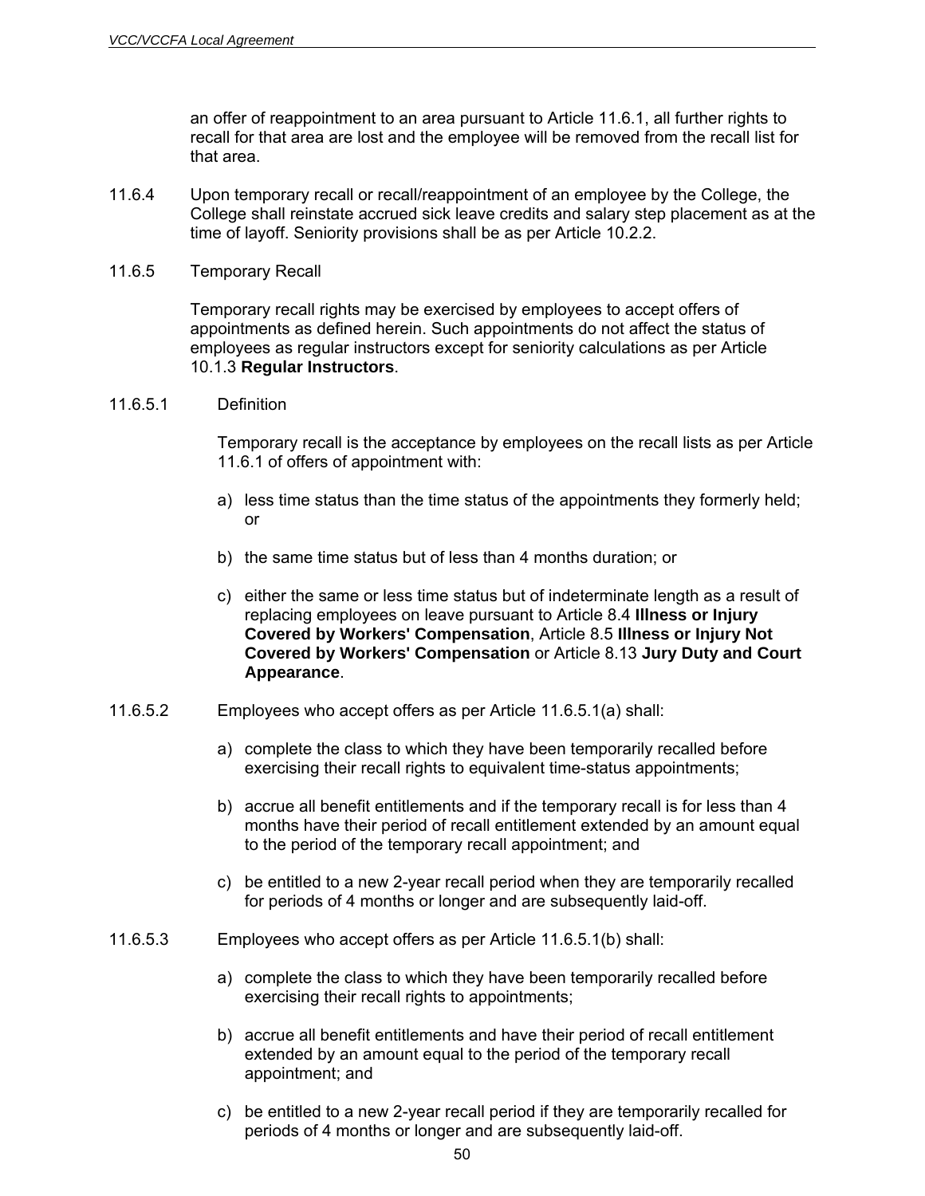an offer of reappointment to an area pursuant to Article 11.6.1, all further rights to recall for that area are lost and the employee will be removed from the recall list for that area.

11.6.4 Upon temporary recall or recall/reappointment of an employee by the College, the College shall reinstate accrued sick leave credits and salary step placement as at the time of layoff. Seniority provisions shall be as per Article 10.2.2.

11.6.5 Temporary Recall

Temporary recall rights may be exercised by employees to accept offers of appointments as defined herein. Such appointments do not affect the status of employees as regular instructors except for seniority calculations as per Article 10.1.3 **Regular Instructors**.

11.6.5.1 Definition

Temporary recall is the acceptance by employees on the recall lists as per Article 11.6.1 of offers of appointment with:

a) less time status than the time status of the appointments they formerly held; or

b) the same time status but of less than 4 months duration; or

c) either the same or less time status but of indeterminate length as a result of replacing employees on leave pursuant to Article 8.4 **Illness or Injury Covered by Workers' Compensation**, Article 8.5 **Illness or Injury Not Covered by Workers' Compensation** or Article 8.13 **Jury Duty and Court Appearance**.

11.6.5.2 Employees who accept offers as per Article 11.6.5.1(a) shall:

a) complete the class to which they have been temporarily recalled before exercising their recall rights to equivalent time-status appointments;

b) accrue all benefit entitlements and if the temporary recall is for less than 4 months have their period of recall entitlement extended by an amount equal to the period of the temporary recall appointment; and

c) be entitled to a new 2-year recall period when they are temporarily recalled for periods of 4 months or longer and are subsequently laid-off.

11.6.5.3 Employees who accept offers as per Article 11.6.5.1(b) shall:

a) complete the class to which they have been temporarily recalled before exercising their recall rights to appointments;

b) accrue all benefit entitlements and have their period of recall entitlement extended by an amount equal to the period of the temporary recall appointment; and

c) be entitled to a new 2-year recall period if they are temporarily recalled for periods of 4 months or longer and are subsequently laid-off.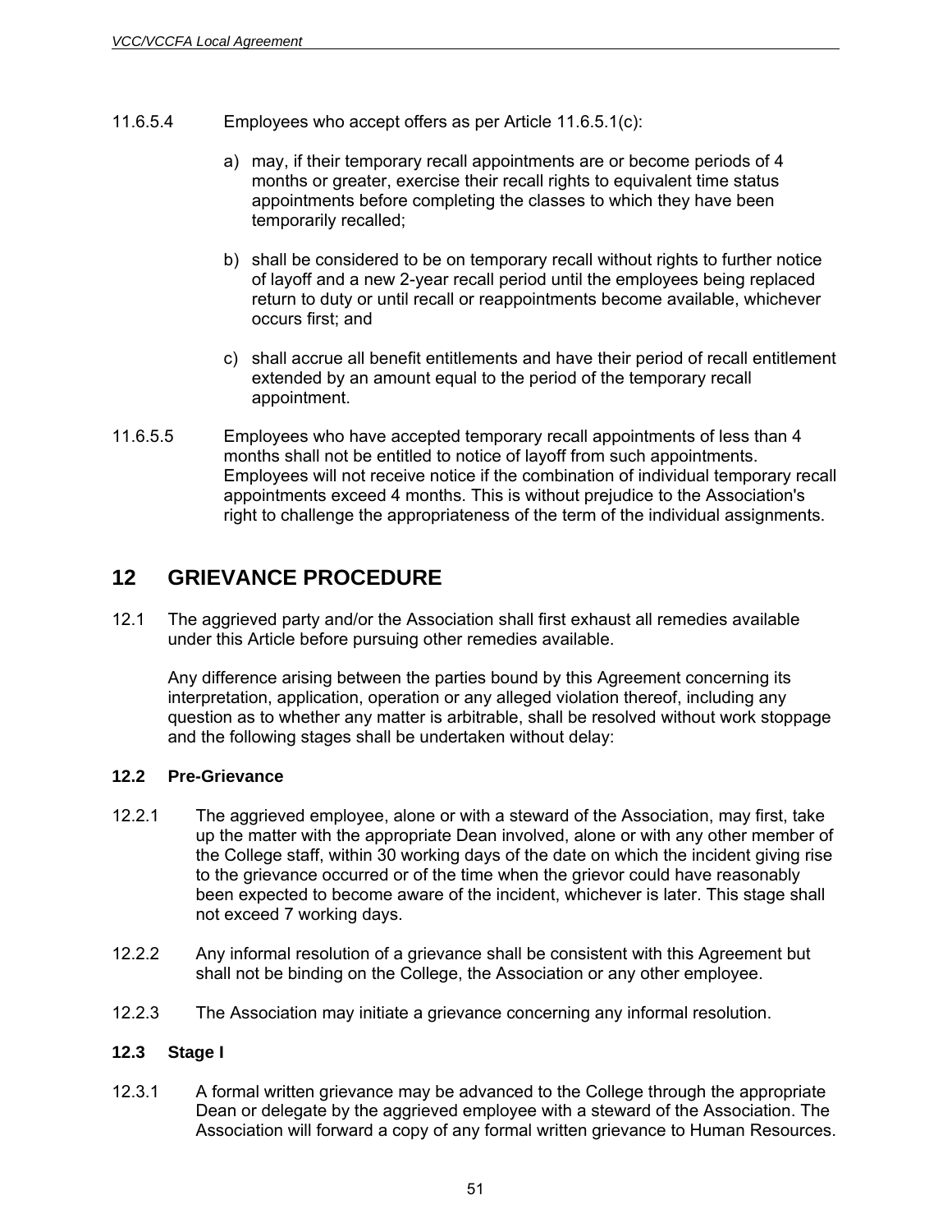11.6.5.4 Employees who accept offers as per Article 11.6.5.1(c):

a) may, if their temporary recall appointments are or become periods of 4 months or greater, exercise their recall rights to equivalent time status appointments before completing the classes to which they have been temporarily recalled;

b) shall be considered to be on temporary recall without rights to further notice of layoff and a new 2-year recall period until the employees being replaced return to duty or until recall or reappointments become available, whichever occurs first; and

c) shall accrue all benefit entitlements and have their period of recall entitlement extended by an amount equal to the period of the temporary recall appointment.

11.6.5.5 Employees who have accepted temporary recall appointments of less than 4 months shall not be entitled to notice of layoff from such appointments. Employees will not receive notice if the combination of individual temporary recall appointments exceed 4 months. This is without prejudice to the Association's right to challenge the appropriateness of the term of the individual assignments.

# 12 GRIEVANCE PROCEDURE

12.1 The aggrieved party and/or the Association shall first exhaust all remedies available under this Article before pursuing other remedies available.

Any difference arising between the parties bound by this Agreement concerning its interpretation, application, operation or any alleged violation thereof, including any question as to whether any matter is arbitrable, shall be resolved without work stoppage and the following stages shall be undertaken without delay:

### 12.2 Pre-Grievance

12.2.1 The aggrieved employee, alone or with a steward of the Association, may first, take up the matter with the appropriate Dean involved, alone or with any other member of the College staff, within 30 working days of the date on which the incident giving rise to the grievance occurred or of the time when the grievor could have reasonably been expected to become aware of the incident, whichever is later. This stage shall not exceed 7 working days.

12.2.2 Any informal resolution of a grievance shall be consistent with this Agreement but shall not be binding on the College, the Association or any other employee.

12.2.3 The Association may initiate a grievance concerning any informal resolution.

### 12.3 Stage I

12.3.1 A formal written grievance may be advanced to the College through the appropriate Dean or delegate by the aggrieved employee with a steward of the Association. The Association will forward a copy of any formal written grievance to Human Resources.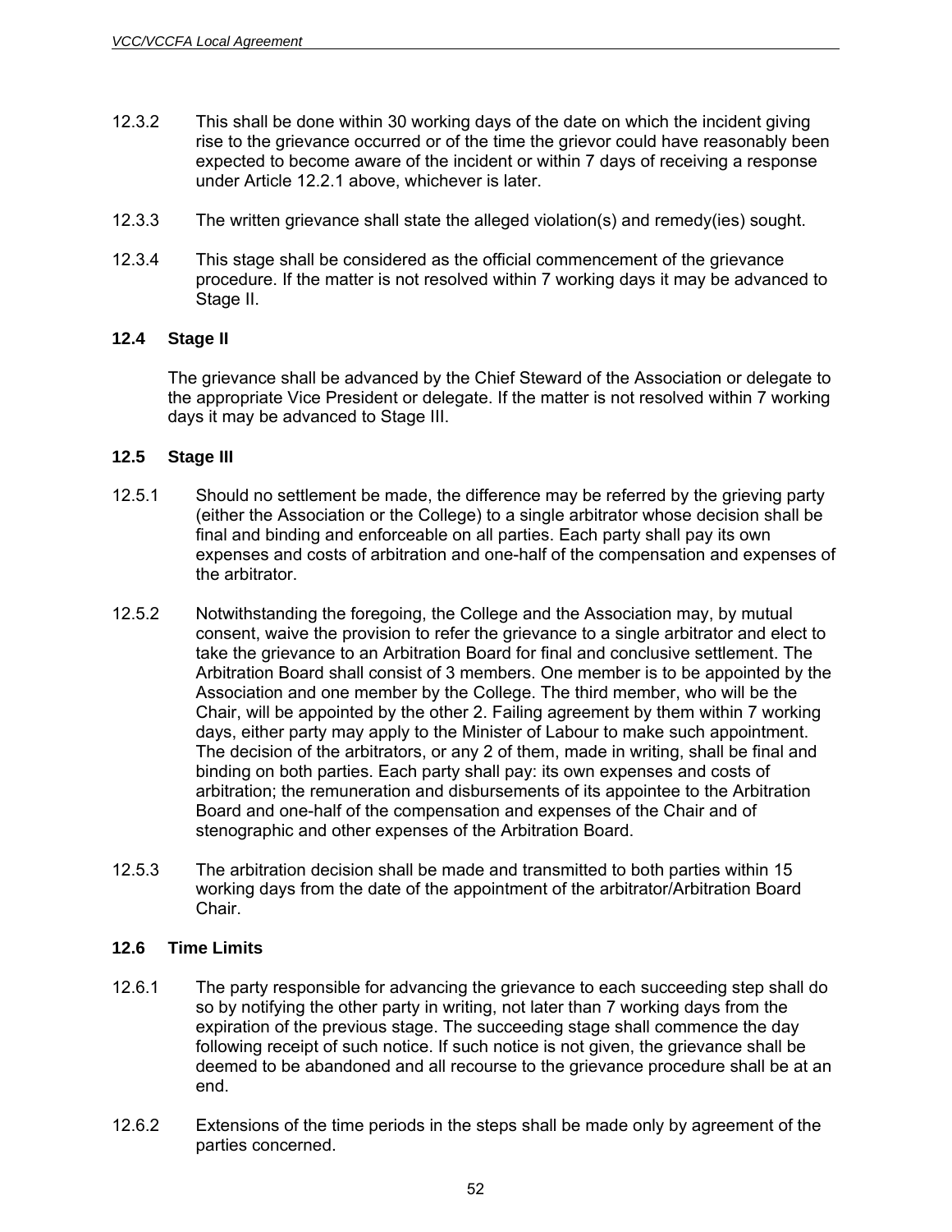12.3.2 This shall be done within 30 working days of the date on which the incident giving rise to the grievance occurred or of the time the grievor could have reasonably been expected to become aware of the incident or within 7 days of receiving a response under Article 12.2.1 above, whichever is later.

12.3.3 The written grievance shall state the alleged violation(s) and remedy(ies) sought.

12.3.4 This stage shall be considered as the official commencement of the grievance procedure. If the matter is not resolved within 7 working days it may be advanced to Stage II.

### 12.4 Stage II

The grievance shall be advanced by the Chief Steward of the Association or delegate to the appropriate Vice President or delegate. If the matter is not resolved within 7 working days it may be advanced to Stage III.

### 12.5 Stage III

12.5.1 Should no settlement be made, the difference may be referred by the grieving party (either the Association or the College) to a single arbitrator whose decision shall be final and binding and enforceable on all parties. Each party shall pay its own expenses and costs of arbitration and one-half of the compensation and expenses of the arbitrator.

12.5.2 Notwithstanding the foregoing, the College and the Association may, by mutual consent, waive the provision to refer the grievance to a single arbitrator and elect to take the grievance to an Arbitration Board for final and conclusive settlement. The Arbitration Board shall consist of 3 members. One member is to be appointed by the Association and one member by the College. The third member, who will be the Chair, will be appointed by the other 2. Failing agreement by them within 7 working days, either party may apply to the Minister of Labour to make such appointment. The decision of the arbitrators, or any 2 of them, made in writing, shall be final and binding on both parties. Each party shall pay: its own expenses and costs of arbitration; the remuneration and disbursements of its appointee to the Arbitration Board and one-half of the compensation and expenses of the Chair and of stenographic and other expenses of the Arbitration Board.

12.5.3 The arbitration decision shall be made and transmitted to both parties within 15 working days from the date of the appointment of the arbitrator/Arbitration Board Chair.

### 12.6 Time Limits

12.6.1 The party responsible for advancing the grievance to each succeeding step shall do so by notifying the other party in writing, not later than 7 working days from the expiration of the previous stage. The succeeding stage shall commence the day following receipt of such notice. If such notice is not given, the grievance shall be deemed to be abandoned and all recourse to the grievance procedure shall be at an end.

12.6.2 Extensions of the time periods in the steps shall be made only by agreement of the parties concerned.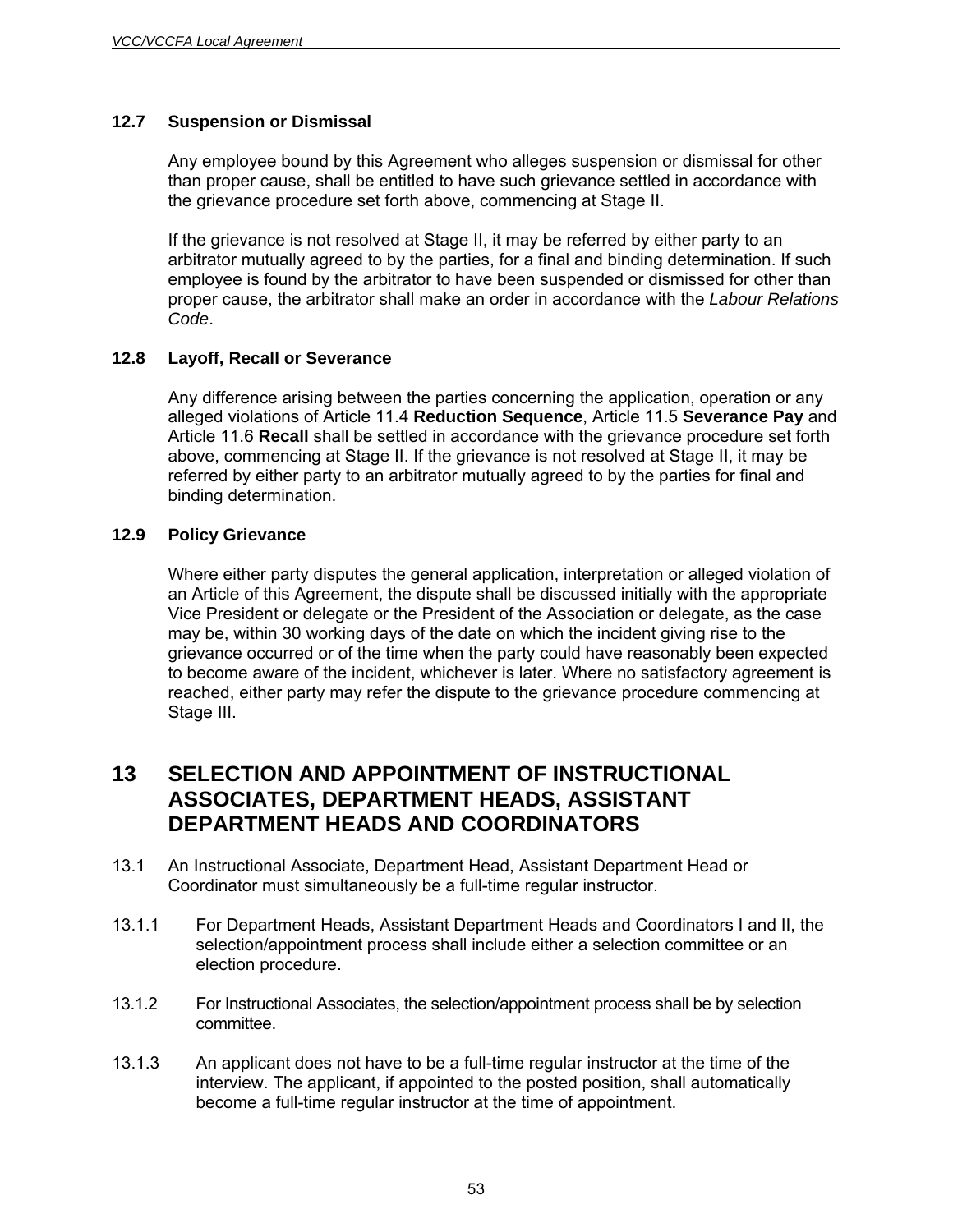### 12.7 Suspension or Dismissal

Any employee bound by this Agreement who alleges suspension or dismissal for other than proper cause, shall be entitled to have such grievance settled in accordance with the grievance procedure set forth above, commencing at Stage II.

If the grievance is not resolved at Stage II, it may be referred by either party to an arbitrator mutually agreed to by the parties, for a final and binding determination. If such employee is found by the arbitrator to have been suspended or dismissed for other than proper cause, the arbitrator shall make an order in accordance with the *Labour Relations Code*.

### 12.8 Layoff, Recall or Severance

Any difference arising between the parties concerning the application, operation or any alleged violations of Article 11.4 **Reduction Sequence**, Article 11.5 **Severance Pay** and Article 11.6 **Recall** shall be settled in accordance with the grievance procedure set forth above, commencing at Stage II. If the grievance is not resolved at Stage II, it may be referred by either party to an arbitrator mutually agreed to by the parties for final and binding determination.

### 12.9 Policy Grievance

Where either party disputes the general application, interpretation or alleged violation of an Article of this Agreement, the dispute shall be discussed initially with the appropriate Vice President or delegate or the President of the Association or delegate, as the case may be, within 30 working days of the date on which the incident giving rise to the grievance occurred or of the time when the party could have reasonably been expected to become aware of the incident, whichever is later. Where no satisfactory agreement is reached, either party may refer the dispute to the grievance procedure commencing at Stage III.

## 13 SELECTION AND APPOINTMENT OF INSTRUCTIONAL ASSOCIATES, DEPARTMENT HEADS, ASSISTANT DEPARTMENT HEADS AND COORDINATORS

13.1 An Instructional Associate, Department Head, Assistant Department Head or Coordinator must simultaneously be a full-time regular instructor.

13.1.1 For Department Heads, Assistant Department Heads and Coordinators I and II, the selection/appointment process shall include either a selection committee or an election procedure.

13.1.2 For Instructional Associates, the selection/appointment process shall be by selection committee.

13.1.3 An applicant does not have to be a full-time regular instructor at the time of the interview. The applicant, if appointed to the posted position, shall automatically become a full-time regular instructor at the time of appointment.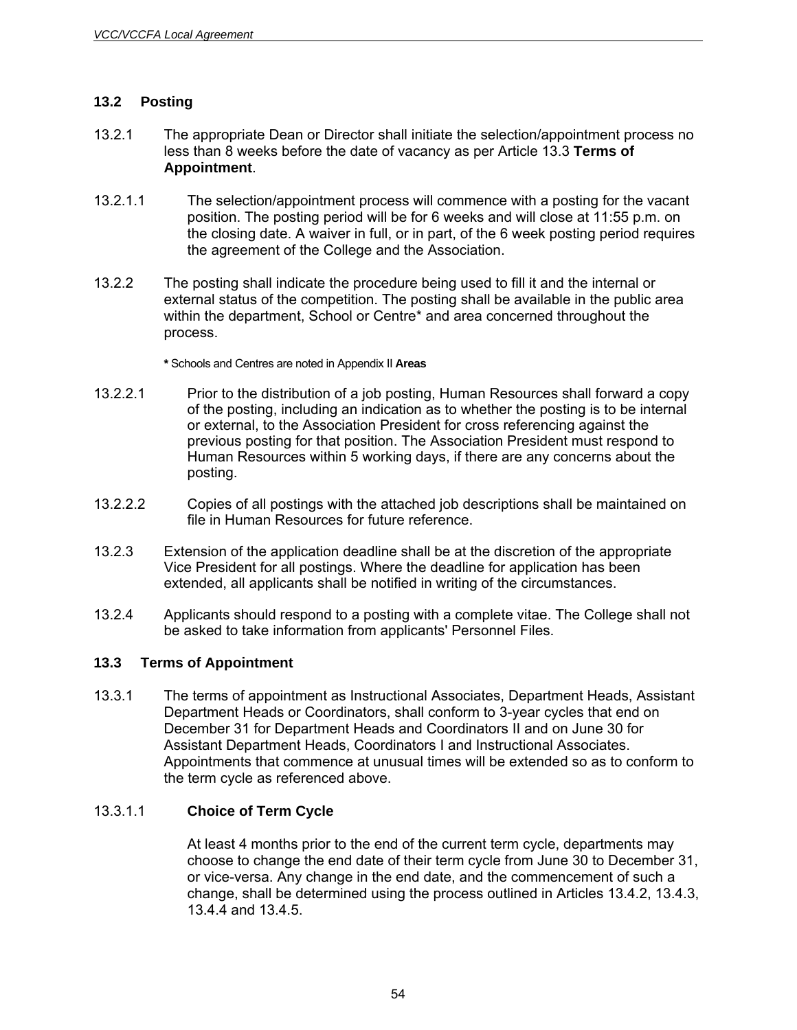## 13.2 Posting

13.2.1 The appropriate Dean or Director shall initiate the selection/appointment process no less than 8 weeks before the date of vacancy as per Article 13.3 **Terms of Appointment**.

13.2.1.1 The selection/appointment process will commence with a posting for the vacant position. The posting period will be for 6 weeks and will close at 11:55 p.m. on the closing date. A waiver in full, or in part, of the 6 week posting period requires the agreement of the College and the Association.

13.2.2 The posting shall indicate the procedure being used to fill it and the internal or external status of the competition. The posting shall be available in the public area within the department, School or Centre* and area concerned throughout the process.

**\*** Schools and Centres are noted in Appendix II **Areas**

13.2.2.1 Prior to the distribution of a job posting, Human Resources shall forward a copy of the posting, including an indication as to whether the posting is to be internal or external, to the Association President for cross referencing against the previous posting for that position. The Association President must respond to Human Resources within 5 working days, if there are any concerns about the posting.

13.2.2.2 Copies of all postings with the attached job descriptions shall be maintained on file in Human Resources for future reference.

13.2.3 Extension of the application deadline shall be at the discretion of the appropriate Vice President for all postings. Where the deadline for application has been extended, all applicants shall be notified in writing of the circumstances.

13.2.4 Applicants should respond to a posting with a complete vitae. The College shall not be asked to take information from applicants' Personnel Files.

## 13.3 Terms of Appointment

13.3.1 The terms of appointment as Instructional Associates, Department Heads, Assistant Department Heads or Coordinators, shall conform to 3-year cycles that end on December 31 for Department Heads and Coordinators II and on June 30 for Assistant Department Heads, Coordinators I and Instructional Associates. Appointments that commence at unusual times will be extended so as to conform to the term cycle as referenced above.

### 13.3.1.1 Choice of Term Cycle

At least 4 months prior to the end of the current term cycle, departments may choose to change the end date of their term cycle from June 30 to December 31, or vice-versa. Any change in the end date, and the commencement of such a change, shall be determined using the process outlined in Articles 13.4.2, 13.4.3, 13.4.4 and 13.4.5.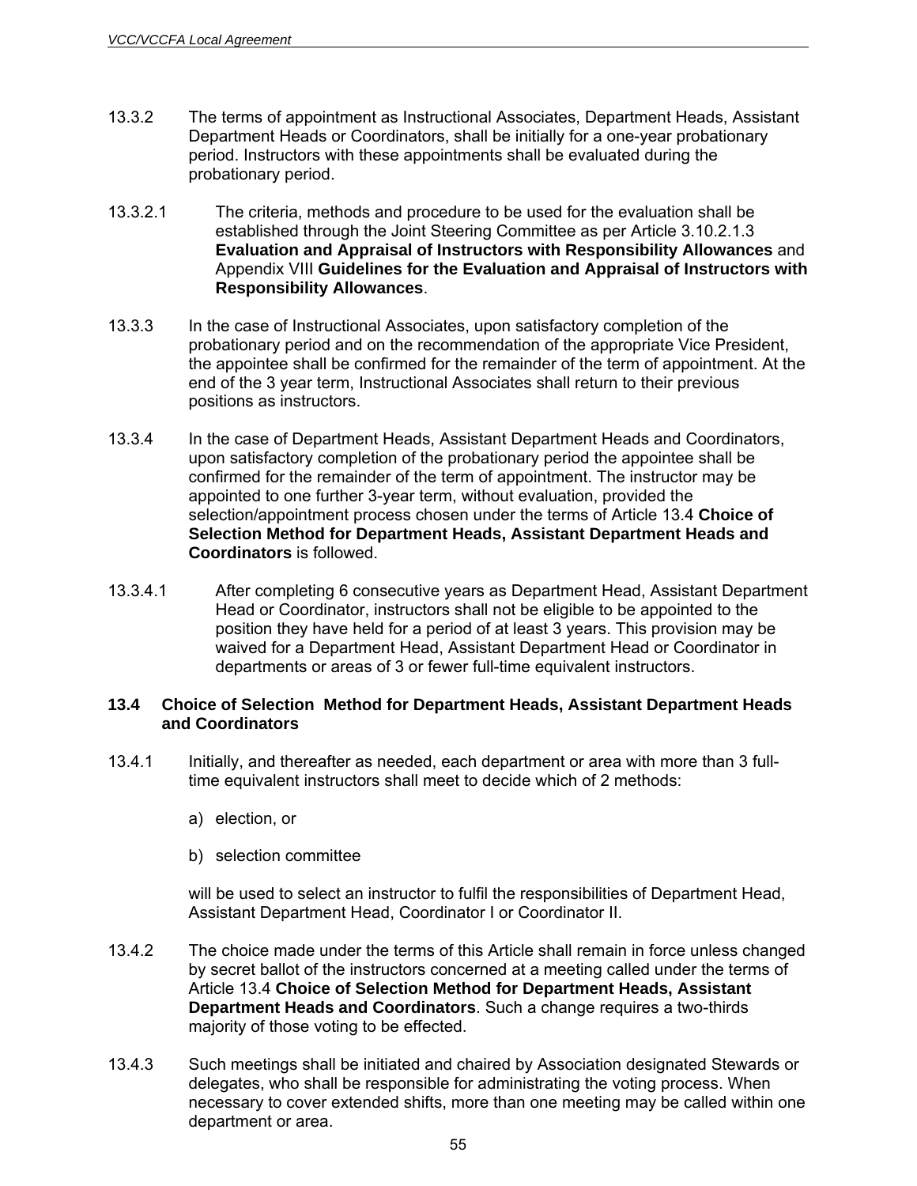13.3.2 The terms of appointment as Instructional Associates, Department Heads, Assistant Department Heads or Coordinators, shall be initially for a one-year probationary period. Instructors with these appointments shall be evaluated during the probationary period.

13.3.2.1 The criteria, methods and procedure to be used for the evaluation shall be established through the Joint Steering Committee as per Article 3.10.2.1.3 **Evaluation and Appraisal of Instructors with Responsibility Allowances** and Appendix VIII **Guidelines for the Evaluation and Appraisal of Instructors with Responsibility Allowances**.

13.3.3 In the case of Instructional Associates, upon satisfactory completion of the probationary period and on the recommendation of the appropriate Vice President, the appointee shall be confirmed for the remainder of the term of appointment. At the end of the 3 year term, Instructional Associates shall return to their previous positions as instructors.

13.3.4 In the case of Department Heads, Assistant Department Heads and Coordinators, upon satisfactory completion of the probationary period the appointee shall be confirmed for the remainder of the term of appointment. The instructor may be appointed to one further 3-year term, without evaluation, provided the selection/appointment process chosen under the terms of Article 13.4 **Choice of Selection Method for Department Heads, Assistant Department Heads and Coordinators** is followed.

13.3.4.1 After completing 6 consecutive years as Department Head, Assistant Department Head or Coordinator, instructors shall not be eligible to be appointed to the position they have held for a period of at least 3 years. This provision may be waived for a Department Head, Assistant Department Head or Coordinator in departments or areas of 3 or fewer full-time equivalent instructors.

### 13.4 Choice of Selection Method for Department Heads, Assistant Department Heads and Coordinators

13.4.1 Initially, and thereafter as needed, each department or area with more than 3 full-time equivalent instructors shall meet to decide which of 2 methods:

a) election, or

b) selection committee

will be used to select an instructor to fulfil the responsibilities of Department Head, Assistant Department Head, Coordinator I or Coordinator II.

13.4.2 The choice made under the terms of this Article shall remain in force unless changed by secret ballot of the instructors concerned at a meeting called under the terms of Article 13.4 **Choice of Selection Method for Department Heads, Assistant Department Heads and Coordinators**. Such a change requires a two-thirds majority of those voting to be effected.

13.4.3 Such meetings shall be initiated and chaired by Association designated Stewards or delegates, who shall be responsible for administrating the voting process. When necessary to cover extended shifts, more than one meeting may be called within one department or area.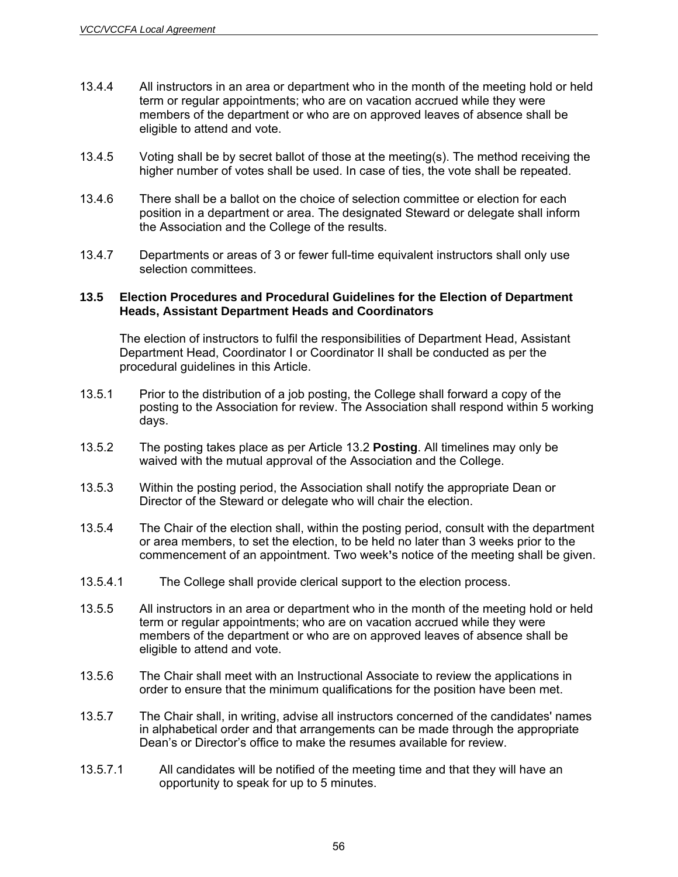13.4.4 All instructors in an area or department who in the month of the meeting hold or held term or regular appointments; who are on vacation accrued while they were members of the department or who are on approved leaves of absence shall be eligible to attend and vote.

13.4.5 Voting shall be by secret ballot of those at the meeting(s). The method receiving the higher number of votes shall be used. In case of ties, the vote shall be repeated.

13.4.6 There shall be a ballot on the choice of selection committee or election for each position in a department or area. The designated Steward or delegate shall inform the Association and the College of the results.

13.4.7 Departments or areas of 3 or fewer full-time equivalent instructors shall only use selection committees.

### 13.5 Election Procedures and Procedural Guidelines for the Election of Department Heads, Assistant Department Heads and Coordinators

The election of instructors to fulfil the responsibilities of Department Head, Assistant Department Head, Coordinator I or Coordinator II shall be conducted as per the procedural guidelines in this Article.

13.5.1 Prior to the distribution of a job posting, the College shall forward a copy of the posting to the Association for review. The Association shall respond within 5 working days.

13.5.2 The posting takes place as per Article 13.2 **Posting**. All timelines may only be waived with the mutual approval of the Association and the College.

13.5.3 Within the posting period, the Association shall notify the appropriate Dean or Director of the Steward or delegate who will chair the election.

13.5.4 The Chair of the election shall, within the posting period, consult with the department or area members, to set the election, to be held no later than 3 weeks prior to the commencement of an appointment. Two week's notice of the meeting shall be given.

13.5.4.1 The College shall provide clerical support to the election process.

13.5.5 All instructors in an area or department who in the month of the meeting hold or held term or regular appointments; who are on vacation accrued while they were members of the department or who are on approved leaves of absence shall be eligible to attend and vote.

13.5.6 The Chair shall meet with an Instructional Associate to review the applications in order to ensure that the minimum qualifications for the position have been met.

13.5.7 The Chair shall, in writing, advise all instructors concerned of the candidates' names in alphabetical order and that arrangements can be made through the appropriate Dean's or Director's office to make the resumes available for review.

13.5.7.1 All candidates will be notified of the meeting time and that they will have an opportunity to speak for up to 5 minutes.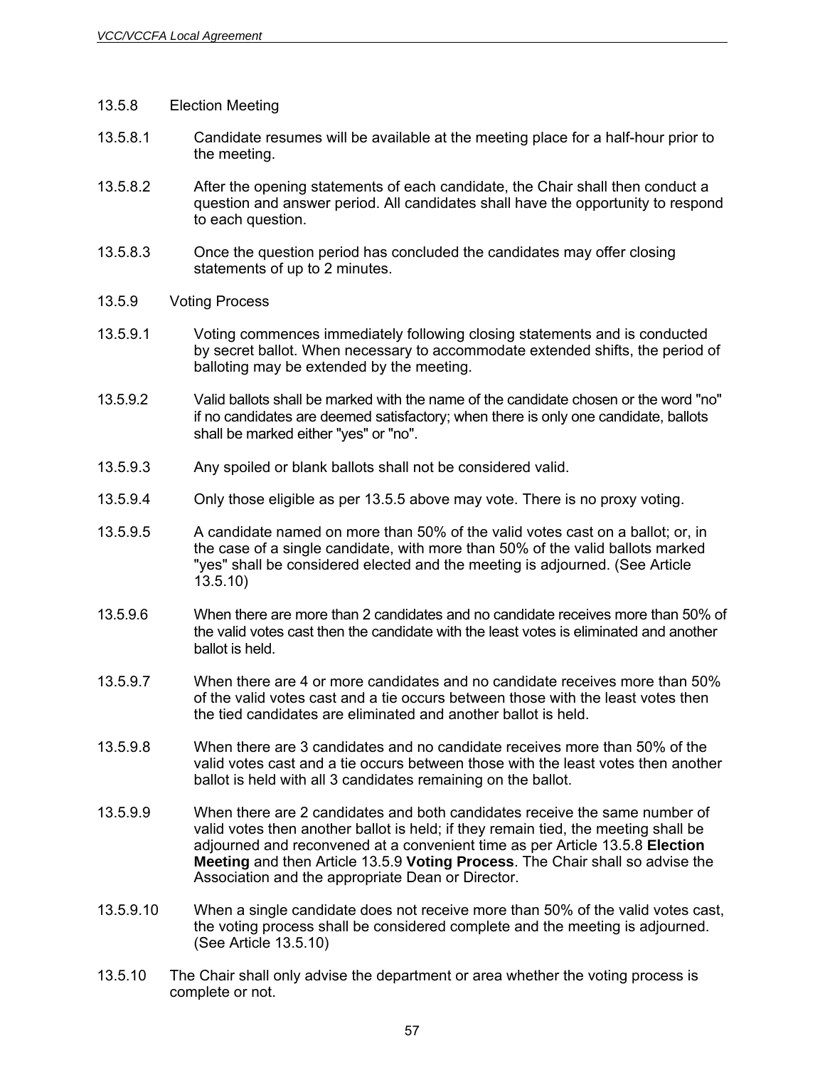13.5.8 Election Meeting

13.5.8.1 Candidate resumes will be available at the meeting place for a half-hour prior to the meeting.

13.5.8.2 After the opening statements of each candidate, the Chair shall then conduct a question and answer period. All candidates shall have the opportunity to respond to each question.

13.5.8.3 Once the question period has concluded the candidates may offer closing statements of up to 2 minutes.

13.5.9 Voting Process

13.5.9.1 Voting commences immediately following closing statements and is conducted by secret ballot. When necessary to accommodate extended shifts, the period of balloting may be extended by the meeting.

13.5.9.2 Valid ballots shall be marked with the name of the candidate chosen or the word "no" if no candidates are deemed satisfactory; when there is only one candidate, ballots shall be marked either "yes" or "no".

13.5.9.3 Any spoiled or blank ballots shall not be considered valid.

13.5.9.4 Only those eligible as per 13.5.5 above may vote. There is no proxy voting.

13.5.9.5 A candidate named on more than 50% of the valid votes cast on a ballot; or, in the case of a single candidate, with more than 50% of the valid ballots marked "yes" shall be considered elected and the meeting is adjourned. (See Article 13.5.10)

13.5.9.6 When there are more than 2 candidates and no candidate receives more than 50% of the valid votes cast then the candidate with the least votes is eliminated and another ballot is held.

13.5.9.7 When there are 4 or more candidates and no candidate receives more than 50% of the valid votes cast and a tie occurs between those with the least votes then the tied candidates are eliminated and another ballot is held.

13.5.9.8 When there are 3 candidates and no candidate receives more than 50% of the valid votes cast and a tie occurs between those with the least votes then another ballot is held with all 3 candidates remaining on the ballot.

13.5.9.9 When there are 2 candidates and both candidates receive the same number of valid votes then another ballot is held; if they remain tied, the meeting shall be adjourned and reconvened at a convenient time as per Article 13.5.8 **Election Meeting** and then Article 13.5.9 **Voting Process**. The Chair shall so advise the Association and the appropriate Dean or Director.

13.5.9.10 When a single candidate does not receive more than 50% of the valid votes cast, the voting process shall be considered complete and the meeting is adjourned. (See Article 13.5.10)

13.5.10 The Chair shall only advise the department or area whether the voting process is complete or not.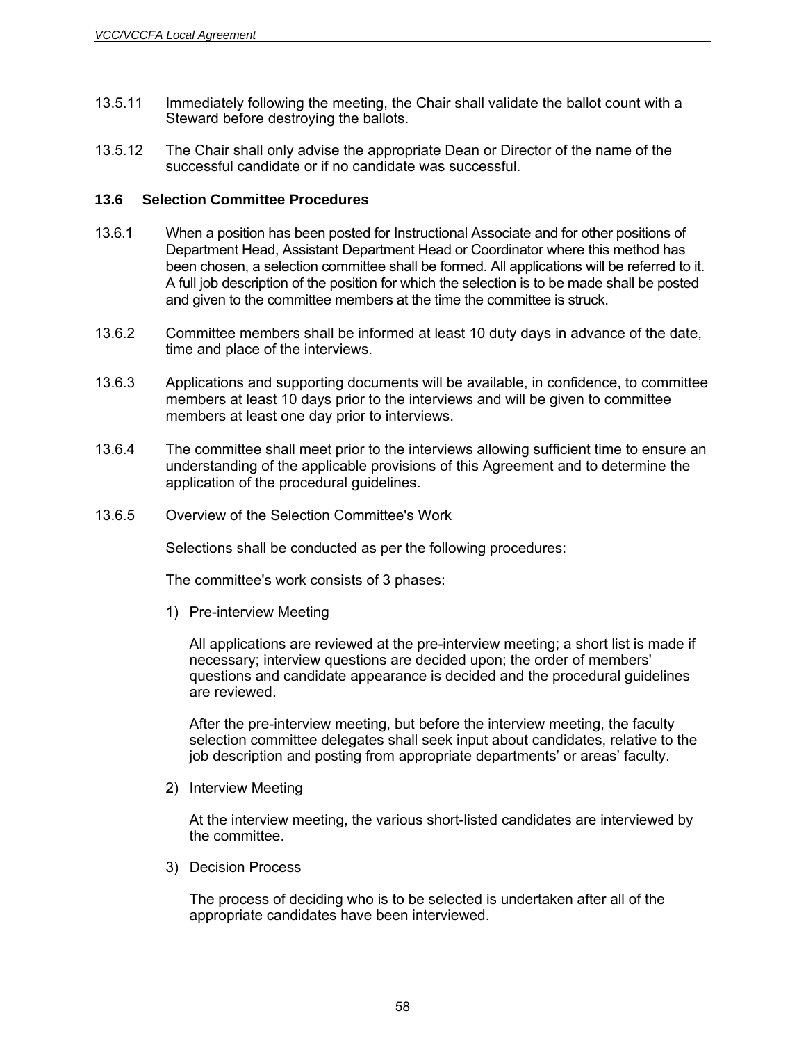13.5.11 Immediately following the meeting, the Chair shall validate the ballot count with a Steward before destroying the ballots.

13.5.12 The Chair shall only advise the appropriate Dean or Director of the name of the successful candidate or if no candidate was successful.

### 13.6 Selection Committee Procedures

13.6.1 When a position has been posted for Instructional Associate and for other positions of Department Head, Assistant Department Head or Coordinator where this method has been chosen, a selection committee shall be formed. All applications will be referred to it. A full job description of the position for which the selection is to be made shall be posted and given to the committee members at the time the committee is struck.

13.6.2 Committee members shall be informed at least 10 duty days in advance of the date, time and place of the interviews.

13.6.3 Applications and supporting documents will be available, in confidence, to committee members at least 10 days prior to the interviews and will be given to committee members at least one day prior to interviews.

13.6.4 The committee shall meet prior to the interviews allowing sufficient time to ensure an understanding of the applicable provisions of this Agreement and to determine the application of the procedural guidelines.

13.6.5 Overview of the Selection Committee's Work

Selections shall be conducted as per the following procedures:

The committee's work consists of 3 phases:

1) Pre-interview Meeting

   All applications are reviewed at the pre-interview meeting; a short list is made if necessary; interview questions are decided upon; the order of members' questions and candidate appearance is decided and the procedural guidelines are reviewed.

   After the pre-interview meeting, but before the interview meeting, the faculty selection committee delegates shall seek input about candidates, relative to the job description and posting from appropriate departments' or areas' faculty.

2) Interview Meeting

   At the interview meeting, the various short-listed candidates are interviewed by the committee.

3) Decision Process

   The process of deciding who is to be selected is undertaken after all of the appropriate candidates have been interviewed.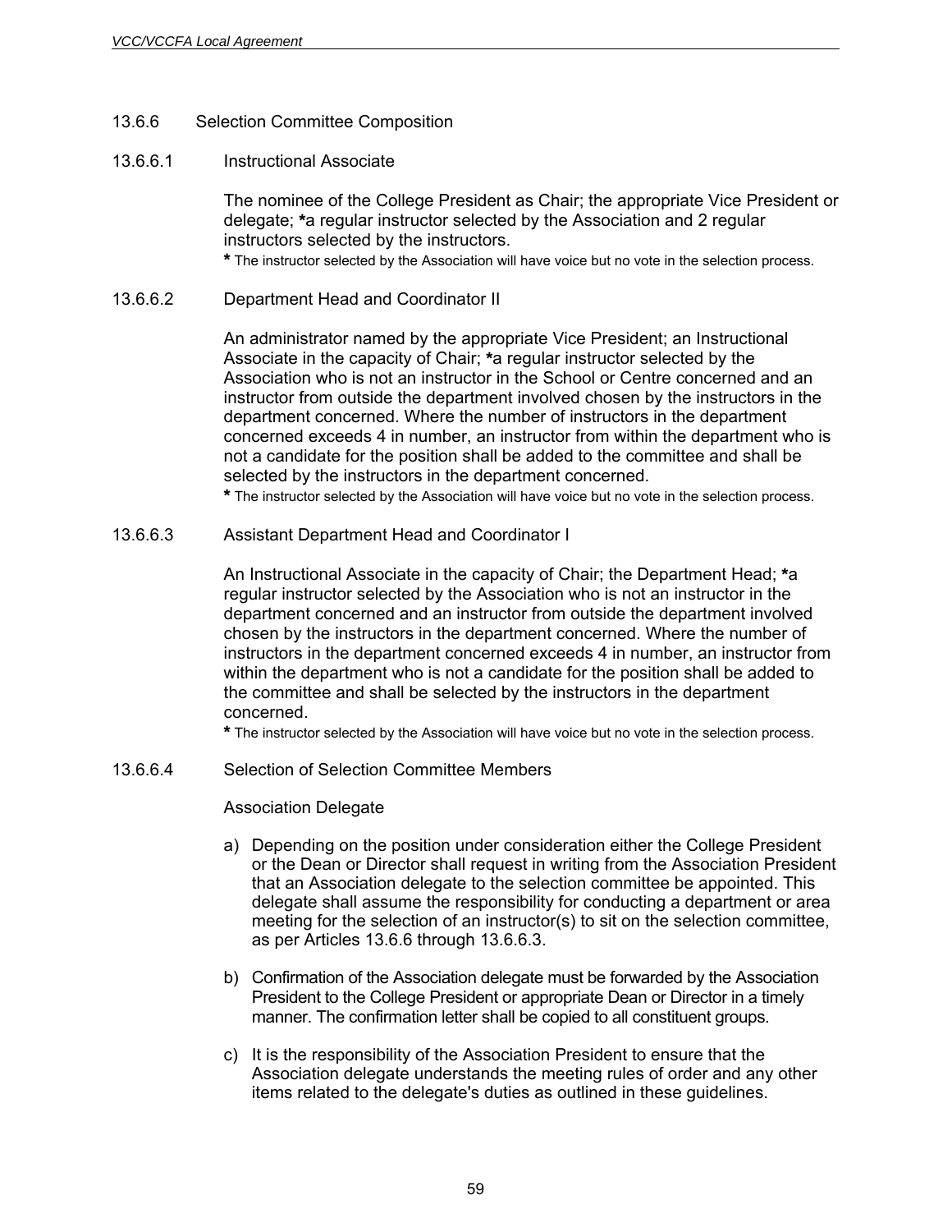13.6.6 Selection Committee Composition

13.6.6.1 Instructional Associate

The nominee of the College President as Chair; the appropriate Vice President or delegate; **\***a regular instructor selected by the Association and 2 regular instructors selected by the instructors.

**\*** The instructor selected by the Association will have voice but no vote in the selection process.

13.6.6.2 Department Head and Coordinator II

An administrator named by the appropriate Vice President; an Instructional Associate in the capacity of Chair; **\***a regular instructor selected by the Association who is not an instructor in the School or Centre concerned and an instructor from outside the department involved chosen by the instructors in the department concerned. Where the number of instructors in the department concerned exceeds 4 in number, an instructor from within the department who is not a candidate for the position shall be added to the committee and shall be selected by the instructors in the department concerned.

**\*** The instructor selected by the Association will have voice but no vote in the selection process.

13.6.6.3 Assistant Department Head and Coordinator I

An Instructional Associate in the capacity of Chair; the Department Head; **\***a regular instructor selected by the Association who is not an instructor in the department concerned and an instructor from outside the department involved chosen by the instructors in the department concerned. Where the number of instructors in the department concerned exceeds 4 in number, an instructor from within the department who is not a candidate for the position shall be added to the committee and shall be selected by the instructors in the department concerned.

**\*** The instructor selected by the Association will have voice but no vote in the selection process.

13.6.6.4 Selection of Selection Committee Members

Association Delegate

a) Depending on the position under consideration either the College President or the Dean or Director shall request in writing from the Association President that an Association delegate to the selection committee be appointed. This delegate shall assume the responsibility for conducting a department or area meeting for the selection of an instructor(s) to sit on the selection committee, as per Articles 13.6.6 through 13.6.6.3.

b) Confirmation of the Association delegate must be forwarded by the Association President to the College President or appropriate Dean or Director in a timely manner. The confirmation letter shall be copied to all constituent groups.

c) It is the responsibility of the Association President to ensure that the Association delegate understands the meeting rules of order and any other items related to the delegate's duties as outlined in these guidelines.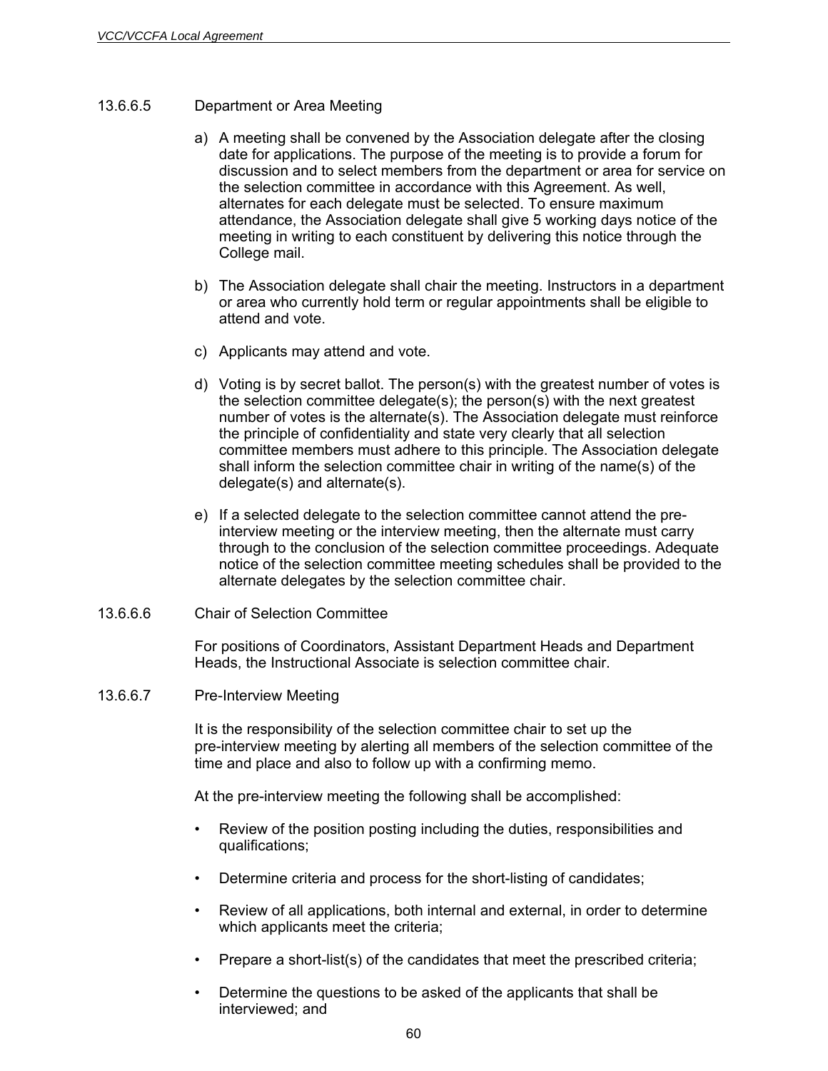13.6.6.5 Department or Area Meeting

a) A meeting shall be convened by the Association delegate after the closing date for applications. The purpose of the meeting is to provide a forum for discussion and to select members from the department or area for service on the selection committee in accordance with this Agreement. As well, alternates for each delegate must be selected. To ensure maximum attendance, the Association delegate shall give 5 working days notice of the meeting in writing to each constituent by delivering this notice through the College mail.

b) The Association delegate shall chair the meeting. Instructors in a department or area who currently hold term or regular appointments shall be eligible to attend and vote.

c) Applicants may attend and vote.

d) Voting is by secret ballot. The person(s) with the greatest number of votes is the selection committee delegate(s); the person(s) with the next greatest number of votes is the alternate(s). The Association delegate must reinforce the principle of confidentiality and state very clearly that all selection committee members must adhere to this principle. The Association delegate shall inform the selection committee chair in writing of the name(s) of the delegate(s) and alternate(s).

e) If a selected delegate to the selection committee cannot attend the pre-interview meeting or the interview meeting, then the alternate must carry through to the conclusion of the selection committee proceedings. Adequate notice of the selection committee meeting schedules shall be provided to the alternate delegates by the selection committee chair.

13.6.6.6 Chair of Selection Committee

For positions of Coordinators, Assistant Department Heads and Department Heads, the Instructional Associate is selection committee chair.

13.6.6.7 Pre-Interview Meeting

It is the responsibility of the selection committee chair to set up the pre-interview meeting by alerting all members of the selection committee of the time and place and also to follow up with a confirming memo.

At the pre-interview meeting the following shall be accomplished:

- Review of the position posting including the duties, responsibilities and qualifications;
- Determine criteria and process for the short-listing of candidates;
- Review of all applications, both internal and external, in order to determine which applicants meet the criteria;
- Prepare a short-list(s) of the candidates that meet the prescribed criteria;
- Determine the questions to be asked of the applicants that shall be interviewed; and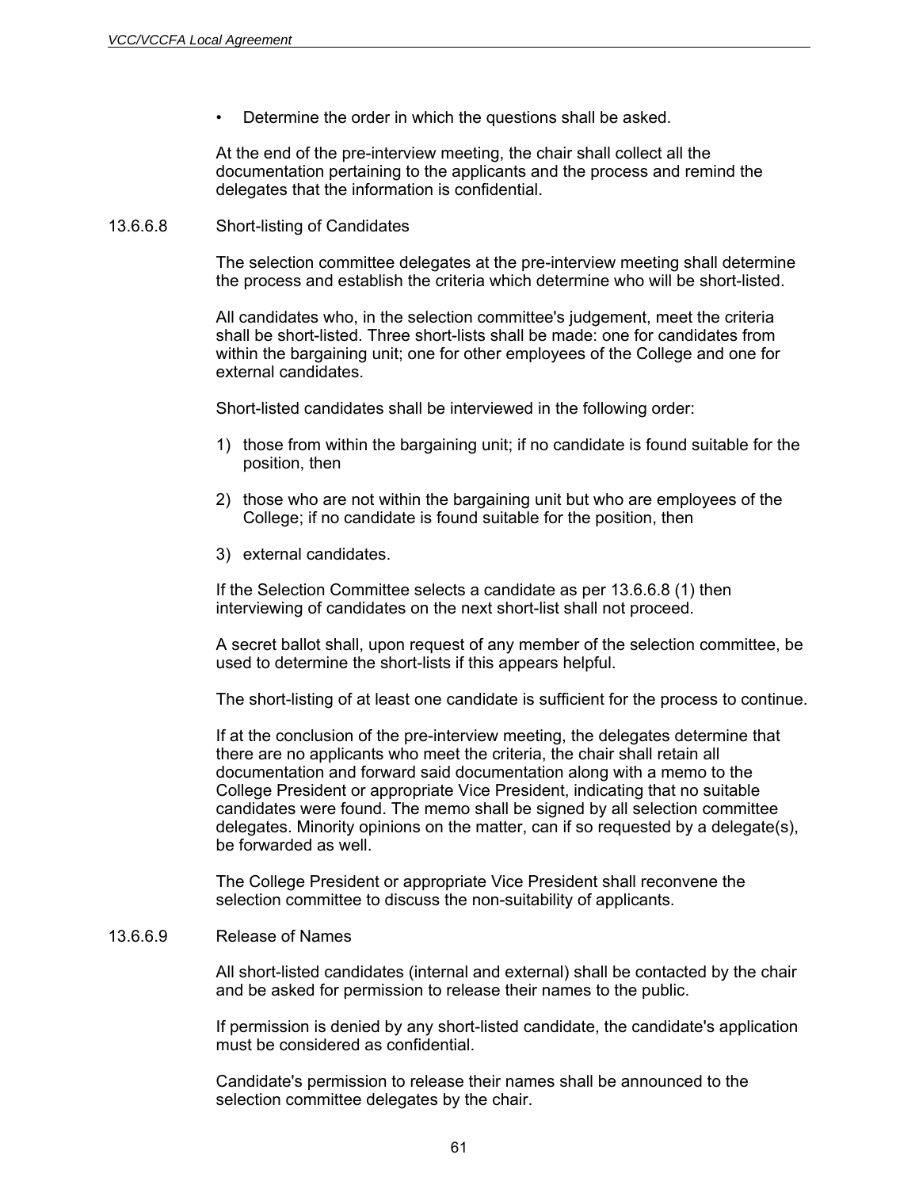- Determine the order in which the questions shall be asked.

At the end of the pre-interview meeting, the chair shall collect all the documentation pertaining to the applicants and the process and remind the delegates that the information is confidential.

13.6.6.8 Short-listing of Candidates

The selection committee delegates at the pre-interview meeting shall determine the process and establish the criteria which determine who will be short-listed.

All candidates who, in the selection committee's judgement, meet the criteria shall be short-listed. Three short-lists shall be made: one for candidates from within the bargaining unit; one for other employees of the College and one for external candidates.

Short-listed candidates shall be interviewed in the following order:

1) those from within the bargaining unit; if no candidate is found suitable for the position, then

2) those who are not within the bargaining unit but who are employees of the College; if no candidate is found suitable for the position, then

3) external candidates.

If the Selection Committee selects a candidate as per 13.6.6.8 (1) then interviewing of candidates on the next short-list shall not proceed.

A secret ballot shall, upon request of any member of the selection committee, be used to determine the short-lists if this appears helpful.

The short-listing of at least one candidate is sufficient for the process to continue.

If at the conclusion of the pre-interview meeting, the delegates determine that there are no applicants who meet the criteria, the chair shall retain all documentation and forward said documentation along with a memo to the College President or appropriate Vice President, indicating that no suitable candidates were found. The memo shall be signed by all selection committee delegates. Minority opinions on the matter, can if so requested by a delegate(s), be forwarded as well.

The College President or appropriate Vice President shall reconvene the selection committee to discuss the non-suitability of applicants.

13.6.6.9 Release of Names

All short-listed candidates (internal and external) shall be contacted by the chair and be asked for permission to release their names to the public.

If permission is denied by any short-listed candidate, the candidate's application must be considered as confidential.

Candidate's permission to release their names shall be announced to the selection committee delegates by the chair.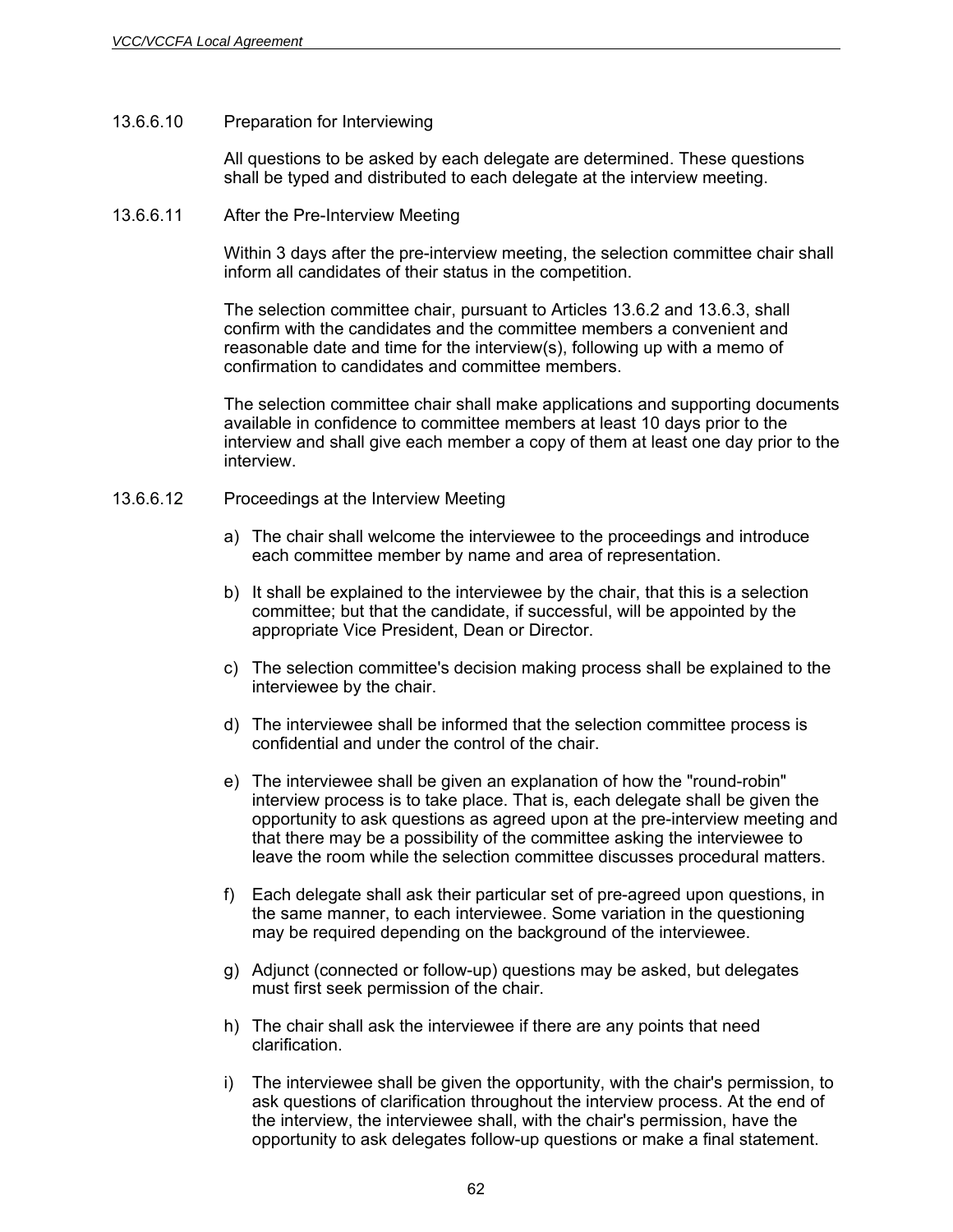13.6.6.10 Preparation for Interviewing

All questions to be asked by each delegate are determined. These questions shall be typed and distributed to each delegate at the interview meeting.

13.6.6.11 After the Pre-Interview Meeting

Within 3 days after the pre-interview meeting, the selection committee chair shall inform all candidates of their status in the competition.

The selection committee chair, pursuant to Articles 13.6.2 and 13.6.3, shall confirm with the candidates and the committee members a convenient and reasonable date and time for the interview(s), following up with a memo of confirmation to candidates and committee members.

The selection committee chair shall make applications and supporting documents available in confidence to committee members at least 10 days prior to the interview and shall give each member a copy of them at least one day prior to the interview.

13.6.6.12 Proceedings at the Interview Meeting

a) The chair shall welcome the interviewee to the proceedings and introduce each committee member by name and area of representation.

b) It shall be explained to the interviewee by the chair, that this is a selection committee; but that the candidate, if successful, will be appointed by the appropriate Vice President, Dean or Director.

c) The selection committee's decision making process shall be explained to the interviewee by the chair.

d) The interviewee shall be informed that the selection committee process is confidential and under the control of the chair.

e) The interviewee shall be given an explanation of how the "round-robin" interview process is to take place. That is, each delegate shall be given the opportunity to ask questions as agreed upon at the pre-interview meeting and that there may be a possibility of the committee asking the interviewee to leave the room while the selection committee discusses procedural matters.

f) Each delegate shall ask their particular set of pre-agreed upon questions, in the same manner, to each interviewee. Some variation in the questioning may be required depending on the background of the interviewee.

g) Adjunct (connected or follow-up) questions may be asked, but delegates must first seek permission of the chair.

h) The chair shall ask the interviewee if there are any points that need clarification.

i) The interviewee shall be given the opportunity, with the chair's permission, to ask questions of clarification throughout the interview process. At the end of the interview, the interviewee shall, with the chair's permission, have the opportunity to ask delegates follow-up questions or make a final statement.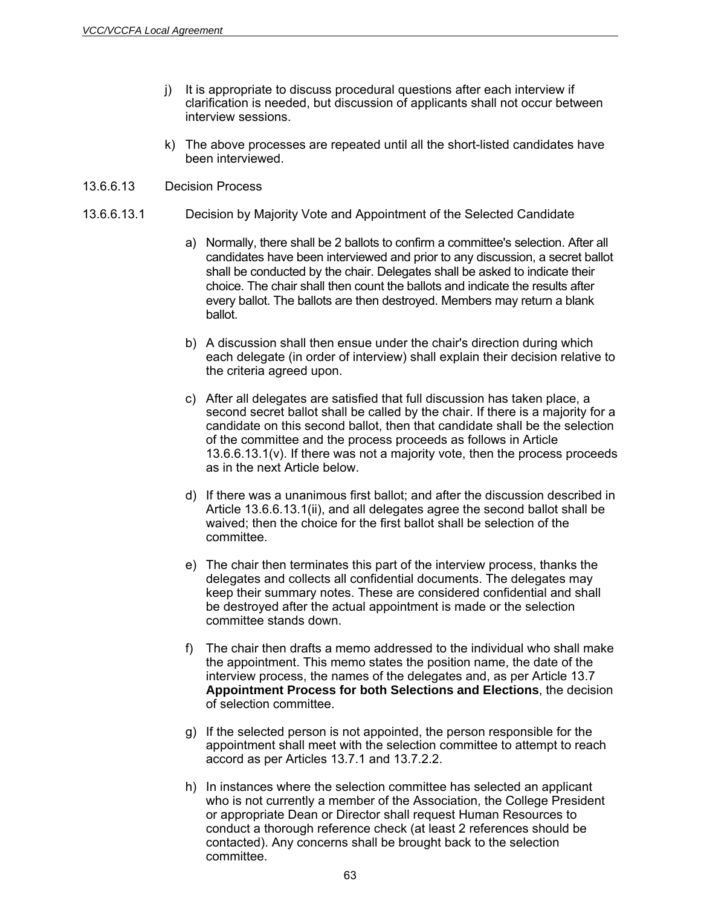j) It is appropriate to discuss procedural questions after each interview if clarification is needed, but discussion of applicants shall not occur between interview sessions.

k) The above processes are repeated until all the short-listed candidates have been interviewed.

13.6.6.13 Decision Process

13.6.6.13.1 Decision by Majority Vote and Appointment of the Selected Candidate

a) Normally, there shall be 2 ballots to confirm a committee's selection. After all candidates have been interviewed and prior to any discussion, a secret ballot shall be conducted by the chair. Delegates shall be asked to indicate their choice. The chair shall then count the ballots and indicate the results after every ballot. The ballots are then destroyed. Members may return a blank ballot.

b) A discussion shall then ensue under the chair's direction during which each delegate (in order of interview) shall explain their decision relative to the criteria agreed upon.

c) After all delegates are satisfied that full discussion has taken place, a second secret ballot shall be called by the chair. If there is a majority for a candidate on this second ballot, then that candidate shall be the selection of the committee and the process proceeds as follows in Article 13.6.6.13.1(v). If there was not a majority vote, then the process proceeds as in the next Article below.

d) If there was a unanimous first ballot; and after the discussion described in Article 13.6.6.13.1(ii), and all delegates agree the second ballot shall be waived; then the choice for the first ballot shall be selection of the committee.

e) The chair then terminates this part of the interview process, thanks the delegates and collects all confidential documents. The delegates may keep their summary notes. These are considered confidential and shall be destroyed after the actual appointment is made or the selection committee stands down.

f) The chair then drafts a memo addressed to the individual who shall make the appointment. This memo states the position name, the date of the interview process, the names of the delegates and, as per Article 13.7 **Appointment Process for both Selections and Elections**, the decision of selection committee.

g) If the selected person is not appointed, the person responsible for the appointment shall meet with the selection committee to attempt to reach accord as per Articles 13.7.1 and 13.7.2.2.

h) In instances where the selection committee has selected an applicant who is not currently a member of the Association, the College President or appropriate Dean or Director shall request Human Resources to conduct a thorough reference check (at least 2 references should be contacted). Any concerns shall be brought back to the selection committee.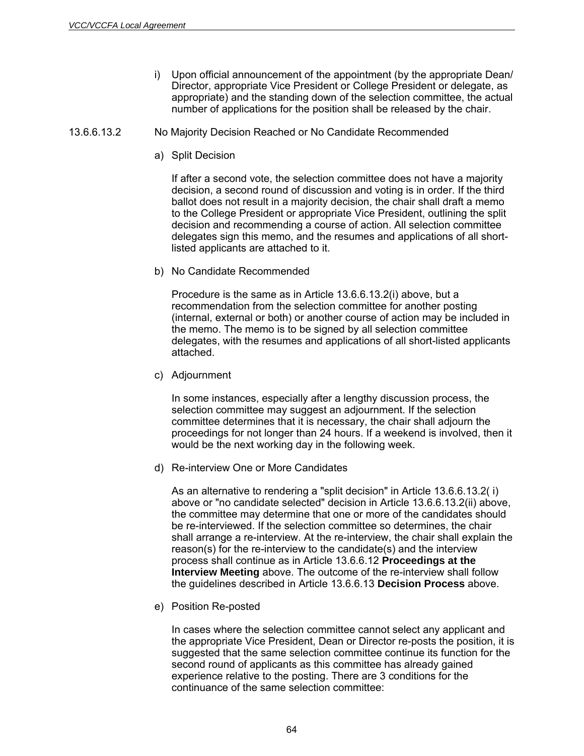i) Upon official announcement of the appointment (by the appropriate Dean/ Director, appropriate Vice President or College President or delegate, as appropriate) and the standing down of the selection committee, the actual number of applications for the position shall be released by the chair.

13.6.6.13.2 No Majority Decision Reached or No Candidate Recommended

a) Split Decision

If after a second vote, the selection committee does not have a majority decision, a second round of discussion and voting is in order. If the third ballot does not result in a majority decision, the chair shall draft a memo to the College President or appropriate Vice President, outlining the split decision and recommending a course of action. All selection committee delegates sign this memo, and the resumes and applications of all short-listed applicants are attached to it.

b) No Candidate Recommended

Procedure is the same as in Article 13.6.6.13.2(i) above, but a recommendation from the selection committee for another posting (internal, external or both) or another course of action may be included in the memo. The memo is to be signed by all selection committee delegates, with the resumes and applications of all short-listed applicants attached.

c) Adjournment

In some instances, especially after a lengthy discussion process, the selection committee may suggest an adjournment. If the selection committee determines that it is necessary, the chair shall adjourn the proceedings for not longer than 24 hours. If a weekend is involved, then it would be the next working day in the following week.

d) Re-interview One or More Candidates

As an alternative to rendering a "split decision" in Article 13.6.6.13.2( i) above or "no candidate selected" decision in Article 13.6.6.13.2(ii) above, the committee may determine that one or more of the candidates should be re-interviewed. If the selection committee so determines, the chair shall arrange a re-interview. At the re-interview, the chair shall explain the reason(s) for the re-interview to the candidate(s) and the interview process shall continue as in Article 13.6.6.12 **Proceedings at the Interview Meeting** above. The outcome of the re-interview shall follow the guidelines described in Article 13.6.6.13 **Decision Process** above.

e) Position Re-posted

In cases where the selection committee cannot select any applicant and the appropriate Vice President, Dean or Director re-posts the position, it is suggested that the same selection committee continue its function for the second round of applicants as this committee has already gained experience relative to the posting. There are 3 conditions for the continuance of the same selection committee: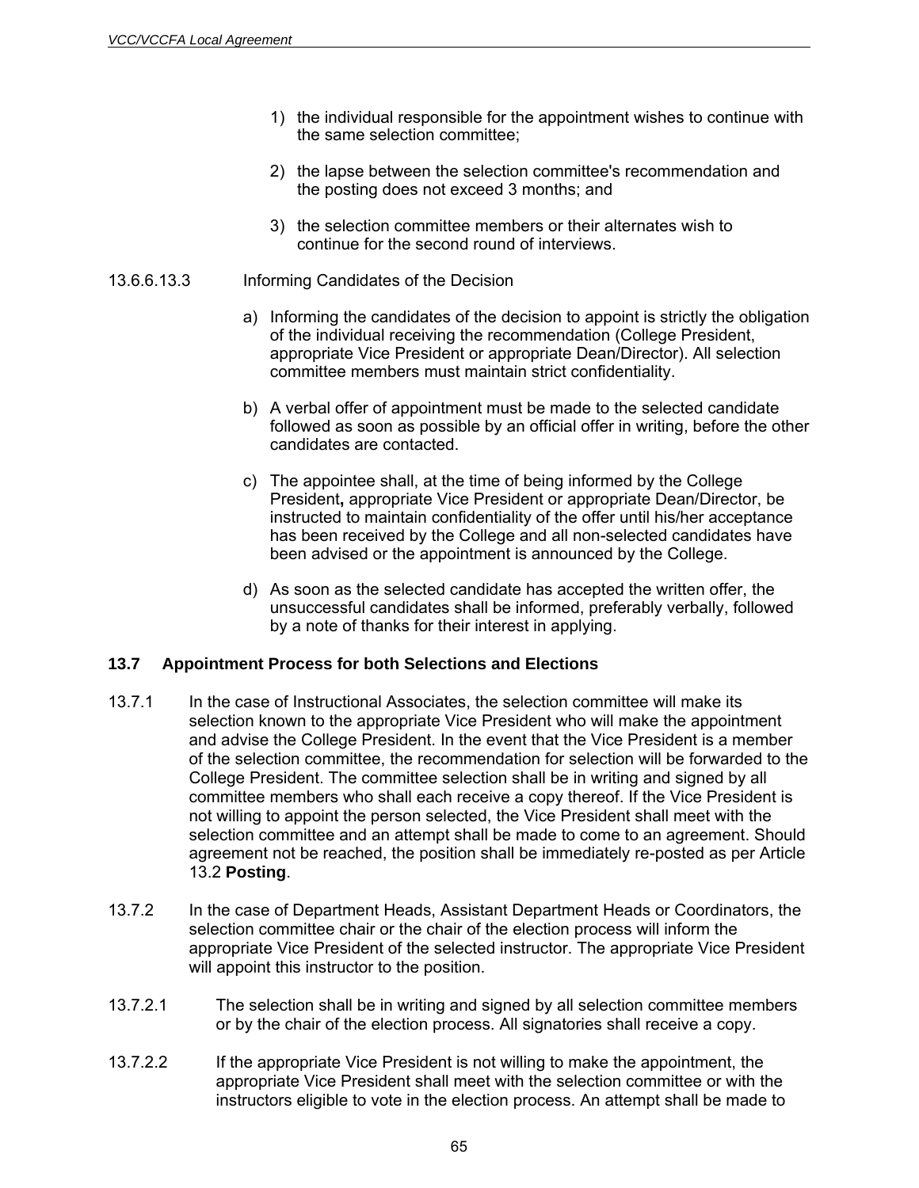1) the individual responsible for the appointment wishes to continue with the same selection committee;

2) the lapse between the selection committee's recommendation and the posting does not exceed 3 months; and

3) the selection committee members or their alternates wish to continue for the second round of interviews.

13.6.6.13.3 Informing Candidates of the Decision

a) Informing the candidates of the decision to appoint is strictly the obligation of the individual receiving the recommendation (College President, appropriate Vice President or appropriate Dean/Director). All selection committee members must maintain strict confidentiality.

b) A verbal offer of appointment must be made to the selected candidate followed as soon as possible by an official offer in writing, before the other candidates are contacted.

c) The appointee shall, at the time of being informed by the College President**,** appropriate Vice President or appropriate Dean/Director, be instructed to maintain confidentiality of the offer until his/her acceptance has been received by the College and all non-selected candidates have been advised or the appointment is announced by the College.

d) As soon as the selected candidate has accepted the written offer, the unsuccessful candidates shall be informed, preferably verbally, followed by a note of thanks for their interest in applying.

### 13.7 Appointment Process for both Selections and Elections

13.7.1 In the case of Instructional Associates, the selection committee will make its selection known to the appropriate Vice President who will make the appointment and advise the College President. In the event that the Vice President is a member of the selection committee, the recommendation for selection will be forwarded to the College President. The committee selection shall be in writing and signed by all committee members who shall each receive a copy thereof. If the Vice President is not willing to appoint the person selected, the Vice President shall meet with the selection committee and an attempt shall be made to come to an agreement. Should agreement not be reached, the position shall be immediately re-posted as per Article 13.2 **Posting**.

13.7.2 In the case of Department Heads, Assistant Department Heads or Coordinators, the selection committee chair or the chair of the election process will inform the appropriate Vice President of the selected instructor. The appropriate Vice President will appoint this instructor to the position.

13.7.2.1 The selection shall be in writing and signed by all selection committee members or by the chair of the election process. All signatories shall receive a copy.

13.7.2.2 If the appropriate Vice President is not willing to make the appointment, the appropriate Vice President shall meet with the selection committee or with the instructors eligible to vote in the election process. An attempt shall be made to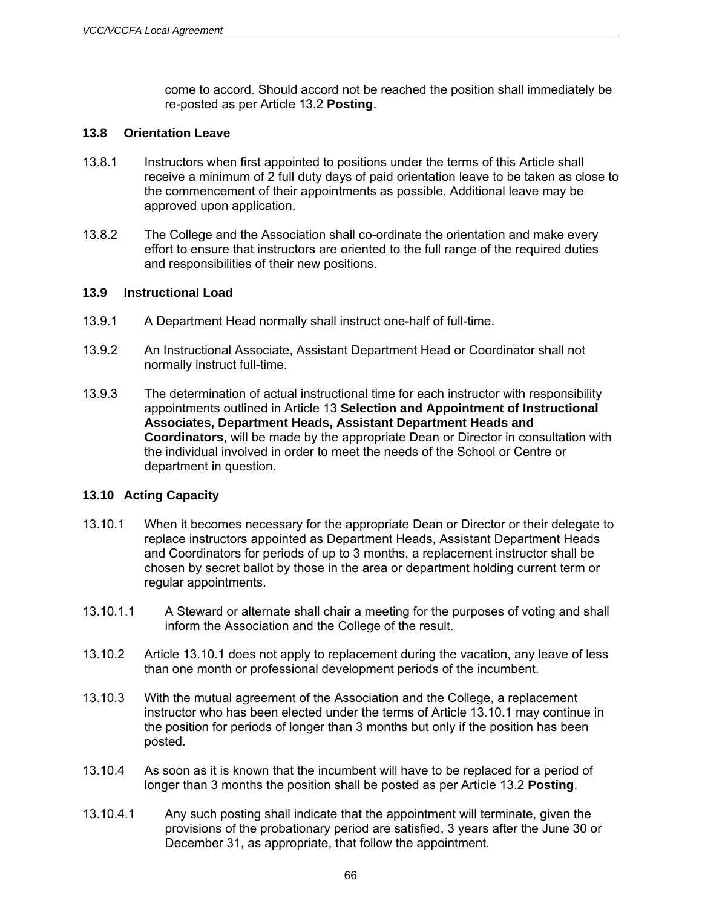come to accord. Should accord not be reached the position shall immediately be re-posted as per Article 13.2 **Posting**.

### 13.8 Orientation Leave

13.8.1 Instructors when first appointed to positions under the terms of this Article shall receive a minimum of 2 full duty days of paid orientation leave to be taken as close to the commencement of their appointments as possible. Additional leave may be approved upon application.

13.8.2 The College and the Association shall co-ordinate the orientation and make every effort to ensure that instructors are oriented to the full range of the required duties and responsibilities of their new positions.

### 13.9 Instructional Load

13.9.1 A Department Head normally shall instruct one-half of full-time.

13.9.2 An Instructional Associate, Assistant Department Head or Coordinator shall not normally instruct full-time.

13.9.3 The determination of actual instructional time for each instructor with responsibility appointments outlined in Article 13 **Selection and Appointment of Instructional Associates, Department Heads, Assistant Department Heads and Coordinators**, will be made by the appropriate Dean or Director in consultation with the individual involved in order to meet the needs of the School or Centre or department in question.

### 13.10 Acting Capacity

13.10.1 When it becomes necessary for the appropriate Dean or Director or their delegate to replace instructors appointed as Department Heads, Assistant Department Heads and Coordinators for periods of up to 3 months, a replacement instructor shall be chosen by secret ballot by those in the area or department holding current term or regular appointments.

13.10.1.1 A Steward or alternate shall chair a meeting for the purposes of voting and shall inform the Association and the College of the result.

13.10.2 Article 13.10.1 does not apply to replacement during the vacation, any leave of less than one month or professional development periods of the incumbent.

13.10.3 With the mutual agreement of the Association and the College, a replacement instructor who has been elected under the terms of Article 13.10.1 may continue in the position for periods of longer than 3 months but only if the position has been posted.

13.10.4 As soon as it is known that the incumbent will have to be replaced for a period of longer than 3 months the position shall be posted as per Article 13.2 **Posting**.

13.10.4.1 Any such posting shall indicate that the appointment will terminate, given the provisions of the probationary period are satisfied, 3 years after the June 30 or December 31, as appropriate, that follow the appointment.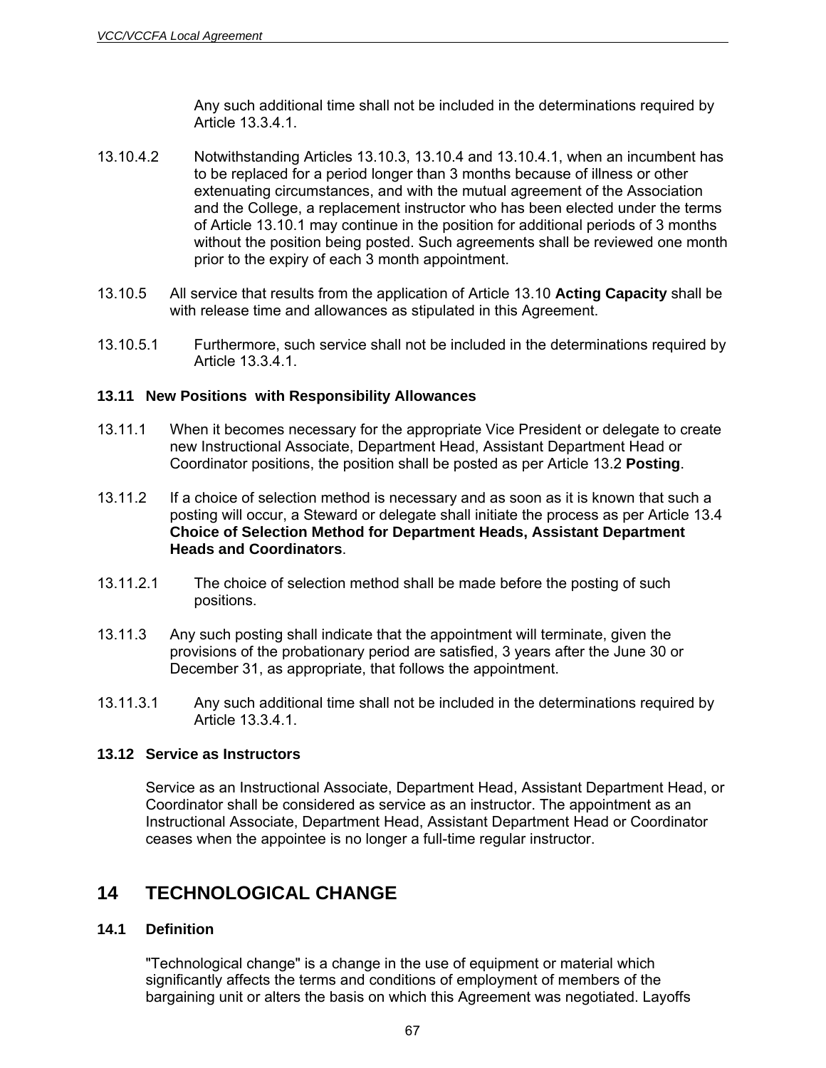Any such additional time shall not be included in the determinations required by Article 13.3.4.1.

13.10.4.2 Notwithstanding Articles 13.10.3, 13.10.4 and 13.10.4.1, when an incumbent has to be replaced for a period longer than 3 months because of illness or other extenuating circumstances, and with the mutual agreement of the Association and the College, a replacement instructor who has been elected under the terms of Article 13.10.1 may continue in the position for additional periods of 3 months without the position being posted. Such agreements shall be reviewed one month prior to the expiry of each 3 month appointment.

13.10.5 All service that results from the application of Article 13.10 **Acting Capacity** shall be with release time and allowances as stipulated in this Agreement.

13.10.5.1 Furthermore, such service shall not be included in the determinations required by Article 13.3.4.1.

### 13.11 New Positions with Responsibility Allowances

13.11.1 When it becomes necessary for the appropriate Vice President or delegate to create new Instructional Associate, Department Head, Assistant Department Head or Coordinator positions, the position shall be posted as per Article 13.2 **Posting**.

13.11.2 If a choice of selection method is necessary and as soon as it is known that such a posting will occur, a Steward or delegate shall initiate the process as per Article 13.4 **Choice of Selection Method for Department Heads, Assistant Department Heads and Coordinators**.

13.11.2.1 The choice of selection method shall be made before the posting of such positions.

13.11.3 Any such posting shall indicate that the appointment will terminate, given the provisions of the probationary period are satisfied, 3 years after the June 30 or December 31, as appropriate, that follows the appointment.

13.11.3.1 Any such additional time shall not be included in the determinations required by Article 13.3.4.1.

### 13.12 Service as Instructors

Service as an Instructional Associate, Department Head, Assistant Department Head, or Coordinator shall be considered as service as an instructor. The appointment as an Instructional Associate, Department Head, Assistant Department Head or Coordinator ceases when the appointee is no longer a full-time regular instructor.

# 14 TECHNOLOGICAL CHANGE

### 14.1 Definition

"Technological change" is a change in the use of equipment or material which significantly affects the terms and conditions of employment of members of the bargaining unit or alters the basis on which this Agreement was negotiated. Layoffs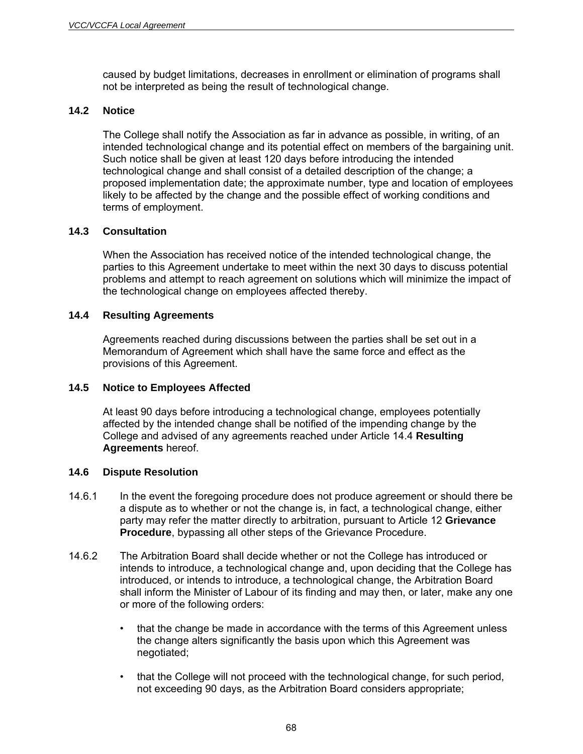caused by budget limitations, decreases in enrollment or elimination of programs shall not be interpreted as being the result of technological change.

### 14.2 Notice

The College shall notify the Association as far in advance as possible, in writing, of an intended technological change and its potential effect on members of the bargaining unit. Such notice shall be given at least 120 days before introducing the intended technological change and shall consist of a detailed description of the change; a proposed implementation date; the approximate number, type and location of employees likely to be affected by the change and the possible effect of working conditions and terms of employment.

### 14.3 Consultation

When the Association has received notice of the intended technological change, the parties to this Agreement undertake to meet within the next 30 days to discuss potential problems and attempt to reach agreement on solutions which will minimize the impact of the technological change on employees affected thereby.

### 14.4 Resulting Agreements

Agreements reached during discussions between the parties shall be set out in a Memorandum of Agreement which shall have the same force and effect as the provisions of this Agreement.

### 14.5 Notice to Employees Affected

At least 90 days before introducing a technological change, employees potentially affected by the intended change shall be notified of the impending change by the College and advised of any agreements reached under Article 14.4 **Resulting Agreements** hereof.

### 14.6 Dispute Resolution

14.6.1 In the event the foregoing procedure does not produce agreement or should there be a dispute as to whether or not the change is, in fact, a technological change, either party may refer the matter directly to arbitration, pursuant to Article 12 **Grievance Procedure**, bypassing all other steps of the Grievance Procedure.

14.6.2 The Arbitration Board shall decide whether or not the College has introduced or intends to introduce, a technological change and, upon deciding that the College has introduced, or intends to introduce, a technological change, the Arbitration Board shall inform the Minister of Labour of its finding and may then, or later, make any one or more of the following orders:

- that the change be made in accordance with the terms of this Agreement unless the change alters significantly the basis upon which this Agreement was negotiated;
- that the College will not proceed with the technological change, for such period, not exceeding 90 days, as the Arbitration Board considers appropriate;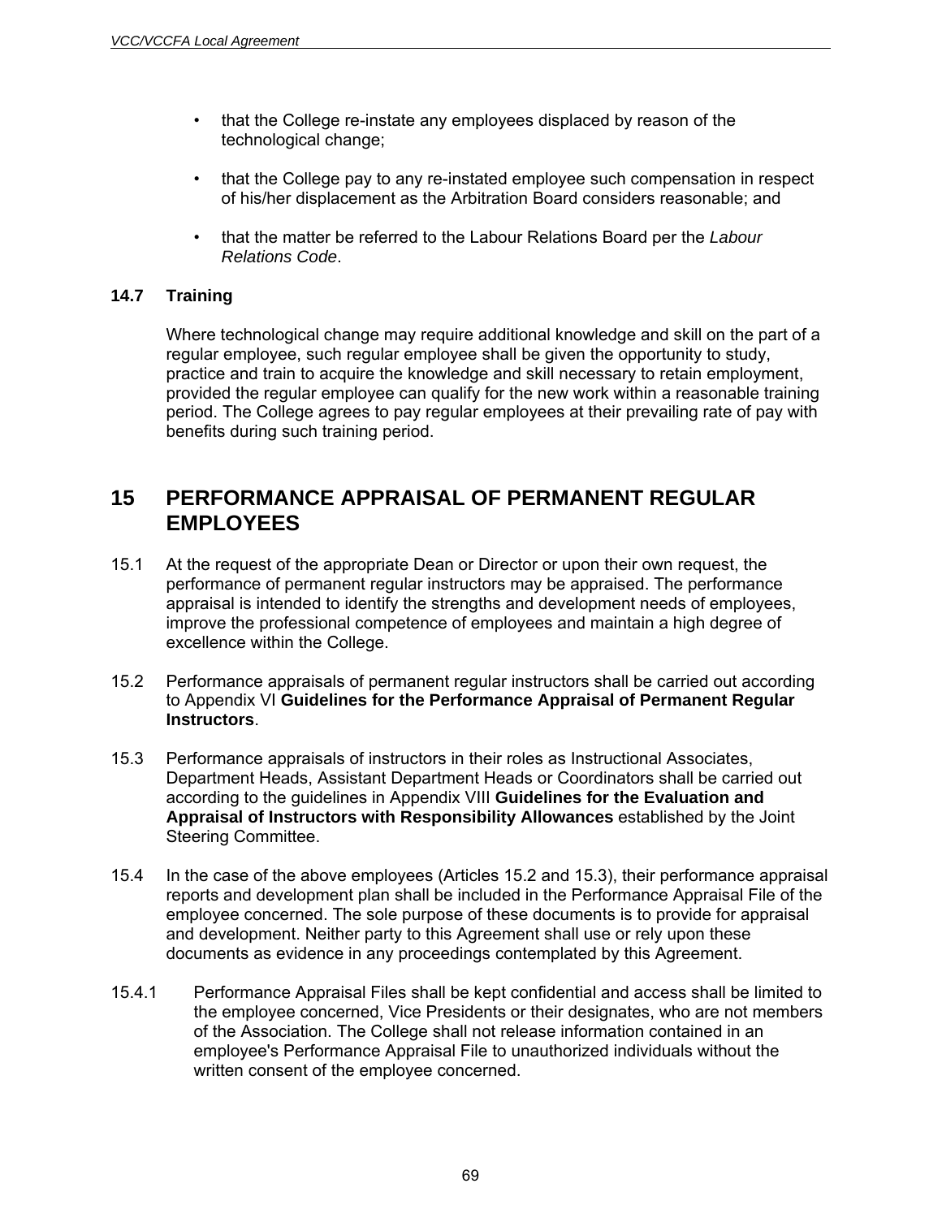- that the College re-instate any employees displaced by reason of the technological change;
- that the College pay to any re-instated employee such compensation in respect of his/her displacement as the Arbitration Board considers reasonable; and
- that the matter be referred to the Labour Relations Board per the *Labour Relations Code*.

### 14.7 Training

Where technological change may require additional knowledge and skill on the part of a regular employee, such regular employee shall be given the opportunity to study, practice and train to acquire the knowledge and skill necessary to retain employment, provided the regular employee can qualify for the new work within a reasonable training period. The College agrees to pay regular employees at their prevailing rate of pay with benefits during such training period.

## 15 PERFORMANCE APPRAISAL OF PERMANENT REGULAR EMPLOYEES

15.1 At the request of the appropriate Dean or Director or upon their own request, the performance of permanent regular instructors may be appraised. The performance appraisal is intended to identify the strengths and development needs of employees, improve the professional competence of employees and maintain a high degree of excellence within the College.

15.2 Performance appraisals of permanent regular instructors shall be carried out according to Appendix VI **Guidelines for the Performance Appraisal of Permanent Regular Instructors**.

15.3 Performance appraisals of instructors in their roles as Instructional Associates, Department Heads, Assistant Department Heads or Coordinators shall be carried out according to the guidelines in Appendix VIII **Guidelines for the Evaluation and Appraisal of Instructors with Responsibility Allowances** established by the Joint Steering Committee.

15.4 In the case of the above employees (Articles 15.2 and 15.3), their performance appraisal reports and development plan shall be included in the Performance Appraisal File of the employee concerned. The sole purpose of these documents is to provide for appraisal and development. Neither party to this Agreement shall use or rely upon these documents as evidence in any proceedings contemplated by this Agreement.

15.4.1 Performance Appraisal Files shall be kept confidential and access shall be limited to the employee concerned, Vice Presidents or their designates, who are not members of the Association. The College shall not release information contained in an employee's Performance Appraisal File to unauthorized individuals without the written consent of the employee concerned.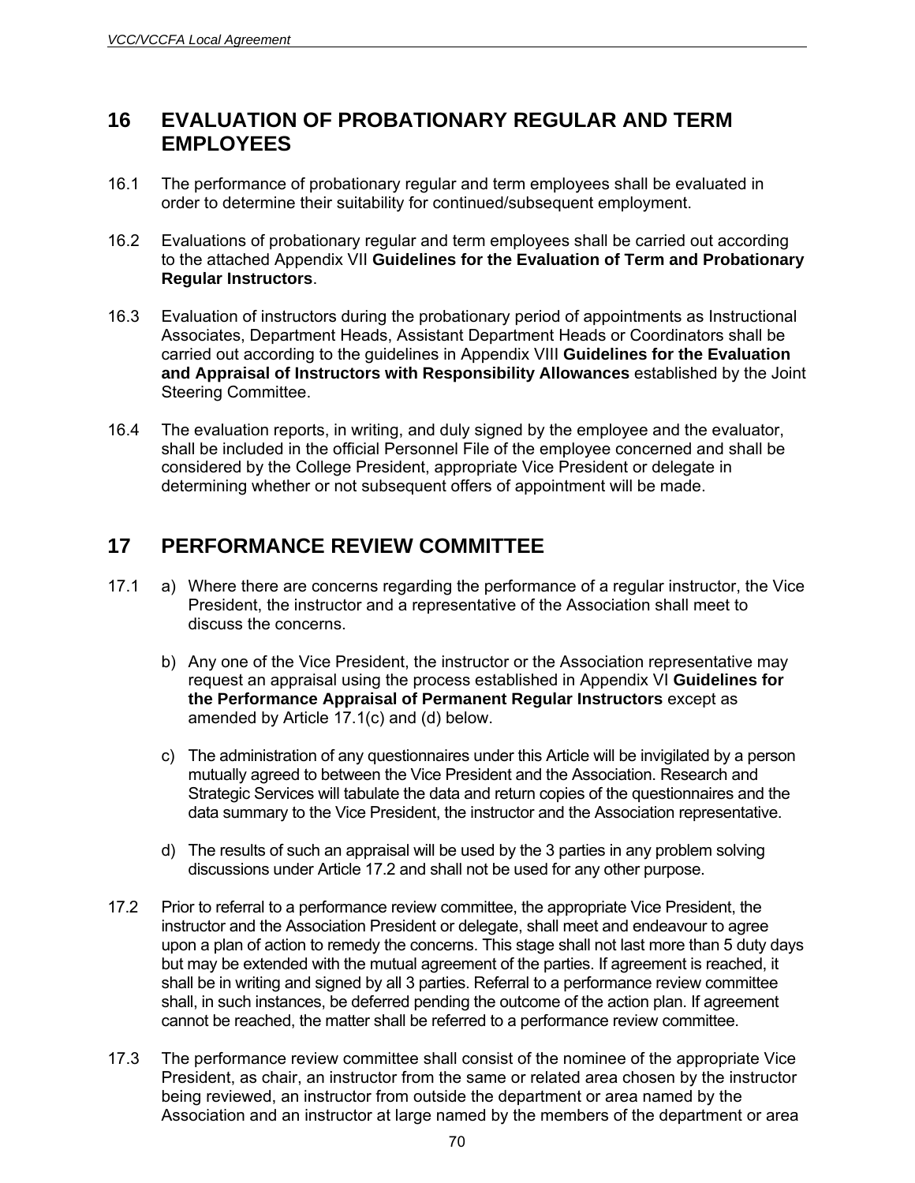## 16 EVALUATION OF PROBATIONARY REGULAR AND TERM EMPLOYEES

16.1 The performance of probationary regular and term employees shall be evaluated in order to determine their suitability for continued/subsequent employment.

16.2 Evaluations of probationary regular and term employees shall be carried out according to the attached Appendix VII **Guidelines for the Evaluation of Term and Probationary Regular Instructors**.

16.3 Evaluation of instructors during the probationary period of appointments as Instructional Associates, Department Heads, Assistant Department Heads or Coordinators shall be carried out according to the guidelines in Appendix VIII **Guidelines for the Evaluation and Appraisal of Instructors with Responsibility Allowances** established by the Joint Steering Committee.

16.4 The evaluation reports, in writing, and duly signed by the employee and the evaluator, shall be included in the official Personnel File of the employee concerned and shall be considered by the College President, appropriate Vice President or delegate in determining whether or not subsequent offers of appointment will be made.

## 17 PERFORMANCE REVIEW COMMITTEE

17.1 a) Where there are concerns regarding the performance of a regular instructor, the Vice President, the instructor and a representative of the Association shall meet to discuss the concerns.

b) Any one of the Vice President, the instructor or the Association representative may request an appraisal using the process established in Appendix VI **Guidelines for the Performance Appraisal of Permanent Regular Instructors** except as amended by Article 17.1(c) and (d) below.

c) The administration of any questionnaires under this Article will be invigilated by a person mutually agreed to between the Vice President and the Association. Research and Strategic Services will tabulate the data and return copies of the questionnaires and the data summary to the Vice President, the instructor and the Association representative.

d) The results of such an appraisal will be used by the 3 parties in any problem solving discussions under Article 17.2 and shall not be used for any other purpose.

17.2 Prior to referral to a performance review committee, the appropriate Vice President, the instructor and the Association President or delegate, shall meet and endeavour to agree upon a plan of action to remedy the concerns. This stage shall not last more than 5 duty days but may be extended with the mutual agreement of the parties. If agreement is reached, it shall be in writing and signed by all 3 parties. Referral to a performance review committee shall, in such instances, be deferred pending the outcome of the action plan. If agreement cannot be reached, the matter shall be referred to a performance review committee.

17.3 The performance review committee shall consist of the nominee of the appropriate Vice President, as chair, an instructor from the same or related area chosen by the instructor being reviewed, an instructor from outside the department or area named by the Association and an instructor at large named by the members of the department or area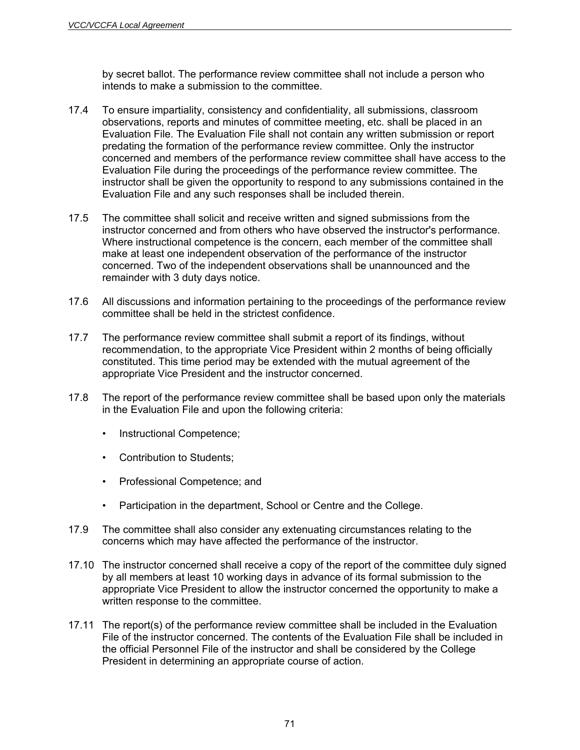by secret ballot. The performance review committee shall not include a person who intends to make a submission to the committee.

17.4 To ensure impartiality, consistency and confidentiality, all submissions, classroom observations, reports and minutes of committee meeting, etc. shall be placed in an Evaluation File. The Evaluation File shall not contain any written submission or report predating the formation of the performance review committee. Only the instructor concerned and members of the performance review committee shall have access to the Evaluation File during the proceedings of the performance review committee. The instructor shall be given the opportunity to respond to any submissions contained in the Evaluation File and any such responses shall be included therein.

17.5 The committee shall solicit and receive written and signed submissions from the instructor concerned and from others who have observed the instructor's performance. Where instructional competence is the concern, each member of the committee shall make at least one independent observation of the performance of the instructor concerned. Two of the independent observations shall be unannounced and the remainder with 3 duty days notice.

17.6 All discussions and information pertaining to the proceedings of the performance review committee shall be held in the strictest confidence.

17.7 The performance review committee shall submit a report of its findings, without recommendation, to the appropriate Vice President within 2 months of being officially constituted. This time period may be extended with the mutual agreement of the appropriate Vice President and the instructor concerned.

17.8 The report of the performance review committee shall be based upon only the materials in the Evaluation File and upon the following criteria:

- Instructional Competence;
- Contribution to Students;
- Professional Competence; and
- Participation in the department, School or Centre and the College.

17.9 The committee shall also consider any extenuating circumstances relating to the concerns which may have affected the performance of the instructor.

17.10 The instructor concerned shall receive a copy of the report of the committee duly signed by all members at least 10 working days in advance of its formal submission to the appropriate Vice President to allow the instructor concerned the opportunity to make a written response to the committee.

17.11 The report(s) of the performance review committee shall be included in the Evaluation File of the instructor concerned. The contents of the Evaluation File shall be included in the official Personnel File of the instructor and shall be considered by the College President in determining an appropriate course of action.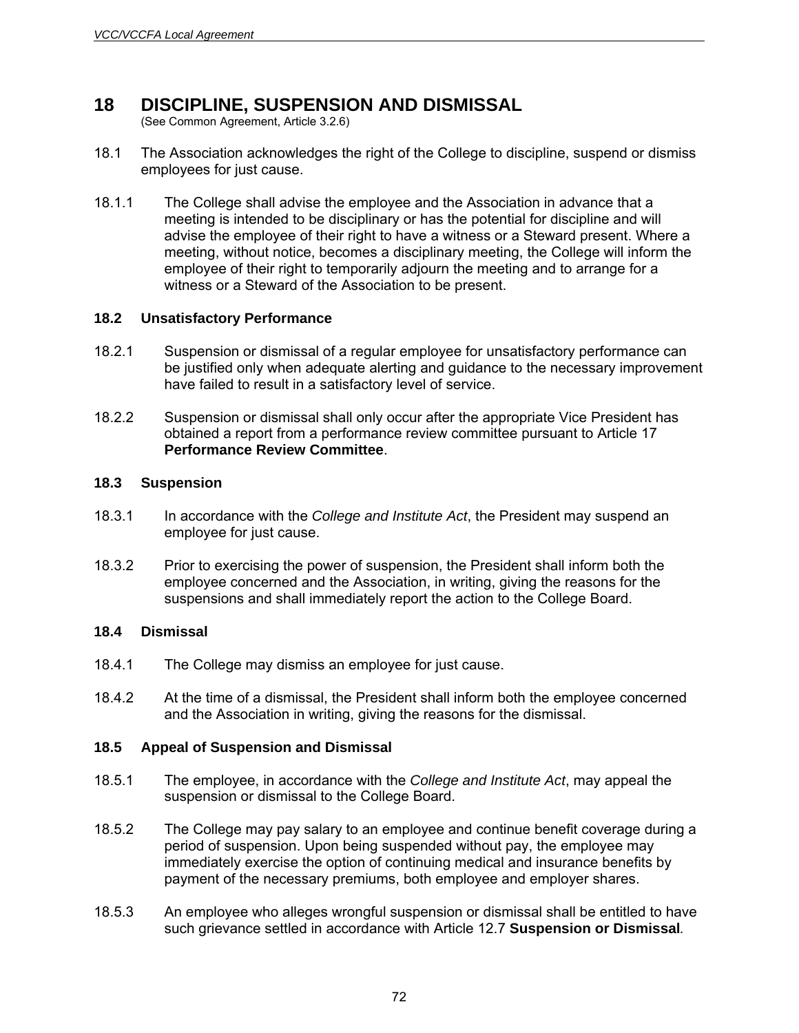# 18 DISCIPLINE, SUSPENSION AND DISMISSAL

(See Common Agreement, Article 3.2.6)

18.1 The Association acknowledges the right of the College to discipline, suspend or dismiss employees for just cause.

18.1.1 The College shall advise the employee and the Association in advance that a meeting is intended to be disciplinary or has the potential for discipline and will advise the employee of their right to have a witness or a Steward present. Where a meeting, without notice, becomes a disciplinary meeting, the College will inform the employee of their right to temporarily adjourn the meeting and to arrange for a witness or a Steward of the Association to be present.

### 18.2 Unsatisfactory Performance

18.2.1 Suspension or dismissal of a regular employee for unsatisfactory performance can be justified only when adequate alerting and guidance to the necessary improvement have failed to result in a satisfactory level of service.

18.2.2 Suspension or dismissal shall only occur after the appropriate Vice President has obtained a report from a performance review committee pursuant to Article 17 **Performance Review Committee**.

### 18.3 Suspension

18.3.1 In accordance with the *College and Institute Act*, the President may suspend an employee for just cause.

18.3.2 Prior to exercising the power of suspension, the President shall inform both the employee concerned and the Association, in writing, giving the reasons for the suspensions and shall immediately report the action to the College Board.

### 18.4 Dismissal

18.4.1 The College may dismiss an employee for just cause.

18.4.2 At the time of a dismissal, the President shall inform both the employee concerned and the Association in writing, giving the reasons for the dismissal.

### 18.5 Appeal of Suspension and Dismissal

18.5.1 The employee, in accordance with the *College and Institute Act*, may appeal the suspension or dismissal to the College Board.

18.5.2 The College may pay salary to an employee and continue benefit coverage during a period of suspension. Upon being suspended without pay, the employee may immediately exercise the option of continuing medical and insurance benefits by payment of the necessary premiums, both employee and employer shares.

18.5.3 An employee who alleges wrongful suspension or dismissal shall be entitled to have such grievance settled in accordance with Article 12.7 **Suspension or Dismissal**.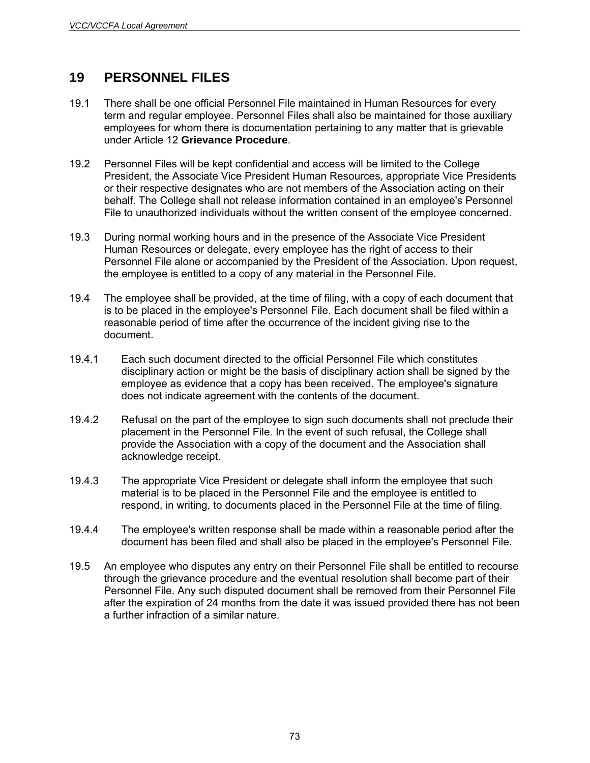# 19 PERSONNEL FILES

19.1 There shall be one official Personnel File maintained in Human Resources for every term and regular employee. Personnel Files shall also be maintained for those auxiliary employees for whom there is documentation pertaining to any matter that is grievable under Article 12 **Grievance Procedure**.

19.2 Personnel Files will be kept confidential and access will be limited to the College President, the Associate Vice President Human Resources, appropriate Vice Presidents or their respective designates who are not members of the Association acting on their behalf. The College shall not release information contained in an employee's Personnel File to unauthorized individuals without the written consent of the employee concerned.

19.3 During normal working hours and in the presence of the Associate Vice President Human Resources or delegate, every employee has the right of access to their Personnel File alone or accompanied by the President of the Association. Upon request, the employee is entitled to a copy of any material in the Personnel File.

19.4 The employee shall be provided, at the time of filing, with a copy of each document that is to be placed in the employee's Personnel File. Each document shall be filed within a reasonable period of time after the occurrence of the incident giving rise to the document.

19.4.1 Each such document directed to the official Personnel File which constitutes disciplinary action or might be the basis of disciplinary action shall be signed by the employee as evidence that a copy has been received. The employee's signature does not indicate agreement with the contents of the document.

19.4.2 Refusal on the part of the employee to sign such documents shall not preclude their placement in the Personnel File. In the event of such refusal, the College shall provide the Association with a copy of the document and the Association shall acknowledge receipt.

19.4.3 The appropriate Vice President or delegate shall inform the employee that such material is to be placed in the Personnel File and the employee is entitled to respond, in writing, to documents placed in the Personnel File at the time of filing.

19.4.4 The employee's written response shall be made within a reasonable period after the document has been filed and shall also be placed in the employee's Personnel File.

19.5 An employee who disputes any entry on their Personnel File shall be entitled to recourse through the grievance procedure and the eventual resolution shall become part of their Personnel File. Any such disputed document shall be removed from their Personnel File after the expiration of 24 months from the date it was issued provided there has not been a further infraction of a similar nature.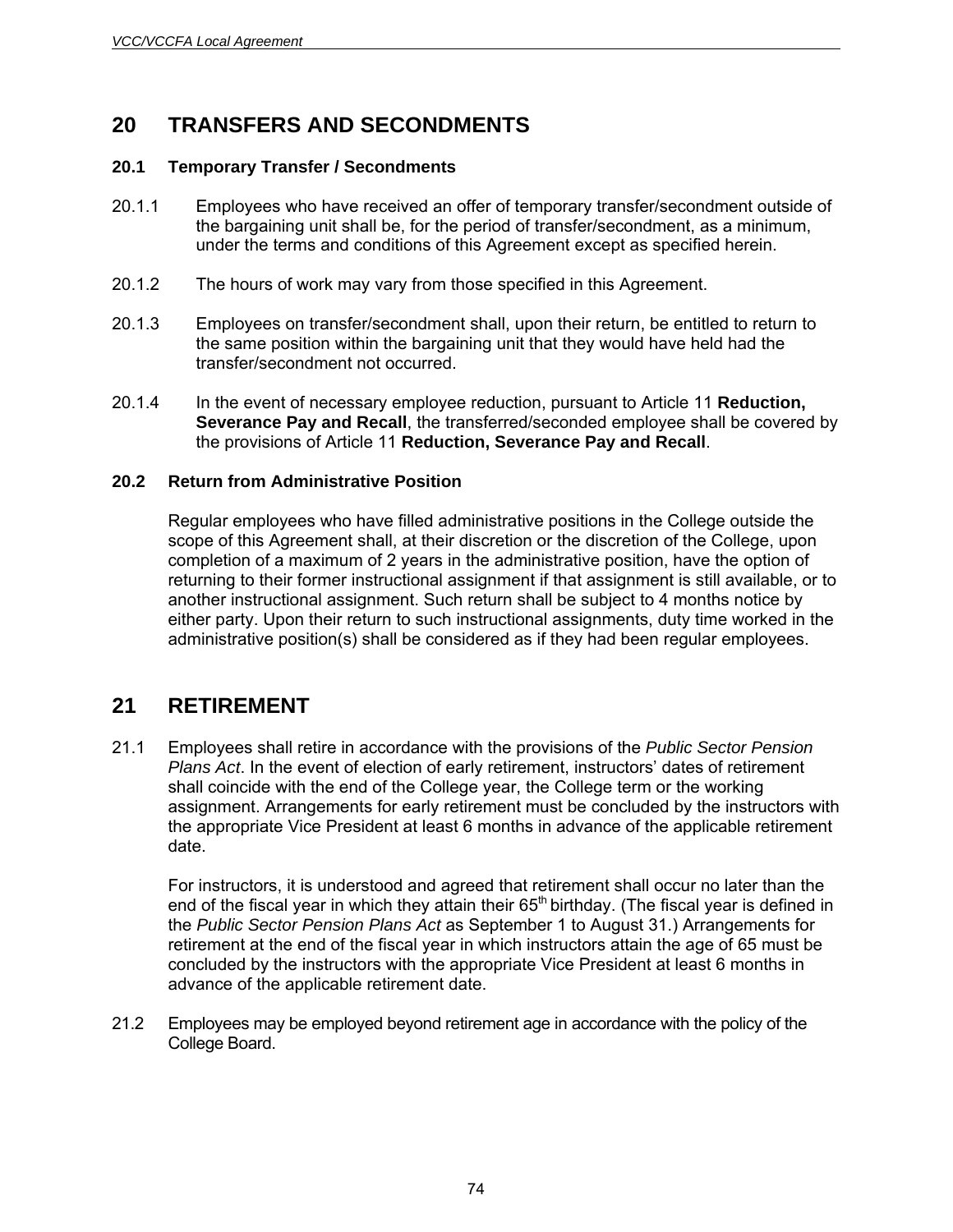# 20 TRANSFERS AND SECONDMENTS

### 20.1 Temporary Transfer / Secondments

20.1.1 Employees who have received an offer of temporary transfer/secondment outside of the bargaining unit shall be, for the period of transfer/secondment, as a minimum, under the terms and conditions of this Agreement except as specified herein.

20.1.2 The hours of work may vary from those specified in this Agreement.

20.1.3 Employees on transfer/secondment shall, upon their return, be entitled to return to the same position within the bargaining unit that they would have held had the transfer/secondment not occurred.

20.1.4 In the event of necessary employee reduction, pursuant to Article 11 **Reduction, Severance Pay and Recall**, the transferred/seconded employee shall be covered by the provisions of Article 11 **Reduction, Severance Pay and Recall**.

### 20.2 Return from Administrative Position

Regular employees who have filled administrative positions in the College outside the scope of this Agreement shall, at their discretion or the discretion of the College, upon completion of a maximum of 2 years in the administrative position, have the option of returning to their former instructional assignment if that assignment is still available, or to another instructional assignment. Such return shall be subject to 4 months notice by either party. Upon their return to such instructional assignments, duty time worked in the administrative position(s) shall be considered as if they had been regular employees.

# 21 RETIREMENT

21.1 Employees shall retire in accordance with the provisions of the *Public Sector Pension Plans Act*. In the event of election of early retirement, instructors' dates of retirement shall coincide with the end of the College year, the College term or the working assignment. Arrangements for early retirement must be concluded by the instructors with the appropriate Vice President at least 6 months in advance of the applicable retirement date.

For instructors, it is understood and agreed that retirement shall occur no later than the end of the fiscal year in which they attain their 65th birthday. (The fiscal year is defined in the *Public Sector Pension Plans Act* as September 1 to August 31.) Arrangements for retirement at the end of the fiscal year in which instructors attain the age of 65 must be concluded by the instructors with the appropriate Vice President at least 6 months in advance of the applicable retirement date.

21.2 Employees may be employed beyond retirement age in accordance with the policy of the College Board.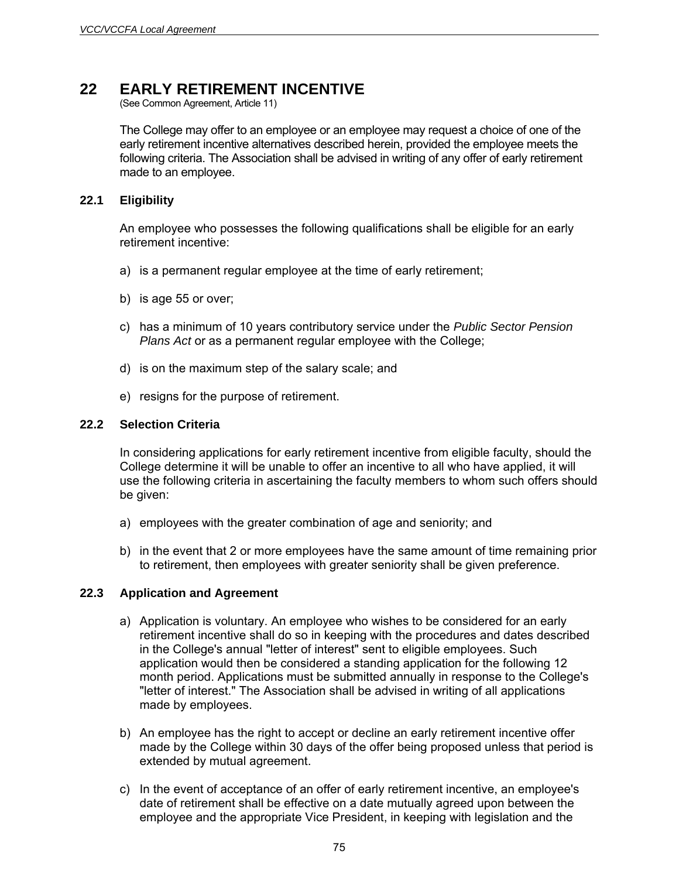# 22 EARLY RETIREMENT INCENTIVE

(See Common Agreement, Article 11)

The College may offer to an employee or an employee may request a choice of one of the early retirement incentive alternatives described herein, provided the employee meets the following criteria. The Association shall be advised in writing of any offer of early retirement made to an employee.

## 22.1 Eligibility

An employee who possesses the following qualifications shall be eligible for an early retirement incentive:

a) is a permanent regular employee at the time of early retirement;

b) is age 55 or over;

c) has a minimum of 10 years contributory service under the *Public Sector Pension Plans Act* or as a permanent regular employee with the College;

d) is on the maximum step of the salary scale; and

e) resigns for the purpose of retirement.

## 22.2 Selection Criteria

In considering applications for early retirement incentive from eligible faculty, should the College determine it will be unable to offer an incentive to all who have applied, it will use the following criteria in ascertaining the faculty members to whom such offers should be given:

a) employees with the greater combination of age and seniority; and

b) in the event that 2 or more employees have the same amount of time remaining prior to retirement, then employees with greater seniority shall be given preference.

## 22.3 Application and Agreement

a) Application is voluntary. An employee who wishes to be considered for an early retirement incentive shall do so in keeping with the procedures and dates described in the College's annual "letter of interest" sent to eligible employees. Such application would then be considered a standing application for the following 12 month period. Applications must be submitted annually in response to the College's "letter of interest." The Association shall be advised in writing of all applications made by employees.

b) An employee has the right to accept or decline an early retirement incentive offer made by the College within 30 days of the offer being proposed unless that period is extended by mutual agreement.

c) In the event of acceptance of an offer of early retirement incentive, an employee's date of retirement shall be effective on a date mutually agreed upon between the employee and the appropriate Vice President, in keeping with legislation and the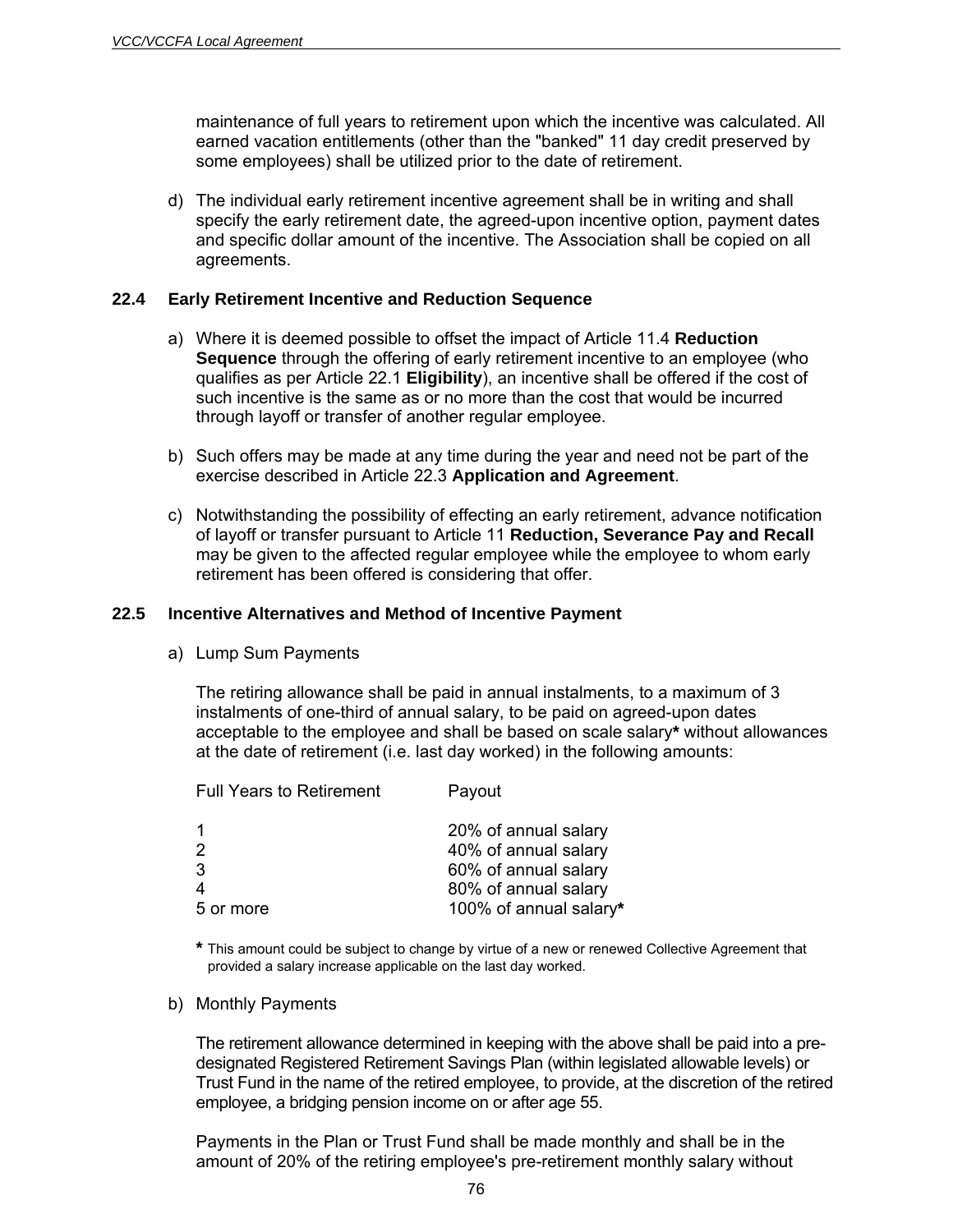maintenance of full years to retirement upon which the incentive was calculated. All earned vacation entitlements (other than the "banked" 11 day credit preserved by some employees) shall be utilized prior to the date of retirement.

d) The individual early retirement incentive agreement shall be in writing and shall specify the early retirement date, the agreed-upon incentive option, payment dates and specific dollar amount of the incentive. The Association shall be copied on all agreements.

### 22.4 Early Retirement Incentive and Reduction Sequence

a) Where it is deemed possible to offset the impact of Article 11.4 **Reduction Sequence** through the offering of early retirement incentive to an employee (who qualifies as per Article 22.1 **Eligibility**), an incentive shall be offered if the cost of such incentive is the same as or no more than the cost that would be incurred through layoff or transfer of another regular employee.

b) Such offers may be made at any time during the year and need not be part of the exercise described in Article 22.3 **Application and Agreement**.

c) Notwithstanding the possibility of effecting an early retirement, advance notification of layoff or transfer pursuant to Article 11 **Reduction, Severance Pay and Recall** may be given to the affected regular employee while the employee to whom early retirement has been offered is considering that offer.

### 22.5 Incentive Alternatives and Method of Incentive Payment

a) Lump Sum Payments

The retiring allowance shall be paid in annual instalments, to a maximum of 3 instalments of one-third of annual salary, to be paid on agreed-upon dates acceptable to the employee and shall be based on scale salary***** without allowances at the date of retirement (i.e. last day worked) in the following amounts:

| Full Years to Retirement | Payout |
|---|---|
| 1 | 20% of annual salary |
| 2 | 40% of annual salary |
| 3 | 60% of annual salary |
| 4 | 80% of annual salary |
| 5 or more | 100% of annual salary***** |

***** This amount could be subject to change by virtue of a new or renewed Collective Agreement that provided a salary increase applicable on the last day worked.

b) Monthly Payments

The retirement allowance determined in keeping with the above shall be paid into a pre-designated Registered Retirement Savings Plan (within legislated allowable levels) or Trust Fund in the name of the retired employee, to provide, at the discretion of the retired employee, a bridging pension income on or after age 55.

Payments in the Plan or Trust Fund shall be made monthly and shall be in the amount of 20% of the retiring employee's pre-retirement monthly salary without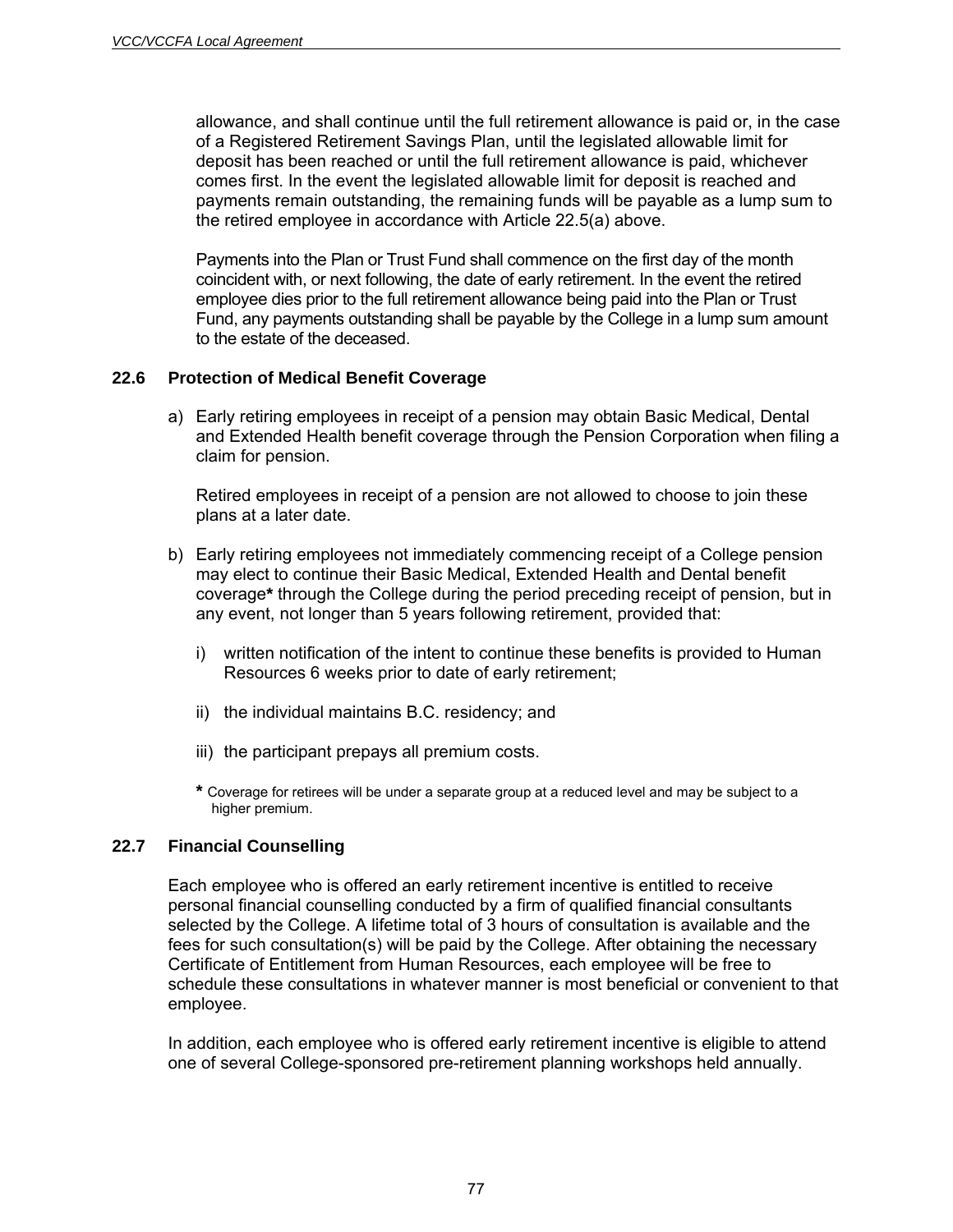allowance, and shall continue until the full retirement allowance is paid or, in the case of a Registered Retirement Savings Plan, until the legislated allowable limit for deposit has been reached or until the full retirement allowance is paid, whichever comes first. In the event the legislated allowable limit for deposit is reached and payments remain outstanding, the remaining funds will be payable as a lump sum to the retired employee in accordance with Article 22.5(a) above.

Payments into the Plan or Trust Fund shall commence on the first day of the month coincident with, or next following, the date of early retirement. In the event the retired employee dies prior to the full retirement allowance being paid into the Plan or Trust Fund, any payments outstanding shall be payable by the College in a lump sum amount to the estate of the deceased.

### 22.6 Protection of Medical Benefit Coverage

a) Early retiring employees in receipt of a pension may obtain Basic Medical, Dental and Extended Health benefit coverage through the Pension Corporation when filing a claim for pension.

   Retired employees in receipt of a pension are not allowed to choose to join these plans at a later date.

b) Early retiring employees not immediately commencing receipt of a College pension may elect to continue their Basic Medical, Extended Health and Dental benefit coverage**\*** through the College during the period preceding receipt of pension, but in any event, not longer than 5 years following retirement, provided that:

   i) written notification of the intent to continue these benefits is provided to Human Resources 6 weeks prior to date of early retirement;

   ii) the individual maintains B.C. residency; and

   iii) the participant prepays all premium costs.

   **\*** Coverage for retirees will be under a separate group at a reduced level and may be subject to a higher premium.

### 22.7 Financial Counselling

Each employee who is offered an early retirement incentive is entitled to receive personal financial counselling conducted by a firm of qualified financial consultants selected by the College. A lifetime total of 3 hours of consultation is available and the fees for such consultation(s) will be paid by the College. After obtaining the necessary Certificate of Entitlement from Human Resources, each employee will be free to schedule these consultations in whatever manner is most beneficial or convenient to that employee.

In addition, each employee who is offered early retirement incentive is eligible to attend one of several College-sponsored pre-retirement planning workshops held annually.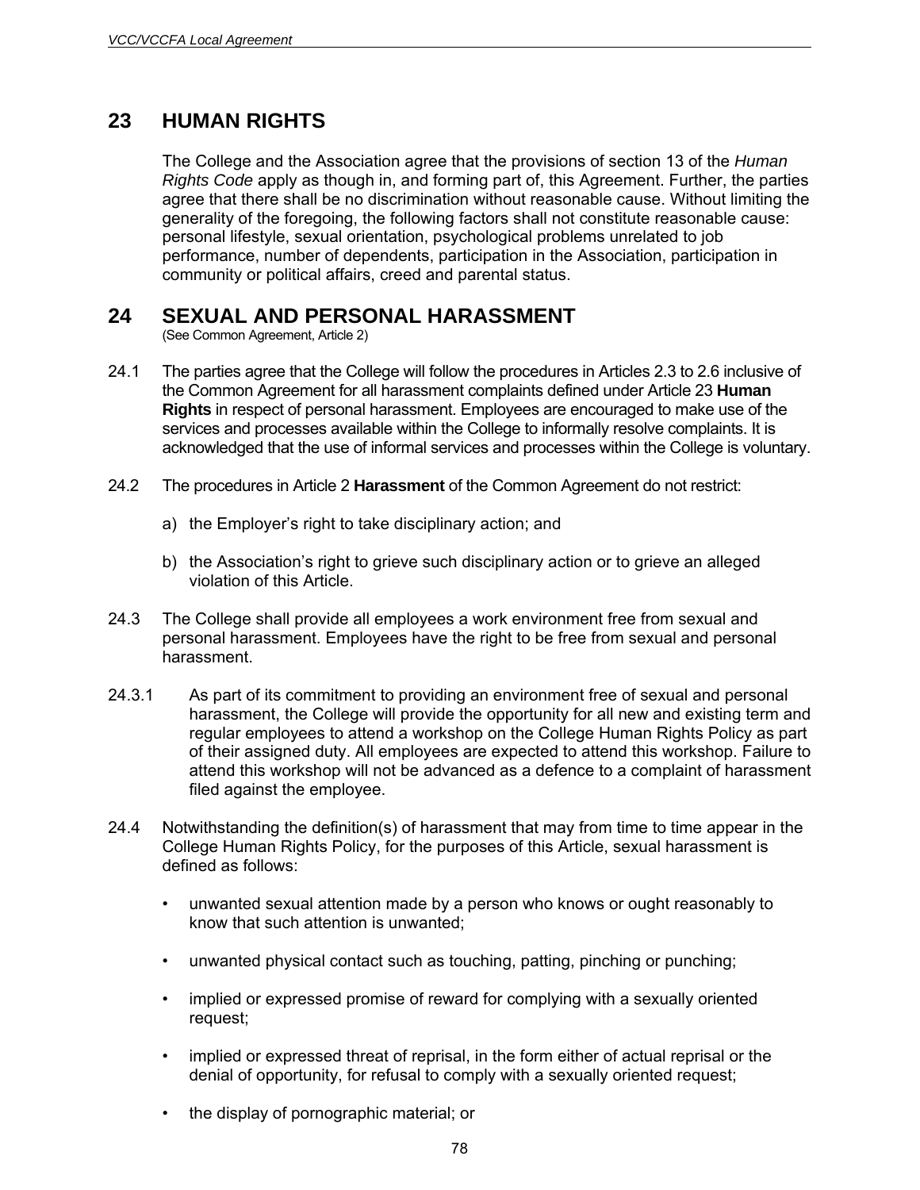## 23 HUMAN RIGHTS

The College and the Association agree that the provisions of section 13 of the *Human Rights Code* apply as though in, and forming part of, this Agreement. Further, the parties agree that there shall be no discrimination without reasonable cause. Without limiting the generality of the foregoing, the following factors shall not constitute reasonable cause: personal lifestyle, sexual orientation, psychological problems unrelated to job performance, number of dependents, participation in the Association, participation in community or political affairs, creed and parental status.

## 24 SEXUAL AND PERSONAL HARASSMENT

(See Common Agreement, Article 2)

24.1 The parties agree that the College will follow the procedures in Articles 2.3 to 2.6 inclusive of the Common Agreement for all harassment complaints defined under Article 23 **Human Rights** in respect of personal harassment. Employees are encouraged to make use of the services and processes available within the College to informally resolve complaints. It is acknowledged that the use of informal services and processes within the College is voluntary.

24.2 The procedures in Article 2 **Harassment** of the Common Agreement do not restrict:

a) the Employer's right to take disciplinary action; and

b) the Association's right to grieve such disciplinary action or to grieve an alleged violation of this Article.

24.3 The College shall provide all employees a work environment free from sexual and personal harassment. Employees have the right to be free from sexual and personal harassment.

24.3.1 As part of its commitment to providing an environment free of sexual and personal harassment, the College will provide the opportunity for all new and existing term and regular employees to attend a workshop on the College Human Rights Policy as part of their assigned duty. All employees are expected to attend this workshop. Failure to attend this workshop will not be advanced as a defence to a complaint of harassment filed against the employee.

24.4 Notwithstanding the definition(s) of harassment that may from time to time appear in the College Human Rights Policy, for the purposes of this Article, sexual harassment is defined as follows:

- unwanted sexual attention made by a person who knows or ought reasonably to know that such attention is unwanted;
- unwanted physical contact such as touching, patting, pinching or punching;
- implied or expressed promise of reward for complying with a sexually oriented request;
- implied or expressed threat of reprisal, in the form either of actual reprisal or the denial of opportunity, for refusal to comply with a sexually oriented request;
- the display of pornographic material; or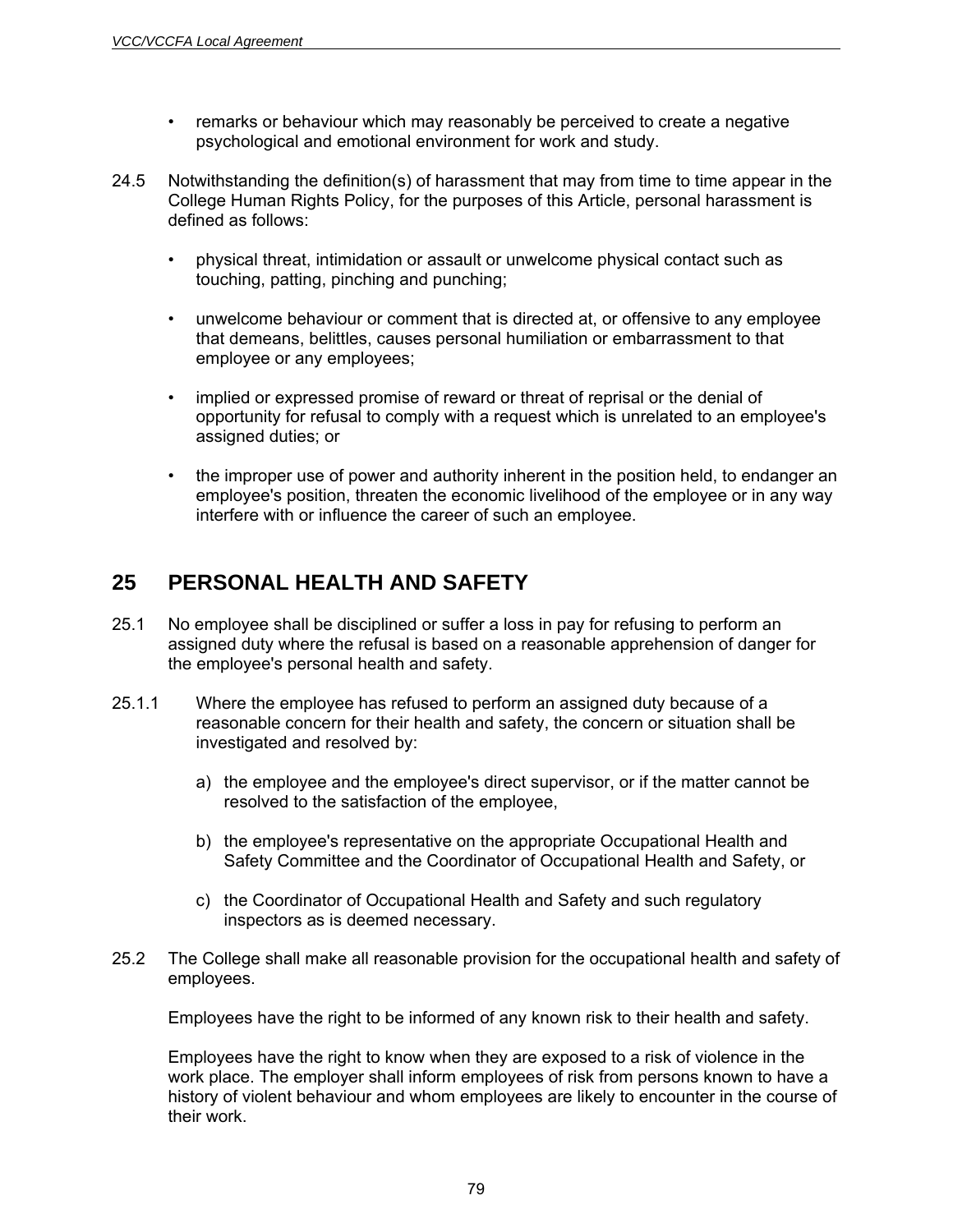- remarks or behaviour which may reasonably be perceived to create a negative psychological and emotional environment for work and study.

24.5 Notwithstanding the definition(s) of harassment that may from time to time appear in the College Human Rights Policy, for the purposes of this Article, personal harassment is defined as follows:

- physical threat, intimidation or assault or unwelcome physical contact such as touching, patting, pinching and punching;
- unwelcome behaviour or comment that is directed at, or offensive to any employee that demeans, belittles, causes personal humiliation or embarrassment to that employee or any employees;
- implied or expressed promise of reward or threat of reprisal or the denial of opportunity for refusal to comply with a request which is unrelated to an employee's assigned duties; or
- the improper use of power and authority inherent in the position held, to endanger an employee's position, threaten the economic livelihood of the employee or in any way interfere with or influence the career of such an employee.

## 25 PERSONAL HEALTH AND SAFETY

25.1 No employee shall be disciplined or suffer a loss in pay for refusing to perform an assigned duty where the refusal is based on a reasonable apprehension of danger for the employee's personal health and safety.

25.1.1 Where the employee has refused to perform an assigned duty because of a reasonable concern for their health and safety, the concern or situation shall be investigated and resolved by:

a) the employee and the employee's direct supervisor, or if the matter cannot be resolved to the satisfaction of the employee,

b) the employee's representative on the appropriate Occupational Health and Safety Committee and the Coordinator of Occupational Health and Safety, or

c) the Coordinator of Occupational Health and Safety and such regulatory inspectors as is deemed necessary.

25.2 The College shall make all reasonable provision for the occupational health and safety of employees.

Employees have the right to be informed of any known risk to their health and safety.

Employees have the right to know when they are exposed to a risk of violence in the work place. The employer shall inform employees of risk from persons known to have a history of violent behaviour and whom employees are likely to encounter in the course of their work.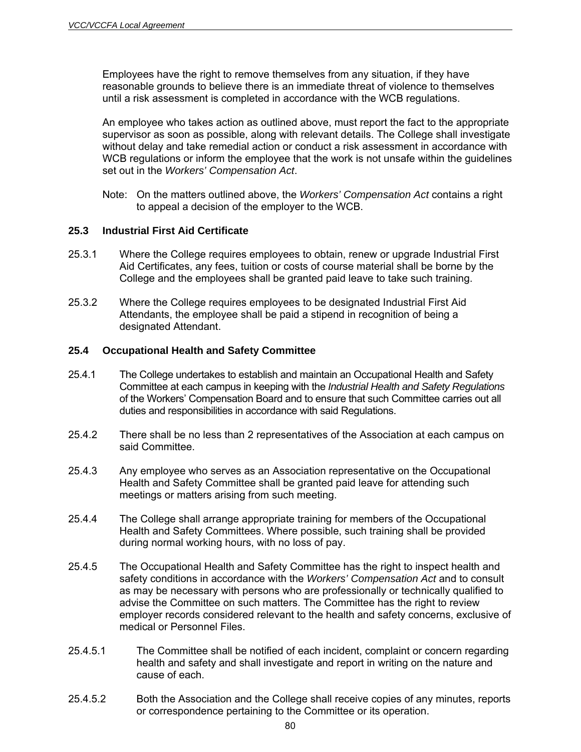Employees have the right to remove themselves from any situation, if they have reasonable grounds to believe there is an immediate threat of violence to themselves until a risk assessment is completed in accordance with the WCB regulations.

An employee who takes action as outlined above, must report the fact to the appropriate supervisor as soon as possible, along with relevant details. The College shall investigate without delay and take remedial action or conduct a risk assessment in accordance with WCB regulations or inform the employee that the work is not unsafe within the guidelines set out in the *Workers' Compensation Act*.

Note: On the matters outlined above, the *Workers' Compensation Act* contains a right to appeal a decision of the employer to the WCB.

### 25.3 Industrial First Aid Certificate

25.3.1 Where the College requires employees to obtain, renew or upgrade Industrial First Aid Certificates, any fees, tuition or costs of course material shall be borne by the College and the employees shall be granted paid leave to take such training.

25.3.2 Where the College requires employees to be designated Industrial First Aid Attendants, the employee shall be paid a stipend in recognition of being a designated Attendant.

### 25.4 Occupational Health and Safety Committee

25.4.1 The College undertakes to establish and maintain an Occupational Health and Safety Committee at each campus in keeping with the *Industrial Health and Safety Regulations* of the Workers' Compensation Board and to ensure that such Committee carries out all duties and responsibilities in accordance with said Regulations.

25.4.2 There shall be no less than 2 representatives of the Association at each campus on said Committee.

25.4.3 Any employee who serves as an Association representative on the Occupational Health and Safety Committee shall be granted paid leave for attending such meetings or matters arising from such meeting.

25.4.4 The College shall arrange appropriate training for members of the Occupational Health and Safety Committees. Where possible, such training shall be provided during normal working hours, with no loss of pay.

25.4.5 The Occupational Health and Safety Committee has the right to inspect health and safety conditions in accordance with the *Workers' Compensation Act* and to consult as may be necessary with persons who are professionally or technically qualified to advise the Committee on such matters. The Committee has the right to review employer records considered relevant to the health and safety concerns, exclusive of medical or Personnel Files.

25.4.5.1 The Committee shall be notified of each incident, complaint or concern regarding health and safety and shall investigate and report in writing on the nature and cause of each.

25.4.5.2 Both the Association and the College shall receive copies of any minutes, reports or correspondence pertaining to the Committee or its operation.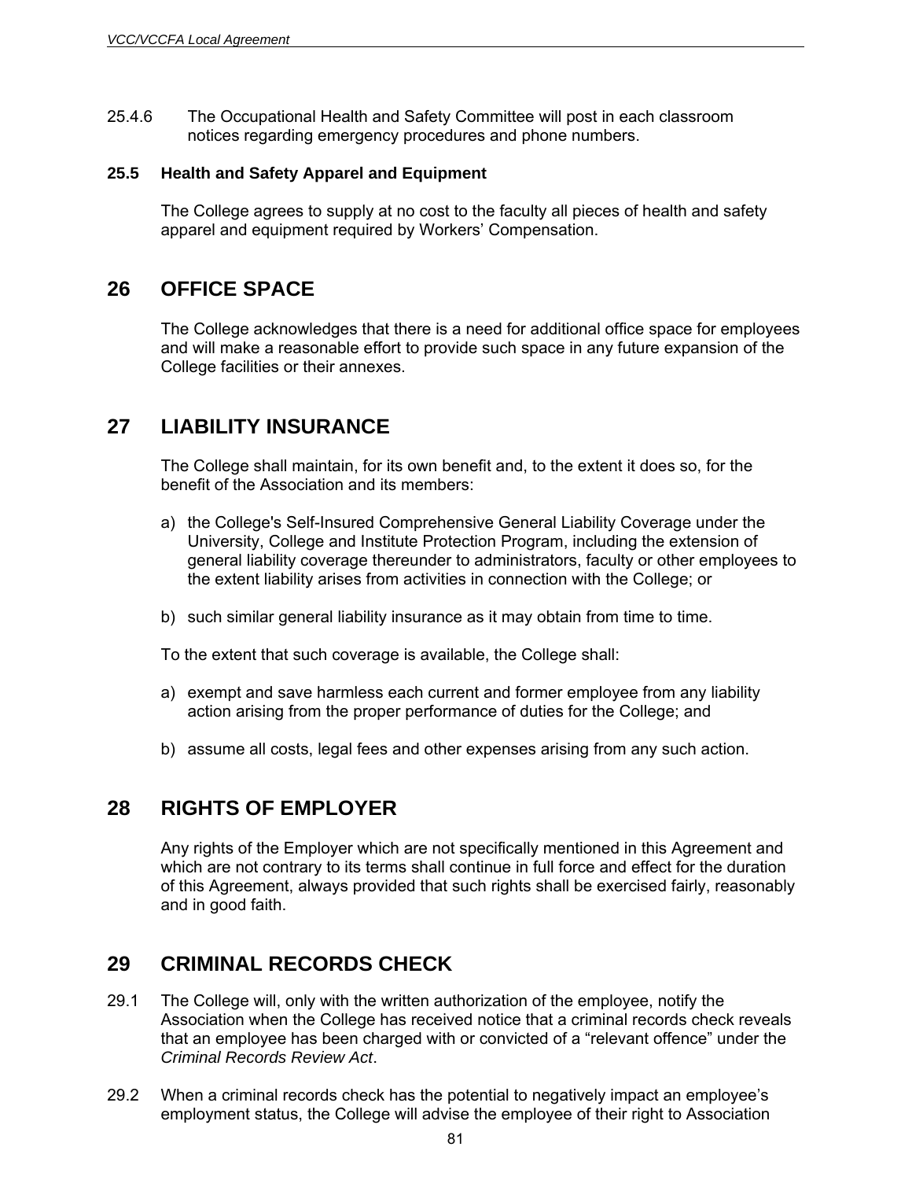25.4.6 The Occupational Health and Safety Committee will post in each classroom notices regarding emergency procedures and phone numbers.

### 25.5 Health and Safety Apparel and Equipment

The College agrees to supply at no cost to the faculty all pieces of health and safety apparel and equipment required by Workers' Compensation.

## 26 OFFICE SPACE

The College acknowledges that there is a need for additional office space for employees and will make a reasonable effort to provide such space in any future expansion of the College facilities or their annexes.

## 27 LIABILITY INSURANCE

The College shall maintain, for its own benefit and, to the extent it does so, for the benefit of the Association and its members:

a) the College's Self-Insured Comprehensive General Liability Coverage under the University, College and Institute Protection Program, including the extension of general liability coverage thereunder to administrators, faculty or other employees to the extent liability arises from activities in connection with the College; or

b) such similar general liability insurance as it may obtain from time to time.

To the extent that such coverage is available, the College shall:

a) exempt and save harmless each current and former employee from any liability action arising from the proper performance of duties for the College; and

b) assume all costs, legal fees and other expenses arising from any such action.

## 28 RIGHTS OF EMPLOYER

Any rights of the Employer which are not specifically mentioned in this Agreement and which are not contrary to its terms shall continue in full force and effect for the duration of this Agreement, always provided that such rights shall be exercised fairly, reasonably and in good faith.

## 29 CRIMINAL RECORDS CHECK

29.1 The College will, only with the written authorization of the employee, notify the Association when the College has received notice that a criminal records check reveals that an employee has been charged with or convicted of a "relevant offence" under the *Criminal Records Review Act*.

29.2 When a criminal records check has the potential to negatively impact an employee's employment status, the College will advise the employee of their right to Association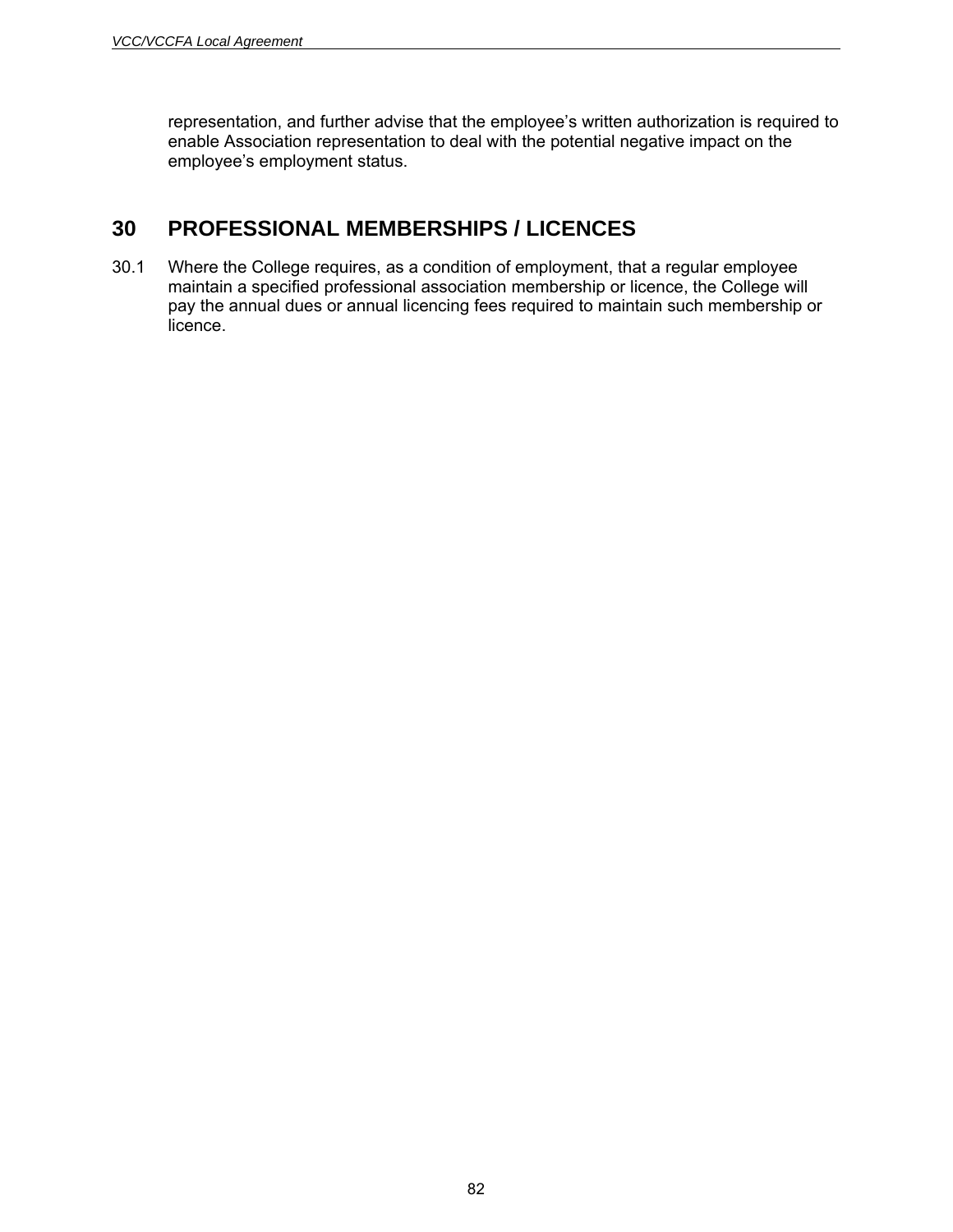representation, and further advise that the employee's written authorization is required to enable Association representation to deal with the potential negative impact on the employee's employment status.

## 30 PROFESSIONAL MEMBERSHIPS / LICENCES

30.1 Where the College requires, as a condition of employment, that a regular employee maintain a specified professional association membership or licence, the College will pay the annual dues or annual licencing fees required to maintain such membership or licence.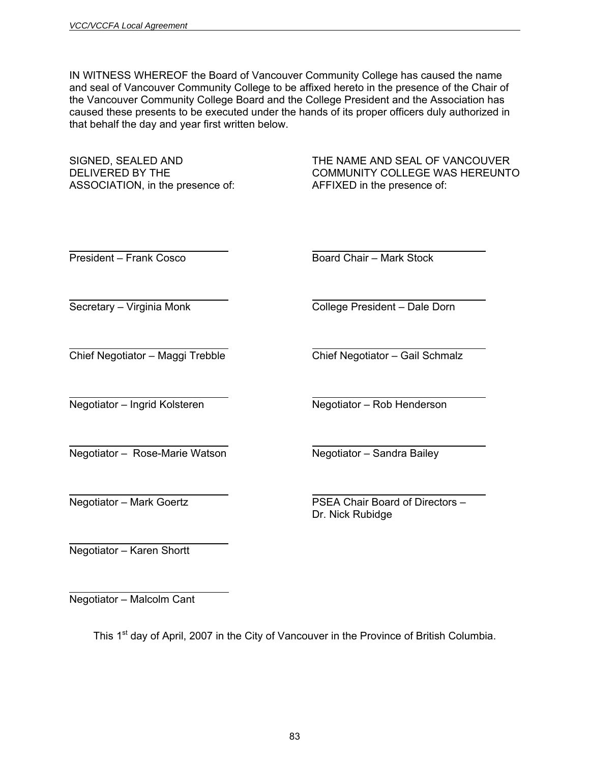IN WITNESS WHEREOF the Board of Vancouver Community College has caused the name and seal of Vancouver Community College to be affixed hereto in the presence of the Chair of the Vancouver Community College Board and the College President and the Association has caused these presents to be executed under the hands of its proper officers duly authorized in that behalf the day and year first written below.

| SIGNED, SEALED AND DELIVERED BY THE ASSOCIATION, in the presence of: | THE NAME AND SEAL OF VANCOUVER COMMUNITY COLLEGE WAS HEREUNTO AFFIXED in the presence of: |
|---|---|
| President – Frank Cosco | Board Chair – Mark Stock |
| Secretary – Virginia Monk | College President – Dale Dorn |
| Chief Negotiator – Maggi Trebble | Chief Negotiator – Gail Schmalz |
| Negotiator – Ingrid Kolsteren | Negotiator – Rob Henderson |
| Negotiator – Rose-Marie Watson | Negotiator – Sandra Bailey |
| Negotiator – Mark Goertz | PSEA Chair Board of Directors – Dr. Nick Rubidge |
| Negotiator – Karen Shortt | |
| Negotiator – Malcolm Cant | |

This 1st day of April, 2007 in the City of Vancouver in the Province of British Columbia.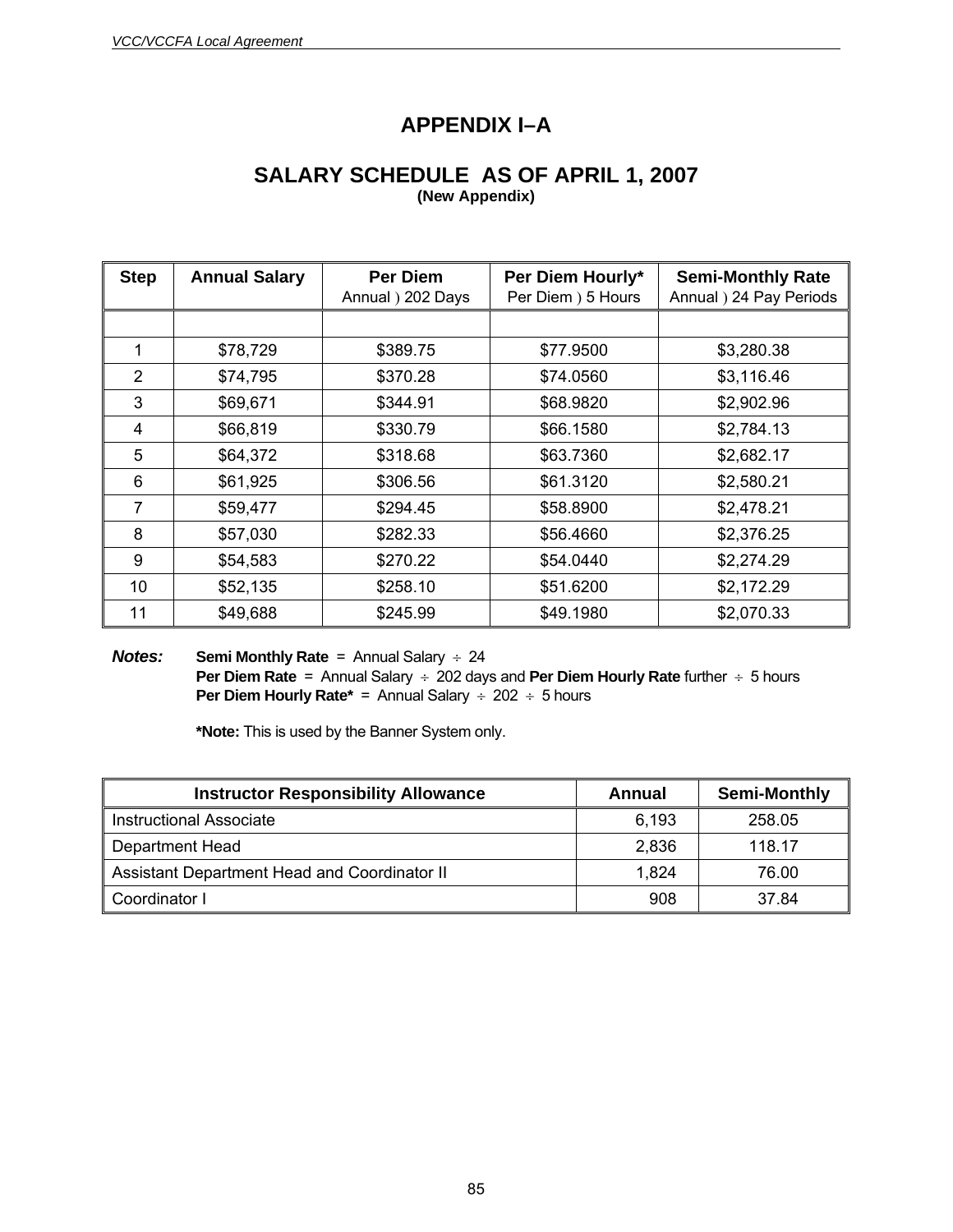# APPENDIX I–A

## SALARY SCHEDULE AS OF APRIL 1, 2007

**(New Appendix)**

| Step | Annual Salary | Per Diem<br>Annual ÷ 202 Days | Per Diem Hourly*<br>Per Diem ÷ 5 Hours | Semi-Monthly Rate<br>Annual ÷ 24 Pay Periods |
|---|---|---|---|---|
| | | | | |
| 1 | $78,729 | $389.75 | $77.9500 | $3,280.38 |
| 2 | $74,795 | $370.28 | $74.0560 | $3,116.46 |
| 3 | $69,671 | $344.91 | $68.9820 | $2,902.96 |
| 4 | $66,819 | $330.79 | $66.1580 | $2,784.13 |
| 5 | $64,372 | $318.68 | $63.7360 | $2,682.17 |
| 6 | $61,925 | $306.56 | $61.3120 | $2,580.21 |
| 7 | $59,477 | $294.45 | $58.8900 | $2,478.21 |
| 8 | $57,030 | $282.33 | $56.4660 | $2,376.25 |
| 9 | $54,583 | $270.22 | $54.0440 | $2,274.29 |
| 10 | $52,135 | $258.10 | $51.6200 | $2,172.29 |
| 11 | $49,688 | $245.99 | $49.1980 | $2,070.33 |

***Notes:*** **Semi Monthly Rate** = Annual Salary ÷ 24
**Per Diem Rate** = Annual Salary ÷ 202 days and **Per Diem Hourly Rate** further ÷ 5 hours
**Per Diem Hourly Rate*** = Annual Salary ÷ 202 ÷ 5 hours

**\*Note:** This is used by the Banner System only.

| Instructor Responsibility Allowance | Annual | Semi-Monthly |
|---|---|---|
| Instructional Associate | 6,193 | 258.05 |
| Department Head | 2,836 | 118.17 |
| Assistant Department Head and Coordinator II | 1,824 | 76.00 |
| Coordinator I | 908 | 37.84 |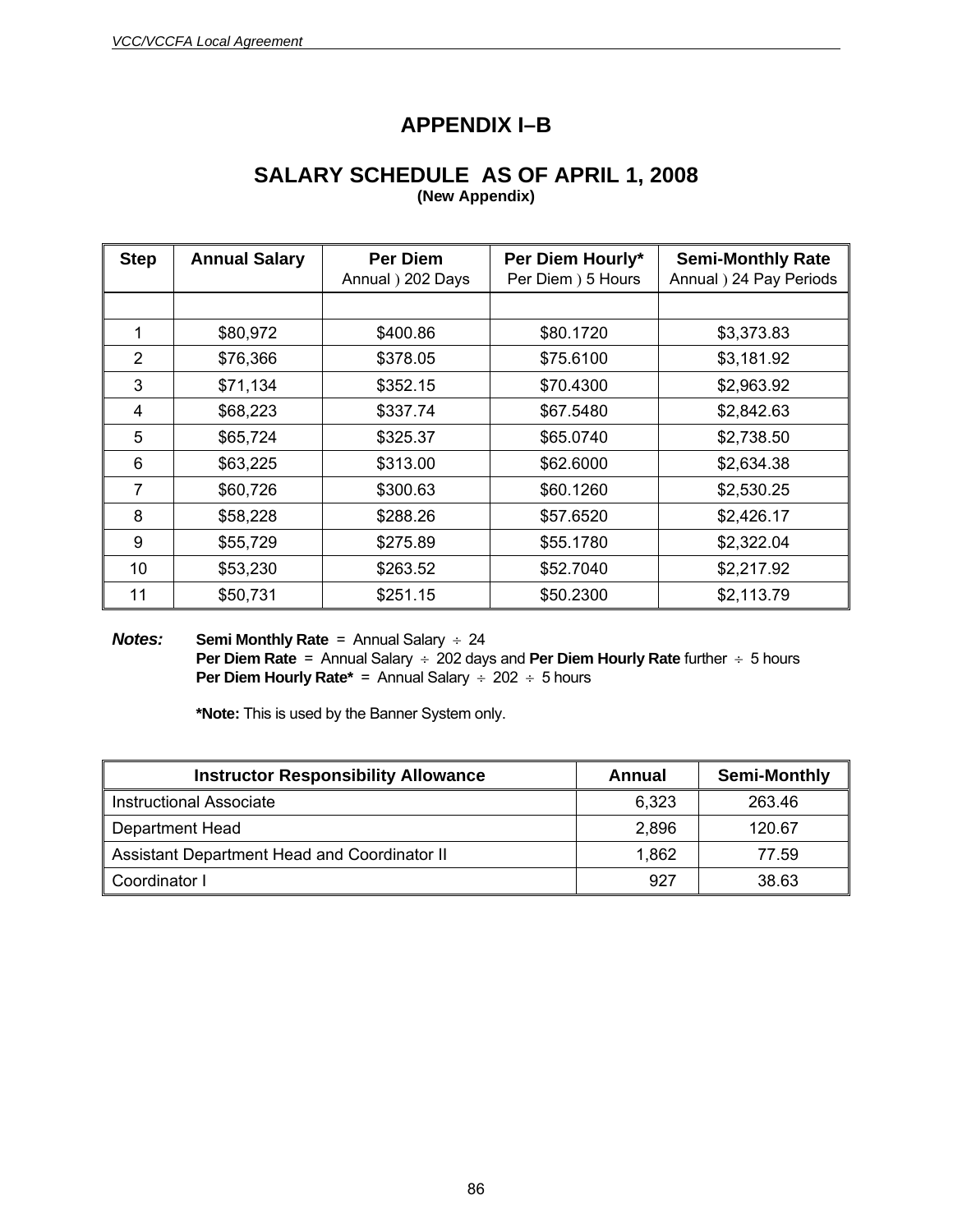# APPENDIX I–B

## SALARY SCHEDULE AS OF APRIL 1, 2008

**(New Appendix)**

| Step | Annual Salary | Per Diem<br>Annual ) 202 Days | Per Diem Hourly*<br>Per Diem ) 5 Hours | Semi-Monthly Rate<br>Annual ) 24 Pay Periods |
|---|---|---|---|---|
| | | | | |
| 1 | $80,972 | $400.86 | $80.1720 | $3,373.83 |
| 2 | $76,366 | $378.05 | $75.6100 | $3,181.92 |
| 3 | $71,134 | $352.15 | $70.4300 | $2,963.92 |
| 4 | $68,223 | $337.74 | $67.5480 | $2,842.63 |
| 5 | $65,724 | $325.37 | $65.0740 | $2,738.50 |
| 6 | $63,225 | $313.00 | $62.6000 | $2,634.38 |
| 7 | $60,726 | $300.63 | $60.1260 | $2,530.25 |
| 8 | $58,228 | $288.26 | $57.6520 | $2,426.17 |
| 9 | $55,729 | $275.89 | $55.1780 | $2,322.04 |
| 10 | $53,230 | $263.52 | $52.7040 | $2,217.92 |
| 11 | $50,731 | $251.15 | $50.2300 | $2,113.79 |

***Notes:*** **Semi Monthly Rate** = Annual Salary ÷ 24
**Per Diem Rate** = Annual Salary ÷ 202 days and **Per Diem Hourly Rate** further ÷ 5 hours
**Per Diem Hourly Rate*** = Annual Salary ÷ 202 ÷ 5 hours

**\*Note:** This is used by the Banner System only.

| Instructor Responsibility Allowance | Annual | Semi-Monthly |
|---|---|---|
| Instructional Associate | 6,323 | 263.46 |
| Department Head | 2,896 | 120.67 |
| Assistant Department Head and Coordinator II | 1,862 | 77.59 |
| Coordinator I | 927 | 38.63 |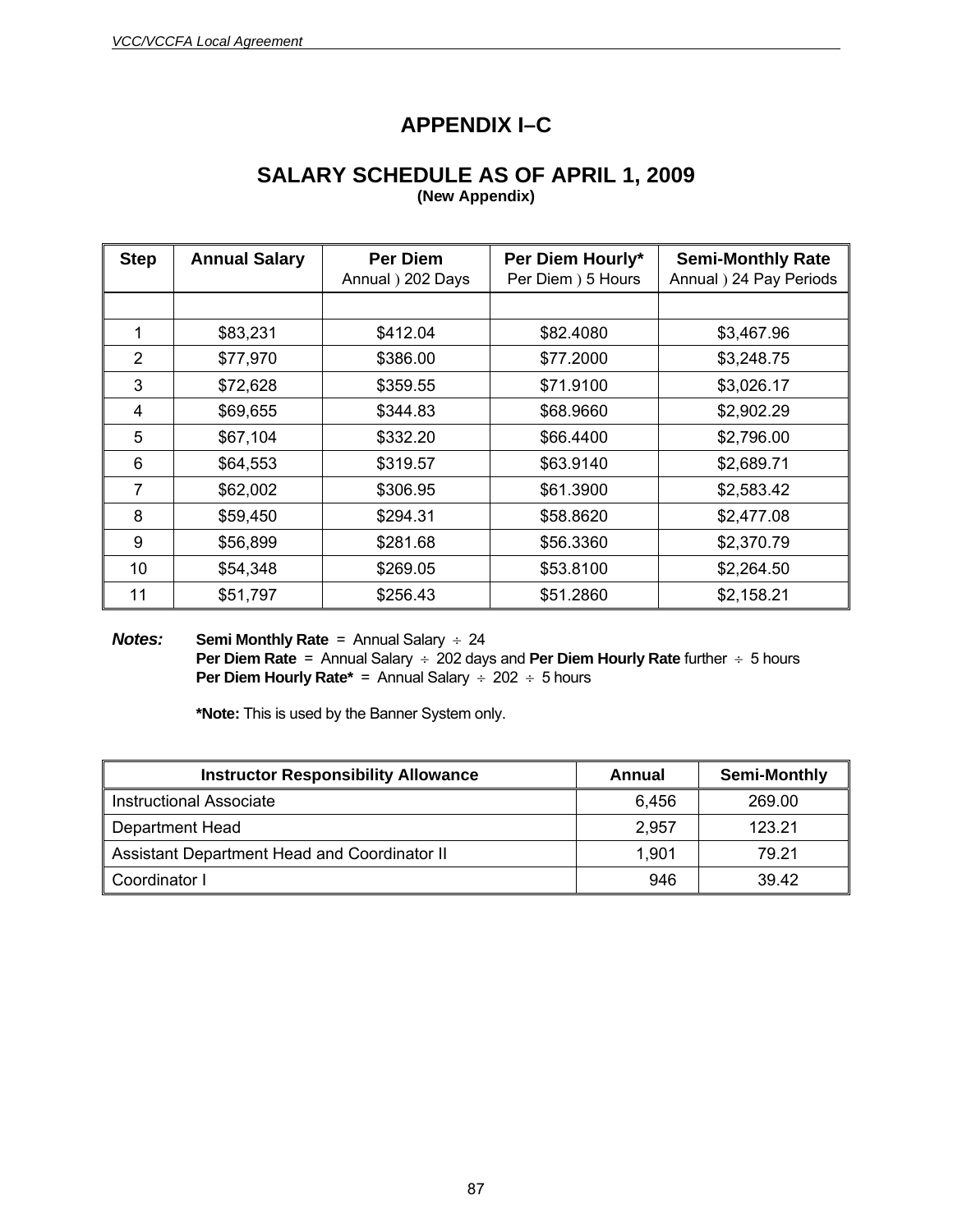# APPENDIX I–C

## SALARY SCHEDULE AS OF APRIL 1, 2009

**(New Appendix)**

| Step | Annual Salary | Per Diem<br>Annual ) 202 Days | Per Diem Hourly*<br>Per Diem ) 5 Hours | Semi-Monthly Rate<br>Annual ) 24 Pay Periods |
|---|---|---|---|---|
| | | | | |
| 1 | $83,231 | $412.04 | $82.4080 | $3,467.96 |
| 2 | $77,970 | $386.00 | $77.2000 | $3,248.75 |
| 3 | $72,628 | $359.55 | $71.9100 | $3,026.17 |
| 4 | $69,655 | $344.83 | $68.9660 | $2,902.29 |
| 5 | $67,104 | $332.20 | $66.4400 | $2,796.00 |
| 6 | $64,553 | $319.57 | $63.9140 | $2,689.71 |
| 7 | $62,002 | $306.95 | $61.3900 | $2,583.42 |
| 8 | $59,450 | $294.31 | $58.8620 | $2,477.08 |
| 9 | $56,899 | $281.68 | $56.3360 | $2,370.79 |
| 10 | $54,348 | $269.05 | $53.8100 | $2,264.50 |
| 11 | $51,797 | $256.43 | $51.2860 | $2,158.21 |

***Notes:*** **Semi Monthly Rate** = Annual Salary ÷ 24
**Per Diem Rate** = Annual Salary ÷ 202 days and **Per Diem Hourly Rate** further ÷ 5 hours
**Per Diem Hourly Rate*** = Annual Salary ÷ 202 ÷ 5 hours

***Note:** This is used by the Banner System only.

| Instructor Responsibility Allowance | Annual | Semi-Monthly |
|---|---|---|
| Instructional Associate | 6,456 | 269.00 |
| Department Head | 2,957 | 123.21 |
| Assistant Department Head and Coordinator II | 1,901 | 79.21 |
| Coordinator I | 946 | 39.42 |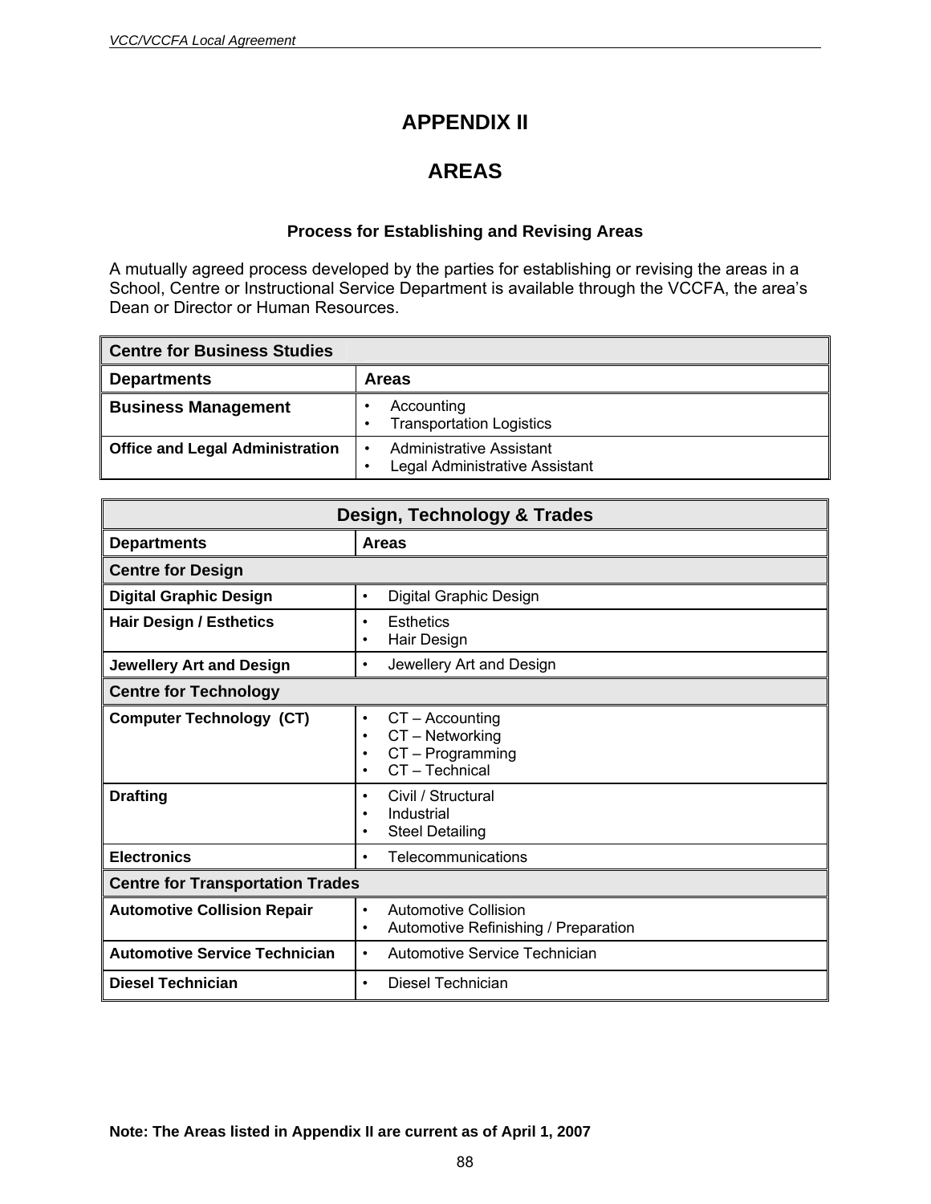# APPENDIX II

# AREAS

### Process for Establishing and Revising Areas

A mutually agreed process developed by the parties for establishing or revising the areas in a School, Centre or Instructional Service Department is available through the VCCFA, the area's Dean or Director or Human Resources.

| **Centre for Business Studies** | |
|---|---|
| **Departments** | **Areas** |
| **Business Management** | • Accounting<br>• Transportation Logistics |
| **Office and Legal Administration** | • Administrative Assistant<br>• Legal Administrative Assistant |

| **Design, Technology & Trades** | |
|---|---|
| **Departments** | **Areas** |
| **Centre for Design** | |
| **Digital Graphic Design** | • Digital Graphic Design |
| **Hair Design / Esthetics** | • Esthetics<br>• Hair Design |
| **Jewellery Art and Design** | • Jewellery Art and Design |
| **Centre for Technology** | |
| **Computer Technology (CT)** | • CT – Accounting<br>• CT – Networking<br>• CT – Programming<br>• CT – Technical |
| **Drafting** | • Civil / Structural<br>• Industrial<br>• Steel Detailing |
| **Electronics** | • Telecommunications |
| **Centre for Transportation Trades** | |
| **Automotive Collision Repair** | • Automotive Collision<br>• Automotive Refinishing / Preparation |
| **Automotive Service Technician** | • Automotive Service Technician |
| **Diesel Technician** | • Diesel Technician |

**Note: The Areas listed in Appendix II are current as of April 1, 2007**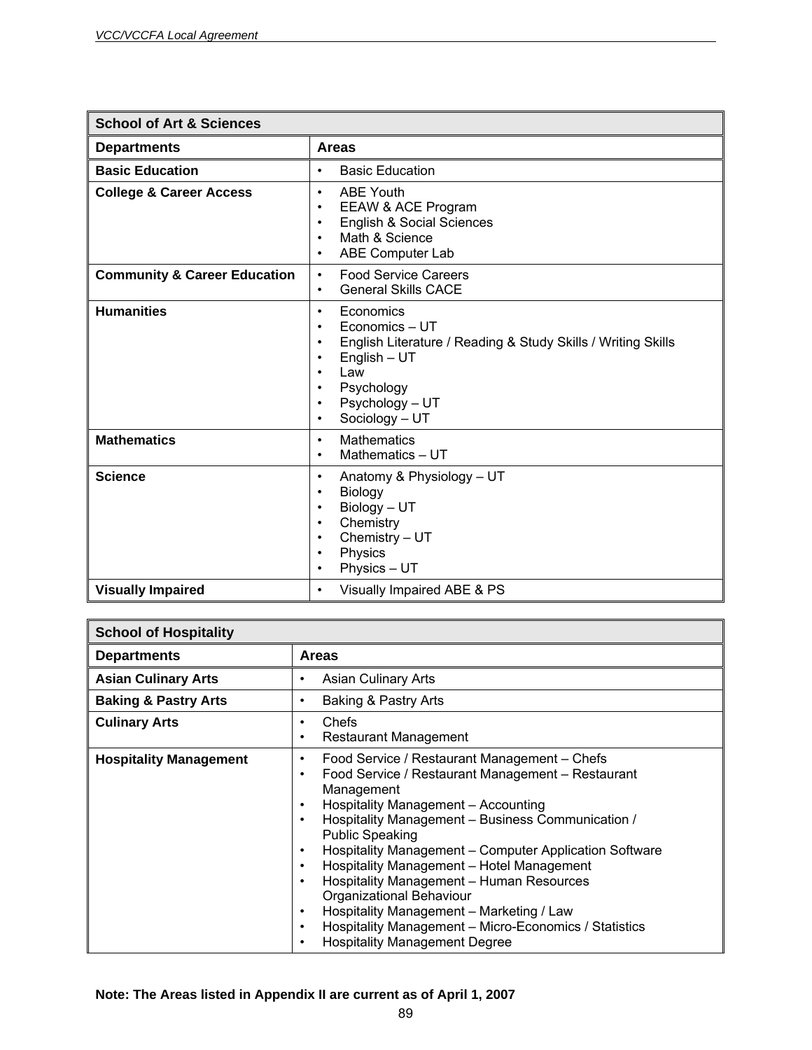| School of Art & Sciences | |
|---|---|
| **Departments** | **Areas** |
| **Basic Education** | • Basic Education |
| **College & Career Access** | • ABE Youth<br>• EEAW & ACE Program<br>• English & Social Sciences<br>• Math & Science<br>• ABE Computer Lab |
| **Community & Career Education** | • Food Service Careers<br>• General Skills CACE |
| **Humanities** | • Economics<br>• Economics – UT<br>• English Literature / Reading & Study Skills / Writing Skills<br>• English – UT<br>• Law<br>• Psychology<br>• Psychology – UT<br>• Sociology – UT |
| **Mathematics** | • Mathematics<br>• Mathematics – UT |
| **Science** | • Anatomy & Physiology – UT<br>• Biology<br>• Biology – UT<br>• Chemistry<br>• Chemistry – UT<br>• Physics<br>• Physics – UT |
| **Visually Impaired** | • Visually Impaired ABE & PS |

| School of Hospitality | |
|---|---|
| **Departments** | **Areas** |
| **Asian Culinary Arts** | • Asian Culinary Arts |
| **Baking & Pastry Arts** | • Baking & Pastry Arts |
| **Culinary Arts** | • Chefs<br>• Restaurant Management |
| **Hospitality Management** | • Food Service / Restaurant Management – Chefs<br>• Food Service / Restaurant Management – Restaurant Management<br>• Hospitality Management – Accounting<br>• Hospitality Management – Business Communication / Public Speaking<br>• Hospitality Management – Computer Application Software<br>• Hospitality Management – Hotel Management<br>• Hospitality Management – Human Resources Organizational Behaviour<br>• Hospitality Management – Marketing / Law<br>• Hospitality Management – Micro-Economics / Statistics<br>• Hospitality Management Degree |

**Note: The Areas listed in Appendix II are current as of April 1, 2007**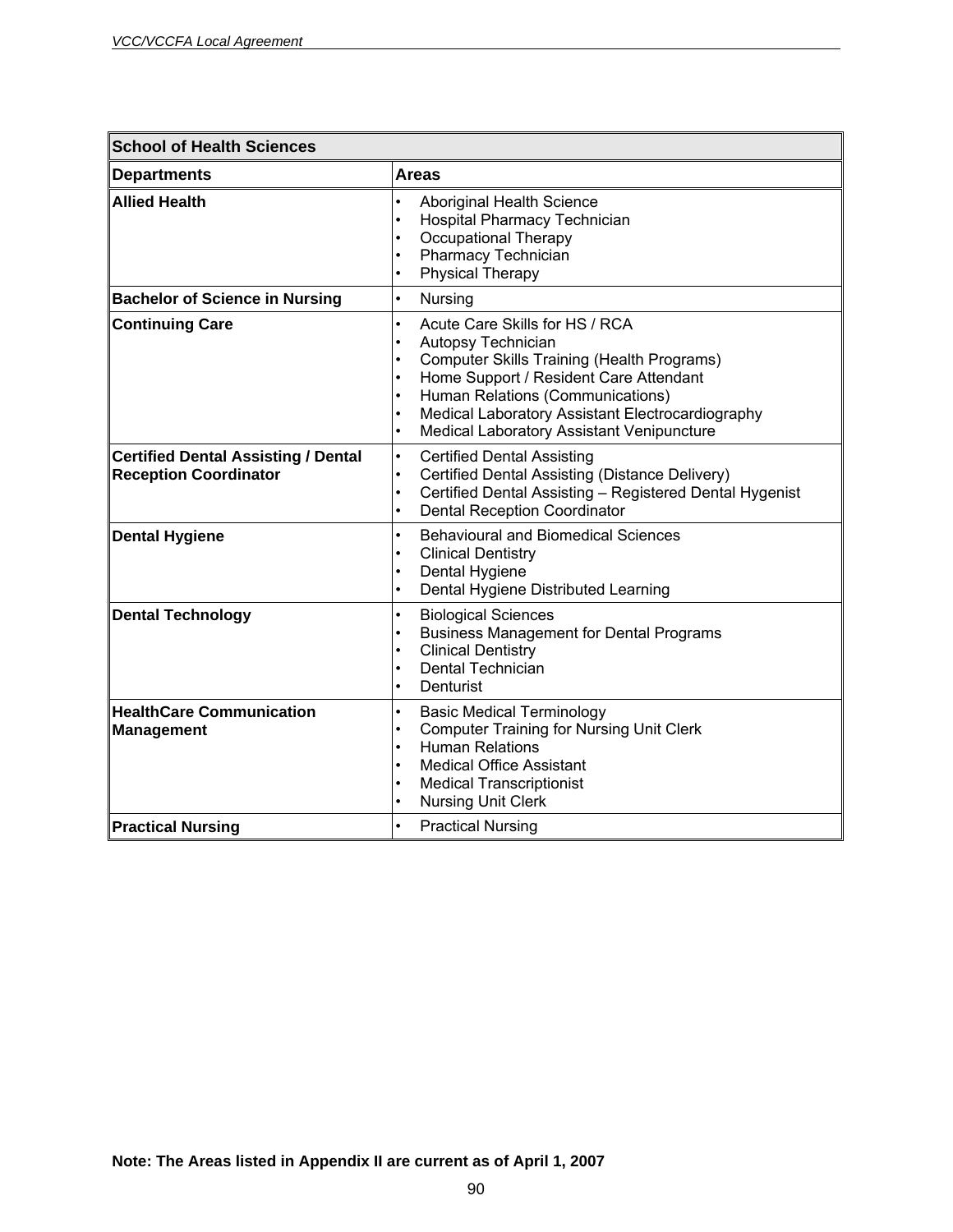| School of Health Sciences | |
|---|---|
| **Departments** | **Areas** |
| **Allied Health** | • Aboriginal Health Science<br>• Hospital Pharmacy Technician<br>• Occupational Therapy<br>• Pharmacy Technician<br>• Physical Therapy |
| **Bachelor of Science in Nursing** | • Nursing |
| **Continuing Care** | • Acute Care Skills for HS / RCA<br>• Autopsy Technician<br>• Computer Skills Training (Health Programs)<br>• Home Support / Resident Care Attendant<br>• Human Relations (Communications)<br>• Medical Laboratory Assistant Electrocardiography<br>• Medical Laboratory Assistant Venipuncture |
| **Certified Dental Assisting / Dental Reception Coordinator** | • Certified Dental Assisting<br>• Certified Dental Assisting (Distance Delivery)<br>• Certified Dental Assisting – Registered Dental Hygenist<br>• Dental Reception Coordinator |
| **Dental Hygiene** | • Behavioural and Biomedical Sciences<br>• Clinical Dentistry<br>• Dental Hygiene<br>• Dental Hygiene Distributed Learning |
| **Dental Technology** | • Biological Sciences<br>• Business Management for Dental Programs<br>• Clinical Dentistry<br>• Dental Technician<br>• Denturist |
| **HealthCare Communication Management** | • Basic Medical Terminology<br>• Computer Training for Nursing Unit Clerk<br>• Human Relations<br>• Medical Office Assistant<br>• Medical Transcriptionist<br>• Nursing Unit Clerk |
| **Practical Nursing** | • Practical Nursing |

**Note: The Areas listed in Appendix II are current as of April 1, 2007**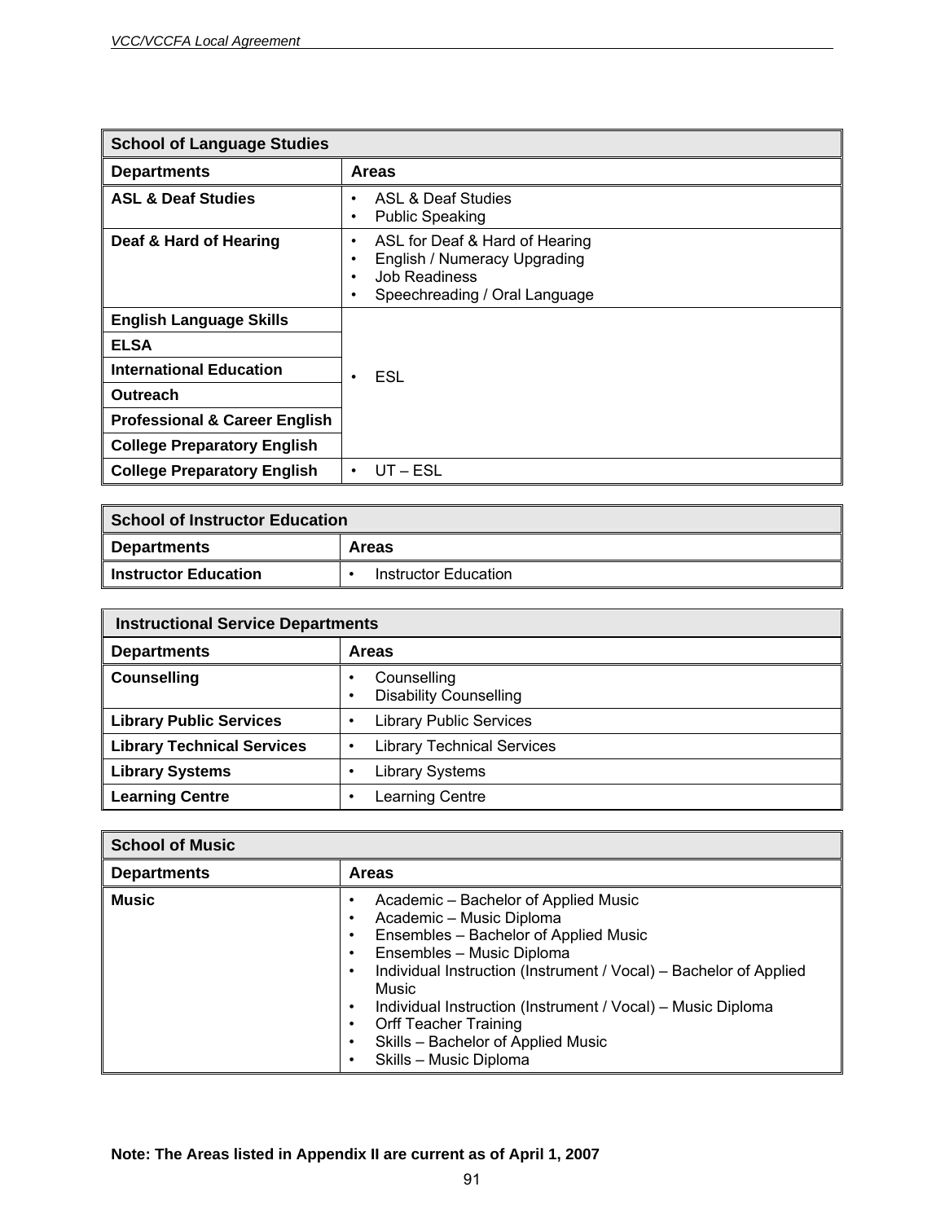| School of Language Studies | |
|---|---|
| **Departments** | **Areas** |
| **ASL & Deaf Studies** | • ASL & Deaf Studies<br>• Public Speaking |
| **Deaf & Hard of Hearing** | • ASL for Deaf & Hard of Hearing<br>• English / Numeracy Upgrading<br>• Job Readiness<br>• Speechreading / Oral Language |
| **English Language Skills** | • ESL |
| **ELSA** | |
| **International Education** | |
| **Outreach** | |
| **Professional & Career English** | |
| **College Preparatory English** | |
| **College Preparatory English** | • UT – ESL |

| School of Instructor Education | |
|---|---|
| **Departments** | **Areas** |
| **Instructor Education** | • Instructor Education |

| Instructional Service Departments | |
|---|---|
| **Departments** | **Areas** |
| **Counselling** | • Counselling<br>• Disability Counselling |
| **Library Public Services** | • Library Public Services |
| **Library Technical Services** | • Library Technical Services |
| **Library Systems** | • Library Systems |
| **Learning Centre** | • Learning Centre |

| School of Music | |
|---|---|
| **Departments** | **Areas** |
| **Music** | • Academic – Bachelor of Applied Music<br>• Academic – Music Diploma<br>• Ensembles – Bachelor of Applied Music<br>• Ensembles – Music Diploma<br>• Individual Instruction (Instrument / Vocal) – Bachelor of Applied Music<br>• Individual Instruction (Instrument / Vocal) – Music Diploma<br>• Orff Teacher Training<br>• Skills – Bachelor of Applied Music<br>• Skills – Music Diploma |

**Note: The Areas listed in Appendix II are current as of April 1, 2007**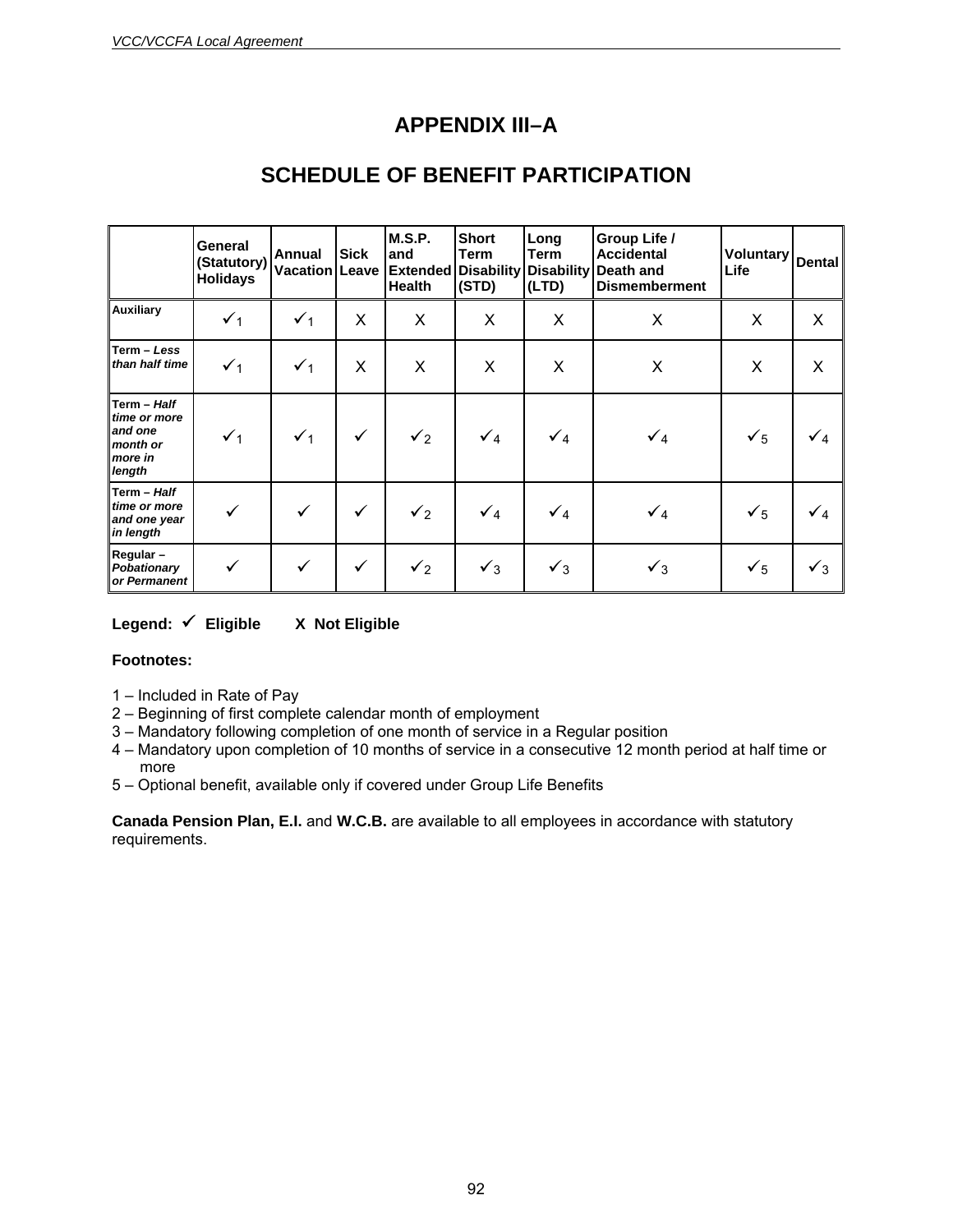# APPENDIX III–A

## SCHEDULE OF BENEFIT PARTICIPATION

| | General (Statutory) Holidays | Annual Vacation | Sick Leave | M.S.P. and Extended Health | Short Term Disability (STD) | Long Term Disability (LTD) | Group Life / Accidental Death and Dismemberment | Voluntary Life | Dental |
|---|---|---|---|---|---|---|---|---|---|
| **Auxiliary** | ✓1 | ✓1 | X | X | X | X | X | X | X |
| **Term –** ***Less than half time*** | ✓1 | ✓1 | X | X | X | X | X | X | X |
| **Term –** ***Half time or more and one month or more in length*** | ✓1 | ✓1 | ✓ | ✓2 | ✓4 | ✓4 | ✓4 | ✓5 | ✓4 |
| **Term –** ***Half time or more and one year in length*** | ✓ | ✓ | ✓ | ✓2 | ✓4 | ✓4 | ✓4 | ✓5 | ✓4 |
| **Regular –** ***Pobationary or Permanent*** | ✓ | ✓ | ✓ | ✓2 | ✓3 | ✓3 | ✓3 | ✓5 | ✓3 |

**Legend: ✓ Eligible X Not Eligible**

**Footnotes:**

1 – Included in Rate of Pay
2 – Beginning of first complete calendar month of employment
3 – Mandatory following completion of one month of service in a Regular position
4 – Mandatory upon completion of 10 months of service in a consecutive 12 month period at half time or more
5 – Optional benefit, available only if covered under Group Life Benefits

**Canada Pension Plan, E.I.** and **W.C.B.** are available to all employees in accordance with statutory requirements.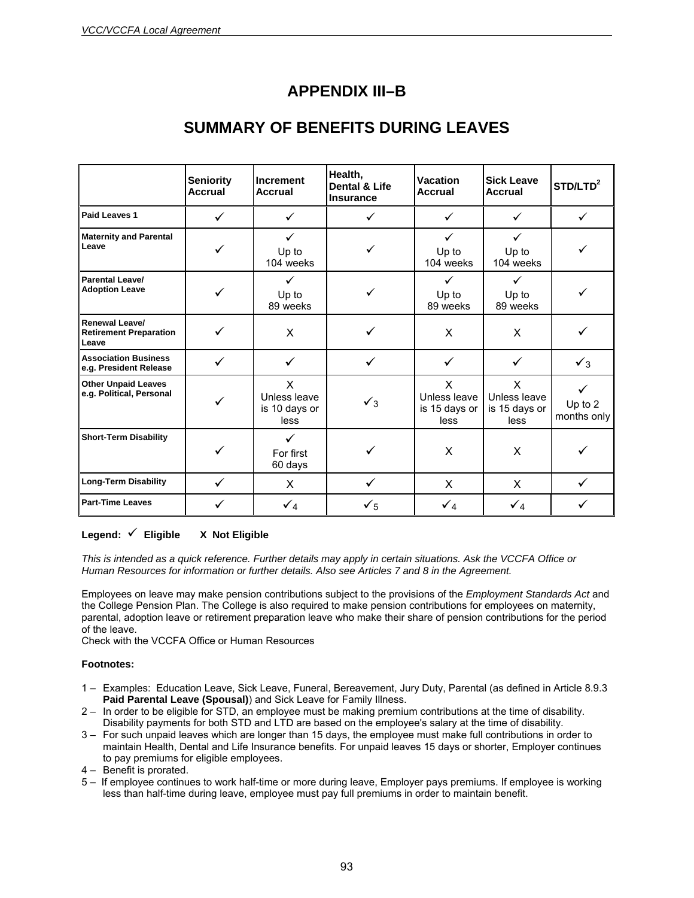# APPENDIX III–B

## SUMMARY OF BENEFITS DURING LEAVES

| | Seniority Accrual | Increment Accrual | Health, Dental & Life Insurance | Vacation Accrual | Sick Leave Accrual | STD/LTD[2] |
|---|---|---|---|---|---|---|
| **Paid Leaves 1** | ✓ | ✓ | ✓ | ✓ | ✓ | ✓ |
| **Maternity and Parental Leave** | ✓ | ✓ Up to 104 weeks | ✓ | ✓ Up to 104 weeks | ✓ Up to 104 weeks | ✓ |
| **Parental Leave/ Adoption Leave** | ✓ | ✓ Up to 89 weeks | ✓ | ✓ Up to 89 weeks | ✓ Up to 89 weeks | ✓ |
| **Renewal Leave/ Retirement Preparation Leave** | ✓ | X | ✓ | X | X | ✓ |
| **Association Business e.g. President Release** | ✓ | ✓ | ✓ | ✓ | ✓ | ✓ 3 |
| **Other Unpaid Leaves e.g. Political, Personal** | ✓ | X Unless leave is 10 days or less | ✓ 3 | X Unless leave is 15 days or less | X Unless leave is 15 days or less | ✓ Up to 2 months only |
| **Short-Term Disability** | ✓ | ✓ For first 60 days | ✓ | X | X | ✓ |
| **Long-Term Disability** | ✓ | X | ✓ | X | X | ✓ |
| **Part-Time Leaves** | ✓ | ✓ 4 | ✓ 5 | ✓ 4 | ✓ 4 | ✓ |

**Legend: ✓ Eligible     X Not Eligible**

*This is intended as a quick reference. Further details may apply in certain situations. Ask the VCCFA Office or Human Resources for information or further details. Also see Articles 7 and 8 in the Agreement.*

Employees on leave may make pension contributions subject to the provisions of the *Employment Standards Act* and the College Pension Plan. The College is also required to make pension contributions for employees on maternity, parental, adoption leave or retirement preparation leave who make their share of pension contributions for the period of the leave.
Check with the VCCFA Office or Human Resources

**Footnotes:**

1 – Examples: Education Leave, Sick Leave, Funeral, Bereavement, Jury Duty, Parental (as defined in Article 8.9.3 **Paid Parental Leave (Spousal)**) and Sick Leave for Family Illness.

2 – In order to be eligible for STD, an employee must be making premium contributions at the time of disability. Disability payments for both STD and LTD are based on the employee's salary at the time of disability.

3 – For such unpaid leaves which are longer than 15 days, the employee must make full contributions in order to maintain Health, Dental and Life Insurance benefits. For unpaid leaves 15 days or shorter, Employer continues to pay premiums for eligible employees.

4 – Benefit is prorated.

5 – If employee continues to work half-time or more during leave, Employer pays premiums. If employee is working less than half-time during leave, employee must pay full premiums in order to maintain benefit.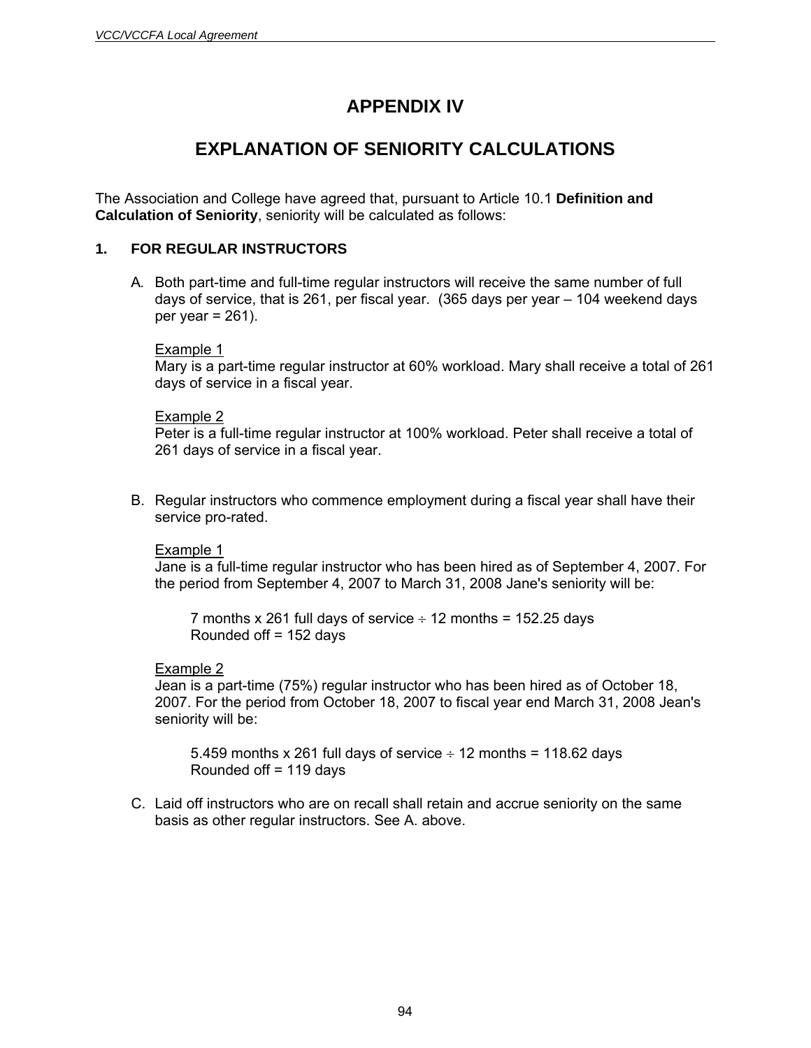# APPENDIX IV

# EXPLANATION OF SENIORITY CALCULATIONS

The Association and College have agreed that, pursuant to Article 10.1 **Definition and Calculation of Seniority**, seniority will be calculated as follows:

## 1. FOR REGULAR INSTRUCTORS

A. Both part-time and full-time regular instructors will receive the same number of full days of service, that is 261, per fiscal year. (365 days per year – 104 weekend days per year = 261).

Example 1
Mary is a part-time regular instructor at 60% workload. Mary shall receive a total of 261 days of service in a fiscal year.

Example 2
Peter is a full-time regular instructor at 100% workload. Peter shall receive a total of 261 days of service in a fiscal year.

B. Regular instructors who commence employment during a fiscal year shall have their service pro-rated.

Example 1
Jane is a full-time regular instructor who has been hired as of September 4, 2007. For the period from September 4, 2007 to March 31, 2008 Jane's seniority will be:

7 months x 261 full days of service ÷ 12 months = 152.25 days
Rounded off = 152 days

Example 2
Jean is a part-time (75%) regular instructor who has been hired as of October 18, 2007. For the period from October 18, 2007 to fiscal year end March 31, 2008 Jean's seniority will be:

5.459 months x 261 full days of service ÷ 12 months = 118.62 days
Rounded off = 119 days

C. Laid off instructors who are on recall shall retain and accrue seniority on the same basis as other regular instructors. See A. above.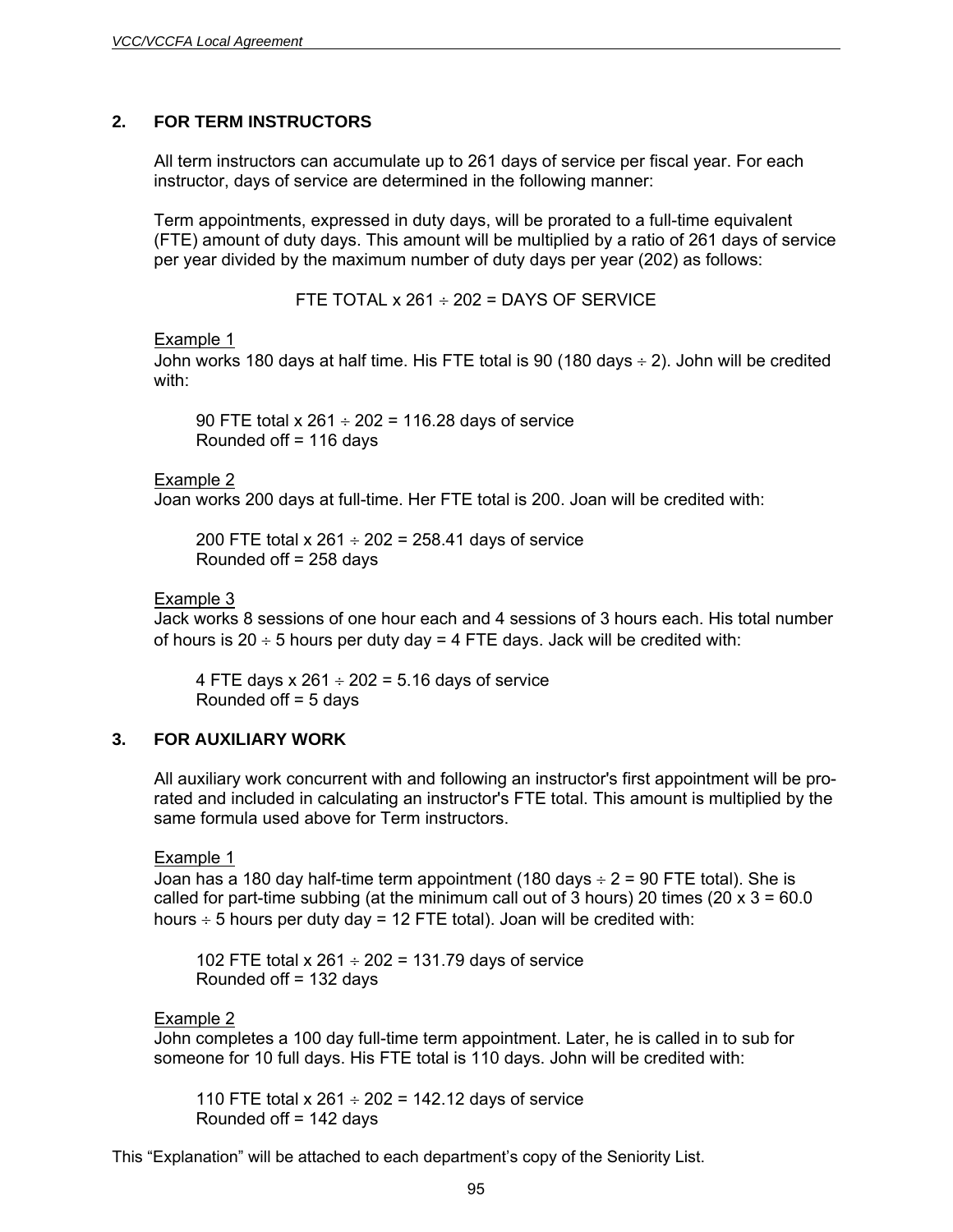## 2. FOR TERM INSTRUCTORS

All term instructors can accumulate up to 261 days of service per fiscal year. For each instructor, days of service are determined in the following manner:

Term appointments, expressed in duty days, will be prorated to a full-time equivalent (FTE) amount of duty days. This amount will be multiplied by a ratio of 261 days of service per year divided by the maximum number of duty days per year (202) as follows:

FTE TOTAL x 261 ÷ 202 = DAYS OF SERVICE

Example 1
John works 180 days at half time. His FTE total is 90 (180 days ÷ 2). John will be credited with:

> 90 FTE total x 261 ÷ 202 = 116.28 days of service
> Rounded off = 116 days

Example 2
Joan works 200 days at full-time. Her FTE total is 200. Joan will be credited with:

> 200 FTE total x 261 ÷ 202 = 258.41 days of service
> Rounded off = 258 days

Example 3
Jack works 8 sessions of one hour each and 4 sessions of 3 hours each. His total number of hours is 20 ÷ 5 hours per duty day = 4 FTE days. Jack will be credited with:

> 4 FTE days x 261 ÷ 202 = 5.16 days of service
> Rounded off = 5 days

## 3. FOR AUXILIARY WORK

All auxiliary work concurrent with and following an instructor's first appointment will be pro-rated and included in calculating an instructor's FTE total. This amount is multiplied by the same formula used above for Term instructors.

Example 1
Joan has a 180 day half-time term appointment (180 days ÷ 2 = 90 FTE total). She is called for part-time subbing (at the minimum call out of 3 hours) 20 times (20 x 3 = 60.0 hours ÷ 5 hours per duty day = 12 FTE total). Joan will be credited with:

> 102 FTE total x 261 ÷ 202 = 131.79 days of service
> Rounded off = 132 days

Example 2
John completes a 100 day full-time term appointment. Later, he is called in to sub for someone for 10 full days. His FTE total is 110 days. John will be credited with:

> 110 FTE total x 261 ÷ 202 = 142.12 days of service
> Rounded off = 142 days

This "Explanation" will be attached to each department's copy of the Seniority List.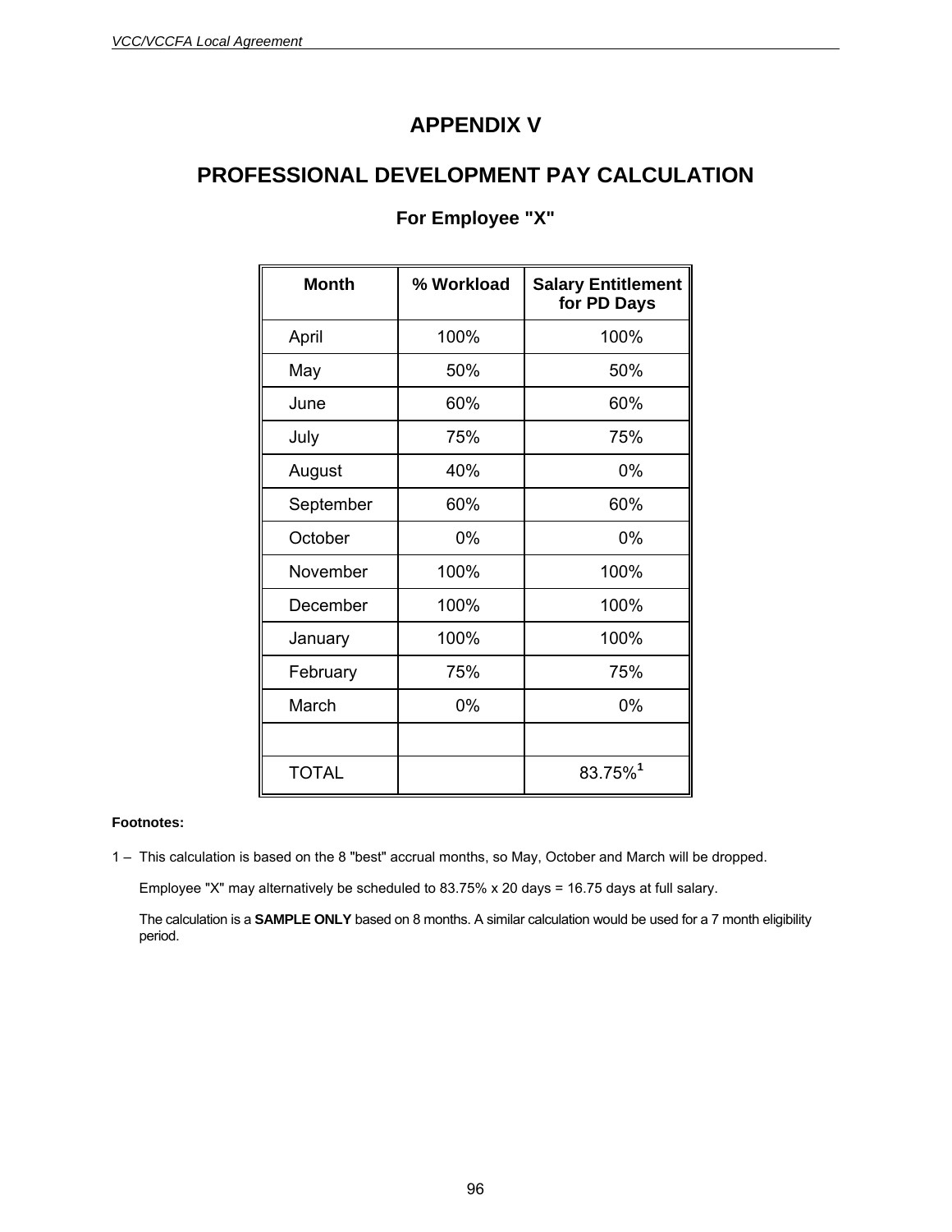# APPENDIX V

## PROFESSIONAL DEVELOPMENT PAY CALCULATION

### For Employee "X"

| Month | % Workload | Salary Entitlement for PD Days |
|---|---|---|
| April | 100% | 100% |
| May | 50% | 50% |
| June | 60% | 60% |
| July | 75% | 75% |
| August | 40% | 0% |
| September | 60% | 60% |
| October | 0% | 0% |
| November | 100% | 100% |
| December | 100% | 100% |
| January | 100% | 100% |
| February | 75% | 75% |
| March | 0% | 0% |
| | | |
| TOTAL | | 83.75%[1] |

**Footnotes:**

1 – This calculation is based on the 8 "best" accrual months, so May, October and March will be dropped.

Employee "X" may alternatively be scheduled to 83.75% x 20 days = 16.75 days at full salary.

The calculation is a **SAMPLE ONLY** based on 8 months. A similar calculation would be used for a 7 month eligibility period.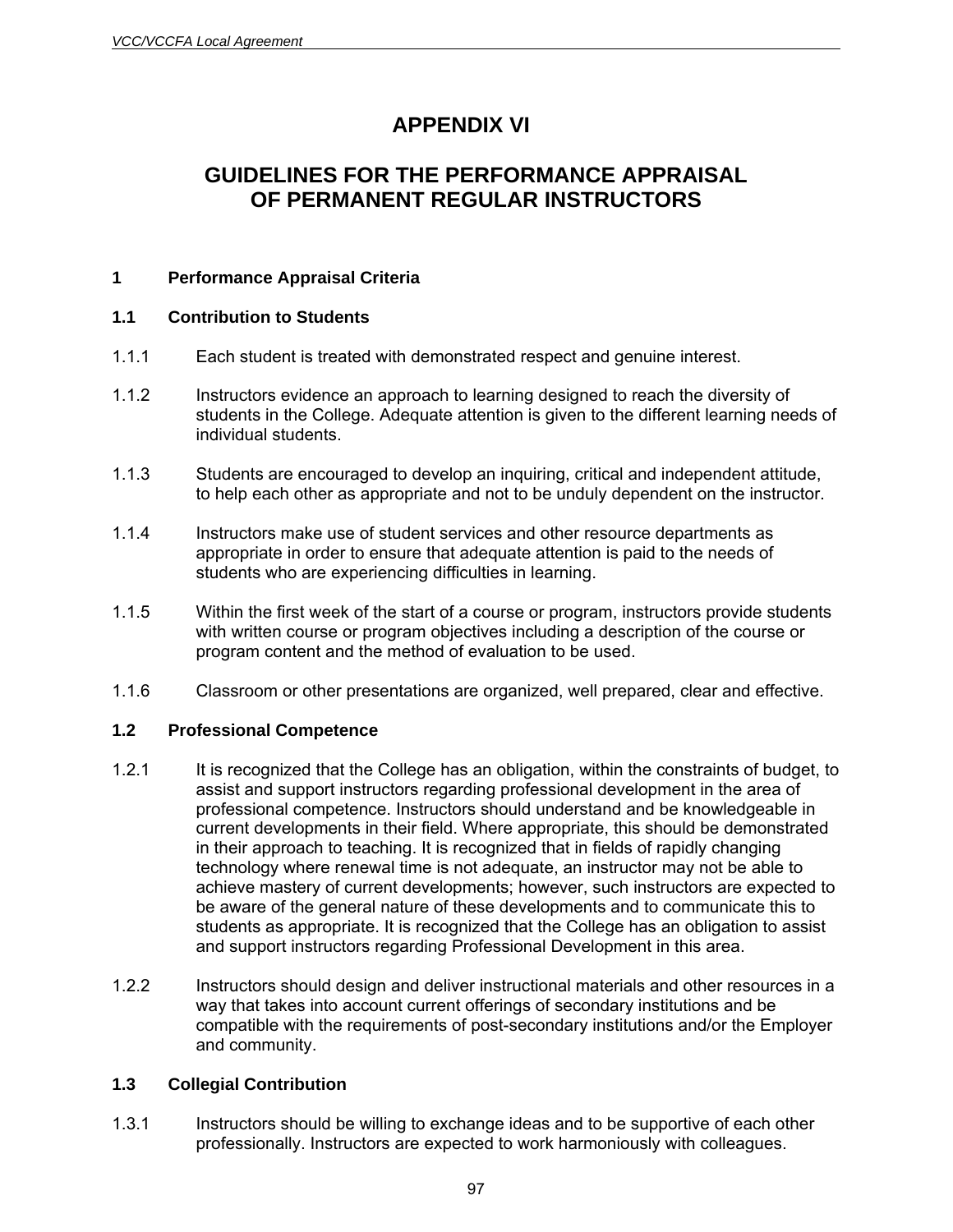# APPENDIX VI

# GUIDELINES FOR THE PERFORMANCE APPRAISAL OF PERMANENT REGULAR INSTRUCTORS

## 1 Performance Appraisal Criteria

### 1.1 Contribution to Students

1.1.1 Each student is treated with demonstrated respect and genuine interest.

1.1.2 Instructors evidence an approach to learning designed to reach the diversity of students in the College. Adequate attention is given to the different learning needs of individual students.

1.1.3 Students are encouraged to develop an inquiring, critical and independent attitude, to help each other as appropriate and not to be unduly dependent on the instructor.

1.1.4 Instructors make use of student services and other resource departments as appropriate in order to ensure that adequate attention is paid to the needs of students who are experiencing difficulties in learning.

1.1.5 Within the first week of the start of a course or program, instructors provide students with written course or program objectives including a description of the course or program content and the method of evaluation to be used.

1.1.6 Classroom or other presentations are organized, well prepared, clear and effective.

### 1.2 Professional Competence

1.2.1 It is recognized that the College has an obligation, within the constraints of budget, to assist and support instructors regarding professional development in the area of professional competence. Instructors should understand and be knowledgeable in current developments in their field. Where appropriate, this should be demonstrated in their approach to teaching. It is recognized that in fields of rapidly changing technology where renewal time is not adequate, an instructor may not be able to achieve mastery of current developments; however, such instructors are expected to be aware of the general nature of these developments and to communicate this to students as appropriate. It is recognized that the College has an obligation to assist and support instructors regarding Professional Development in this area.

1.2.2 Instructors should design and deliver instructional materials and other resources in a way that takes into account current offerings of secondary institutions and be compatible with the requirements of post-secondary institutions and/or the Employer and community.

### 1.3 Collegial Contribution

1.3.1 Instructors should be willing to exchange ideas and to be supportive of each other professionally. Instructors are expected to work harmoniously with colleagues.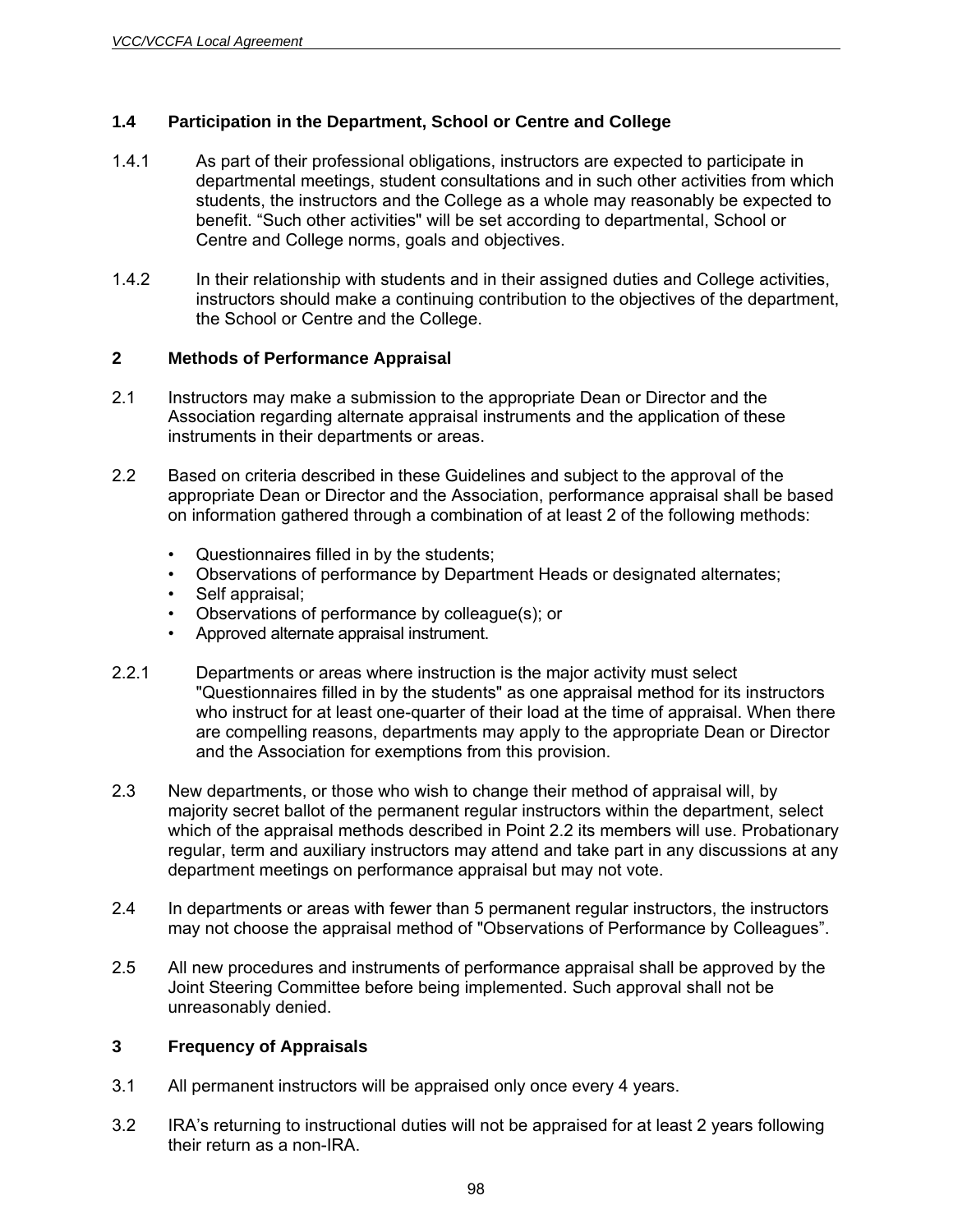### 1.4 Participation in the Department, School or Centre and College

1.4.1 As part of their professional obligations, instructors are expected to participate in departmental meetings, student consultations and in such other activities from which students, the instructors and the College as a whole may reasonably be expected to benefit. “Such other activities" will be set according to departmental, School or Centre and College norms, goals and objectives.

1.4.2 In their relationship with students and in their assigned duties and College activities, instructors should make a continuing contribution to the objectives of the department, the School or Centre and the College.

## 2 Methods of Performance Appraisal

2.1 Instructors may make a submission to the appropriate Dean or Director and the Association regarding alternate appraisal instruments and the application of these instruments in their departments or areas.

2.2 Based on criteria described in these Guidelines and subject to the approval of the appropriate Dean or Director and the Association, performance appraisal shall be based on information gathered through a combination of at least 2 of the following methods:

- Questionnaires filled in by the students;
- Observations of performance by Department Heads or designated alternates;
- Self appraisal;
- Observations of performance by colleague(s); or
- Approved alternate appraisal instrument.

2.2.1 Departments or areas where instruction is the major activity must select "Questionnaires filled in by the students" as one appraisal method for its instructors who instruct for at least one-quarter of their load at the time of appraisal. When there are compelling reasons, departments may apply to the appropriate Dean or Director and the Association for exemptions from this provision.

2.3 New departments, or those who wish to change their method of appraisal will, by majority secret ballot of the permanent regular instructors within the department, select which of the appraisal methods described in Point 2.2 its members will use. Probationary regular, term and auxiliary instructors may attend and take part in any discussions at any department meetings on performance appraisal but may not vote.

2.4 In departments or areas with fewer than 5 permanent regular instructors, the instructors may not choose the appraisal method of "Observations of Performance by Colleagues”.

2.5 All new procedures and instruments of performance appraisal shall be approved by the Joint Steering Committee before being implemented. Such approval shall not be unreasonably denied.

## 3 Frequency of Appraisals

3.1 All permanent instructors will be appraised only once every 4 years.

3.2 IRA’s returning to instructional duties will not be appraised for at least 2 years following their return as a non-IRA.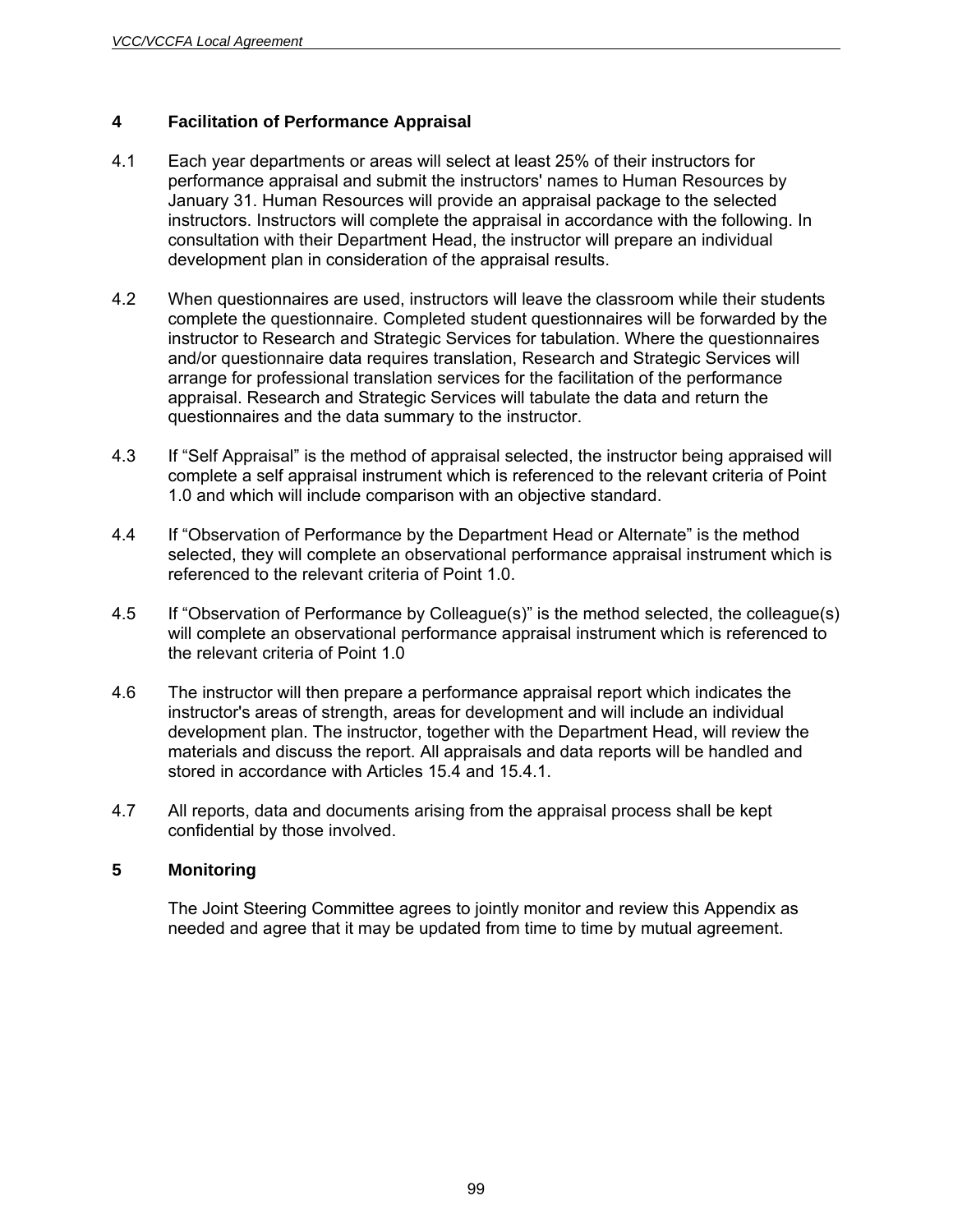## 4 Facilitation of Performance Appraisal

4.1 Each year departments or areas will select at least 25% of their instructors for performance appraisal and submit the instructors' names to Human Resources by January 31. Human Resources will provide an appraisal package to the selected instructors. Instructors will complete the appraisal in accordance with the following. In consultation with their Department Head, the instructor will prepare an individual development plan in consideration of the appraisal results.

4.2 When questionnaires are used, instructors will leave the classroom while their students complete the questionnaire. Completed student questionnaires will be forwarded by the instructor to Research and Strategic Services for tabulation. Where the questionnaires and/or questionnaire data requires translation, Research and Strategic Services will arrange for professional translation services for the facilitation of the performance appraisal. Research and Strategic Services will tabulate the data and return the questionnaires and the data summary to the instructor.

4.3 If “Self Appraisal” is the method of appraisal selected, the instructor being appraised will complete a self appraisal instrument which is referenced to the relevant criteria of Point 1.0 and which will include comparison with an objective standard.

4.4 If “Observation of Performance by the Department Head or Alternate” is the method selected, they will complete an observational performance appraisal instrument which is referenced to the relevant criteria of Point 1.0.

4.5 If “Observation of Performance by Colleague(s)” is the method selected, the colleague(s) will complete an observational performance appraisal instrument which is referenced to the relevant criteria of Point 1.0

4.6 The instructor will then prepare a performance appraisal report which indicates the instructor's areas of strength, areas for development and will include an individual development plan. The instructor, together with the Department Head, will review the materials and discuss the report. All appraisals and data reports will be handled and stored in accordance with Articles 15.4 and 15.4.1.

4.7 All reports, data and documents arising from the appraisal process shall be kept confidential by those involved.

## 5 Monitoring

The Joint Steering Committee agrees to jointly monitor and review this Appendix as needed and agree that it may be updated from time to time by mutual agreement.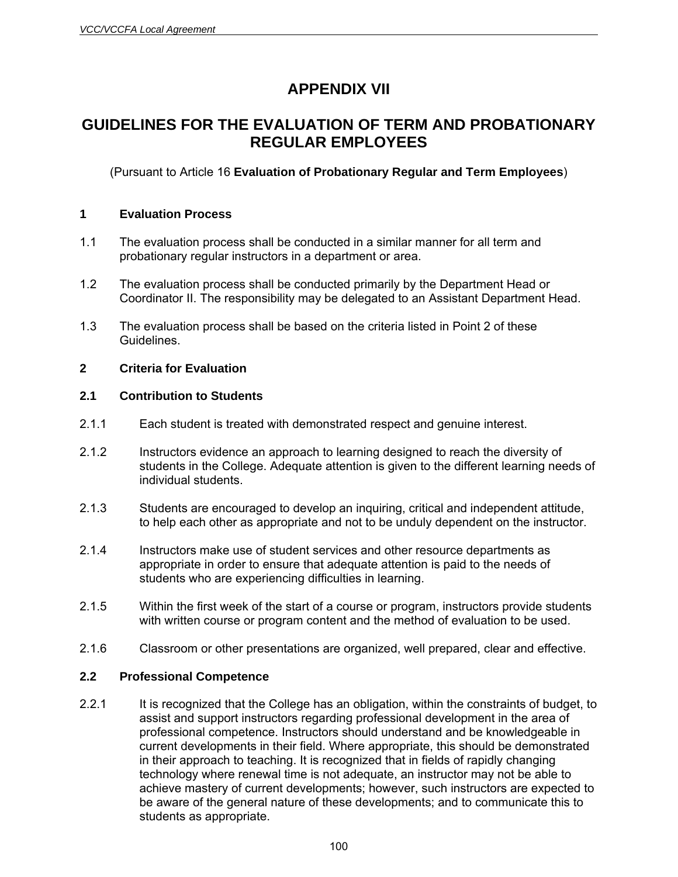# APPENDIX VII

# GUIDELINES FOR THE EVALUATION OF TERM AND PROBATIONARY REGULAR EMPLOYEES

(Pursuant to Article 16 **Evaluation of Probationary Regular and Term Employees**)

### 1 Evaluation Process

1.1 The evaluation process shall be conducted in a similar manner for all term and probationary regular instructors in a department or area.

1.2 The evaluation process shall be conducted primarily by the Department Head or Coordinator II. The responsibility may be delegated to an Assistant Department Head.

1.3 The evaluation process shall be based on the criteria listed in Point 2 of these Guidelines.

### 2 Criteria for Evaluation

#### 2.1 Contribution to Students

2.1.1 Each student is treated with demonstrated respect and genuine interest.

2.1.2 Instructors evidence an approach to learning designed to reach the diversity of students in the College. Adequate attention is given to the different learning needs of individual students.

2.1.3 Students are encouraged to develop an inquiring, critical and independent attitude, to help each other as appropriate and not to be unduly dependent on the instructor.

2.1.4 Instructors make use of student services and other resource departments as appropriate in order to ensure that adequate attention is paid to the needs of students who are experiencing difficulties in learning.

2.1.5 Within the first week of the start of a course or program, instructors provide students with written course or program content and the method of evaluation to be used.

2.1.6 Classroom or other presentations are organized, well prepared, clear and effective.

#### 2.2 Professional Competence

2.2.1 It is recognized that the College has an obligation, within the constraints of budget, to assist and support instructors regarding professional development in the area of professional competence. Instructors should understand and be knowledgeable in current developments in their field. Where appropriate, this should be demonstrated in their approach to teaching. It is recognized that in fields of rapidly changing technology where renewal time is not adequate, an instructor may not be able to achieve mastery of current developments; however, such instructors are expected to be aware of the general nature of these developments; and to communicate this to students as appropriate.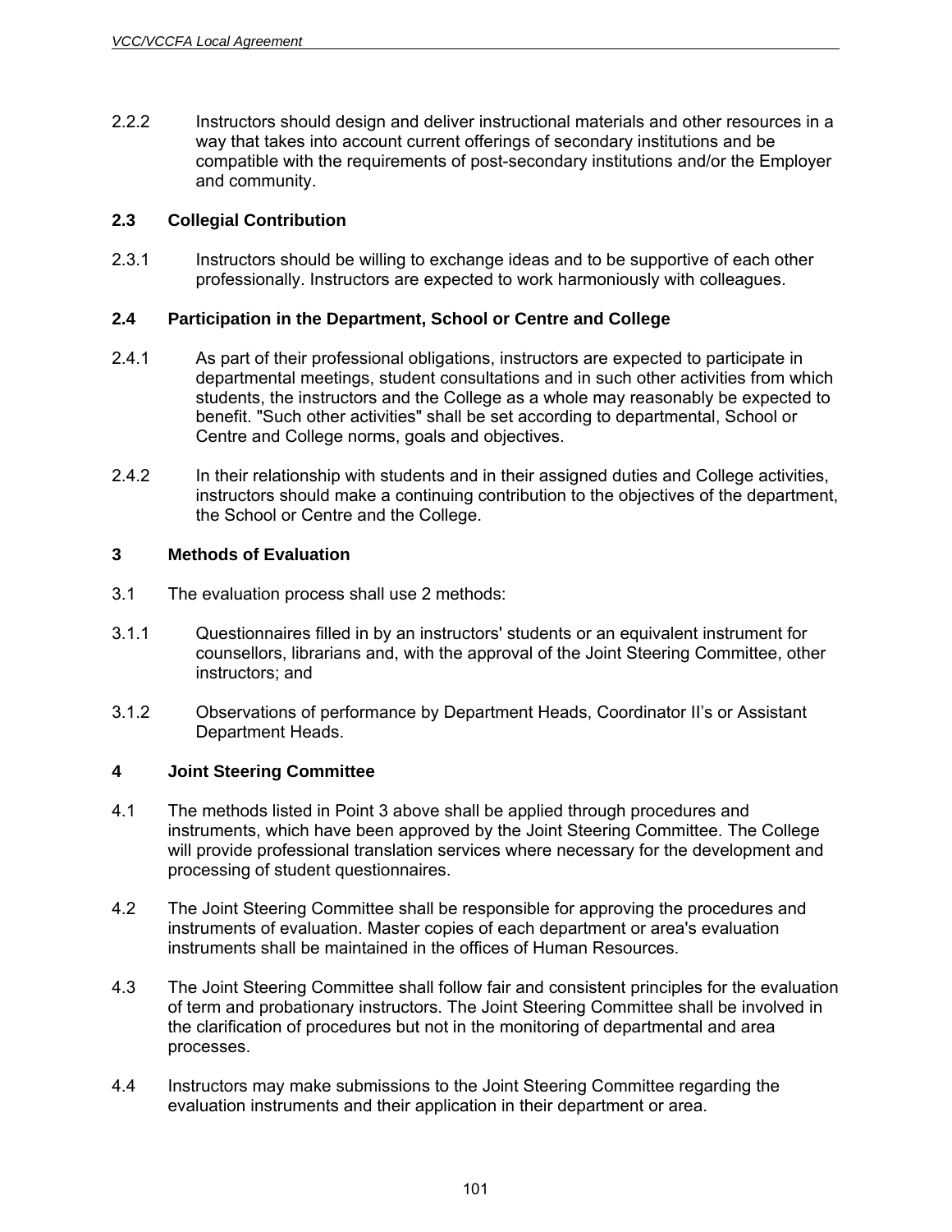2.2.2 Instructors should design and deliver instructional materials and other resources in a way that takes into account current offerings of secondary institutions and be compatible with the requirements of post-secondary institutions and/or the Employer and community.

### 2.3 Collegial Contribution

2.3.1 Instructors should be willing to exchange ideas and to be supportive of each other professionally. Instructors are expected to work harmoniously with colleagues.

### 2.4 Participation in the Department, School or Centre and College

2.4.1 As part of their professional obligations, instructors are expected to participate in departmental meetings, student consultations and in such other activities from which students, the instructors and the College as a whole may reasonably be expected to benefit. "Such other activities" shall be set according to departmental, School or Centre and College norms, goals and objectives.

2.4.2 In their relationship with students and in their assigned duties and College activities, instructors should make a continuing contribution to the objectives of the department, the School or Centre and the College.

## 3 Methods of Evaluation

3.1 The evaluation process shall use 2 methods:

3.1.1 Questionnaires filled in by an instructors' students or an equivalent instrument for counsellors, librarians and, with the approval of the Joint Steering Committee, other instructors; and

3.1.2 Observations of performance by Department Heads, Coordinator II's or Assistant Department Heads.

## 4 Joint Steering Committee

4.1 The methods listed in Point 3 above shall be applied through procedures and instruments, which have been approved by the Joint Steering Committee. The College will provide professional translation services where necessary for the development and processing of student questionnaires.

4.2 The Joint Steering Committee shall be responsible for approving the procedures and instruments of evaluation. Master copies of each department or area's evaluation instruments shall be maintained in the offices of Human Resources.

4.3 The Joint Steering Committee shall follow fair and consistent principles for the evaluation of term and probationary instructors. The Joint Steering Committee shall be involved in the clarification of procedures but not in the monitoring of departmental and area processes.

4.4 Instructors may make submissions to the Joint Steering Committee regarding the evaluation instruments and their application in their department or area.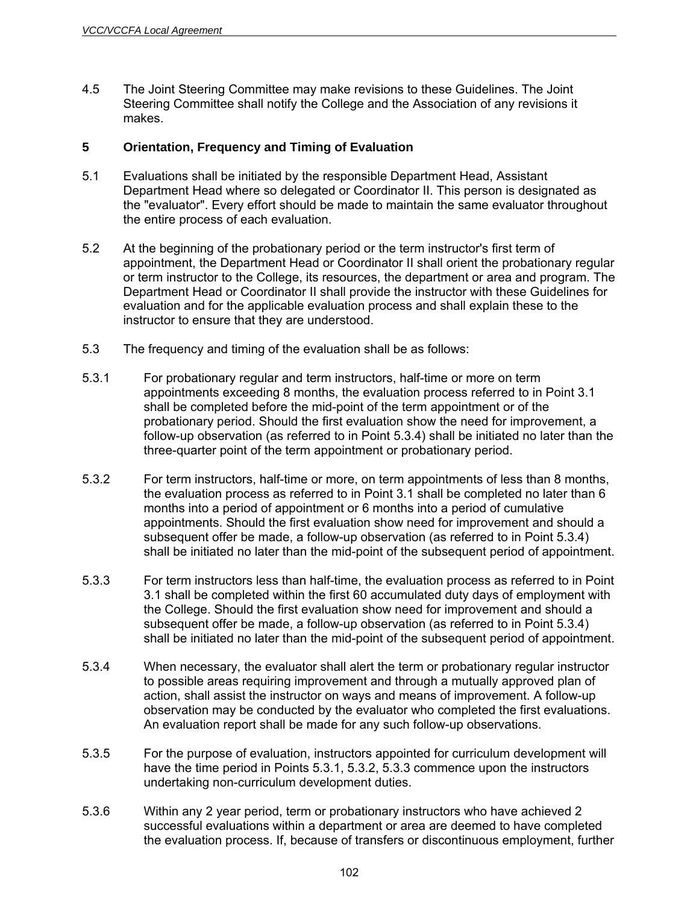4.5 The Joint Steering Committee may make revisions to these Guidelines. The Joint Steering Committee shall notify the College and the Association of any revisions it makes.

## 5 Orientation, Frequency and Timing of Evaluation

5.1 Evaluations shall be initiated by the responsible Department Head, Assistant Department Head where so delegated or Coordinator II. This person is designated as the "evaluator". Every effort should be made to maintain the same evaluator throughout the entire process of each evaluation.

5.2 At the beginning of the probationary period or the term instructor's first term of appointment, the Department Head or Coordinator II shall orient the probationary regular or term instructor to the College, its resources, the department or area and program. The Department Head or Coordinator II shall provide the instructor with these Guidelines for evaluation and for the applicable evaluation process and shall explain these to the instructor to ensure that they are understood.

5.3 The frequency and timing of the evaluation shall be as follows:

5.3.1 For probationary regular and term instructors, half-time or more on term appointments exceeding 8 months, the evaluation process referred to in Point 3.1 shall be completed before the mid-point of the term appointment or of the probationary period. Should the first evaluation show the need for improvement, a follow-up observation (as referred to in Point 5.3.4) shall be initiated no later than the three-quarter point of the term appointment or probationary period.

5.3.2 For term instructors, half-time or more, on term appointments of less than 8 months, the evaluation process as referred to in Point 3.1 shall be completed no later than 6 months into a period of appointment or 6 months into a period of cumulative appointments. Should the first evaluation show need for improvement and should a subsequent offer be made, a follow-up observation (as referred to in Point 5.3.4) shall be initiated no later than the mid-point of the subsequent period of appointment.

5.3.3 For term instructors less than half-time, the evaluation process as referred to in Point 3.1 shall be completed within the first 60 accumulated duty days of employment with the College. Should the first evaluation show need for improvement and should a subsequent offer be made, a follow-up observation (as referred to in Point 5.3.4) shall be initiated no later than the mid-point of the subsequent period of appointment.

5.3.4 When necessary, the evaluator shall alert the term or probationary regular instructor to possible areas requiring improvement and through a mutually approved plan of action, shall assist the instructor on ways and means of improvement. A follow-up observation may be conducted by the evaluator who completed the first evaluations. An evaluation report shall be made for any such follow-up observations.

5.3.5 For the purpose of evaluation, instructors appointed for curriculum development will have the time period in Points 5.3.1, 5.3.2, 5.3.3 commence upon the instructors undertaking non-curriculum development duties.

5.3.6 Within any 2 year period, term or probationary instructors who have achieved 2 successful evaluations within a department or area are deemed to have completed the evaluation process. If, because of transfers or discontinuous employment, further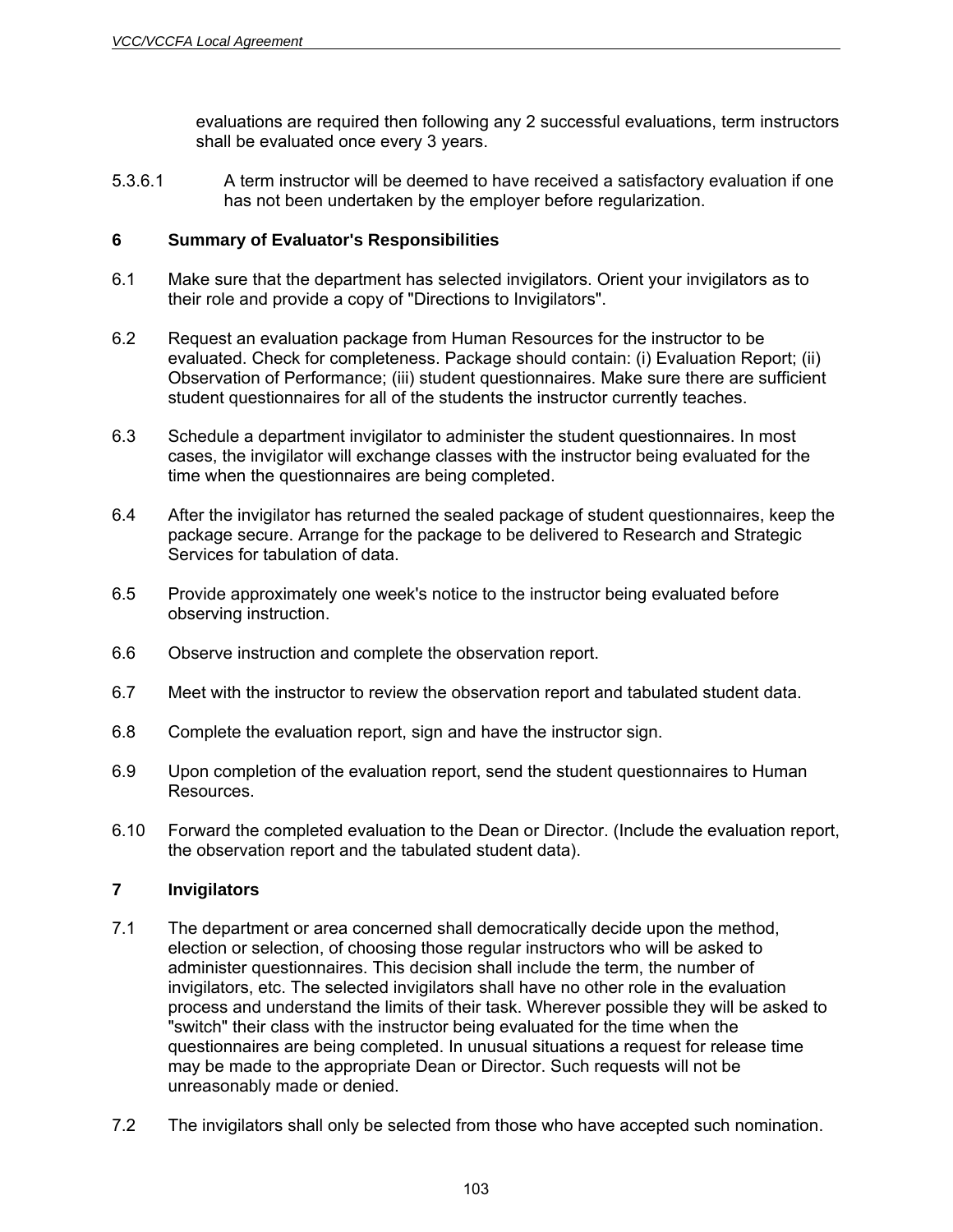evaluations are required then following any 2 successful evaluations, term instructors shall be evaluated once every 3 years.

5.3.6.1 A term instructor will be deemed to have received a satisfactory evaluation if one has not been undertaken by the employer before regularization.

## 6 Summary of Evaluator's Responsibilities

6.1 Make sure that the department has selected invigilators. Orient your invigilators as to their role and provide a copy of "Directions to Invigilators".

6.2 Request an evaluation package from Human Resources for the instructor to be evaluated. Check for completeness. Package should contain: (i) Evaluation Report; (ii) Observation of Performance; (iii) student questionnaires. Make sure there are sufficient student questionnaires for all of the students the instructor currently teaches.

6.3 Schedule a department invigilator to administer the student questionnaires. In most cases, the invigilator will exchange classes with the instructor being evaluated for the time when the questionnaires are being completed.

6.4 After the invigilator has returned the sealed package of student questionnaires, keep the package secure. Arrange for the package to be delivered to Research and Strategic Services for tabulation of data.

6.5 Provide approximately one week's notice to the instructor being evaluated before observing instruction.

6.6 Observe instruction and complete the observation report.

6.7 Meet with the instructor to review the observation report and tabulated student data.

6.8 Complete the evaluation report, sign and have the instructor sign.

6.9 Upon completion of the evaluation report, send the student questionnaires to Human Resources.

6.10 Forward the completed evaluation to the Dean or Director. (Include the evaluation report, the observation report and the tabulated student data).

## 7 Invigilators

7.1 The department or area concerned shall democratically decide upon the method, election or selection, of choosing those regular instructors who will be asked to administer questionnaires. This decision shall include the term, the number of invigilators, etc. The selected invigilators shall have no other role in the evaluation process and understand the limits of their task. Wherever possible they will be asked to "switch" their class with the instructor being evaluated for the time when the questionnaires are being completed. In unusual situations a request for release time may be made to the appropriate Dean or Director. Such requests will not be unreasonably made or denied.

7.2 The invigilators shall only be selected from those who have accepted such nomination.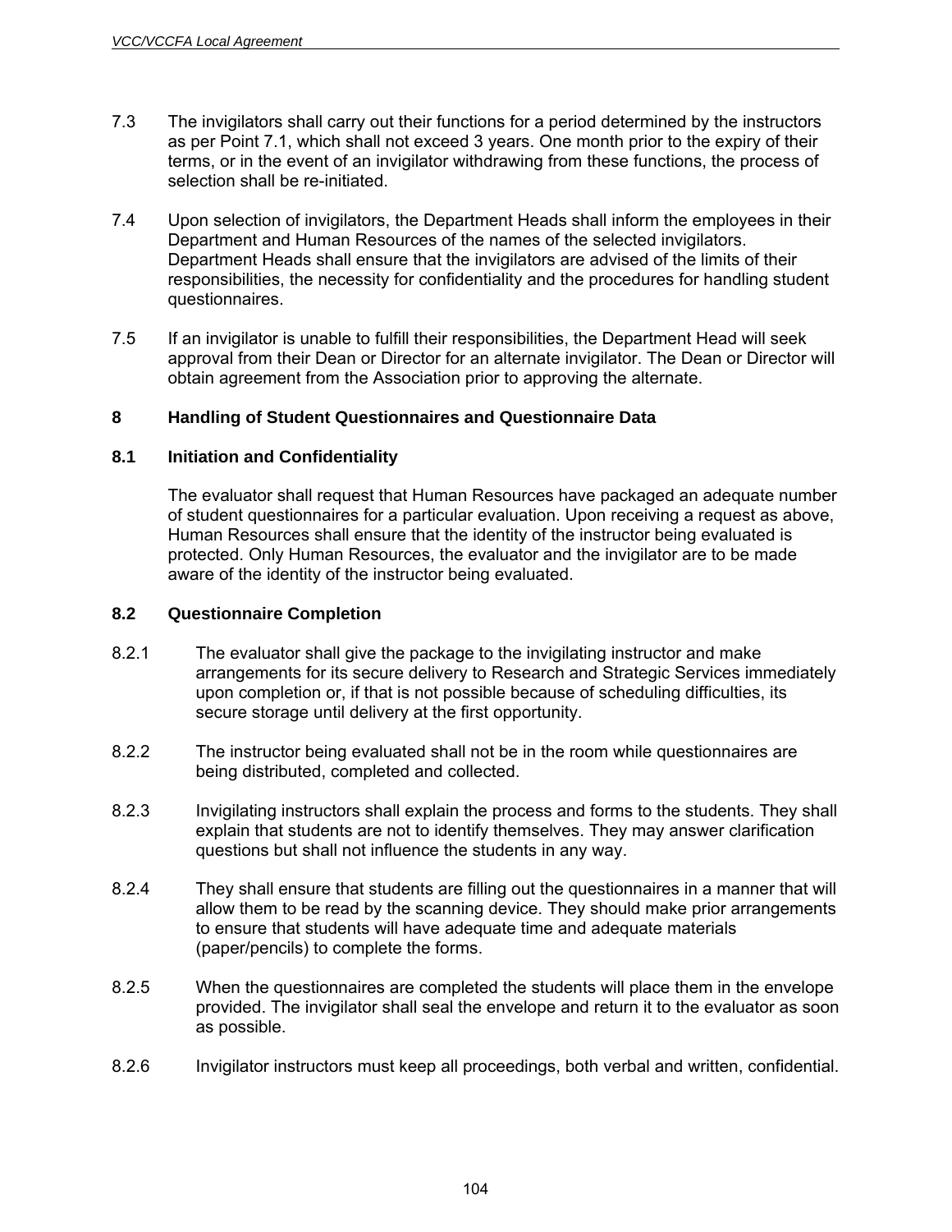7.3 The invigilators shall carry out their functions for a period determined by the instructors as per Point 7.1, which shall not exceed 3 years. One month prior to the expiry of their terms, or in the event of an invigilator withdrawing from these functions, the process of selection shall be re-initiated.

7.4 Upon selection of invigilators, the Department Heads shall inform the employees in their Department and Human Resources of the names of the selected invigilators. Department Heads shall ensure that the invigilators are advised of the limits of their responsibilities, the necessity for confidentiality and the procedures for handling student questionnaires.

7.5 If an invigilator is unable to fulfill their responsibilities, the Department Head will seek approval from their Dean or Director for an alternate invigilator. The Dean or Director will obtain agreement from the Association prior to approving the alternate.

## 8 Handling of Student Questionnaires and Questionnaire Data

### 8.1 Initiation and Confidentiality

The evaluator shall request that Human Resources have packaged an adequate number of student questionnaires for a particular evaluation. Upon receiving a request as above, Human Resources shall ensure that the identity of the instructor being evaluated is protected. Only Human Resources, the evaluator and the invigilator are to be made aware of the identity of the instructor being evaluated.

### 8.2 Questionnaire Completion

8.2.1 The evaluator shall give the package to the invigilating instructor and make arrangements for its secure delivery to Research and Strategic Services immediately upon completion or, if that is not possible because of scheduling difficulties, its secure storage until delivery at the first opportunity.

8.2.2 The instructor being evaluated shall not be in the room while questionnaires are being distributed, completed and collected.

8.2.3 Invigilating instructors shall explain the process and forms to the students. They shall explain that students are not to identify themselves. They may answer clarification questions but shall not influence the students in any way.

8.2.4 They shall ensure that students are filling out the questionnaires in a manner that will allow them to be read by the scanning device. They should make prior arrangements to ensure that students will have adequate time and adequate materials (paper/pencils) to complete the forms.

8.2.5 When the questionnaires are completed the students will place them in the envelope provided. The invigilator shall seal the envelope and return it to the evaluator as soon as possible.

8.2.6 Invigilator instructors must keep all proceedings, both verbal and written, confidential.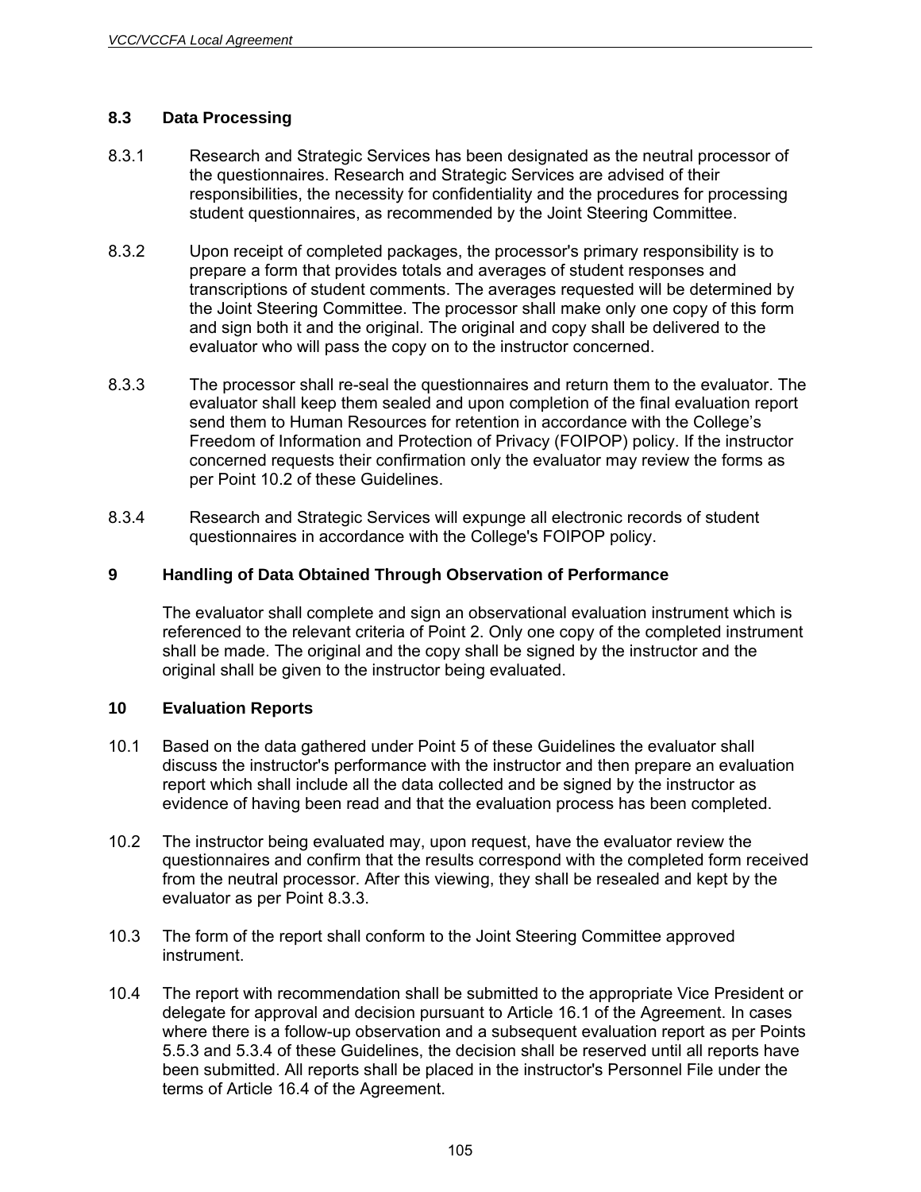### 8.3 Data Processing

8.3.1 Research and Strategic Services has been designated as the neutral processor of the questionnaires. Research and Strategic Services are advised of their responsibilities, the necessity for confidentiality and the procedures for processing student questionnaires, as recommended by the Joint Steering Committee.

8.3.2 Upon receipt of completed packages, the processor's primary responsibility is to prepare a form that provides totals and averages of student responses and transcriptions of student comments. The averages requested will be determined by the Joint Steering Committee. The processor shall make only one copy of this form and sign both it and the original. The original and copy shall be delivered to the evaluator who will pass the copy on to the instructor concerned.

8.3.3 The processor shall re-seal the questionnaires and return them to the evaluator. The evaluator shall keep them sealed and upon completion of the final evaluation report send them to Human Resources for retention in accordance with the College's Freedom of Information and Protection of Privacy (FOIPOP) policy. If the instructor concerned requests their confirmation only the evaluator may review the forms as per Point 10.2 of these Guidelines.

8.3.4 Research and Strategic Services will expunge all electronic records of student questionnaires in accordance with the College's FOIPOP policy.

### 9 Handling of Data Obtained Through Observation of Performance

The evaluator shall complete and sign an observational evaluation instrument which is referenced to the relevant criteria of Point 2. Only one copy of the completed instrument shall be made. The original and the copy shall be signed by the instructor and the original shall be given to the instructor being evaluated.

### 10 Evaluation Reports

10.1 Based on the data gathered under Point 5 of these Guidelines the evaluator shall discuss the instructor's performance with the instructor and then prepare an evaluation report which shall include all the data collected and be signed by the instructor as evidence of having been read and that the evaluation process has been completed.

10.2 The instructor being evaluated may, upon request, have the evaluator review the questionnaires and confirm that the results correspond with the completed form received from the neutral processor. After this viewing, they shall be resealed and kept by the evaluator as per Point 8.3.3.

10.3 The form of the report shall conform to the Joint Steering Committee approved instrument.

10.4 The report with recommendation shall be submitted to the appropriate Vice President or delegate for approval and decision pursuant to Article 16.1 of the Agreement. In cases where there is a follow-up observation and a subsequent evaluation report as per Points 5.5.3 and 5.3.4 of these Guidelines, the decision shall be reserved until all reports have been submitted. All reports shall be placed in the instructor's Personnel File under the terms of Article 16.4 of the Agreement.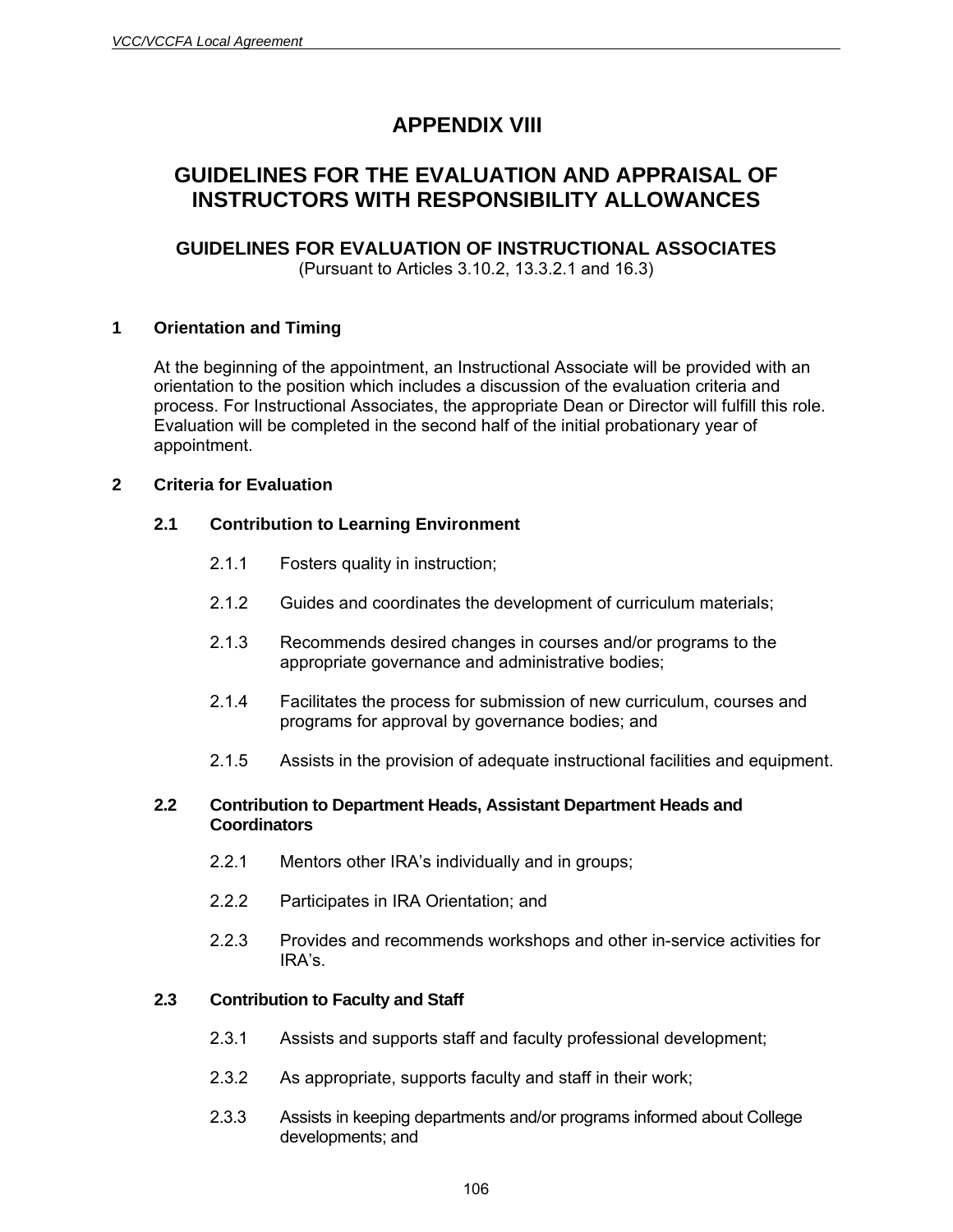# APPENDIX VIII

# GUIDELINES FOR THE EVALUATION AND APPRAISAL OF INSTRUCTORS WITH RESPONSIBILITY ALLOWANCES

## GUIDELINES FOR EVALUATION OF INSTRUCTIONAL ASSOCIATES

(Pursuant to Articles 3.10.2, 13.3.2.1 and 16.3)

### 1 Orientation and Timing

At the beginning of the appointment, an Instructional Associate will be provided with an orientation to the position which includes a discussion of the evaluation criteria and process. For Instructional Associates, the appropriate Dean or Director will fulfill this role. Evaluation will be completed in the second half of the initial probationary year of appointment.

### 2 Criteria for Evaluation

#### 2.1 Contribution to Learning Environment

2.1.1 Fosters quality in instruction;

2.1.2 Guides and coordinates the development of curriculum materials;

2.1.3 Recommends desired changes in courses and/or programs to the appropriate governance and administrative bodies;

2.1.4 Facilitates the process for submission of new curriculum, courses and programs for approval by governance bodies; and

2.1.5 Assists in the provision of adequate instructional facilities and equipment.

#### 2.2 Contribution to Department Heads, Assistant Department Heads and Coordinators

2.2.1 Mentors other IRA's individually and in groups;

2.2.2 Participates in IRA Orientation; and

2.2.3 Provides and recommends workshops and other in-service activities for IRA's.

#### 2.3 Contribution to Faculty and Staff

2.3.1 Assists and supports staff and faculty professional development;

2.3.2 As appropriate, supports faculty and staff in their work;

2.3.3 Assists in keeping departments and/or programs informed about College developments; and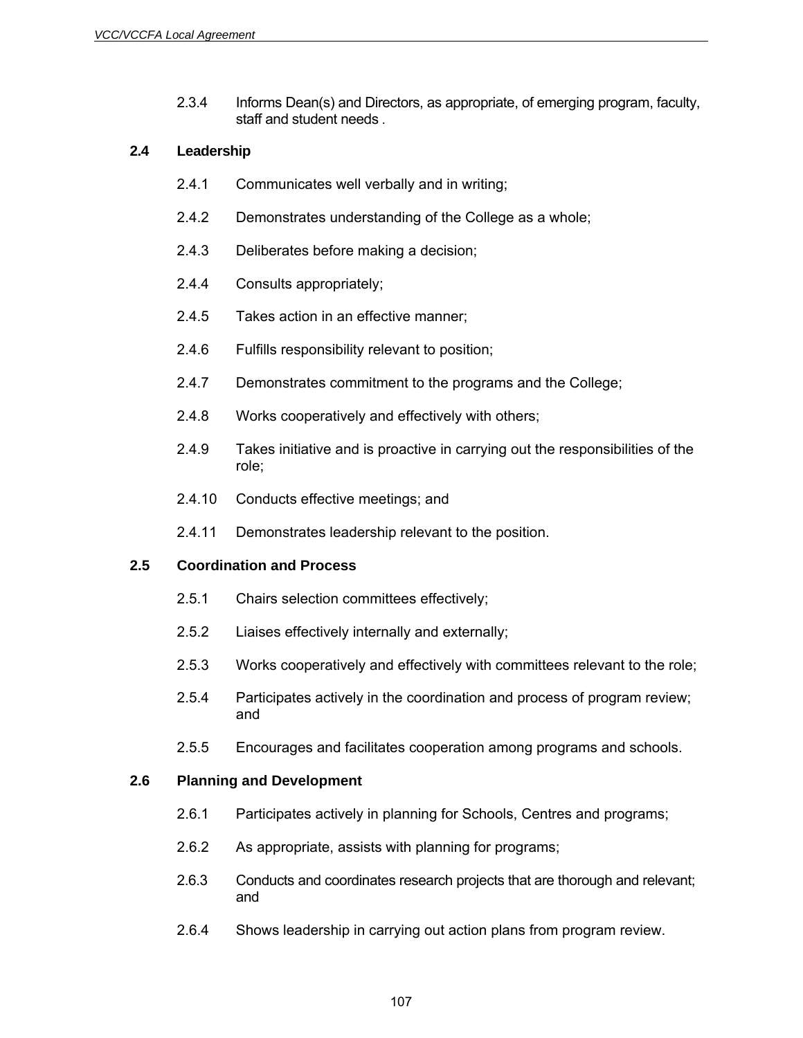2.3.4 Informs Dean(s) and Directors, as appropriate, of emerging program, faculty, staff and student needs .

**2.4 Leadership**

2.4.1 Communicates well verbally and in writing;

2.4.2 Demonstrates understanding of the College as a whole;

2.4.3 Deliberates before making a decision;

2.4.4 Consults appropriately;

2.4.5 Takes action in an effective manner;

2.4.6 Fulfills responsibility relevant to position;

2.4.7 Demonstrates commitment to the programs and the College;

2.4.8 Works cooperatively and effectively with others;

2.4.9 Takes initiative and is proactive in carrying out the responsibilities of the role;

2.4.10 Conducts effective meetings; and

2.4.11 Demonstrates leadership relevant to the position.

**2.5 Coordination and Process**

2.5.1 Chairs selection committees effectively;

2.5.2 Liaises effectively internally and externally;

2.5.3 Works cooperatively and effectively with committees relevant to the role;

2.5.4 Participates actively in the coordination and process of program review; and

2.5.5 Encourages and facilitates cooperation among programs and schools.

**2.6 Planning and Development**

2.6.1 Participates actively in planning for Schools, Centres and programs;

2.6.2 As appropriate, assists with planning for programs;

2.6.3 Conducts and coordinates research projects that are thorough and relevant; and

2.6.4 Shows leadership in carrying out action plans from program review.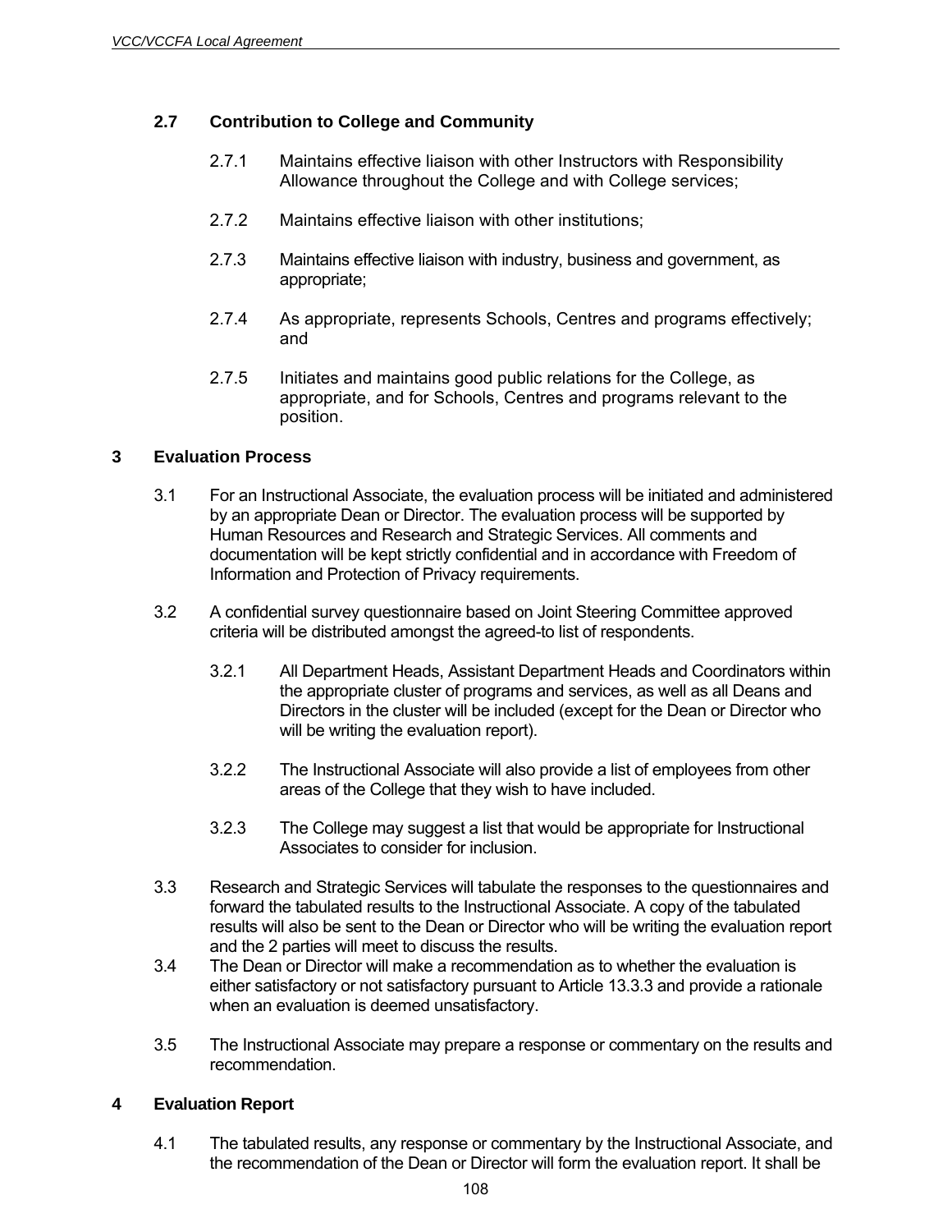### 2.7 Contribution to College and Community

2.7.1 Maintains effective liaison with other Instructors with Responsibility Allowance throughout the College and with College services;

2.7.2 Maintains effective liaison with other institutions;

2.7.3 Maintains effective liaison with industry, business and government, as appropriate;

2.7.4 As appropriate, represents Schools, Centres and programs effectively; and

2.7.5 Initiates and maintains good public relations for the College, as appropriate, and for Schools, Centres and programs relevant to the position.

## 3 Evaluation Process

3.1 For an Instructional Associate, the evaluation process will be initiated and administered by an appropriate Dean or Director. The evaluation process will be supported by Human Resources and Research and Strategic Services. All comments and documentation will be kept strictly confidential and in accordance with Freedom of Information and Protection of Privacy requirements.

3.2 A confidential survey questionnaire based on Joint Steering Committee approved criteria will be distributed amongst the agreed-to list of respondents.

3.2.1 All Department Heads, Assistant Department Heads and Coordinators within the appropriate cluster of programs and services, as well as all Deans and Directors in the cluster will be included (except for the Dean or Director who will be writing the evaluation report).

3.2.2 The Instructional Associate will also provide a list of employees from other areas of the College that they wish to have included.

3.2.3 The College may suggest a list that would be appropriate for Instructional Associates to consider for inclusion.

3.3 Research and Strategic Services will tabulate the responses to the questionnaires and forward the tabulated results to the Instructional Associate. A copy of the tabulated results will also be sent to the Dean or Director who will be writing the evaluation report and the 2 parties will meet to discuss the results.

3.4 The Dean or Director will make a recommendation as to whether the evaluation is either satisfactory or not satisfactory pursuant to Article 13.3.3 and provide a rationale when an evaluation is deemed unsatisfactory.

3.5 The Instructional Associate may prepare a response or commentary on the results and recommendation.

## 4 Evaluation Report

4.1 The tabulated results, any response or commentary by the Instructional Associate, and the recommendation of the Dean or Director will form the evaluation report. It shall be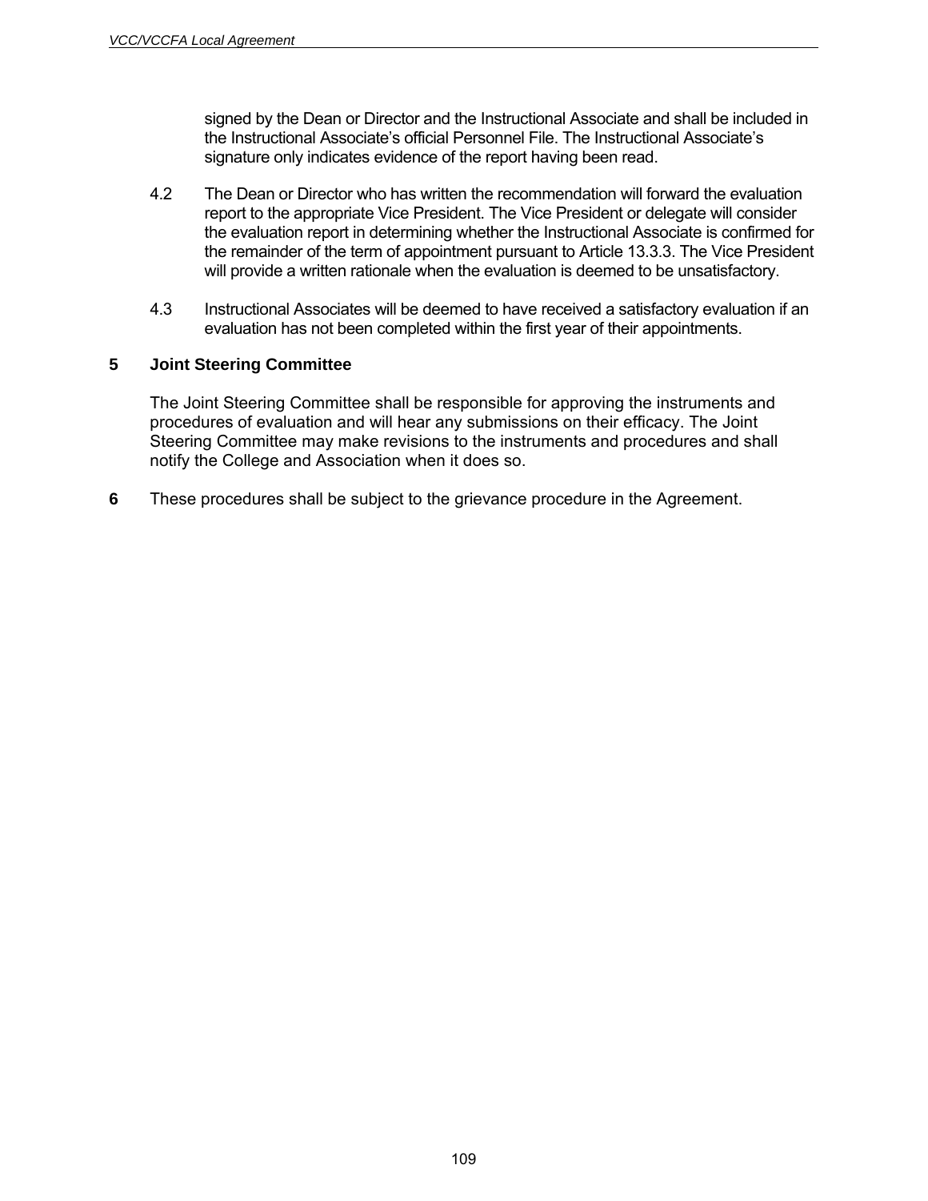signed by the Dean or Director and the Instructional Associate and shall be included in the Instructional Associate's official Personnel File. The Instructional Associate's signature only indicates evidence of the report having been read.

4.2 The Dean or Director who has written the recommendation will forward the evaluation report to the appropriate Vice President. The Vice President or delegate will consider the evaluation report in determining whether the Instructional Associate is confirmed for the remainder of the term of appointment pursuant to Article 13.3.3. The Vice President will provide a written rationale when the evaluation is deemed to be unsatisfactory.

4.3 Instructional Associates will be deemed to have received a satisfactory evaluation if an evaluation has not been completed within the first year of their appointments.

**5 Joint Steering Committee**

The Joint Steering Committee shall be responsible for approving the instruments and procedures of evaluation and will hear any submissions on their efficacy. The Joint Steering Committee may make revisions to the instruments and procedures and shall notify the College and Association when it does so.

**6** These procedures shall be subject to the grievance procedure in the Agreement.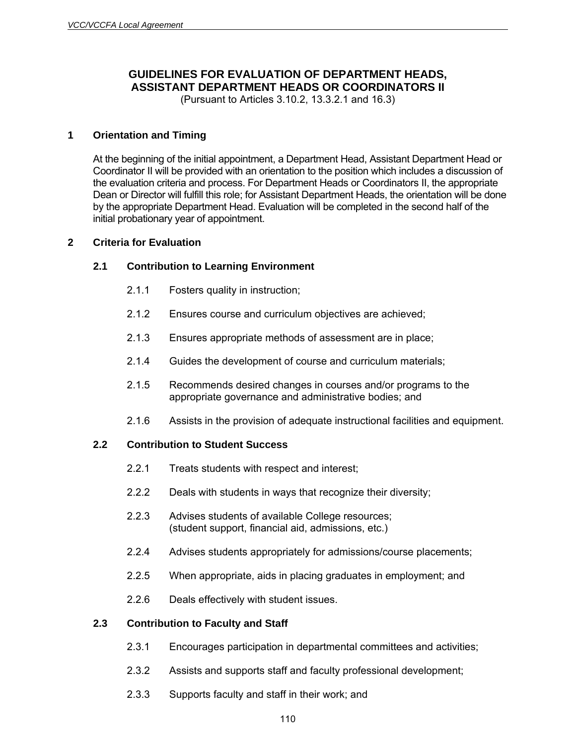# GUIDELINES FOR EVALUATION OF DEPARTMENT HEADS, ASSISTANT DEPARTMENT HEADS OR COORDINATORS II

(Pursuant to Articles 3.10.2, 13.3.2.1 and 16.3)

## 1 Orientation and Timing

At the beginning of the initial appointment, a Department Head, Assistant Department Head or Coordinator II will be provided with an orientation to the position which includes a discussion of the evaluation criteria and process. For Department Heads or Coordinators II, the appropriate Dean or Director will fulfill this role; for Assistant Department Heads, the orientation will be done by the appropriate Department Head. Evaluation will be completed in the second half of the initial probationary year of appointment.

## 2 Criteria for Evaluation

### 2.1 Contribution to Learning Environment

2.1.1 Fosters quality in instruction;

2.1.2 Ensures course and curriculum objectives are achieved;

2.1.3 Ensures appropriate methods of assessment are in place;

2.1.4 Guides the development of course and curriculum materials;

2.1.5 Recommends desired changes in courses and/or programs to the appropriate governance and administrative bodies; and

2.1.6 Assists in the provision of adequate instructional facilities and equipment.

### 2.2 Contribution to Student Success

2.2.1 Treats students with respect and interest;

2.2.2 Deals with students in ways that recognize their diversity;

2.2.3 Advises students of available College resources; (student support, financial aid, admissions, etc.)

2.2.4 Advises students appropriately for admissions/course placements;

2.2.5 When appropriate, aids in placing graduates in employment; and

2.2.6 Deals effectively with student issues.

### 2.3 Contribution to Faculty and Staff

2.3.1 Encourages participation in departmental committees and activities;

2.3.2 Assists and supports staff and faculty professional development;

2.3.3 Supports faculty and staff in their work; and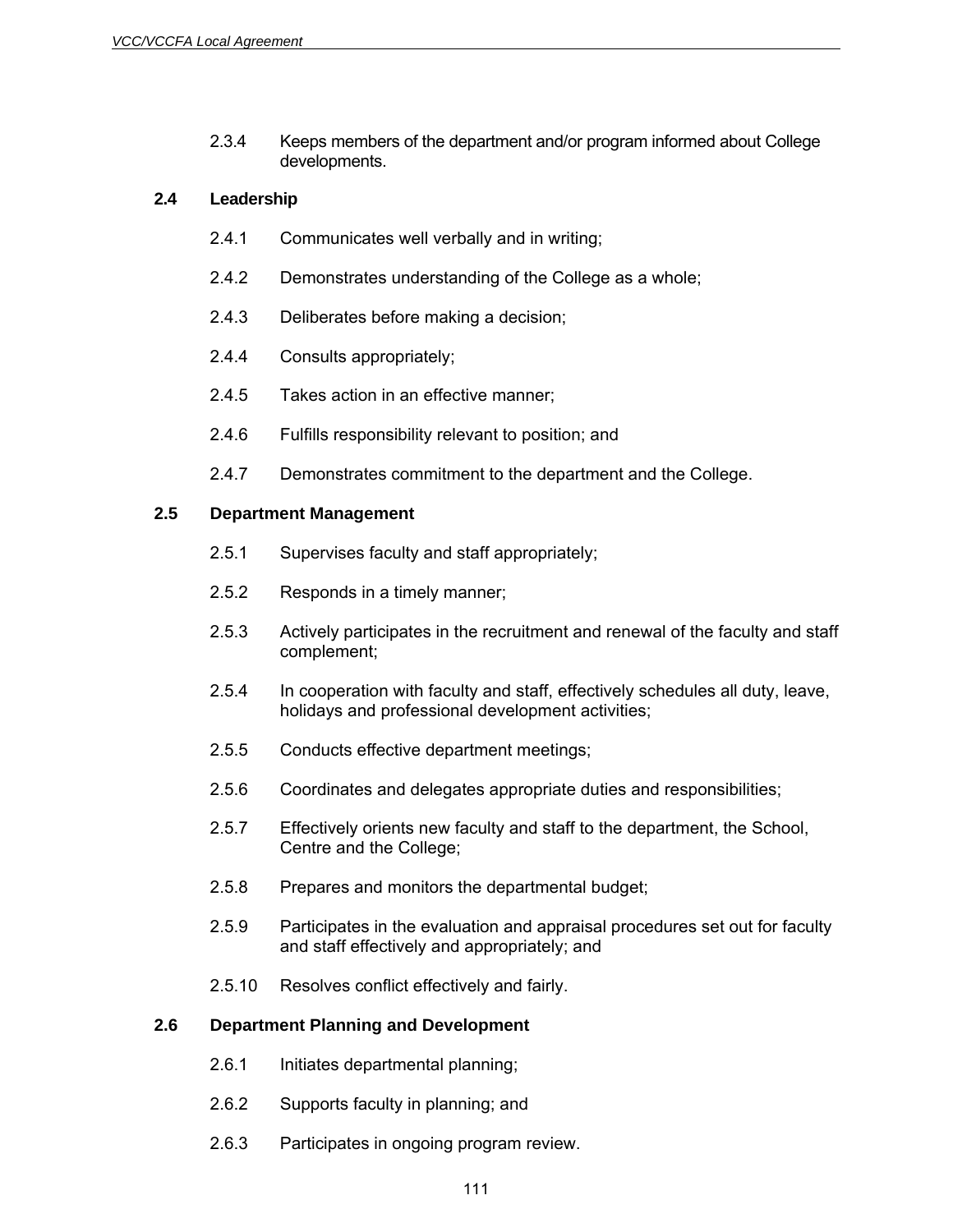2.3.4 Keeps members of the department and/or program informed about College developments.

### 2.4 Leadership

2.4.1 Communicates well verbally and in writing;

2.4.2 Demonstrates understanding of the College as a whole;

2.4.3 Deliberates before making a decision;

2.4.4 Consults appropriately;

2.4.5 Takes action in an effective manner;

2.4.6 Fulfills responsibility relevant to position; and

2.4.7 Demonstrates commitment to the department and the College.

### 2.5 Department Management

2.5.1 Supervises faculty and staff appropriately;

2.5.2 Responds in a timely manner;

2.5.3 Actively participates in the recruitment and renewal of the faculty and staff complement;

2.5.4 In cooperation with faculty and staff, effectively schedules all duty, leave, holidays and professional development activities;

2.5.5 Conducts effective department meetings;

2.5.6 Coordinates and delegates appropriate duties and responsibilities;

2.5.7 Effectively orients new faculty and staff to the department, the School, Centre and the College;

2.5.8 Prepares and monitors the departmental budget;

2.5.9 Participates in the evaluation and appraisal procedures set out for faculty and staff effectively and appropriately; and

2.5.10 Resolves conflict effectively and fairly.

### 2.6 Department Planning and Development

2.6.1 Initiates departmental planning;

2.6.2 Supports faculty in planning; and

2.6.3 Participates in ongoing program review.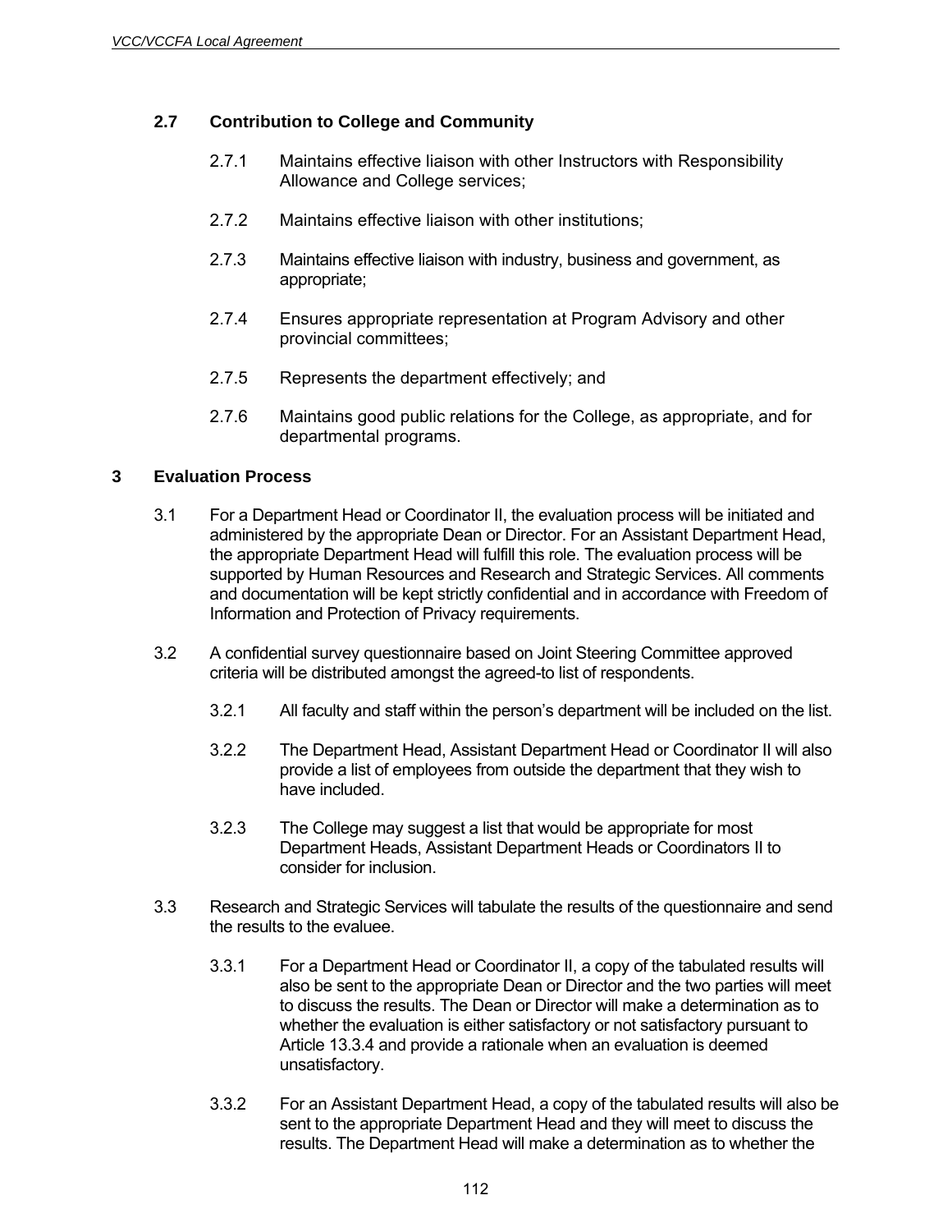### 2.7 Contribution to College and Community

2.7.1 Maintains effective liaison with other Instructors with Responsibility Allowance and College services;

2.7.2 Maintains effective liaison with other institutions;

2.7.3 Maintains effective liaison with industry, business and government, as appropriate;

2.7.4 Ensures appropriate representation at Program Advisory and other provincial committees;

2.7.5 Represents the department effectively; and

2.7.6 Maintains good public relations for the College, as appropriate, and for departmental programs.

## 3 Evaluation Process

3.1 For a Department Head or Coordinator II, the evaluation process will be initiated and administered by the appropriate Dean or Director. For an Assistant Department Head, the appropriate Department Head will fulfill this role. The evaluation process will be supported by Human Resources and Research and Strategic Services. All comments and documentation will be kept strictly confidential and in accordance with Freedom of Information and Protection of Privacy requirements.

3.2 A confidential survey questionnaire based on Joint Steering Committee approved criteria will be distributed amongst the agreed-to list of respondents.

3.2.1 All faculty and staff within the person's department will be included on the list.

3.2.2 The Department Head, Assistant Department Head or Coordinator II will also provide a list of employees from outside the department that they wish to have included.

3.2.3 The College may suggest a list that would be appropriate for most Department Heads, Assistant Department Heads or Coordinators II to consider for inclusion.

3.3 Research and Strategic Services will tabulate the results of the questionnaire and send the results to the evaluee.

3.3.1 For a Department Head or Coordinator II, a copy of the tabulated results will also be sent to the appropriate Dean or Director and the two parties will meet to discuss the results. The Dean or Director will make a determination as to whether the evaluation is either satisfactory or not satisfactory pursuant to Article 13.3.4 and provide a rationale when an evaluation is deemed unsatisfactory.

3.3.2 For an Assistant Department Head, a copy of the tabulated results will also be sent to the appropriate Department Head and they will meet to discuss the results. The Department Head will make a determination as to whether the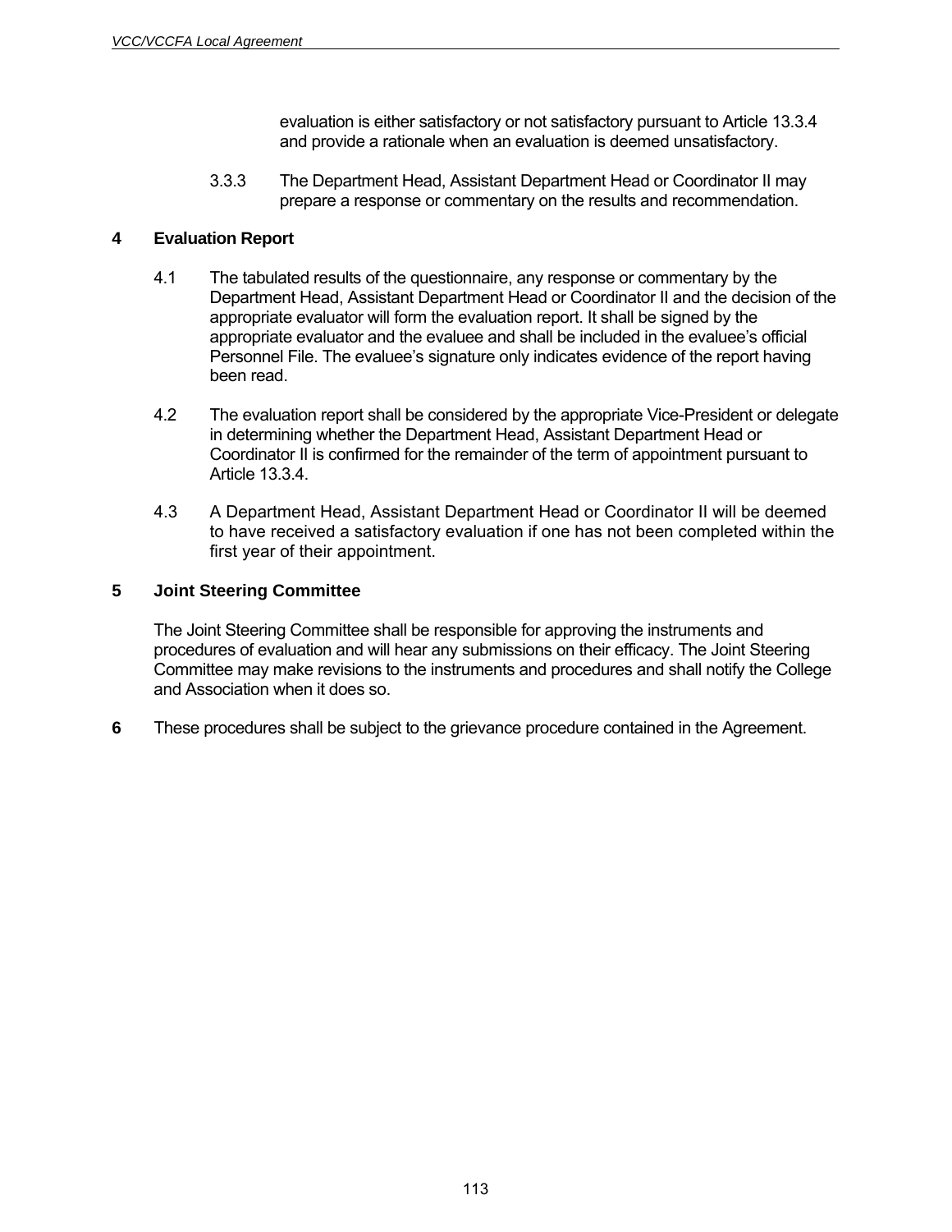evaluation is either satisfactory or not satisfactory pursuant to Article 13.3.4 and provide a rationale when an evaluation is deemed unsatisfactory.

3.3.3 The Department Head, Assistant Department Head or Coordinator II may prepare a response or commentary on the results and recommendation.

## 4 Evaluation Report

4.1 The tabulated results of the questionnaire, any response or commentary by the Department Head, Assistant Department Head or Coordinator II and the decision of the appropriate evaluator will form the evaluation report. It shall be signed by the appropriate evaluator and the evaluee and shall be included in the evaluee's official Personnel File. The evaluee's signature only indicates evidence of the report having been read.

4.2 The evaluation report shall be considered by the appropriate Vice-President or delegate in determining whether the Department Head, Assistant Department Head or Coordinator II is confirmed for the remainder of the term of appointment pursuant to Article 13.3.4.

4.3 A Department Head, Assistant Department Head or Coordinator II will be deemed to have received a satisfactory evaluation if one has not been completed within the first year of their appointment.

## 5 Joint Steering Committee

The Joint Steering Committee shall be responsible for approving the instruments and procedures of evaluation and will hear any submissions on their efficacy. The Joint Steering Committee may make revisions to the instruments and procedures and shall notify the College and Association when it does so.

**6** These procedures shall be subject to the grievance procedure contained in the Agreement.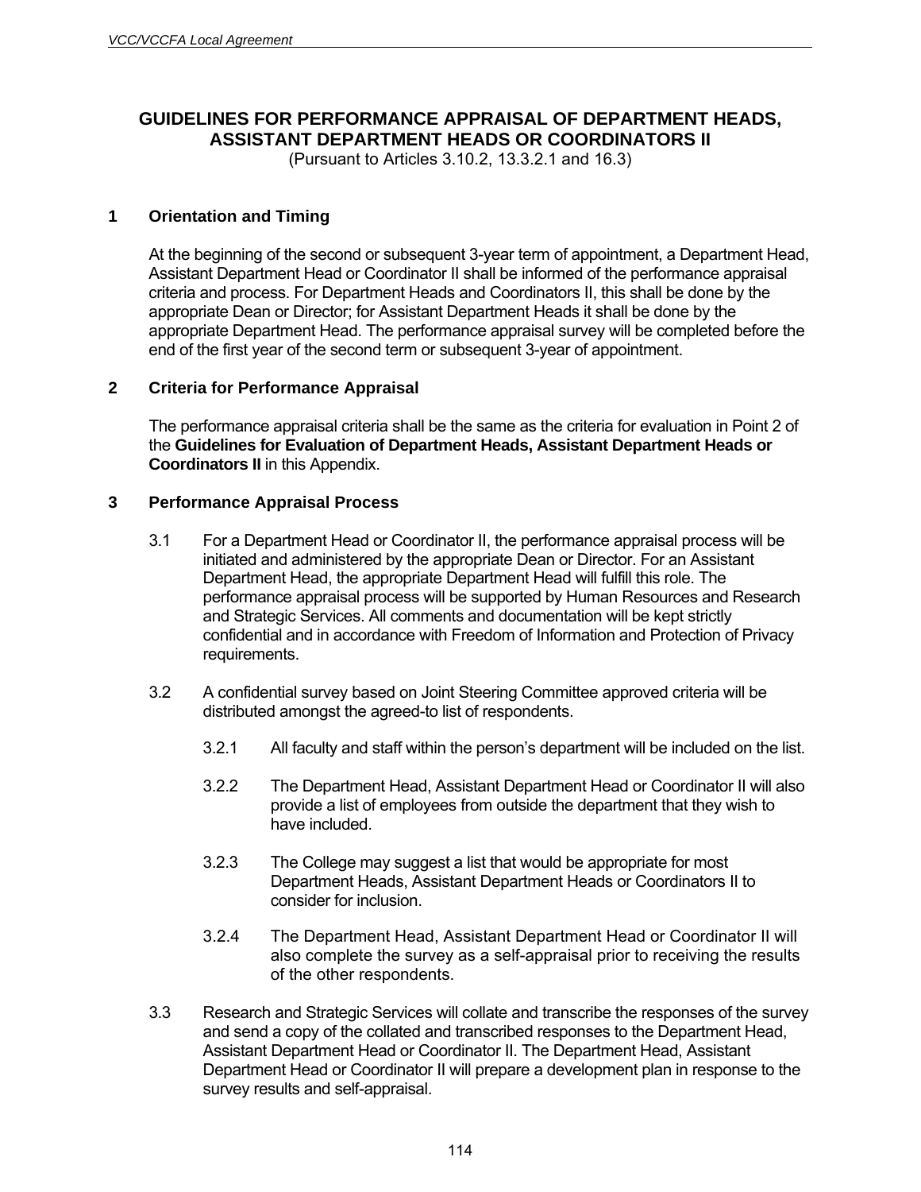## GUIDELINES FOR PERFORMANCE APPRAISAL OF DEPARTMENT HEADS, ASSISTANT DEPARTMENT HEADS OR COORDINATORS II

(Pursuant to Articles 3.10.2, 13.3.2.1 and 16.3)

### 1 Orientation and Timing

At the beginning of the second or subsequent 3-year term of appointment, a Department Head, Assistant Department Head or Coordinator II shall be informed of the performance appraisal criteria and process. For Department Heads and Coordinators II, this shall be done by the appropriate Dean or Director; for Assistant Department Heads it shall be done by the appropriate Department Head. The performance appraisal survey will be completed before the end of the first year of the second term or subsequent 3-year of appointment.

### 2 Criteria for Performance Appraisal

The performance appraisal criteria shall be the same as the criteria for evaluation in Point 2 of the **Guidelines for Evaluation of Department Heads, Assistant Department Heads or Coordinators II** in this Appendix.

### 3 Performance Appraisal Process

3.1 For a Department Head or Coordinator II, the performance appraisal process will be initiated and administered by the appropriate Dean or Director. For an Assistant Department Head, the appropriate Department Head will fulfill this role. The performance appraisal process will be supported by Human Resources and Research and Strategic Services. All comments and documentation will be kept strictly confidential and in accordance with Freedom of Information and Protection of Privacy requirements.

3.2 A confidential survey based on Joint Steering Committee approved criteria will be distributed amongst the agreed-to list of respondents.

3.2.1 All faculty and staff within the person's department will be included on the list.

3.2.2 The Department Head, Assistant Department Head or Coordinator II will also provide a list of employees from outside the department that they wish to have included.

3.2.3 The College may suggest a list that would be appropriate for most Department Heads, Assistant Department Heads or Coordinators II to consider for inclusion.

3.2.4 The Department Head, Assistant Department Head or Coordinator II will also complete the survey as a self-appraisal prior to receiving the results of the other respondents.

3.3 Research and Strategic Services will collate and transcribe the responses of the survey and send a copy of the collated and transcribed responses to the Department Head, Assistant Department Head or Coordinator II. The Department Head, Assistant Department Head or Coordinator II will prepare a development plan in response to the survey results and self-appraisal.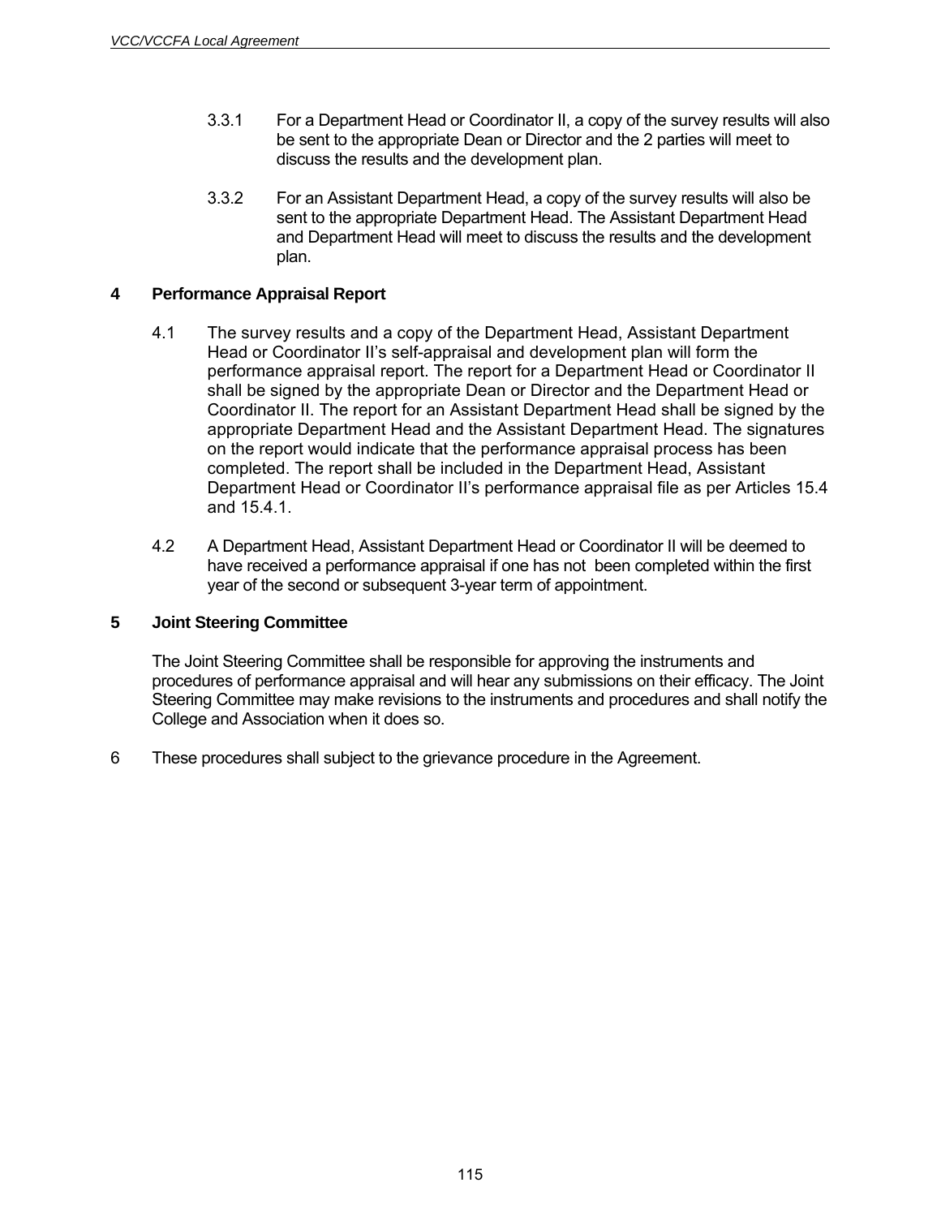3.3.1 For a Department Head or Coordinator II, a copy of the survey results will also be sent to the appropriate Dean or Director and the 2 parties will meet to discuss the results and the development plan.

3.3.2 For an Assistant Department Head, a copy of the survey results will also be sent to the appropriate Department Head. The Assistant Department Head and Department Head will meet to discuss the results and the development plan.

**4 Performance Appraisal Report**

4.1 The survey results and a copy of the Department Head, Assistant Department Head or Coordinator II's self-appraisal and development plan will form the performance appraisal report. The report for a Department Head or Coordinator II shall be signed by the appropriate Dean or Director and the Department Head or Coordinator II. The report for an Assistant Department Head shall be signed by the appropriate Department Head and the Assistant Department Head. The signatures on the report would indicate that the performance appraisal process has been completed. The report shall be included in the Department Head, Assistant Department Head or Coordinator II's performance appraisal file as per Articles 15.4 and 15.4.1.

4.2 A Department Head, Assistant Department Head or Coordinator II will be deemed to have received a performance appraisal if one has not been completed within the first year of the second or subsequent 3-year term of appointment.

**5 Joint Steering Committee**

The Joint Steering Committee shall be responsible for approving the instruments and procedures of performance appraisal and will hear any submissions on their efficacy. The Joint Steering Committee may make revisions to the instruments and procedures and shall notify the College and Association when it does so.

6 These procedures shall subject to the grievance procedure in the Agreement.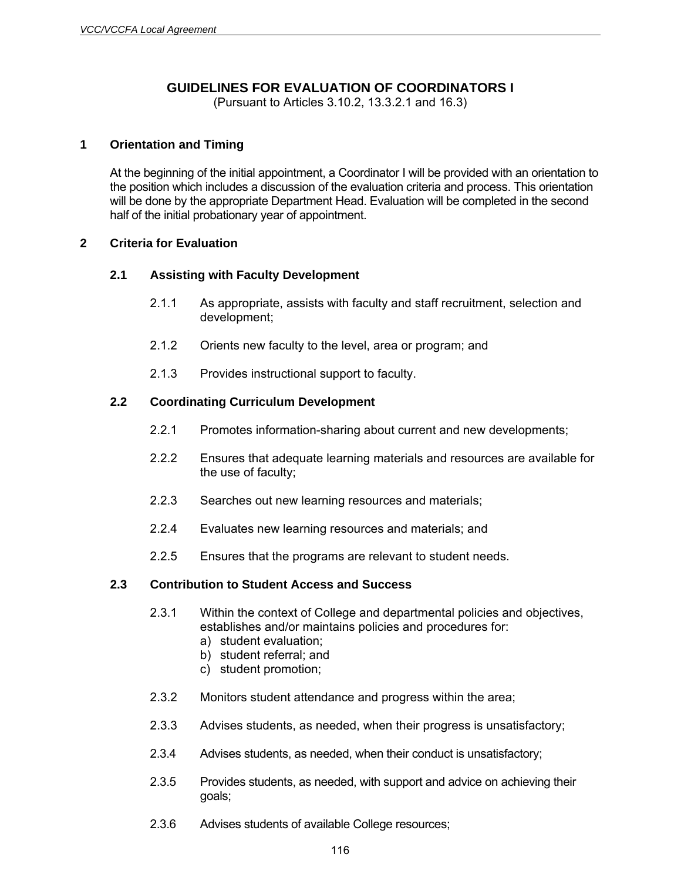## GUIDELINES FOR EVALUATION OF COORDINATORS I

(Pursuant to Articles 3.10.2, 13.3.2.1 and 16.3)

### 1 Orientation and Timing

At the beginning of the initial appointment, a Coordinator I will be provided with an orientation to the position which includes a discussion of the evaluation criteria and process. This orientation will be done by the appropriate Department Head. Evaluation will be completed in the second half of the initial probationary year of appointment.

### 2 Criteria for Evaluation

#### 2.1 Assisting with Faculty Development

2.1.1 As appropriate, assists with faculty and staff recruitment, selection and development;

2.1.2 Orients new faculty to the level, area or program; and

2.1.3 Provides instructional support to faculty.

#### 2.2 Coordinating Curriculum Development

2.2.1 Promotes information-sharing about current and new developments;

2.2.2 Ensures that adequate learning materials and resources are available for the use of faculty;

2.2.3 Searches out new learning resources and materials;

2.2.4 Evaluates new learning resources and materials; and

2.2.5 Ensures that the programs are relevant to student needs.

#### 2.3 Contribution to Student Access and Success

2.3.1 Within the context of College and departmental policies and objectives, establishes and/or maintains policies and procedures for:

a) student evaluation;
b) student referral; and
c) student promotion;

2.3.2 Monitors student attendance and progress within the area;

2.3.3 Advises students, as needed, when their progress is unsatisfactory;

2.3.4 Advises students, as needed, when their conduct is unsatisfactory;

2.3.5 Provides students, as needed, with support and advice on achieving their goals;

2.3.6 Advises students of available College resources;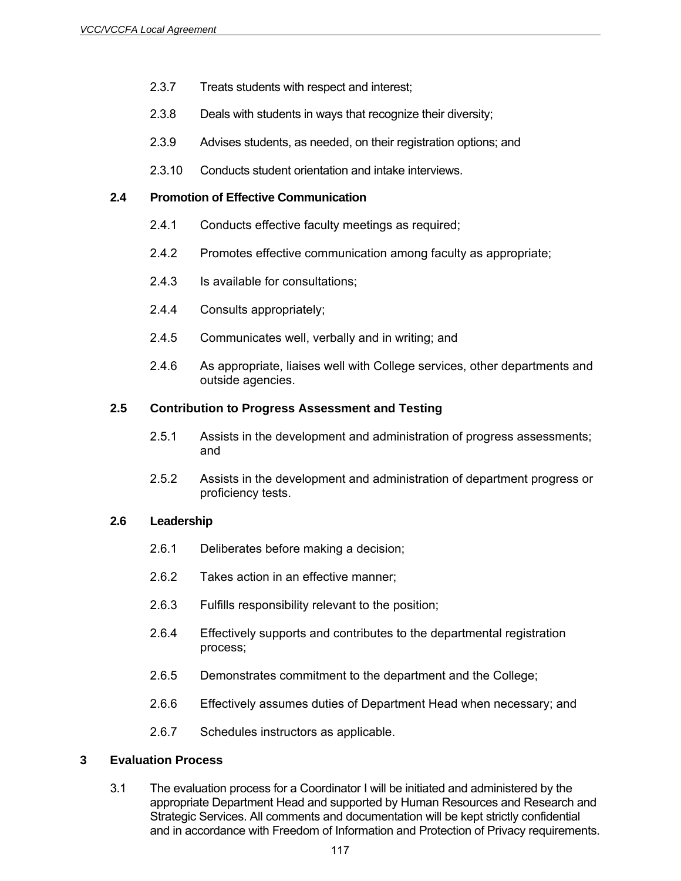2.3.7 Treats students with respect and interest;

2.3.8 Deals with students in ways that recognize their diversity;

2.3.9 Advises students, as needed, on their registration options; and

2.3.10 Conducts student orientation and intake interviews.

**2.4 Promotion of Effective Communication**

2.4.1 Conducts effective faculty meetings as required;

2.4.2 Promotes effective communication among faculty as appropriate;

2.4.3 Is available for consultations;

2.4.4 Consults appropriately;

2.4.5 Communicates well, verbally and in writing; and

2.4.6 As appropriate, liaises well with College services, other departments and outside agencies.

**2.5 Contribution to Progress Assessment and Testing**

2.5.1 Assists in the development and administration of progress assessments; and

2.5.2 Assists in the development and administration of department progress or proficiency tests.

**2.6 Leadership**

2.6.1 Deliberates before making a decision;

2.6.2 Takes action in an effective manner;

2.6.3 Fulfills responsibility relevant to the position;

2.6.4 Effectively supports and contributes to the departmental registration process;

2.6.5 Demonstrates commitment to the department and the College;

2.6.6 Effectively assumes duties of Department Head when necessary; and

2.6.7 Schedules instructors as applicable.

## 3 Evaluation Process

3.1 The evaluation process for a Coordinator I will be initiated and administered by the appropriate Department Head and supported by Human Resources and Research and Strategic Services. All comments and documentation will be kept strictly confidential and in accordance with Freedom of Information and Protection of Privacy requirements.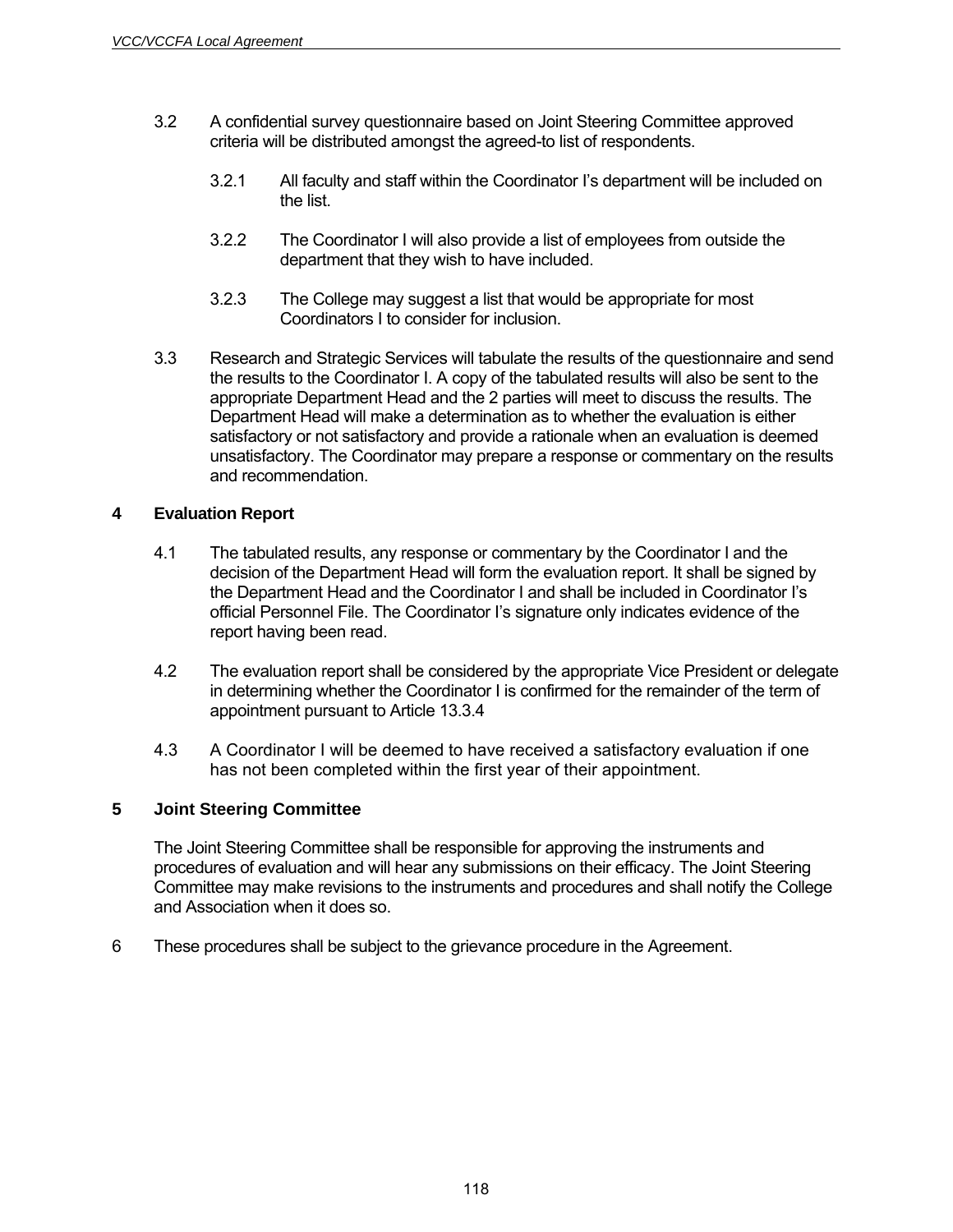3.2 A confidential survey questionnaire based on Joint Steering Committee approved criteria will be distributed amongst the agreed-to list of respondents.

3.2.1 All faculty and staff within the Coordinator I's department will be included on the list.

3.2.2 The Coordinator I will also provide a list of employees from outside the department that they wish to have included.

3.2.3 The College may suggest a list that would be appropriate for most Coordinators I to consider for inclusion.

3.3 Research and Strategic Services will tabulate the results of the questionnaire and send the results to the Coordinator I. A copy of the tabulated results will also be sent to the appropriate Department Head and the 2 parties will meet to discuss the results. The Department Head will make a determination as to whether the evaluation is either satisfactory or not satisfactory and provide a rationale when an evaluation is deemed unsatisfactory. The Coordinator may prepare a response or commentary on the results and recommendation.

**4 Evaluation Report**

4.1 The tabulated results, any response or commentary by the Coordinator I and the decision of the Department Head will form the evaluation report. It shall be signed by the Department Head and the Coordinator I and shall be included in Coordinator I's official Personnel File. The Coordinator I's signature only indicates evidence of the report having been read.

4.2 The evaluation report shall be considered by the appropriate Vice President or delegate in determining whether the Coordinator I is confirmed for the remainder of the term of appointment pursuant to Article 13.3.4

4.3 A Coordinator I will be deemed to have received a satisfactory evaluation if one has not been completed within the first year of their appointment.

**5 Joint Steering Committee**

The Joint Steering Committee shall be responsible for approving the instruments and procedures of evaluation and will hear any submissions on their efficacy. The Joint Steering Committee may make revisions to the instruments and procedures and shall notify the College and Association when it does so.

6 These procedures shall be subject to the grievance procedure in the Agreement.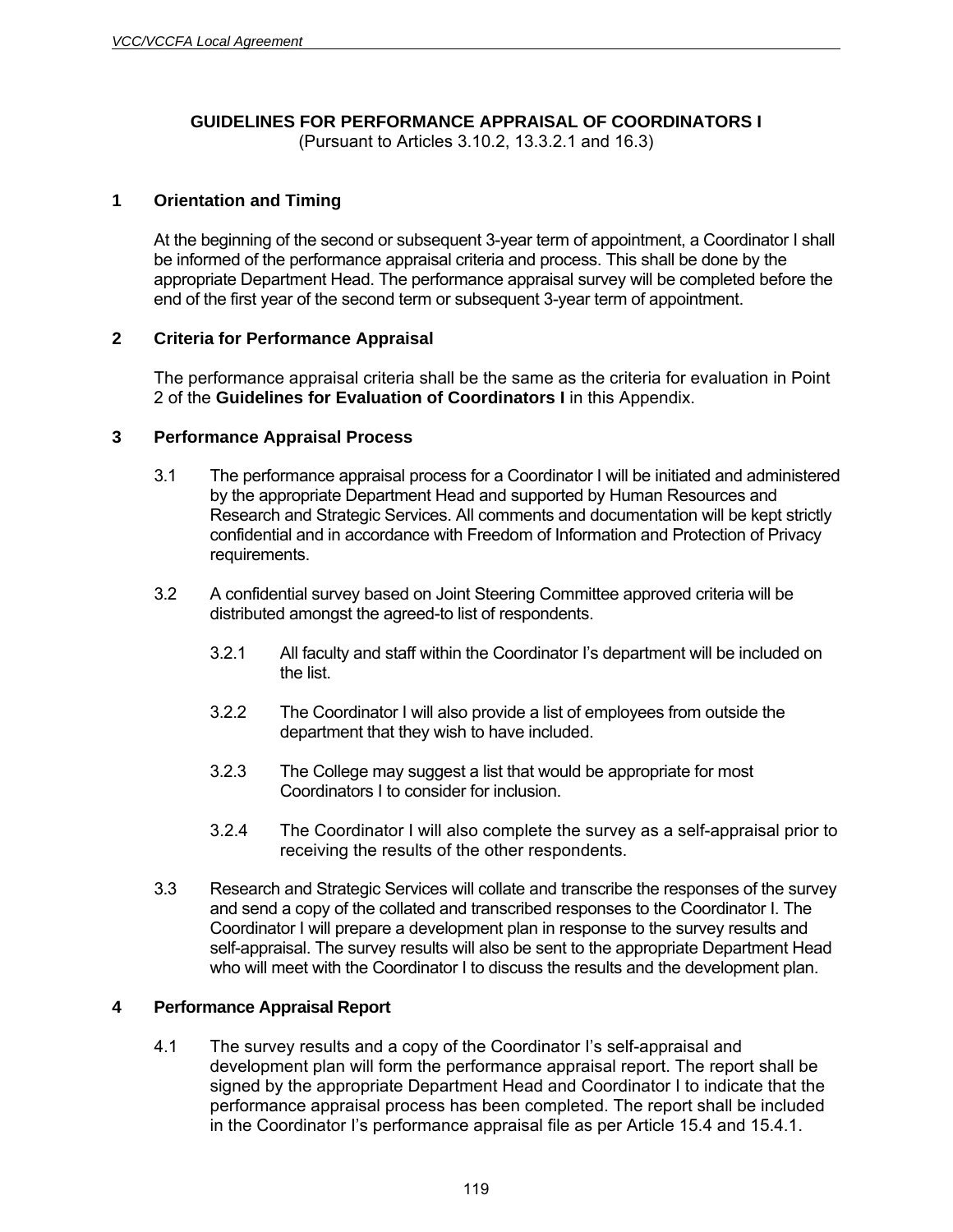## GUIDELINES FOR PERFORMANCE APPRAISAL OF COORDINATORS I

(Pursuant to Articles 3.10.2, 13.3.2.1 and 16.3)

### 1 Orientation and Timing

At the beginning of the second or subsequent 3-year term of appointment, a Coordinator I shall be informed of the performance appraisal criteria and process. This shall be done by the appropriate Department Head. The performance appraisal survey will be completed before the end of the first year of the second term or subsequent 3-year term of appointment.

### 2 Criteria for Performance Appraisal

The performance appraisal criteria shall be the same as the criteria for evaluation in Point 2 of the **Guidelines for Evaluation of Coordinators I** in this Appendix.

### 3 Performance Appraisal Process

3.1 The performance appraisal process for a Coordinator I will be initiated and administered by the appropriate Department Head and supported by Human Resources and Research and Strategic Services. All comments and documentation will be kept strictly confidential and in accordance with Freedom of Information and Protection of Privacy requirements.

3.2 A confidential survey based on Joint Steering Committee approved criteria will be distributed amongst the agreed-to list of respondents.

3.2.1 All faculty and staff within the Coordinator I's department will be included on the list.

3.2.2 The Coordinator I will also provide a list of employees from outside the department that they wish to have included.

3.2.3 The College may suggest a list that would be appropriate for most Coordinators I to consider for inclusion.

3.2.4 The Coordinator I will also complete the survey as a self-appraisal prior to receiving the results of the other respondents.

3.3 Research and Strategic Services will collate and transcribe the responses of the survey and send a copy of the collated and transcribed responses to the Coordinator I. The Coordinator I will prepare a development plan in response to the survey results and self-appraisal. The survey results will also be sent to the appropriate Department Head who will meet with the Coordinator I to discuss the results and the development plan.

### 4 Performance Appraisal Report

4.1 The survey results and a copy of the Coordinator I's self-appraisal and development plan will form the performance appraisal report. The report shall be signed by the appropriate Department Head and Coordinator I to indicate that the performance appraisal process has been completed. The report shall be included in the Coordinator I's performance appraisal file as per Article 15.4 and 15.4.1.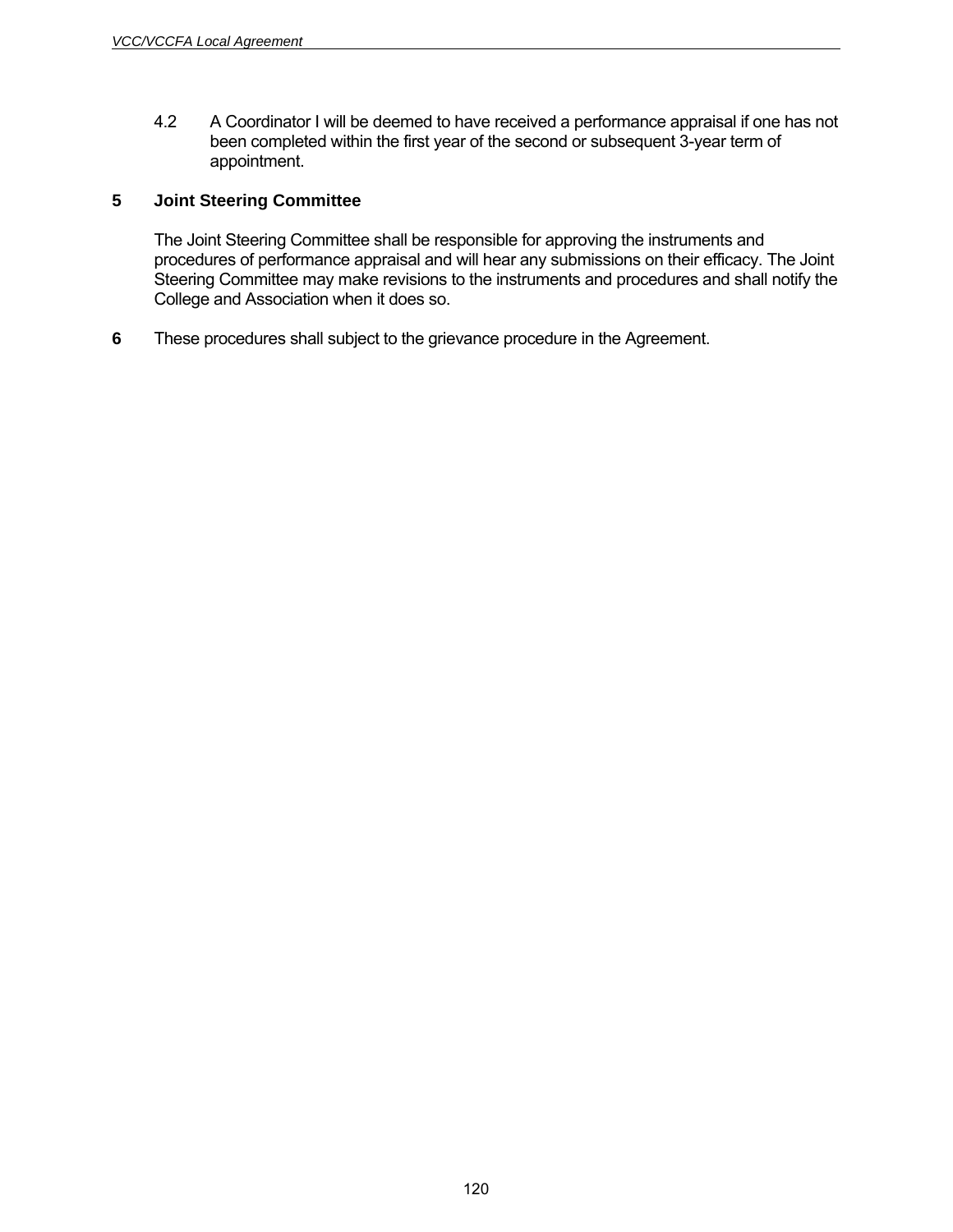4.2 A Coordinator I will be deemed to have received a performance appraisal if one has not been completed within the first year of the second or subsequent 3-year term of appointment.

## 5 Joint Steering Committee

The Joint Steering Committee shall be responsible for approving the instruments and procedures of performance appraisal and will hear any submissions on their efficacy. The Joint Steering Committee may make revisions to the instruments and procedures and shall notify the College and Association when it does so.

**6** These procedures shall subject to the grievance procedure in the Agreement.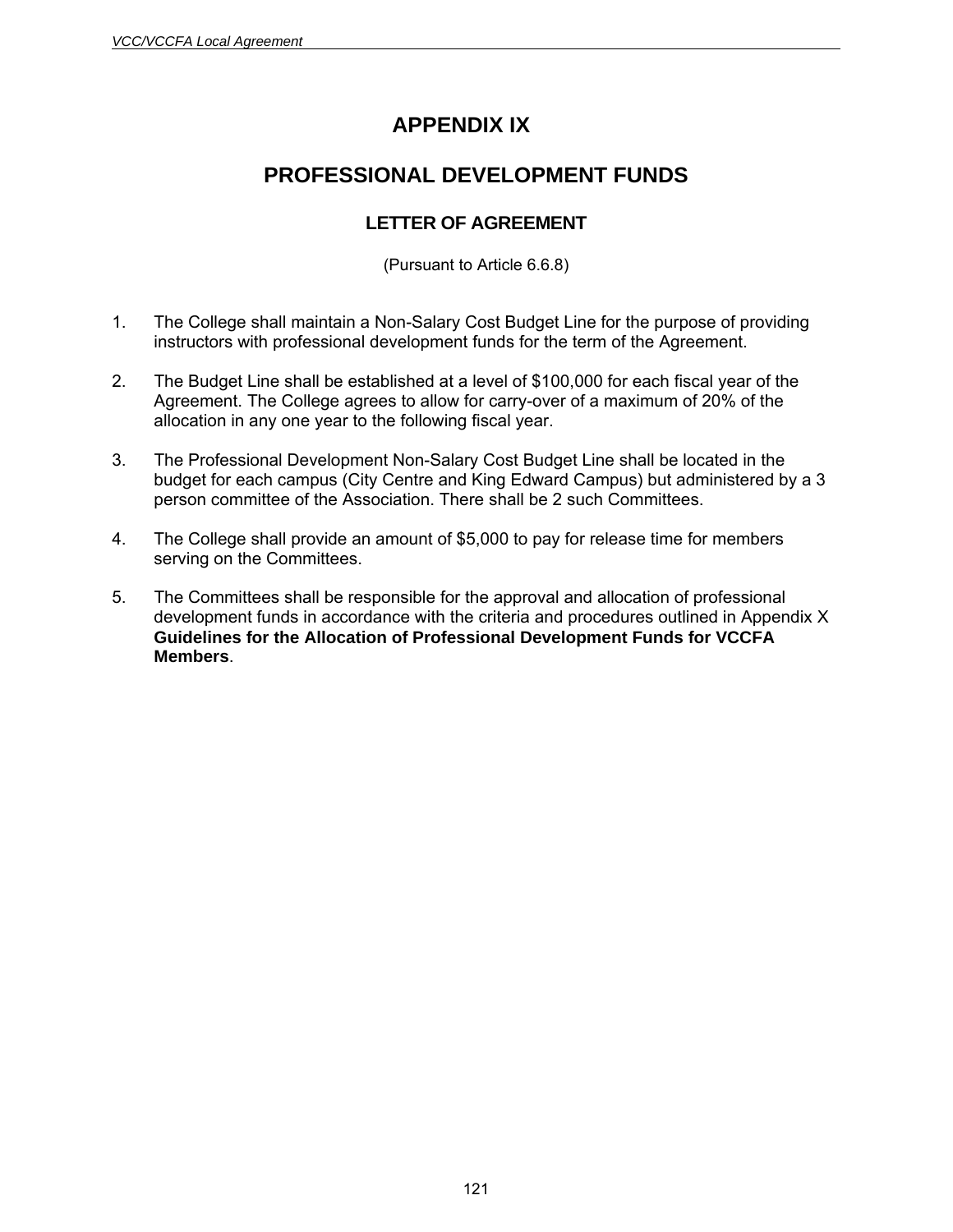# APPENDIX IX

## PROFESSIONAL DEVELOPMENT FUNDS

### LETTER OF AGREEMENT

(Pursuant to Article 6.6.8)

1. The College shall maintain a Non-Salary Cost Budget Line for the purpose of providing instructors with professional development funds for the term of the Agreement.

2. The Budget Line shall be established at a level of $100,000 for each fiscal year of the Agreement. The College agrees to allow for carry-over of a maximum of 20% of the allocation in any one year to the following fiscal year.

3. The Professional Development Non-Salary Cost Budget Line shall be located in the budget for each campus (City Centre and King Edward Campus) but administered by a 3 person committee of the Association. There shall be 2 such Committees.

4. The College shall provide an amount of $5,000 to pay for release time for members serving on the Committees.

5. The Committees shall be responsible for the approval and allocation of professional development funds in accordance with the criteria and procedures outlined in Appendix X **Guidelines for the Allocation of Professional Development Funds for VCCFA Members**.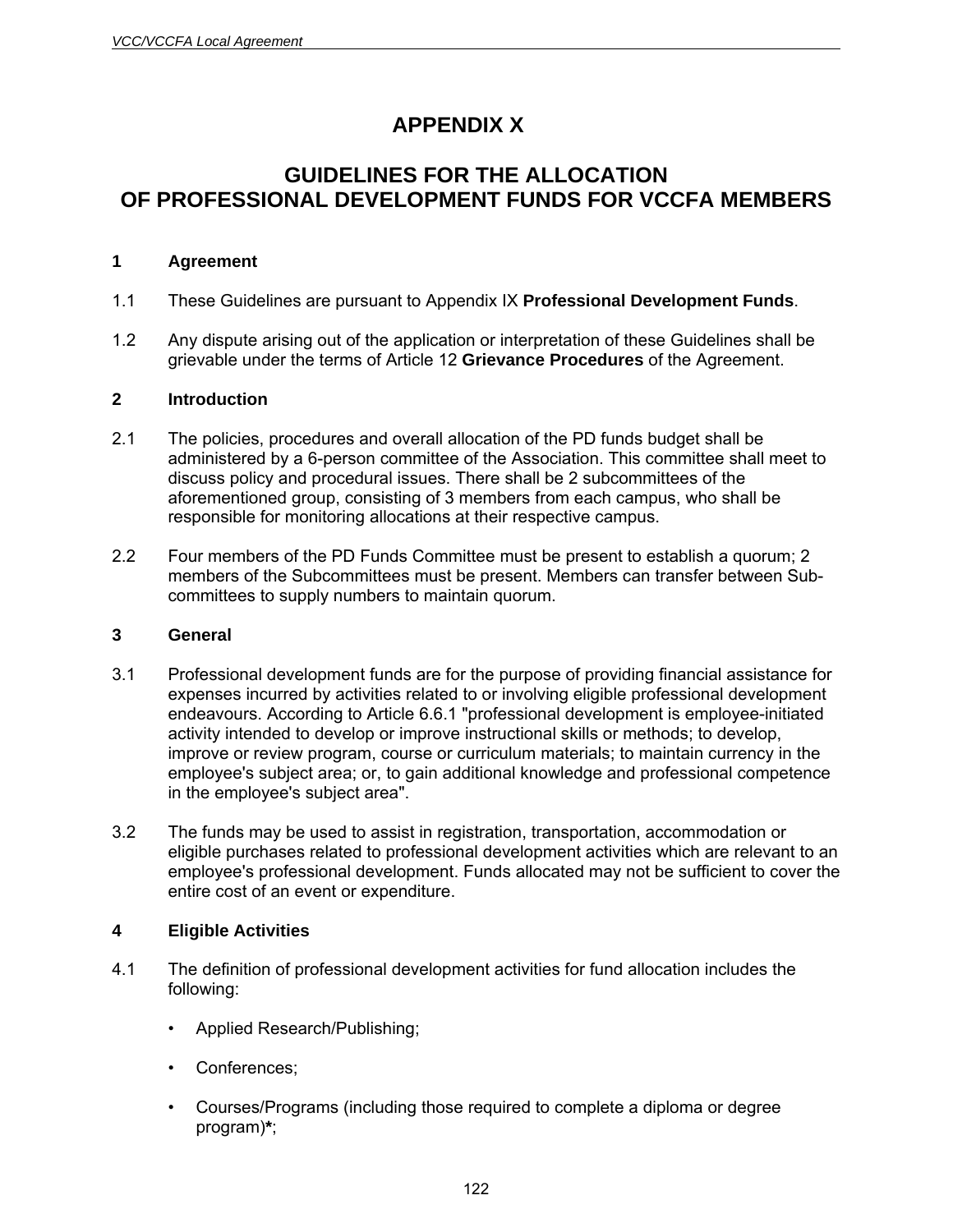# APPENDIX X

## GUIDELINES FOR THE ALLOCATION OF PROFESSIONAL DEVELOPMENT FUNDS FOR VCCFA MEMBERS

### 1 Agreement

1.1 These Guidelines are pursuant to Appendix IX **Professional Development Funds**.

1.2 Any dispute arising out of the application or interpretation of these Guidelines shall be grievable under the terms of Article 12 **Grievance Procedures** of the Agreement.

### 2 Introduction

2.1 The policies, procedures and overall allocation of the PD funds budget shall be administered by a 6-person committee of the Association. This committee shall meet to discuss policy and procedural issues. There shall be 2 subcommittees of the aforementioned group, consisting of 3 members from each campus, who shall be responsible for monitoring allocations at their respective campus.

2.2 Four members of the PD Funds Committee must be present to establish a quorum; 2 members of the Subcommittees must be present. Members can transfer between Sub-committees to supply numbers to maintain quorum.

### 3 General

3.1 Professional development funds are for the purpose of providing financial assistance for expenses incurred by activities related to or involving eligible professional development endeavours. According to Article 6.6.1 "professional development is employee-initiated activity intended to develop or improve instructional skills or methods; to develop, improve or review program, course or curriculum materials; to maintain currency in the employee's subject area; or, to gain additional knowledge and professional competence in the employee's subject area".

3.2 The funds may be used to assist in registration, transportation, accommodation or eligible purchases related to professional development activities which are relevant to an employee's professional development. Funds allocated may not be sufficient to cover the entire cost of an event or expenditure.

### 4 Eligible Activities

4.1 The definition of professional development activities for fund allocation includes the following:

- Applied Research/Publishing;
- Conferences;
- Courses/Programs (including those required to complete a diploma or degree program)**\***;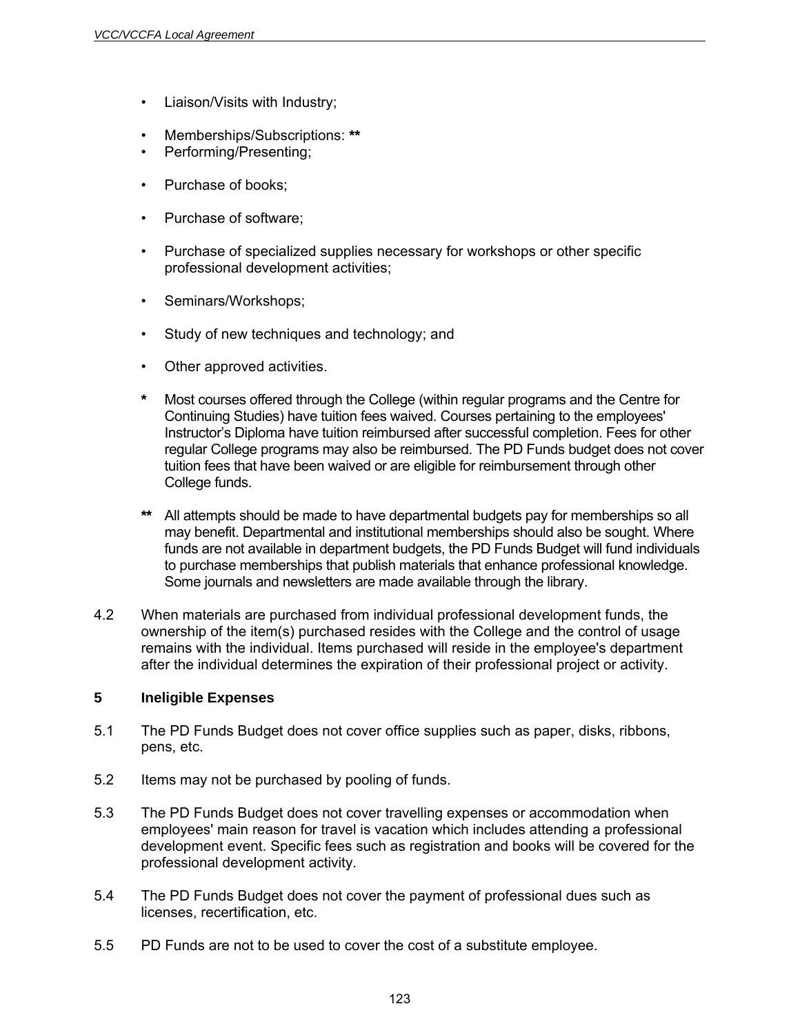- Liaison/Visits with Industry;
- Memberships/Subscriptions: **
- Performing/Presenting;
- Purchase of books;
- Purchase of software;
- Purchase of specialized supplies necessary for workshops or other specific professional development activities;
- Seminars/Workshops;
- Study of new techniques and technology; and
- Other approved activities.

**\*** Most courses offered through the College (within regular programs and the Centre for Continuing Studies) have tuition fees waived. Courses pertaining to the employees' Instructor's Diploma have tuition reimbursed after successful completion. Fees for other regular College programs may also be reimbursed. The PD Funds budget does not cover tuition fees that have been waived or are eligible for reimbursement through other College funds.

**\*\*** All attempts should be made to have departmental budgets pay for memberships so all may benefit. Departmental and institutional memberships should also be sought. Where funds are not available in department budgets, the PD Funds Budget will fund individuals to purchase memberships that publish materials that enhance professional knowledge. Some journals and newsletters are made available through the library.

4.2 When materials are purchased from individual professional development funds, the ownership of the item(s) purchased resides with the College and the control of usage remains with the individual. Items purchased will reside in the employee's department after the individual determines the expiration of their professional project or activity.

## 5 Ineligible Expenses

5.1 The PD Funds Budget does not cover office supplies such as paper, disks, ribbons, pens, etc.

5.2 Items may not be purchased by pooling of funds.

5.3 The PD Funds Budget does not cover travelling expenses or accommodation when employees' main reason for travel is vacation which includes attending a professional development event. Specific fees such as registration and books will be covered for the professional development activity.

5.4 The PD Funds Budget does not cover the payment of professional dues such as licenses, recertification, etc.

5.5 PD Funds are not to be used to cover the cost of a substitute employee.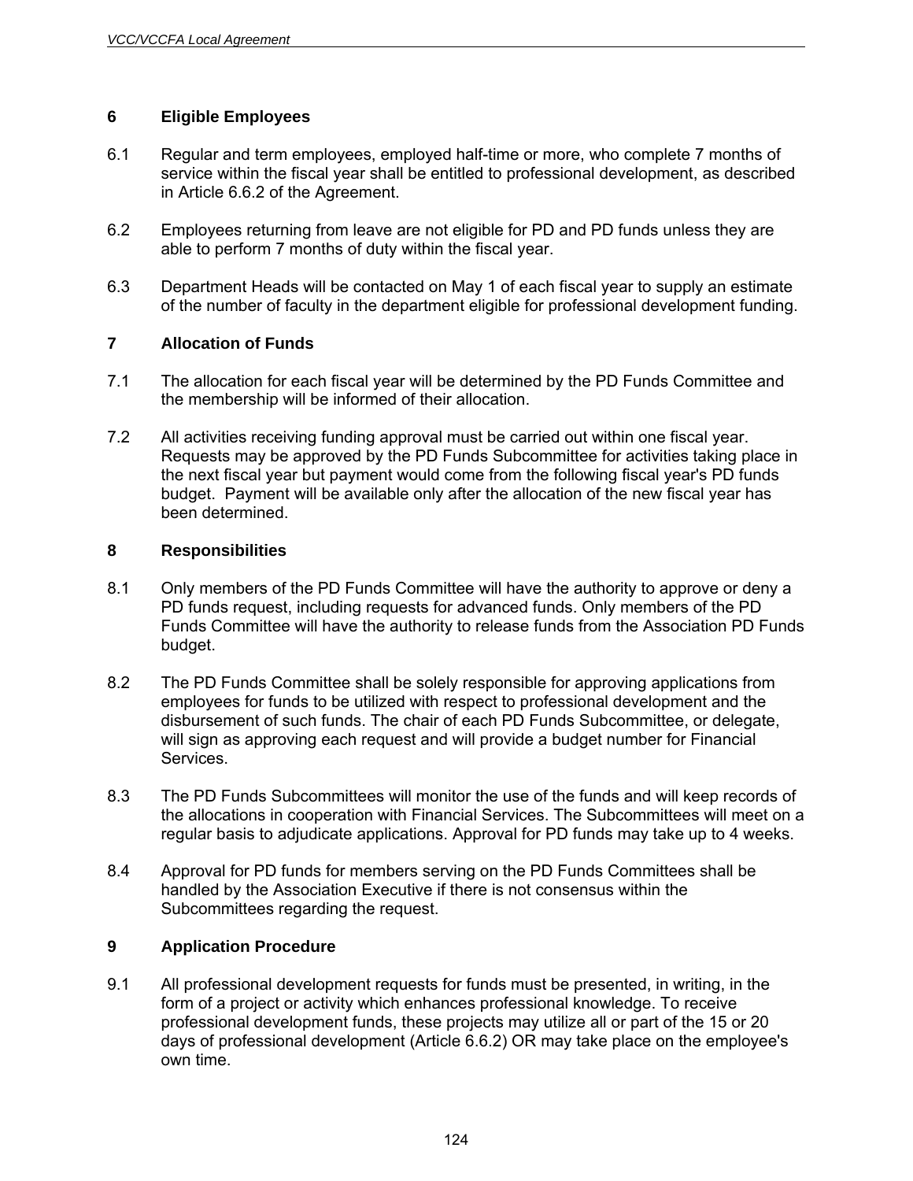## 6 Eligible Employees

6.1 Regular and term employees, employed half-time or more, who complete 7 months of service within the fiscal year shall be entitled to professional development, as described in Article 6.6.2 of the Agreement.

6.2 Employees returning from leave are not eligible for PD and PD funds unless they are able to perform 7 months of duty within the fiscal year.

6.3 Department Heads will be contacted on May 1 of each fiscal year to supply an estimate of the number of faculty in the department eligible for professional development funding.

## 7 Allocation of Funds

7.1 The allocation for each fiscal year will be determined by the PD Funds Committee and the membership will be informed of their allocation.

7.2 All activities receiving funding approval must be carried out within one fiscal year. Requests may be approved by the PD Funds Subcommittee for activities taking place in the next fiscal year but payment would come from the following fiscal year's PD funds budget. Payment will be available only after the allocation of the new fiscal year has been determined.

## 8 Responsibilities

8.1 Only members of the PD Funds Committee will have the authority to approve or deny a PD funds request, including requests for advanced funds. Only members of the PD Funds Committee will have the authority to release funds from the Association PD Funds budget.

8.2 The PD Funds Committee shall be solely responsible for approving applications from employees for funds to be utilized with respect to professional development and the disbursement of such funds. The chair of each PD Funds Subcommittee, or delegate, will sign as approving each request and will provide a budget number for Financial Services.

8.3 The PD Funds Subcommittees will monitor the use of the funds and will keep records of the allocations in cooperation with Financial Services. The Subcommittees will meet on a regular basis to adjudicate applications. Approval for PD funds may take up to 4 weeks.

8.4 Approval for PD funds for members serving on the PD Funds Committees shall be handled by the Association Executive if there is not consensus within the Subcommittees regarding the request.

## 9 Application Procedure

9.1 All professional development requests for funds must be presented, in writing, in the form of a project or activity which enhances professional knowledge. To receive professional development funds, these projects may utilize all or part of the 15 or 20 days of professional development (Article 6.6.2) OR may take place on the employee's own time.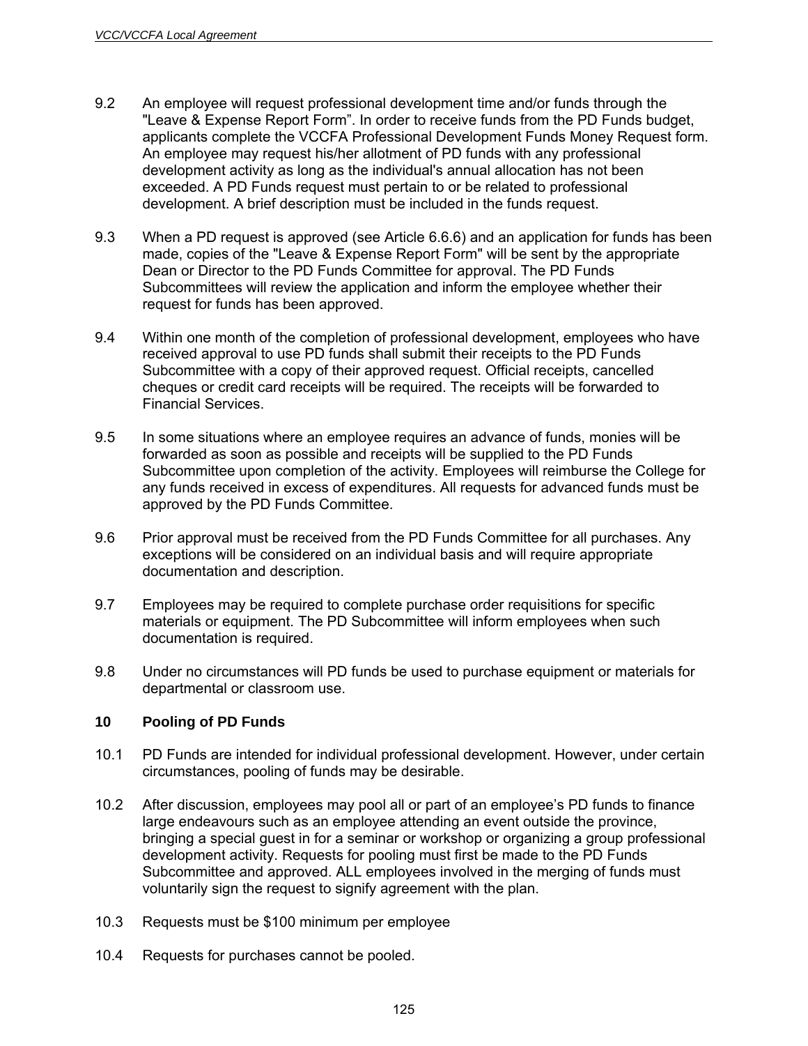9.2 An employee will request professional development time and/or funds through the "Leave & Expense Report Form". In order to receive funds from the PD Funds budget, applicants complete the VCCFA Professional Development Funds Money Request form. An employee may request his/her allotment of PD funds with any professional development activity as long as the individual's annual allocation has not been exceeded. A PD Funds request must pertain to or be related to professional development. A brief description must be included in the funds request.

9.3 When a PD request is approved (see Article 6.6.6) and an application for funds has been made, copies of the "Leave & Expense Report Form" will be sent by the appropriate Dean or Director to the PD Funds Committee for approval. The PD Funds Subcommittees will review the application and inform the employee whether their request for funds has been approved.

9.4 Within one month of the completion of professional development, employees who have received approval to use PD funds shall submit their receipts to the PD Funds Subcommittee with a copy of their approved request. Official receipts, cancelled cheques or credit card receipts will be required. The receipts will be forwarded to Financial Services.

9.5 In some situations where an employee requires an advance of funds, monies will be forwarded as soon as possible and receipts will be supplied to the PD Funds Subcommittee upon completion of the activity. Employees will reimburse the College for any funds received in excess of expenditures. All requests for advanced funds must be approved by the PD Funds Committee.

9.6 Prior approval must be received from the PD Funds Committee for all purchases. Any exceptions will be considered on an individual basis and will require appropriate documentation and description.

9.7 Employees may be required to complete purchase order requisitions for specific materials or equipment. The PD Subcommittee will inform employees when such documentation is required.

9.8 Under no circumstances will PD funds be used to purchase equipment or materials for departmental or classroom use.

## 10 Pooling of PD Funds

10.1 PD Funds are intended for individual professional development. However, under certain circumstances, pooling of funds may be desirable.

10.2 After discussion, employees may pool all or part of an employee's PD funds to finance large endeavours such as an employee attending an event outside the province, bringing a special guest in for a seminar or workshop or organizing a group professional development activity. Requests for pooling must first be made to the PD Funds Subcommittee and approved. ALL employees involved in the merging of funds must voluntarily sign the request to signify agreement with the plan.

10.3 Requests must be $100 minimum per employee

10.4 Requests for purchases cannot be pooled.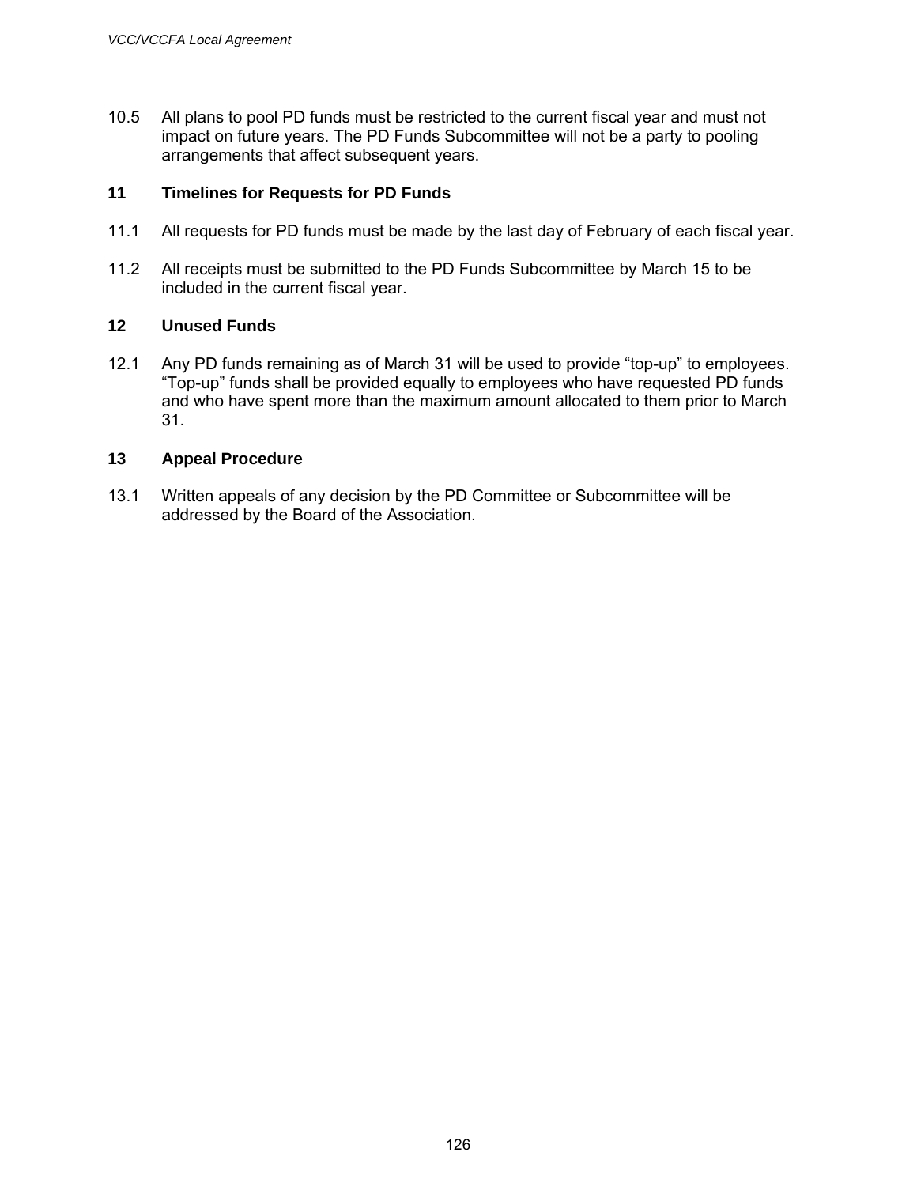10.5 All plans to pool PD funds must be restricted to the current fiscal year and must not impact on future years. The PD Funds Subcommittee will not be a party to pooling arrangements that affect subsequent years.

### 11 Timelines for Requests for PD Funds

11.1 All requests for PD funds must be made by the last day of February of each fiscal year.

11.2 All receipts must be submitted to the PD Funds Subcommittee by March 15 to be included in the current fiscal year.

### 12 Unused Funds

12.1 Any PD funds remaining as of March 31 will be used to provide “top-up” to employees. “Top-up” funds shall be provided equally to employees who have requested PD funds and who have spent more than the maximum amount allocated to them prior to March 31.

### 13 Appeal Procedure

13.1 Written appeals of any decision by the PD Committee or Subcommittee will be addressed by the Board of the Association.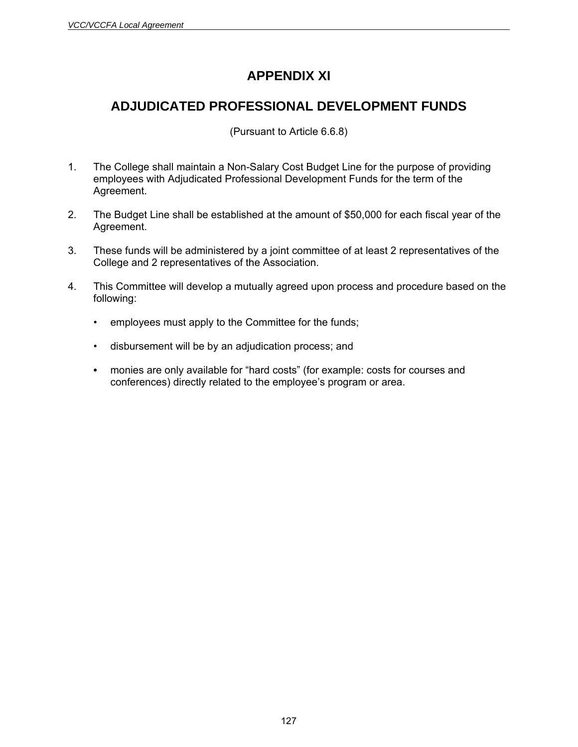# APPENDIX XI

## ADJUDICATED PROFESSIONAL DEVELOPMENT FUNDS

(Pursuant to Article 6.6.8)

1. The College shall maintain a Non-Salary Cost Budget Line for the purpose of providing employees with Adjudicated Professional Development Funds for the term of the Agreement.

2. The Budget Line shall be established at the amount of $50,000 for each fiscal year of the Agreement.

3. These funds will be administered by a joint committee of at least 2 representatives of the College and 2 representatives of the Association.

4. This Committee will develop a mutually agreed upon process and procedure based on the following:

   - employees must apply to the Committee for the funds;

   - disbursement will be by an adjudication process; and

   - monies are only available for "hard costs" (for example: costs for courses and conferences) directly related to the employee's program or area.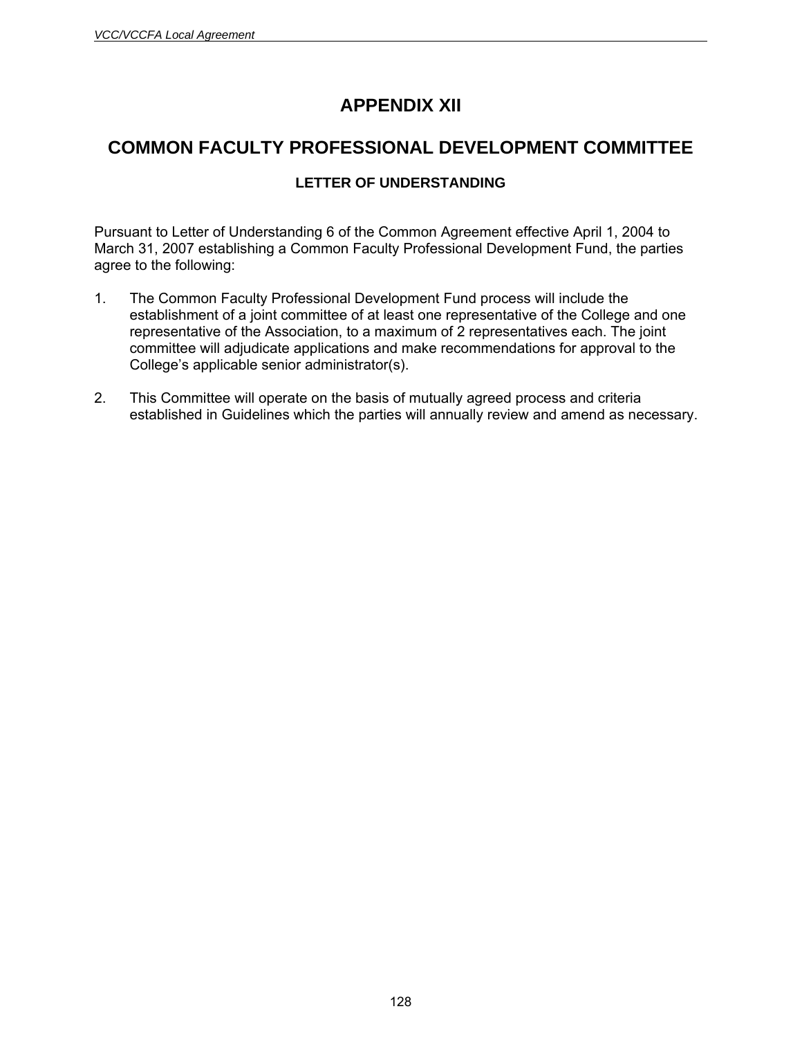# APPENDIX XII

## COMMON FACULTY PROFESSIONAL DEVELOPMENT COMMITTEE

### LETTER OF UNDERSTANDING

Pursuant to Letter of Understanding 6 of the Common Agreement effective April 1, 2004 to March 31, 2007 establishing a Common Faculty Professional Development Fund, the parties agree to the following:

1. The Common Faculty Professional Development Fund process will include the establishment of a joint committee of at least one representative of the College and one representative of the Association, to a maximum of 2 representatives each. The joint committee will adjudicate applications and make recommendations for approval to the College's applicable senior administrator(s).

2. This Committee will operate on the basis of mutually agreed process and criteria established in Guidelines which the parties will annually review and amend as necessary.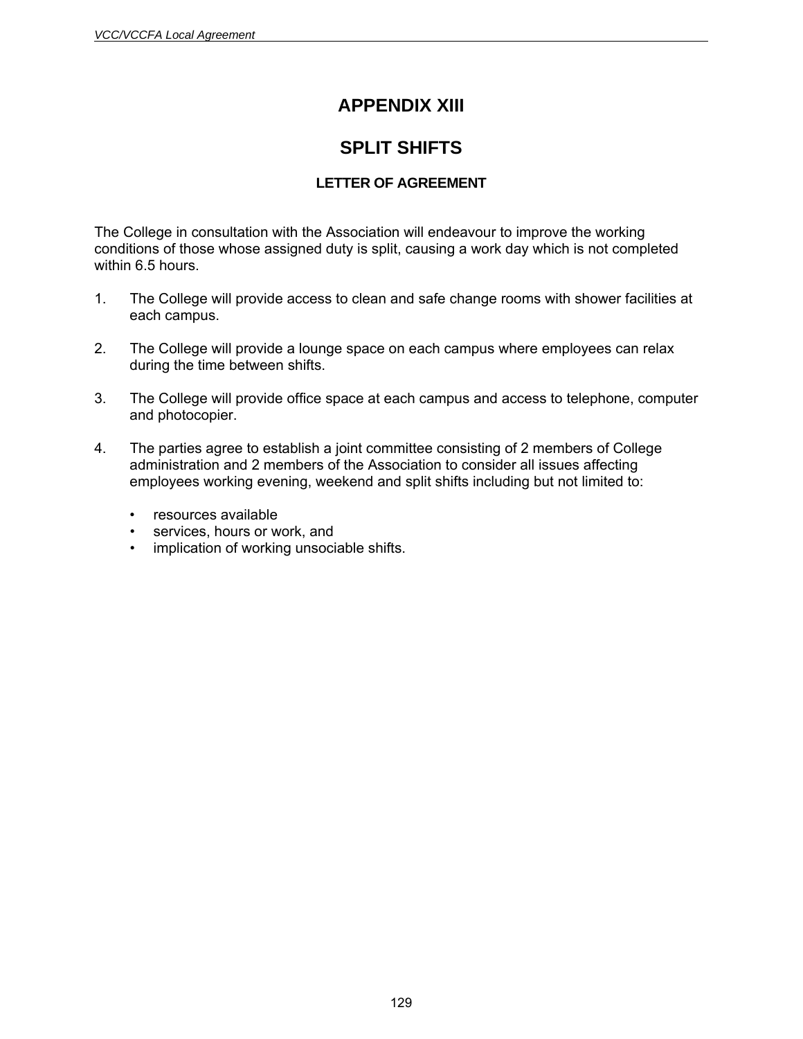# APPENDIX XIII

# SPLIT SHIFTS

### LETTER OF AGREEMENT

The College in consultation with the Association will endeavour to improve the working conditions of those whose assigned duty is split, causing a work day which is not completed within 6.5 hours.

1. The College will provide access to clean and safe change rooms with shower facilities at each campus.

2. The College will provide a lounge space on each campus where employees can relax during the time between shifts.

3. The College will provide office space at each campus and access to telephone, computer and photocopier.

4. The parties agree to establish a joint committee consisting of 2 members of College administration and 2 members of the Association to consider all issues affecting employees working evening, weekend and split shifts including but not limited to:

   - resources available
   - services, hours or work, and
   - implication of working unsociable shifts.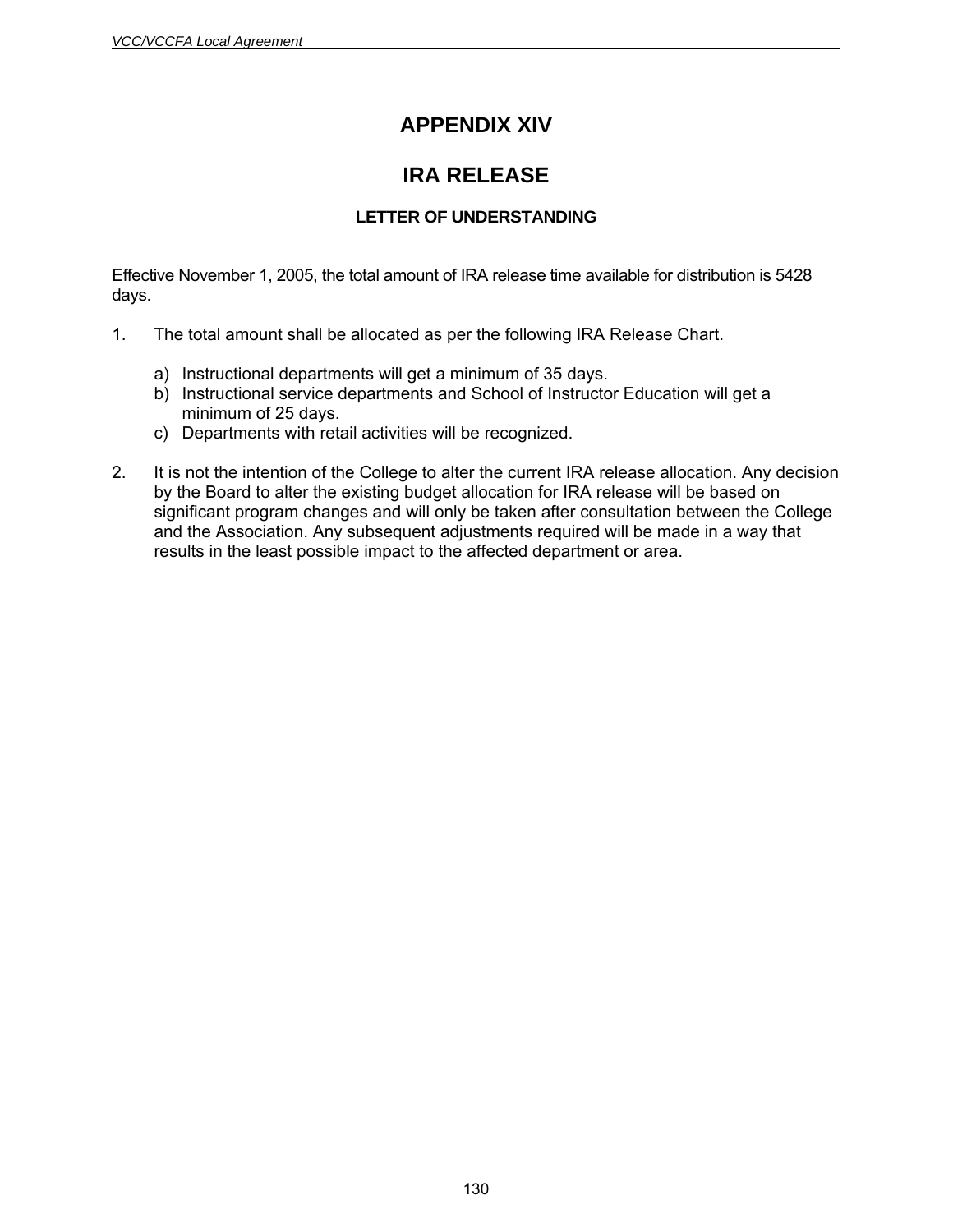# APPENDIX XIV

# IRA RELEASE

### LETTER OF UNDERSTANDING

Effective November 1, 2005, the total amount of IRA release time available for distribution is 5428 days.

1. The total amount shall be allocated as per the following IRA Release Chart.

   a) Instructional departments will get a minimum of 35 days.
   b) Instructional service departments and School of Instructor Education will get a minimum of 25 days.
   c) Departments with retail activities will be recognized.

2. It is not the intention of the College to alter the current IRA release allocation. Any decision by the Board to alter the existing budget allocation for IRA release will be based on significant program changes and will only be taken after consultation between the College and the Association. Any subsequent adjustments required will be made in a way that results in the least possible impact to the affected department or area.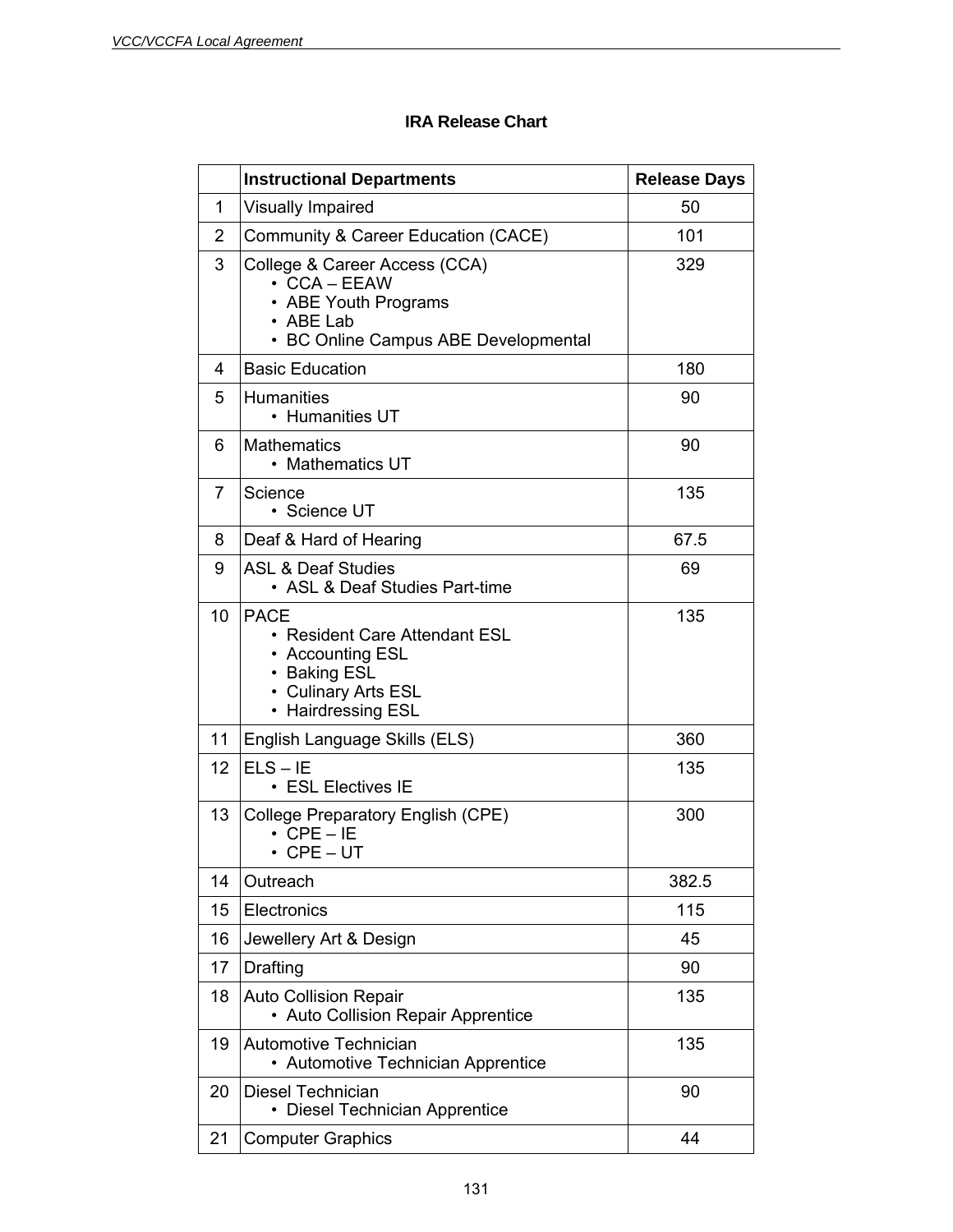## IRA Release Chart

| | Instructional Departments | Release Days |
|---|---|---|
| 1 | Visually Impaired | 50 |
| 2 | Community & Career Education (CACE) | 101 |
| 3 | College & Career Access (CCA)<br>• CCA – EEAW<br>• ABE Youth Programs<br>• ABE Lab<br>• BC Online Campus ABE Developmental | 329 |
| 4 | Basic Education | 180 |
| 5 | Humanities<br>• Humanities UT | 90 |
| 6 | Mathematics<br>• Mathematics UT | 90 |
| 7 | Science<br>• Science UT | 135 |
| 8 | Deaf & Hard of Hearing | 67.5 |
| 9 | ASL & Deaf Studies<br>• ASL & Deaf Studies Part-time | 69 |
| 10 | PACE<br>• Resident Care Attendant ESL<br>• Accounting ESL<br>• Baking ESL<br>• Culinary Arts ESL<br>• Hairdressing ESL | 135 |
| 11 | English Language Skills (ELS) | 360 |
| 12 | ELS – IE<br>• ESL Electives IE | 135 |
| 13 | College Preparatory English (CPE)<br>• CPE – IE<br>• CPE – UT | 300 |
| 14 | Outreach | 382.5 |
| 15 | Electronics | 115 |
| 16 | Jewellery Art & Design | 45 |
| 17 | Drafting | 90 |
| 18 | Auto Collision Repair<br>• Auto Collision Repair Apprentice | 135 |
| 19 | Automotive Technician<br>• Automotive Technician Apprentice | 135 |
| 20 | Diesel Technician<br>• Diesel Technician Apprentice | 90 |
| 21 | Computer Graphics | 44 |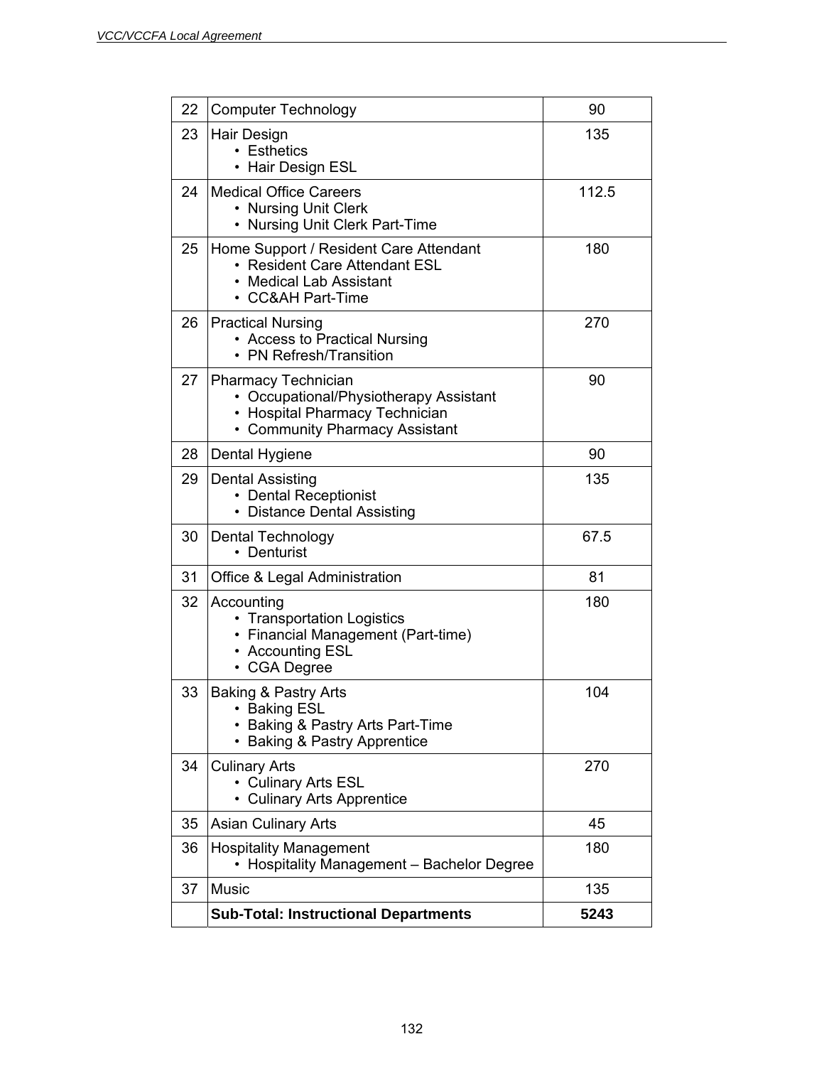| | | |
|---|---|---|
| 22 | Computer Technology | 90 |
| 23 | Hair Design<br>• Esthetics<br>• Hair Design ESL | 135 |
| 24 | Medical Office Careers<br>• Nursing Unit Clerk<br>• Nursing Unit Clerk Part-Time | 112.5 |
| 25 | Home Support / Resident Care Attendant<br>• Resident Care Attendant ESL<br>• Medical Lab Assistant<br>• CC&AH Part-Time | 180 |
| 26 | Practical Nursing<br>• Access to Practical Nursing<br>• PN Refresh/Transition | 270 |
| 27 | Pharmacy Technician<br>• Occupational/Physiotherapy Assistant<br>• Hospital Pharmacy Technician<br>• Community Pharmacy Assistant | 90 |
| 28 | Dental Hygiene | 90 |
| 29 | Dental Assisting<br>• Dental Receptionist<br>• Distance Dental Assisting | 135 |
| 30 | Dental Technology<br>• Denturist | 67.5 |
| 31 | Office & Legal Administration | 81 |
| 32 | Accounting<br>• Transportation Logistics<br>• Financial Management (Part-time)<br>• Accounting ESL<br>• CGA Degree | 180 |
| 33 | Baking & Pastry Arts<br>• Baking ESL<br>• Baking & Pastry Arts Part-Time<br>• Baking & Pastry Apprentice | 104 |
| 34 | Culinary Arts<br>• Culinary Arts ESL<br>• Culinary Arts Apprentice | 270 |
| 35 | Asian Culinary Arts | 45 |
| 36 | Hospitality Management<br>• Hospitality Management – Bachelor Degree | 180 |
| 37 | Music | 135 |
| | **Sub-Total: Instructional Departments** | **5243** |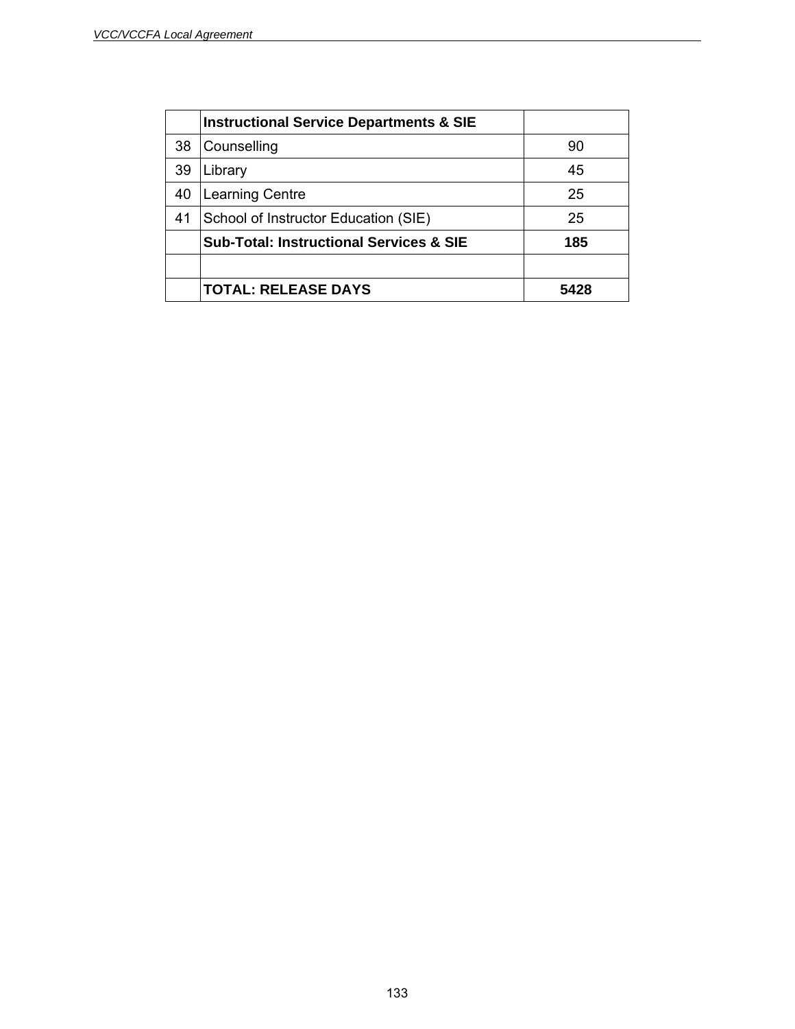| | **Instructional Service Departments & SIE** | |
|---|---|---|
| 38 | Counselling | 90 |
| 39 | Library | 45 |
| 40 | Learning Centre | 25 |
| 41 | School of Instructor Education (SIE) | 25 |
| | **Sub-Total: Instructional Services & SIE** | **185** |
| | | |
| | **TOTAL: RELEASE DAYS** | **5428** |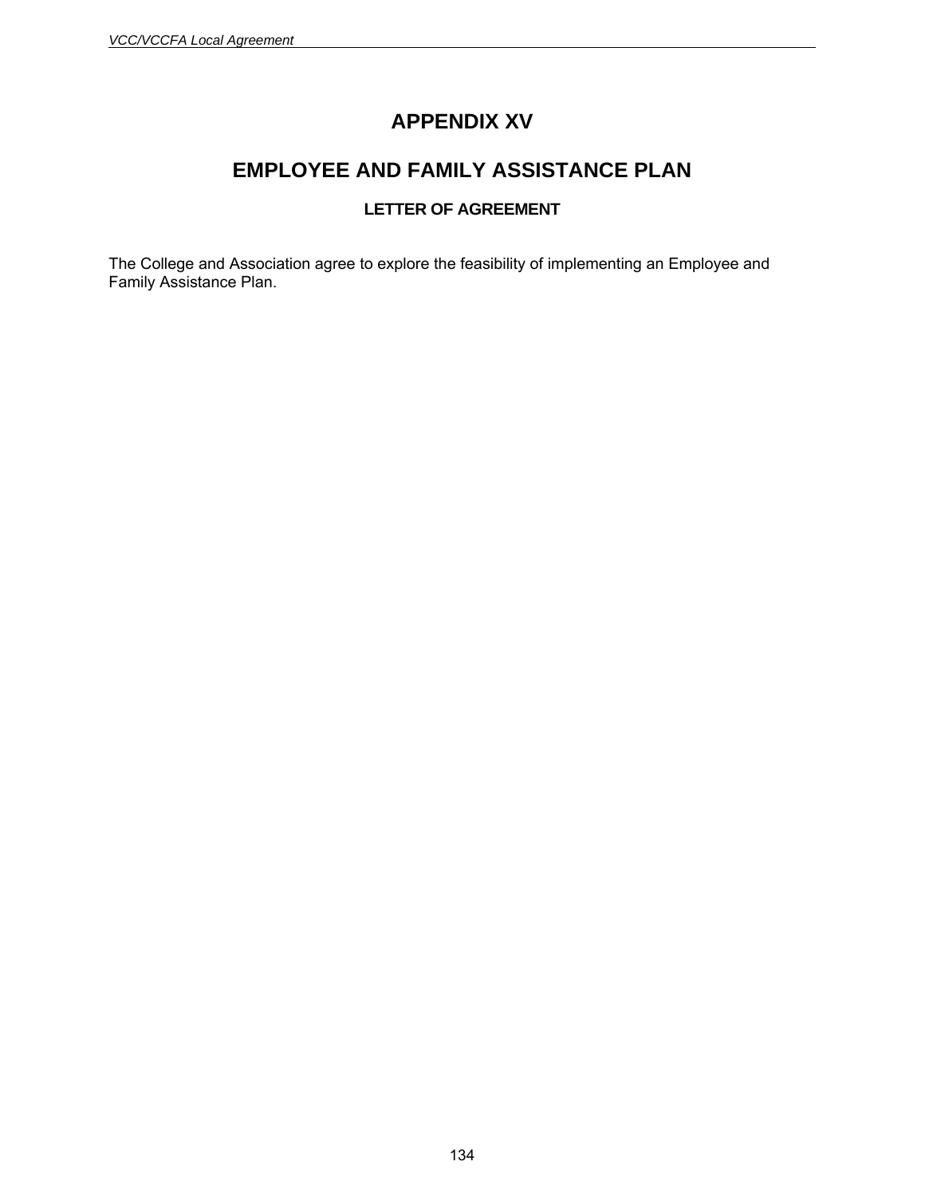# APPENDIX XV

# EMPLOYEE AND FAMILY ASSISTANCE PLAN

### LETTER OF AGREEMENT

The College and Association agree to explore the feasibility of implementing an Employee and Family Assistance Plan.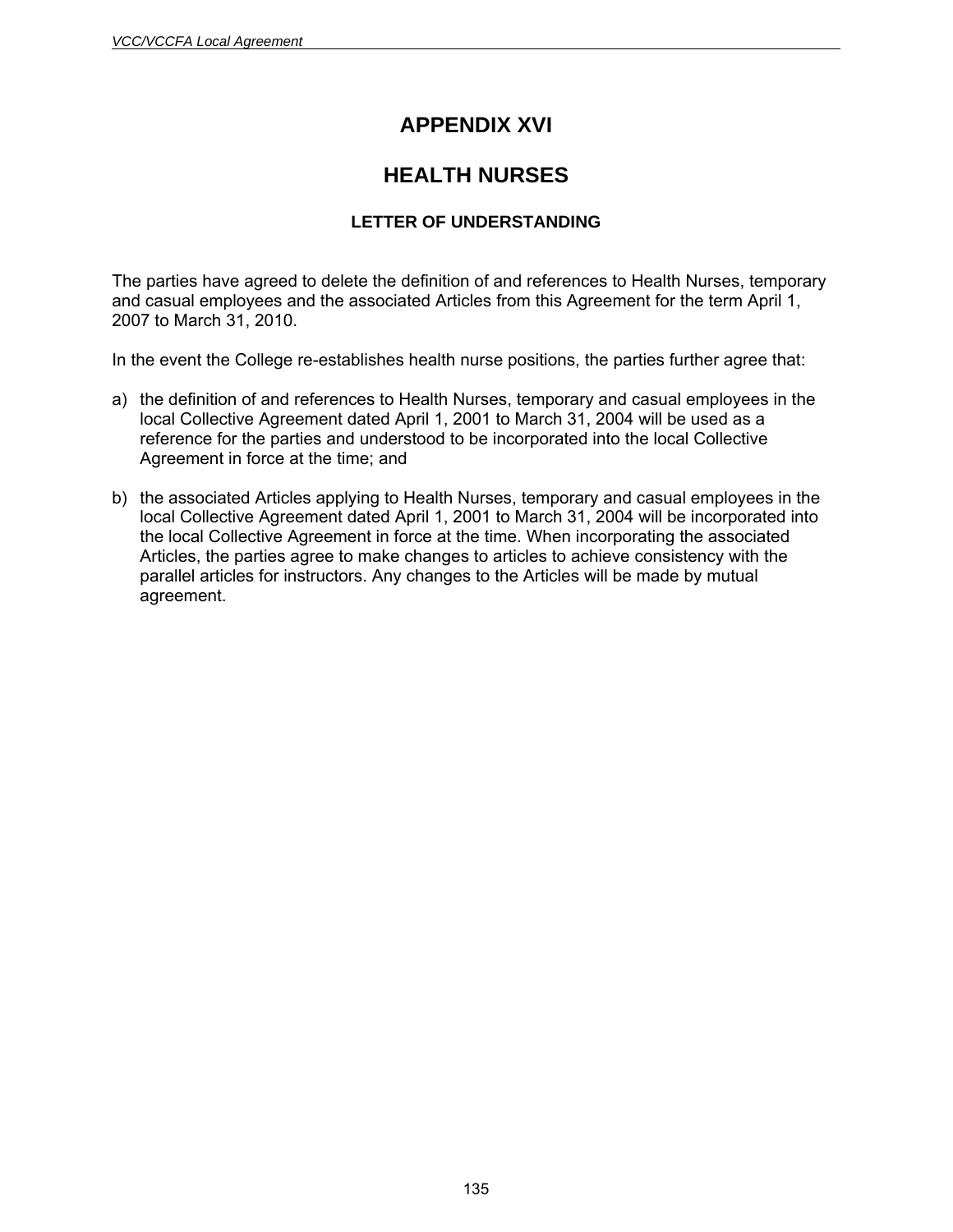# APPENDIX XVI

# HEALTH NURSES

### LETTER OF UNDERSTANDING

The parties have agreed to delete the definition of and references to Health Nurses, temporary and casual employees and the associated Articles from this Agreement for the term April 1, 2007 to March 31, 2010.

In the event the College re-establishes health nurse positions, the parties further agree that:

a) the definition of and references to Health Nurses, temporary and casual employees in the local Collective Agreement dated April 1, 2001 to March 31, 2004 will be used as a reference for the parties and understood to be incorporated into the local Collective Agreement in force at the time; and

b) the associated Articles applying to Health Nurses, temporary and casual employees in the local Collective Agreement dated April 1, 2001 to March 31, 2004 will be incorporated into the local Collective Agreement in force at the time. When incorporating the associated Articles, the parties agree to make changes to articles to achieve consistency with the parallel articles for instructors. Any changes to the Articles will be made by mutual agreement.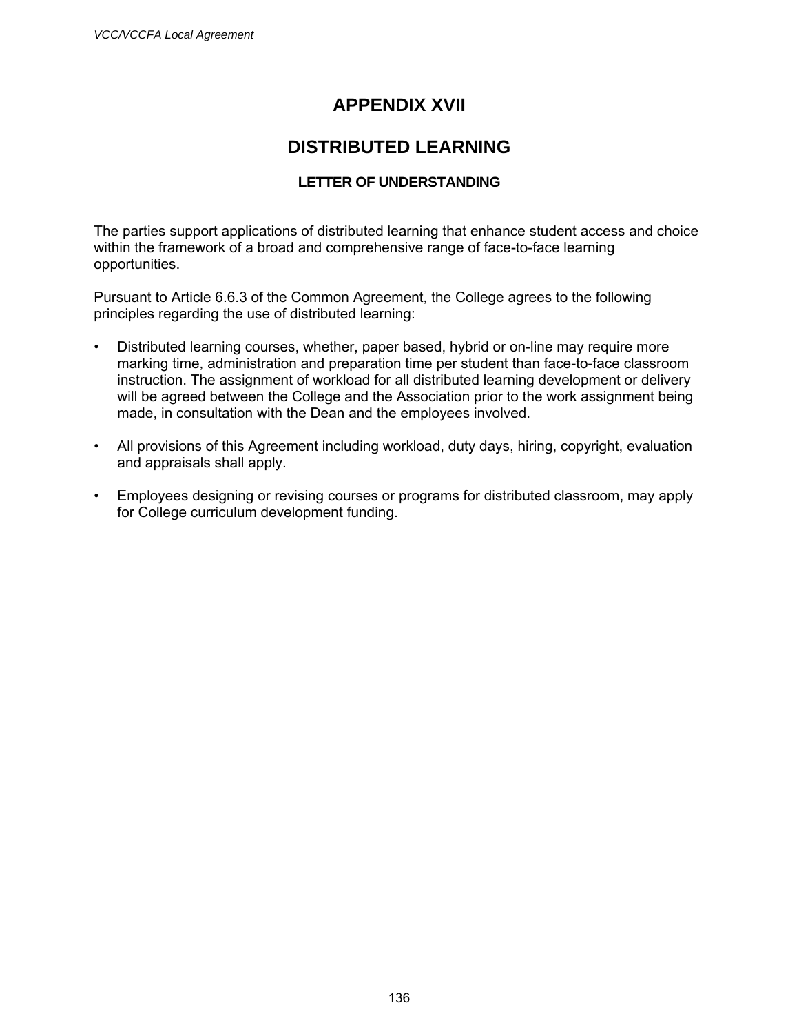# APPENDIX XVII

# DISTRIBUTED LEARNING

### LETTER OF UNDERSTANDING

The parties support applications of distributed learning that enhance student access and choice within the framework of a broad and comprehensive range of face-to-face learning opportunities.

Pursuant to Article 6.6.3 of the Common Agreement, the College agrees to the following principles regarding the use of distributed learning:

- Distributed learning courses, whether, paper based, hybrid or on-line may require more marking time, administration and preparation time per student than face-to-face classroom instruction. The assignment of workload for all distributed learning development or delivery will be agreed between the College and the Association prior to the work assignment being made, in consultation with the Dean and the employees involved.
- All provisions of this Agreement including workload, duty days, hiring, copyright, evaluation and appraisals shall apply.
- Employees designing or revising courses or programs for distributed classroom, may apply for College curriculum development funding.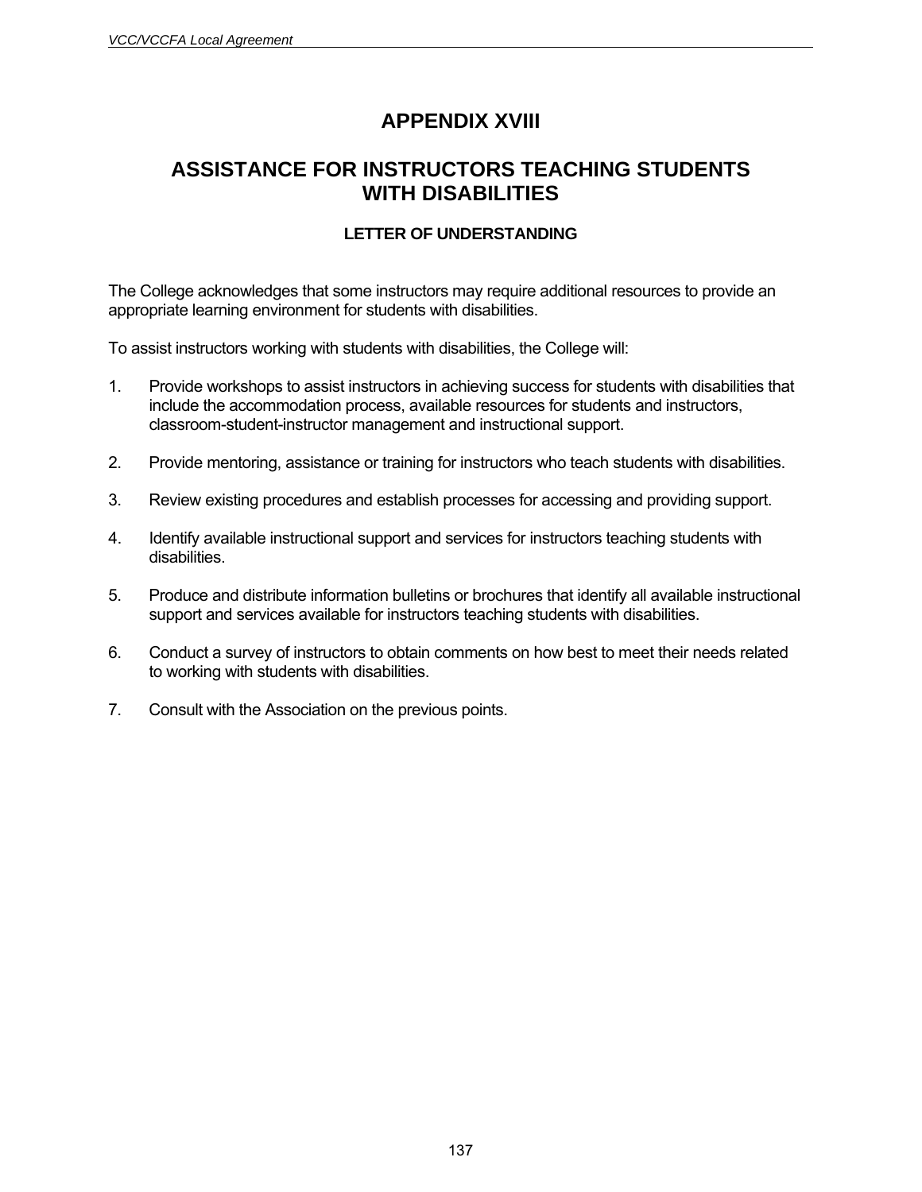# APPENDIX XVIII

## ASSISTANCE FOR INSTRUCTORS TEACHING STUDENTS WITH DISABILITIES

### LETTER OF UNDERSTANDING

The College acknowledges that some instructors may require additional resources to provide an appropriate learning environment for students with disabilities.

To assist instructors working with students with disabilities, the College will:

1. Provide workshops to assist instructors in achieving success for students with disabilities that include the accommodation process, available resources for students and instructors, classroom-student-instructor management and instructional support.

2. Provide mentoring, assistance or training for instructors who teach students with disabilities.

3. Review existing procedures and establish processes for accessing and providing support.

4. Identify available instructional support and services for instructors teaching students with disabilities.

5. Produce and distribute information bulletins or brochures that identify all available instructional support and services available for instructors teaching students with disabilities.

6. Conduct a survey of instructors to obtain comments on how best to meet their needs related to working with students with disabilities.

7. Consult with the Association on the previous points.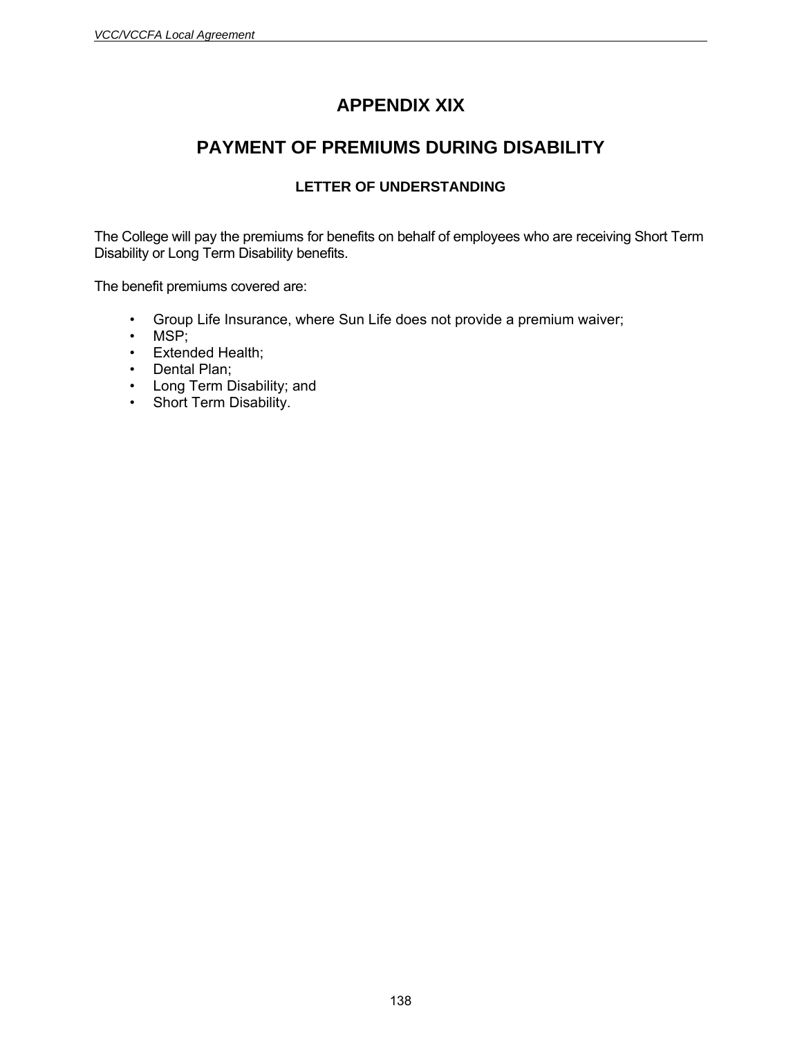# APPENDIX XIX

## PAYMENT OF PREMIUMS DURING DISABILITY

### LETTER OF UNDERSTANDING

The College will pay the premiums for benefits on behalf of employees who are receiving Short Term Disability or Long Term Disability benefits.

The benefit premiums covered are:

- Group Life Insurance, where Sun Life does not provide a premium waiver;
- MSP;
- Extended Health;
- Dental Plan;
- Long Term Disability; and
- Short Term Disability.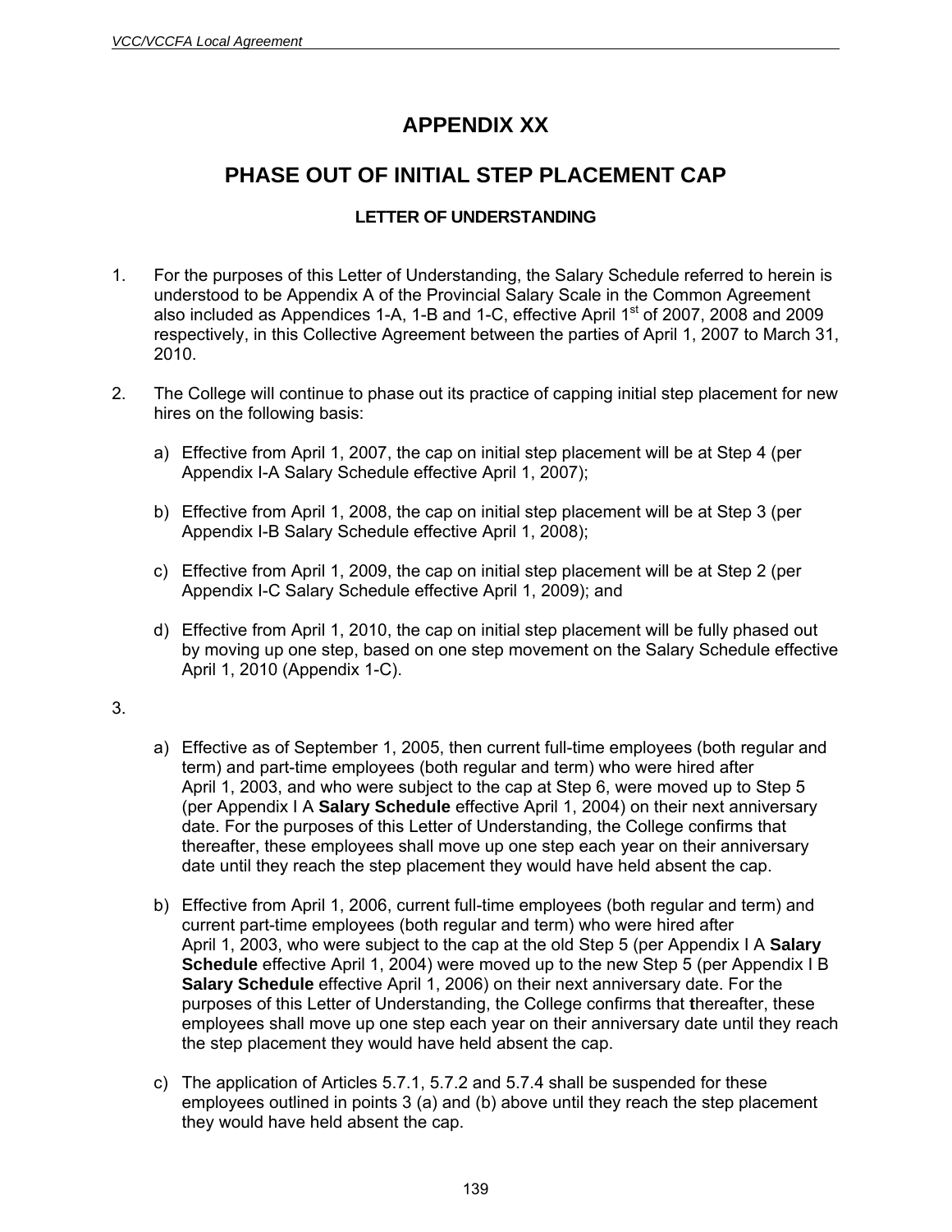# APPENDIX XX

## PHASE OUT OF INITIAL STEP PLACEMENT CAP

### LETTER OF UNDERSTANDING

1. For the purposes of this Letter of Understanding, the Salary Schedule referred to herein is understood to be Appendix A of the Provincial Salary Scale in the Common Agreement also included as Appendices 1-A, 1-B and 1-C, effective April 1st of 2007, 2008 and 2009 respectively, in this Collective Agreement between the parties of April 1, 2007 to March 31, 2010.

2. The College will continue to phase out its practice of capping initial step placement for new hires on the following basis:

   a) Effective from April 1, 2007, the cap on initial step placement will be at Step 4 (per Appendix I-A Salary Schedule effective April 1, 2007);

   b) Effective from April 1, 2008, the cap on initial step placement will be at Step 3 (per Appendix I-B Salary Schedule effective April 1, 2008);

   c) Effective from April 1, 2009, the cap on initial step placement will be at Step 2 (per Appendix I-C Salary Schedule effective April 1, 2009); and

   d) Effective from April 1, 2010, the cap on initial step placement will be fully phased out by moving up one step, based on one step movement on the Salary Schedule effective April 1, 2010 (Appendix 1-C).

3.

   a) Effective as of September 1, 2005, then current full-time employees (both regular and term) and part-time employees (both regular and term) who were hired after April 1, 2003, and who were subject to the cap at Step 6, were moved up to Step 5 (per Appendix I A **Salary Schedule** effective April 1, 2004) on their next anniversary date. For the purposes of this Letter of Understanding, the College confirms that thereafter, these employees shall move up one step each year on their anniversary date until they reach the step placement they would have held absent the cap.

   b) Effective from April 1, 2006, current full-time employees (both regular and term) and current part-time employees (both regular and term) who were hired after April 1, 2003, who were subject to the cap at the old Step 5 (per Appendix I A **Salary Schedule** effective April 1, 2004) were moved up to the new Step 5 (per Appendix I B **Salary Schedule** effective April 1, 2006) on their next anniversary date. For the purposes of this Letter of Understanding, the College confirms that thereafter, these employees shall move up one step each year on their anniversary date until they reach the step placement they would have held absent the cap.

   c) The application of Articles 5.7.1, 5.7.2 and 5.7.4 shall be suspended for these employees outlined in points 3 (a) and (b) above until they reach the step placement they would have held absent the cap.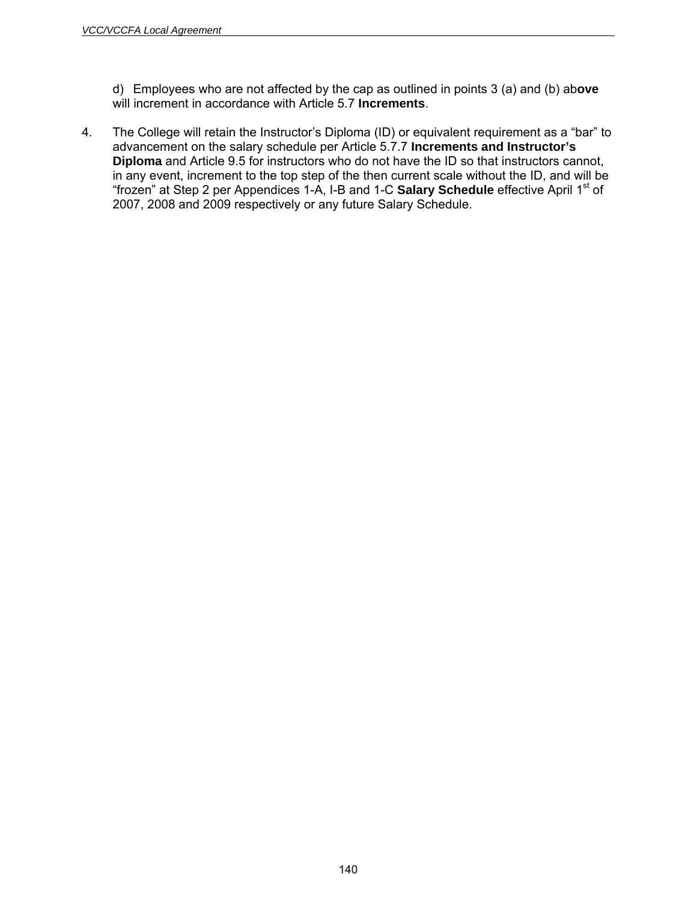d) Employees who are not affected by the cap as outlined in points 3 (a) and (b) ab**ove** will increment in accordance with Article 5.7 **Increments**.

4. The College will retain the Instructor's Diploma (ID) or equivalent requirement as a "bar" to advancement on the salary schedule per Article 5.7.7 **Increments and Instructor's Diploma** and Article 9.5 for instructors who do not have the ID so that instructors cannot, in any event, increment to the top step of the then current scale without the ID, and will be "frozen" at Step 2 per Appendices 1-A, I-B and 1-C **Salary Schedule** effective April 1st of 2007, 2008 and 2009 respectively or any future Salary Schedule.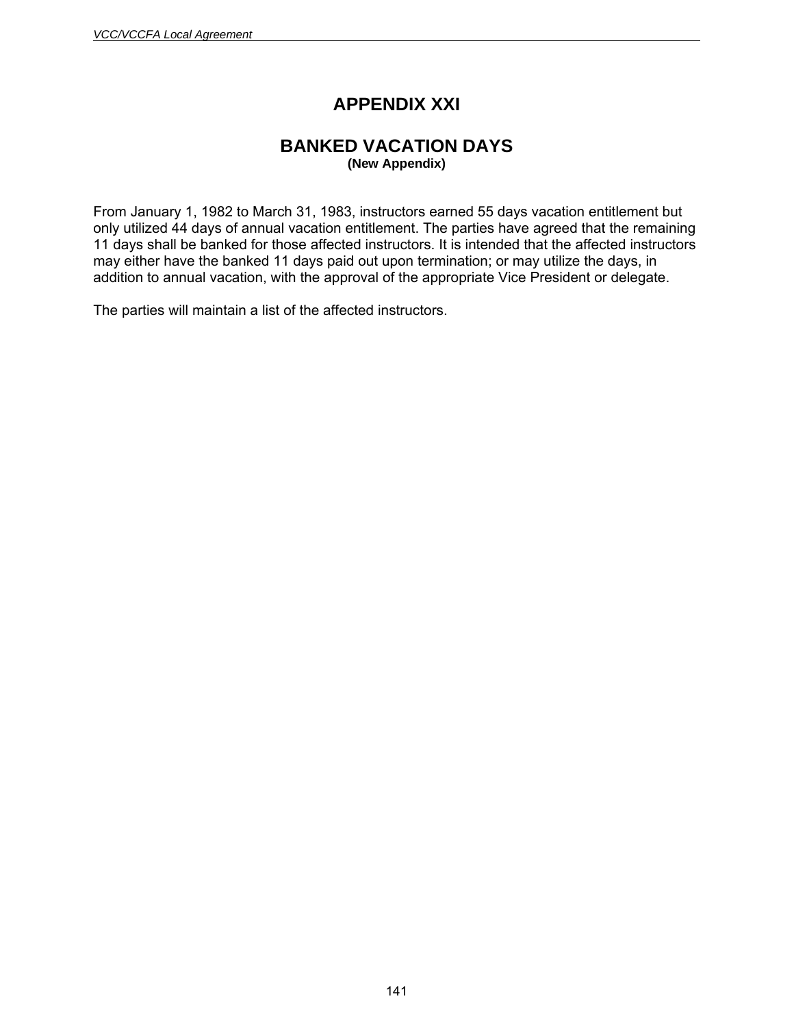# APPENDIX XXI

## BANKED VACATION DAYS

**(New Appendix)**

From January 1, 1982 to March 31, 1983, instructors earned 55 days vacation entitlement but only utilized 44 days of annual vacation entitlement. The parties have agreed that the remaining 11 days shall be banked for those affected instructors. It is intended that the affected instructors may either have the banked 11 days paid out upon termination; or may utilize the days, in addition to annual vacation, with the approval of the appropriate Vice President or delegate.

The parties will maintain a list of the affected instructors.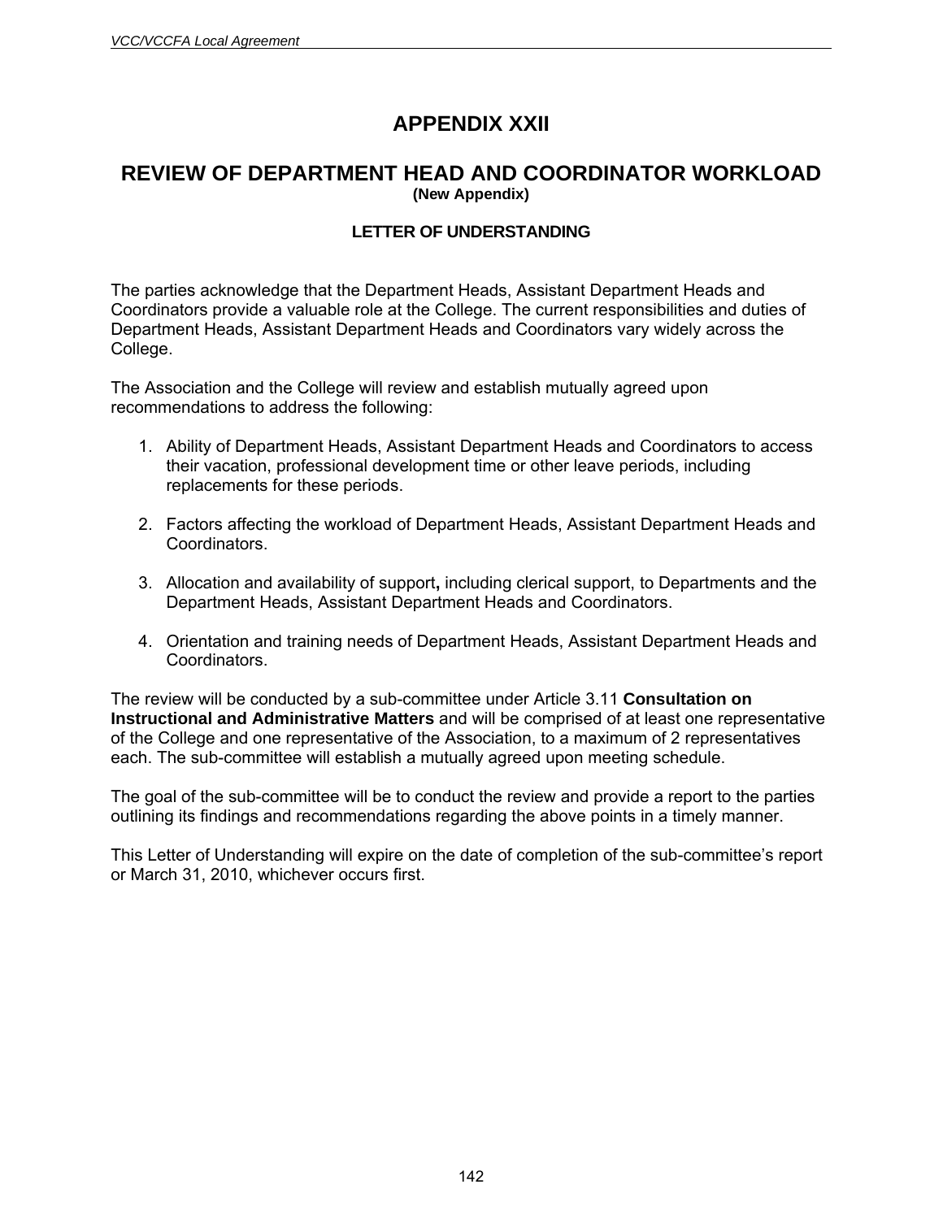# APPENDIX XXII

## REVIEW OF DEPARTMENT HEAD AND COORDINATOR WORKLOAD

**(New Appendix)**

### LETTER OF UNDERSTANDING

The parties acknowledge that the Department Heads, Assistant Department Heads and Coordinators provide a valuable role at the College. The current responsibilities and duties of Department Heads, Assistant Department Heads and Coordinators vary widely across the College.

The Association and the College will review and establish mutually agreed upon recommendations to address the following:

1. Ability of Department Heads, Assistant Department Heads and Coordinators to access their vacation, professional development time or other leave periods, including replacements for these periods.

2. Factors affecting the workload of Department Heads, Assistant Department Heads and Coordinators.

3. Allocation and availability of support**,** including clerical support, to Departments and the Department Heads, Assistant Department Heads and Coordinators.

4. Orientation and training needs of Department Heads, Assistant Department Heads and Coordinators.

The review will be conducted by a sub-committee under Article 3.11 **Consultation on Instructional and Administrative Matters** and will be comprised of at least one representative of the College and one representative of the Association, to a maximum of 2 representatives each. The sub-committee will establish a mutually agreed upon meeting schedule.

The goal of the sub-committee will be to conduct the review and provide a report to the parties outlining its findings and recommendations regarding the above points in a timely manner.

This Letter of Understanding will expire on the date of completion of the sub-committee's report or March 31, 2010, whichever occurs first.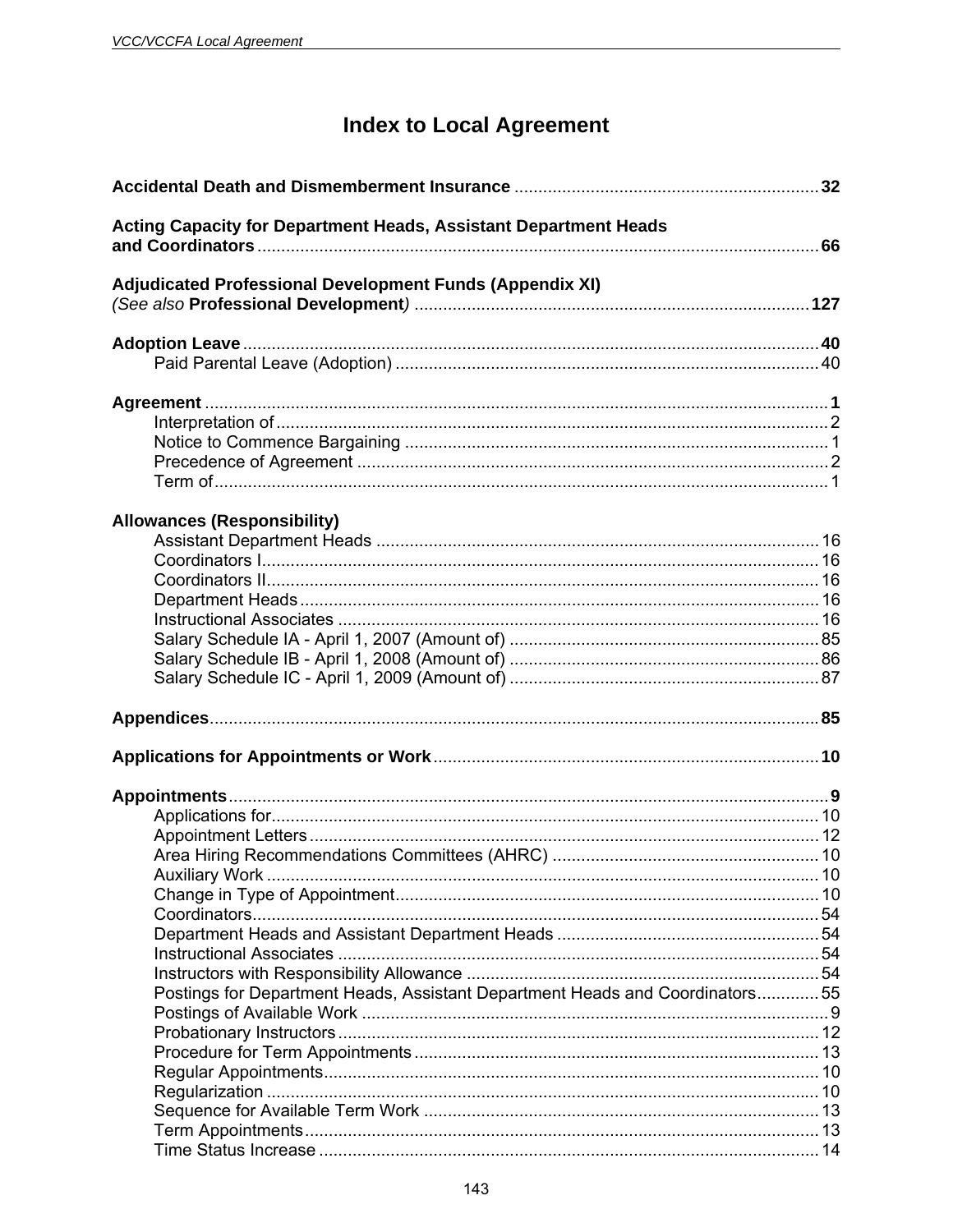# Index to Local Agreement

**Accidental Death and Dismemberment Insurance** ................ **32**

**Acting Capacity for Department Heads, Assistant Department Heads and Coordinators** ................ **66**

**Adjudicated Professional Development Funds (Appendix XI)**
*(See also* **Professional Development***)* ................ **127**

**Adoption Leave** ................ **40**
- Paid Parental Leave (Adoption) ................ 40

**Agreement** ................ **1**
- Interpretation of ................ 2
- Notice to Commence Bargaining ................ 1
- Precedence of Agreement ................ 2
- Term of ................ 1

**Allowances (Responsibility)**
- Assistant Department Heads ................ 16
- Coordinators I ................ 16
- Coordinators II ................ 16
- Department Heads ................ 16
- Instructional Associates ................ 16
- Salary Schedule IA - April 1, 2007 (Amount of) ................ 85
- Salary Schedule IB - April 1, 2008 (Amount of) ................ 86
- Salary Schedule IC - April 1, 2009 (Amount of) ................ 87

**Appendices** ................ **85**

**Applications for Appointments or Work** ................ **10**

**Appointments** ................ **9**
- Applications for ................ 10
- Appointment Letters ................ 12
- Area Hiring Recommendations Committees (AHRC) ................ 10
- Auxiliary Work ................ 10
- Change in Type of Appointment ................ 10
- Coordinators ................ 54
- Department Heads and Assistant Department Heads ................ 54
- Instructional Associates ................ 54
- Instructors with Responsibility Allowance ................ 54
- Postings for Department Heads, Assistant Department Heads and Coordinators ................ 55
- Postings of Available Work ................ 9
- Probationary Instructors ................ 12
- Procedure for Term Appointments ................ 13
- Regular Appointments ................ 10
- Regularization ................ 10
- Sequence for Available Term Work ................ 13
- Term Appointments ................ 13
- Time Status Increase ................ 14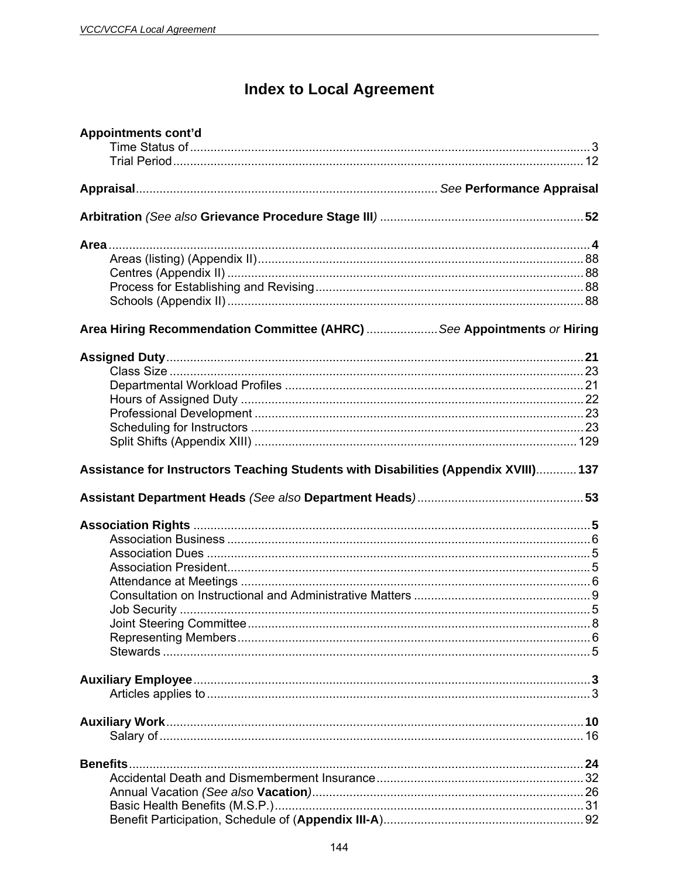# Index to Local Agreement

**Appointments cont'd**
- Time Status of ... 3
- Trial Period ... 12

**Appraisal** ... *See* **Performance Appraisal**

**Arbitration** *(See also* **Grievance Procedure Stage III***)* ... **52**

**Area** ... **4**
- Areas (listing) (Appendix II) ... 88
- Centres (Appendix II) ... 88
- Process for Establishing and Revising ... 88
- Schools (Appendix II) ... 88

**Area Hiring Recommendation Committee (AHRC)** ... *See* **Appointments** *or* **Hiring**

**Assigned Duty** ... **21**
- Class Size ... 23
- Departmental Workload Profiles ... 21
- Hours of Assigned Duty ... 22
- Professional Development ... 23
- Scheduling for Instructors ... 23
- Split Shifts (Appendix XIII) ... 129

**Assistance for Instructors Teaching Students with Disabilities (Appendix XVIII)** ... **137**

**Assistant Department Heads** *(See also* **Department Heads***)* ... **53**

**Association Rights** ... **5**
- Association Business ... 6
- Association Dues ... 5
- Association President ... 5
- Attendance at Meetings ... 6
- Consultation on Instructional and Administrative Matters ... 9
- Job Security ... 5
- Joint Steering Committee ... 8
- Representing Members ... 6
- Stewards ... 5

**Auxiliary Employee** ... **3**
- Articles applies to ... 3

**Auxiliary Work** ... **10**
- Salary of ... 16

**Benefits** ... **24**
- Accidental Death and Dismemberment Insurance ... 32
- Annual Vacation *(See also* **Vacation***)* ... 26
- Basic Health Benefits (M.S.P.) ... 31
- Benefit Participation, Schedule of (**Appendix III-A**) ... 92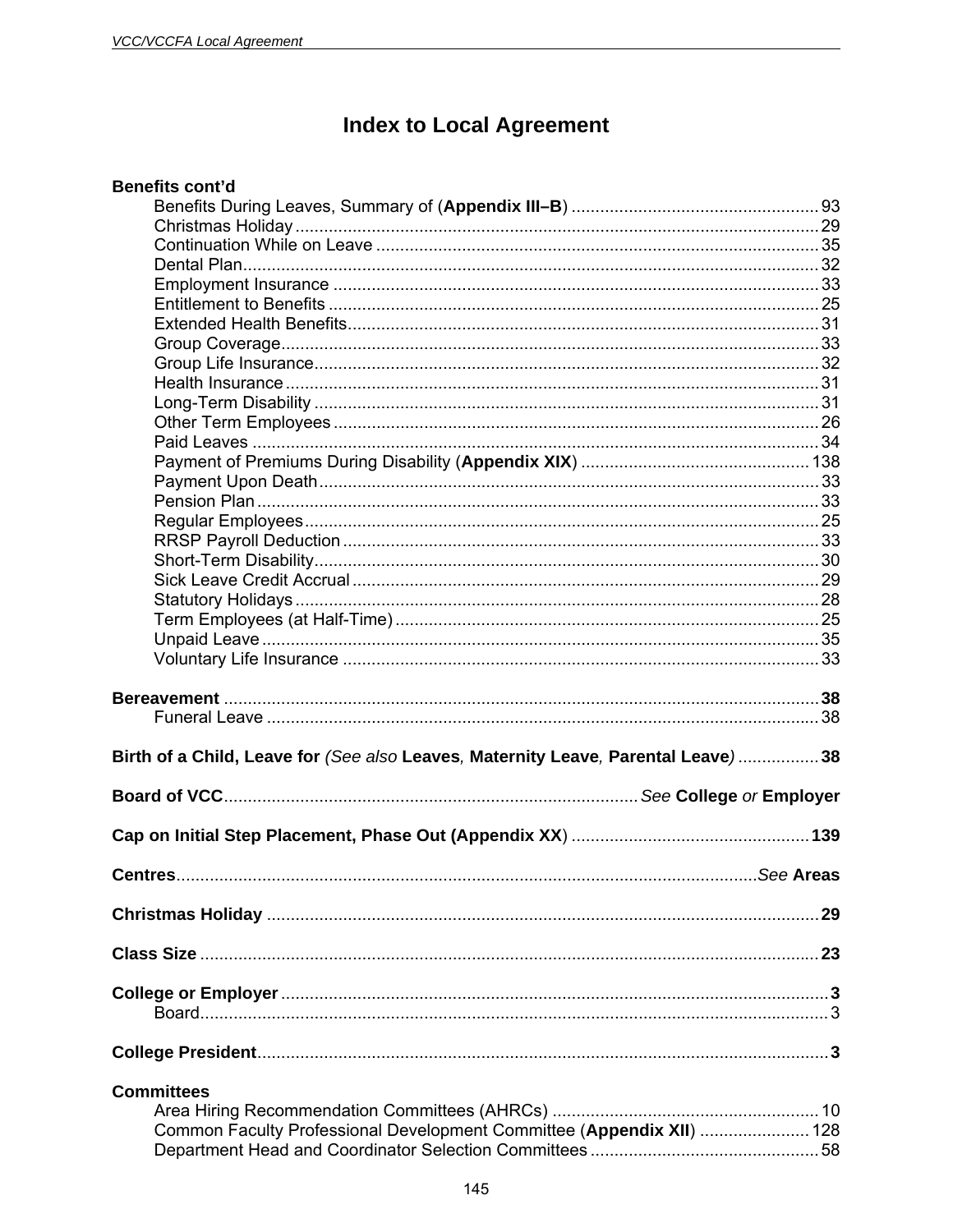# Index to Local Agreement

**Benefits cont'd**

- Benefits During Leaves, Summary of (**Appendix III–B**) ... 93
- Christmas Holiday ... 29
- Continuation While on Leave ... 35
- Dental Plan ... 32
- Employment Insurance ... 33
- Entitlement to Benefits ... 25
- Extended Health Benefits ... 31
- Group Coverage ... 33
- Group Life Insurance ... 32
- Health Insurance ... 31
- Long-Term Disability ... 31
- Other Term Employees ... 26
- Paid Leaves ... 34
- Payment of Premiums During Disability (**Appendix XIX**) ... 138
- Payment Upon Death ... 33
- Pension Plan ... 33
- Regular Employees ... 25
- RRSP Payroll Deduction ... 33
- Short-Term Disability ... 30
- Sick Leave Credit Accrual ... 29
- Statutory Holidays ... 28
- Term Employees (at Half-Time) ... 25
- Unpaid Leave ... 35
- Voluntary Life Insurance ... 33

**Bereavement ... 38**

- Funeral Leave ... 38

**Birth of a Child, Leave for** *(See also* **Leaves***,* **Maternity Leave***,* **Parental Leave***)* **... 38**

**Board of VCC** ... *See* **College** *or* **Employer**

**Cap on Initial Step Placement, Phase Out (Appendix XX**) **... 139**

**Centres** ... *See* **Areas**

**Christmas Holiday ... 29**

**Class Size ... 23**

**College or Employer ... 3**

- Board ... 3

**College President ... 3**

**Committees**

- Area Hiring Recommendation Committees (AHRCs) ... 10
- Common Faculty Professional Development Committee (**Appendix XII**) ... 128
- Department Head and Coordinator Selection Committees ... 58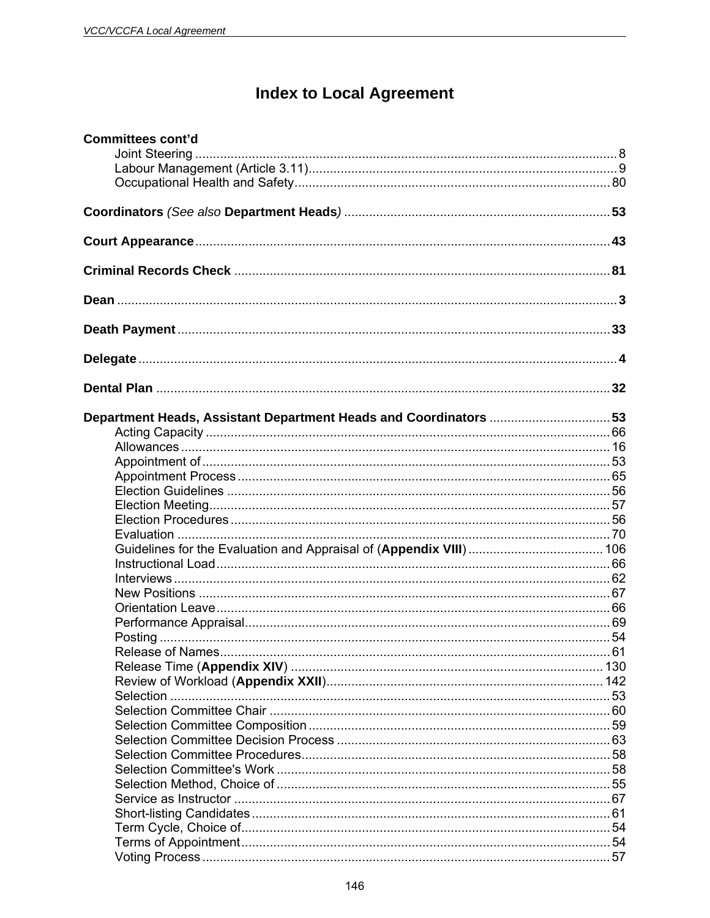# Index to Local Agreement

**Committees cont'd**

- Joint Steering ..... 8
- Labour Management (Article 3.11) ..... 9
- Occupational Health and Safety ..... 80

**Coordinators** *(See also* **Department Heads***)* ..... **53**

**Court Appearance** ..... **43**

**Criminal Records Check** ..... **81**

**Dean** ..... **3**

**Death Payment** ..... **33**

**Delegate** ..... **4**

**Dental Plan** ..... **32**

**Department Heads, Assistant Department Heads and Coordinators** ..... **53**

- Acting Capacity ..... 66
- Allowances ..... 16
- Appointment of ..... 53
- Appointment Process ..... 65
- Election Guidelines ..... 56
- Election Meeting ..... 57
- Election Procedures ..... 56
- Evaluation ..... 70
- Guidelines for the Evaluation and Appraisal of (**Appendix VIII**) ..... 106
- Instructional Load ..... 66
- Interviews ..... 62
- New Positions ..... 67
- Orientation Leave ..... 66
- Performance Appraisal ..... 69
- Posting ..... 54
- Release of Names ..... 61
- Release Time (**Appendix XIV**) ..... 130
- Review of Workload (**Appendix XXII**) ..... 142
- Selection ..... 53
- Selection Committee Chair ..... 60
- Selection Committee Composition ..... 59
- Selection Committee Decision Process ..... 63
- Selection Committee Procedures ..... 58
- Selection Committee's Work ..... 58
- Selection Method, Choice of ..... 55
- Service as Instructor ..... 67
- Short-listing Candidates ..... 61
- Term Cycle, Choice of ..... 54
- Terms of Appointment ..... 54
- Voting Process ..... 57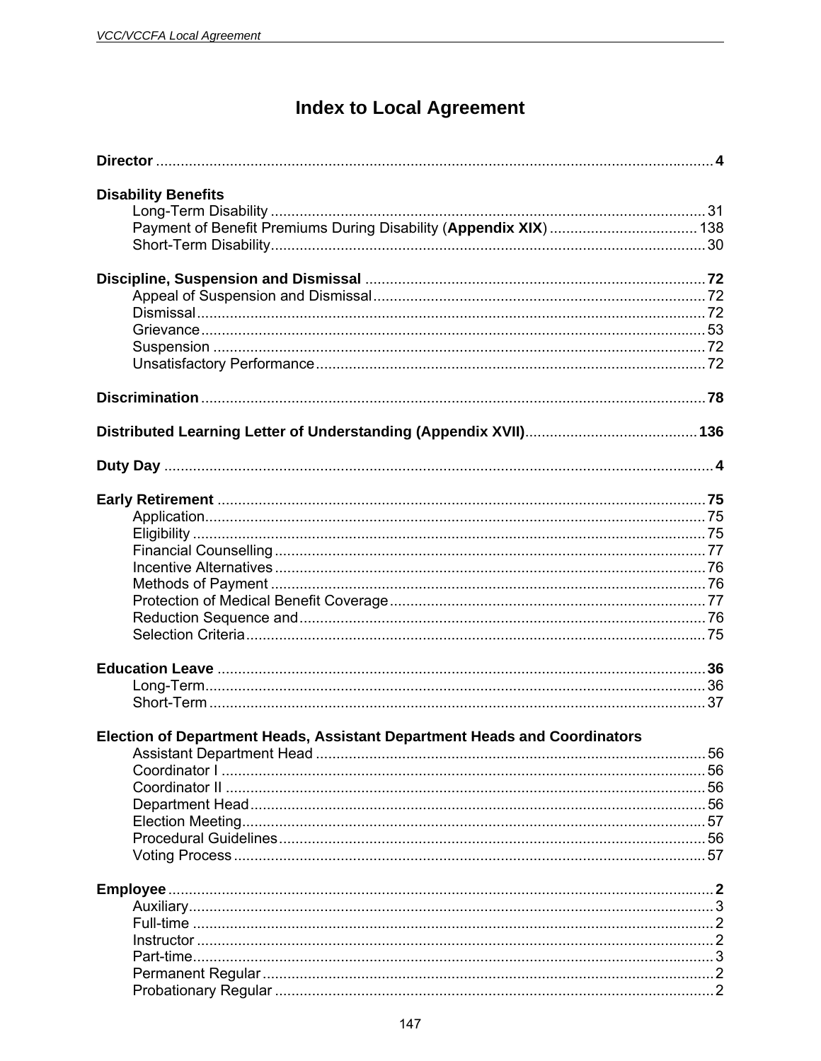# Index to Local Agreement

**Director** ........................................................................................................................ **4**

**Disability Benefits**
- Long-Term Disability .......................................................................................... 31
- Payment of Benefit Premiums During Disability (**Appendix XIX**) .................................. 138
- Short-Term Disability.......................................................................................... 30

**Discipline, Suspension and Dismissal** .................................................................................. **72**
- Appeal of Suspension and Dismissal................................................................................. 72
- Dismissal............................................................................................................ 72
- Grievance........................................................................................................... 53
- Suspension ........................................................................................................ 72
- Unsatisfactory Performance............................................................................... 72

**Discrimination**........................................................................................................... **78**

**Distributed Learning Letter of Understanding (Appendix XVII)**.......................................... **136**

**Duty Day** ..................................................................................................................... **4**

**Early Retirement** ....................................................................................................... **75**
- Application.......................................................................................................... 75
- Eligibility ............................................................................................................. 75
- Financial Counselling ......................................................................................... 77
- Incentive Alternatives ......................................................................................... 76
- Methods of Payment .......................................................................................... 76
- Protection of Medical Benefit Coverage............................................................. 77
- Reduction Sequence and................................................................................... 76
- Selection Criteria................................................................................................ 75

**Education Leave** ....................................................................................................... **36**
- Long-Term.......................................................................................................... 36
- Short-Term ......................................................................................................... 37

**Election of Department Heads, Assistant Department Heads and Coordinators**
- Assistant Department Head ............................................................................... 56
- Coordinator I ...................................................................................................... 56
- Coordinator II ..................................................................................................... 56
- Department Head............................................................................................... 56
- Election Meeting................................................................................................. 57
- Procedural Guidelines........................................................................................ 56
- Voting Process ................................................................................................... 57

**Employee**..................................................................................................................... **2**
- Auxiliary................................................................................................................ 3
- Full-time ............................................................................................................... 2
- Instructor ............................................................................................................. 2
- Part-time............................................................................................................... 3
- Permanent Regular ............................................................................................. 2
- Probationary Regular .......................................................................................... 2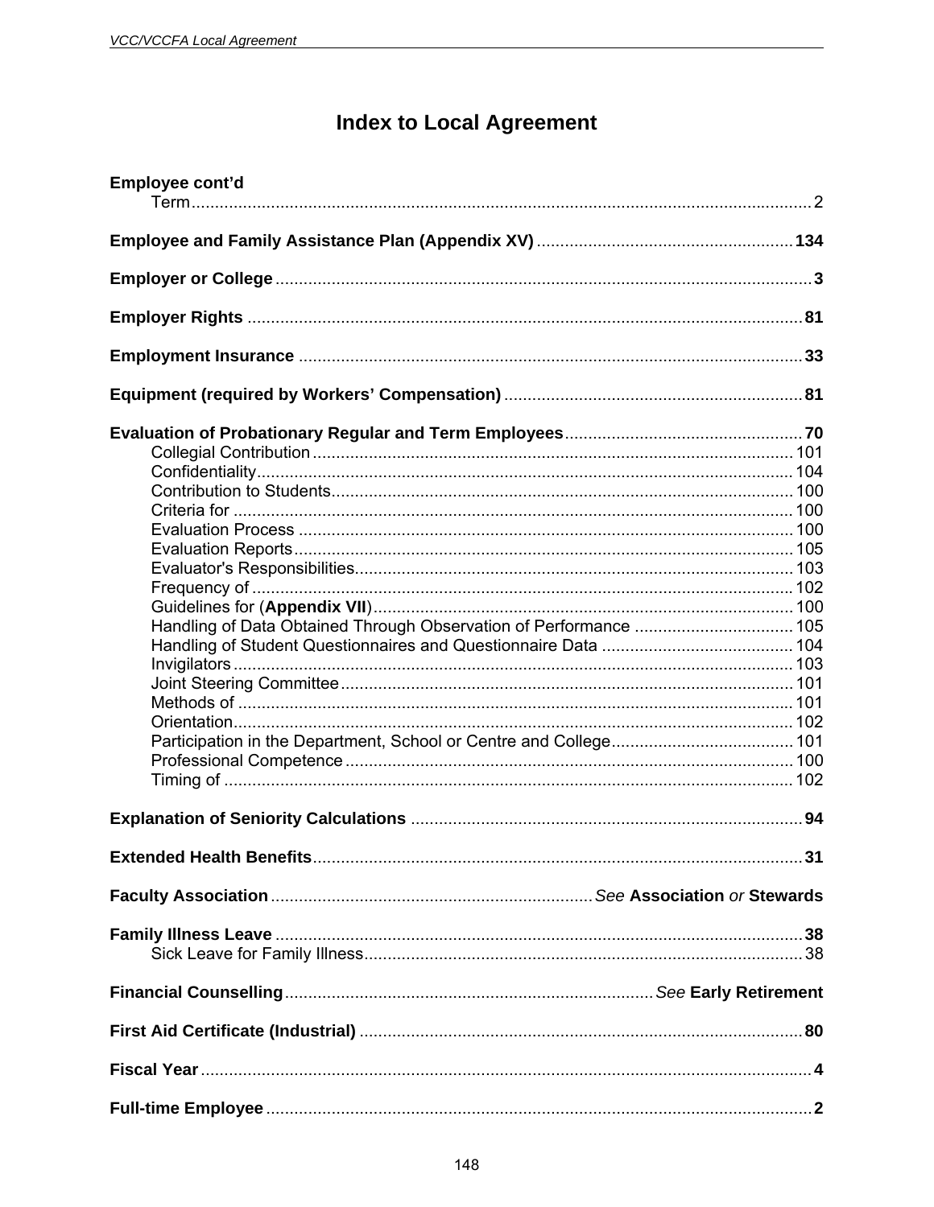# Index to Local Agreement

**Employee cont'd**
- Term ........ 2

**Employee and Family Assistance Plan (Appendix XV)** ........ **134**

**Employer or College** ........ **3**

**Employer Rights** ........ **81**

**Employment Insurance** ........ **33**

**Equipment (required by Workers' Compensation)** ........ **81**

**Evaluation of Probationary Regular and Term Employees** ........ **70**
- Collegial Contribution ........ 101
- Confidentiality ........ 104
- Contribution to Students ........ 100
- Criteria for ........ 100
- Evaluation Process ........ 100
- Evaluation Reports ........ 105
- Evaluator's Responsibilities ........ 103
- Frequency of ........ 102
- Guidelines for (**Appendix VII**) ........ 100
- Handling of Data Obtained Through Observation of Performance ........ 105
- Handling of Student Questionnaires and Questionnaire Data ........ 104
- Invigilators ........ 103
- Joint Steering Committee ........ 101
- Methods of ........ 101
- Orientation ........ 102
- Participation in the Department, School or Centre and College ........ 101
- Professional Competence ........ 100
- Timing of ........ 102

**Explanation of Seniority Calculations** ........ **94**

**Extended Health Benefits** ........ **31**

**Faculty Association** ........ *See* **Association** *or* **Stewards**

**Family Illness Leave** ........ **38**
- Sick Leave for Family Illness ........ 38

**Financial Counselling** ........ *See* **Early Retirement**

**First Aid Certificate (Industrial)** ........ **80**

**Fiscal Year** ........ **4**

**Full-time Employee** ........ **2**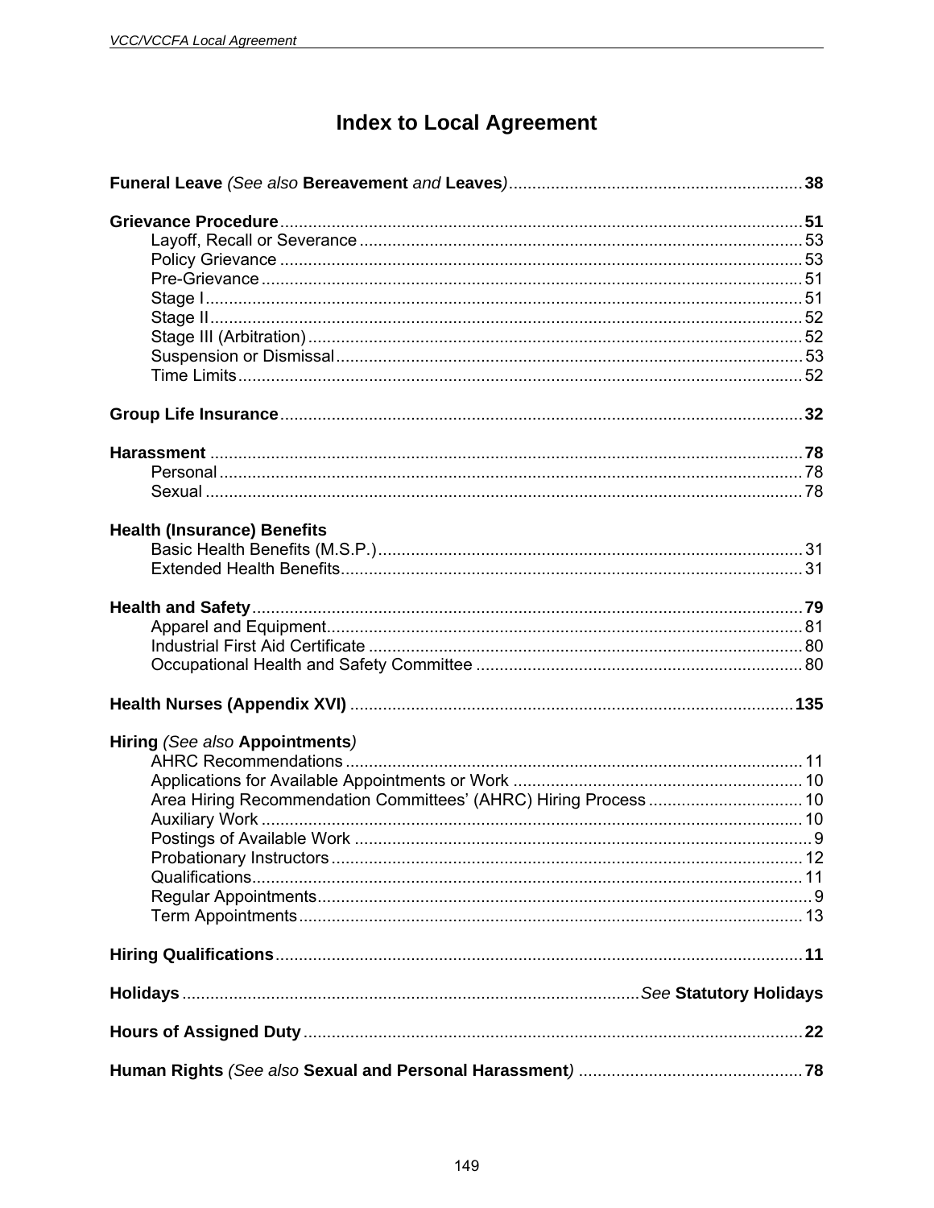# Index to Local Agreement

**Funeral Leave** *(See also* **Bereavement** *and* **Leaves***)* .......... **38**

**Grievance Procedure** .......... **51**
- Layoff, Recall or Severance .......... 53
- Policy Grievance .......... 53
- Pre-Grievance .......... 51
- Stage I .......... 51
- Stage II .......... 52
- Stage III (Arbitration) .......... 52
- Suspension or Dismissal .......... 53
- Time Limits .......... 52

**Group Life Insurance** .......... **32**

**Harassment** .......... **78**
- Personal .......... 78
- Sexual .......... 78

**Health (Insurance) Benefits**
- Basic Health Benefits (M.S.P.) .......... 31
- Extended Health Benefits .......... 31

**Health and Safety** .......... **79**
- Apparel and Equipment .......... 81
- Industrial First Aid Certificate .......... 80
- Occupational Health and Safety Committee .......... 80

**Health Nurses (Appendix XVI)** .......... **135**

**Hiring** *(See also* **Appointments***)*
- AHRC Recommendations .......... 11
- Applications for Available Appointments or Work .......... 10
- Area Hiring Recommendation Committees' (AHRC) Hiring Process .......... 10
- Auxiliary Work .......... 10
- Postings of Available Work .......... 9
- Probationary Instructors .......... 12
- Qualifications .......... 11
- Regular Appointments .......... 9
- Term Appointments .......... 13

**Hiring Qualifications** .......... **11**

**Holidays** .......... *See* **Statutory Holidays**

**Hours of Assigned Duty** .......... **22**

**Human Rights** *(See also* **Sexual and Personal Harassment***)* .......... **78**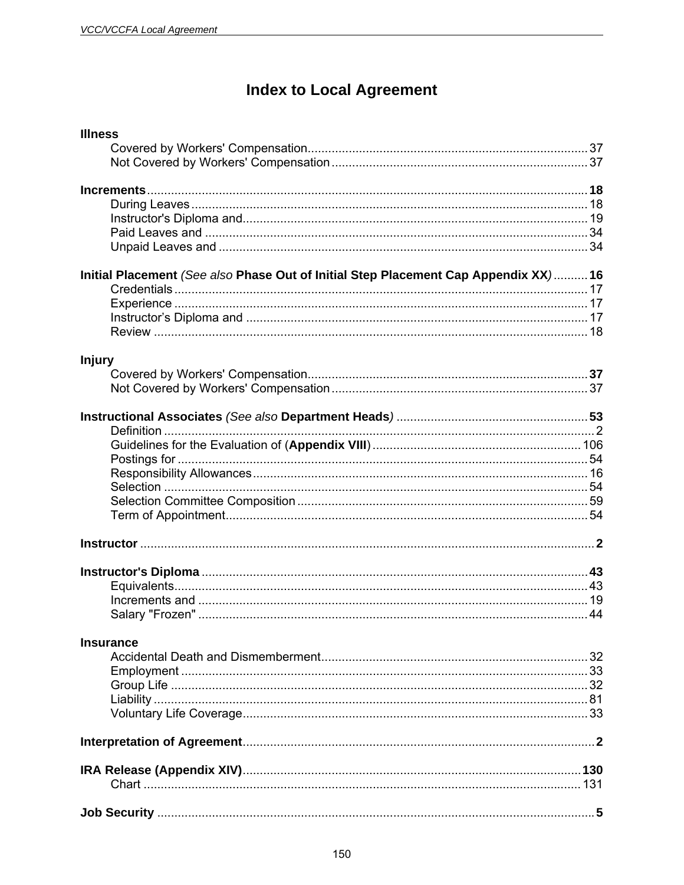# Index to Local Agreement

**Illness**
- Covered by Workers' Compensation ... 37
- Not Covered by Workers' Compensation ... 37

**Increments** ... **18**
- During Leaves ... 18
- Instructor's Diploma and ... 19
- Paid Leaves and ... 34
- Unpaid Leaves and ... 34

**Initial Placement** *(See also* **Phase Out of Initial Step Placement Cap Appendix XX***)* ... **16**
- Credentials ... 17
- Experience ... 17
- Instructor's Diploma and ... 17
- Review ... 18

**Injury**
- Covered by Workers' Compensation ... **37**
- Not Covered by Workers' Compensation ... 37

**Instructional Associates** *(See also* **Department Heads***)* ... **53**
- Definition ... 2
- Guidelines for the Evaluation of (**Appendix VIII**) ... 106
- Postings for ... 54
- Responsibility Allowances ... 16
- Selection ... 54
- Selection Committee Composition ... 59
- Term of Appointment ... 54

**Instructor** ... **2**

**Instructor's Diploma** ... **43**
- Equivalents ... 43
- Increments and ... 19
- Salary "Frozen" ... 44

**Insurance**
- Accidental Death and Dismemberment ... 32
- Employment ... 33
- Group Life ... 32
- Liability ... 81
- Voluntary Life Coverage ... 33

**Interpretation of Agreement** ... **2**

**IRA Release (Appendix XIV)** ... **130**
- Chart ... 131

**Job Security** ... **5**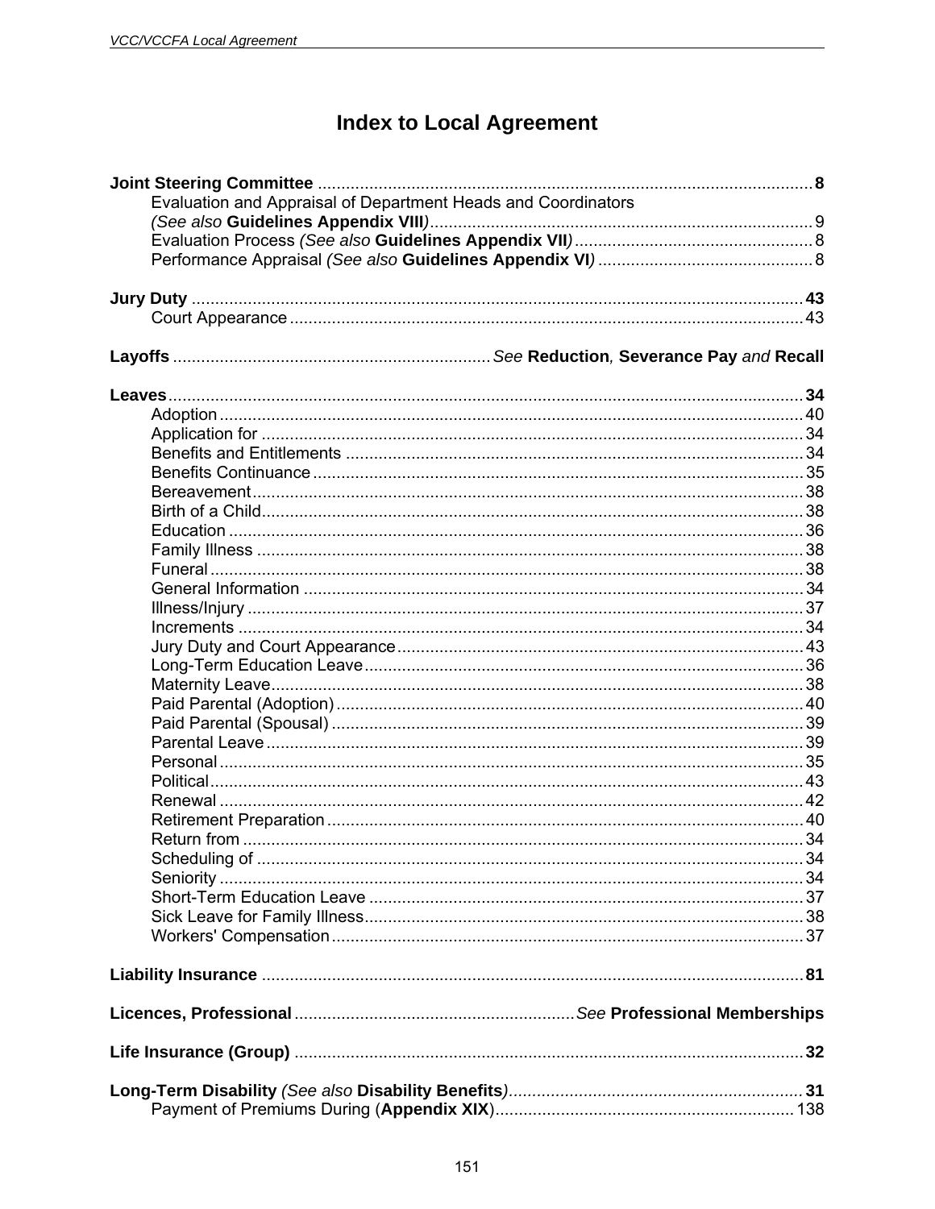# Index to Local Agreement

**Joint Steering Committee** .......... **8**
- Evaluation and Appraisal of Department Heads and Coordinators (*See also* **Guidelines Appendix VIII**) .......... 9
- Evaluation Process (*See also* **Guidelines Appendix VII**) .......... 8
- Performance Appraisal (*See also* **Guidelines Appendix VI**) .......... 8

**Jury Duty** .......... **43**
- Court Appearance .......... 43

**Layoffs** .......... *See* **Reduction***,* **Severance Pay** *and* **Recall**

**Leaves** .......... **34**
- Adoption .......... 40
- Application for .......... 34
- Benefits and Entitlements .......... 34
- Benefits Continuance .......... 35
- Bereavement .......... 38
- Birth of a Child .......... 38
- Education .......... 36
- Family Illness .......... 38
- Funeral .......... 38
- General Information .......... 34
- Illness/Injury .......... 37
- Increments .......... 34
- Jury Duty and Court Appearance .......... 43
- Long-Term Education Leave .......... 36
- Maternity Leave .......... 38
- Paid Parental (Adoption) .......... 40
- Paid Parental (Spousal) .......... 39
- Parental Leave .......... 39
- Personal .......... 35
- Political .......... 43
- Renewal .......... 42
- Retirement Preparation .......... 40
- Return from .......... 34
- Scheduling of .......... 34
- Seniority .......... 34
- Short-Term Education Leave .......... 37
- Sick Leave for Family Illness .......... 38
- Workers' Compensation .......... 37

**Liability Insurance** .......... **81**

**Licences, Professional** .......... *See* **Professional Memberships**

**Life Insurance (Group)** .......... **32**

**Long-Term Disability** *(See also* **Disability Benefits***)* .......... **31**
- Payment of Premiums During (**Appendix XIX**) .......... 138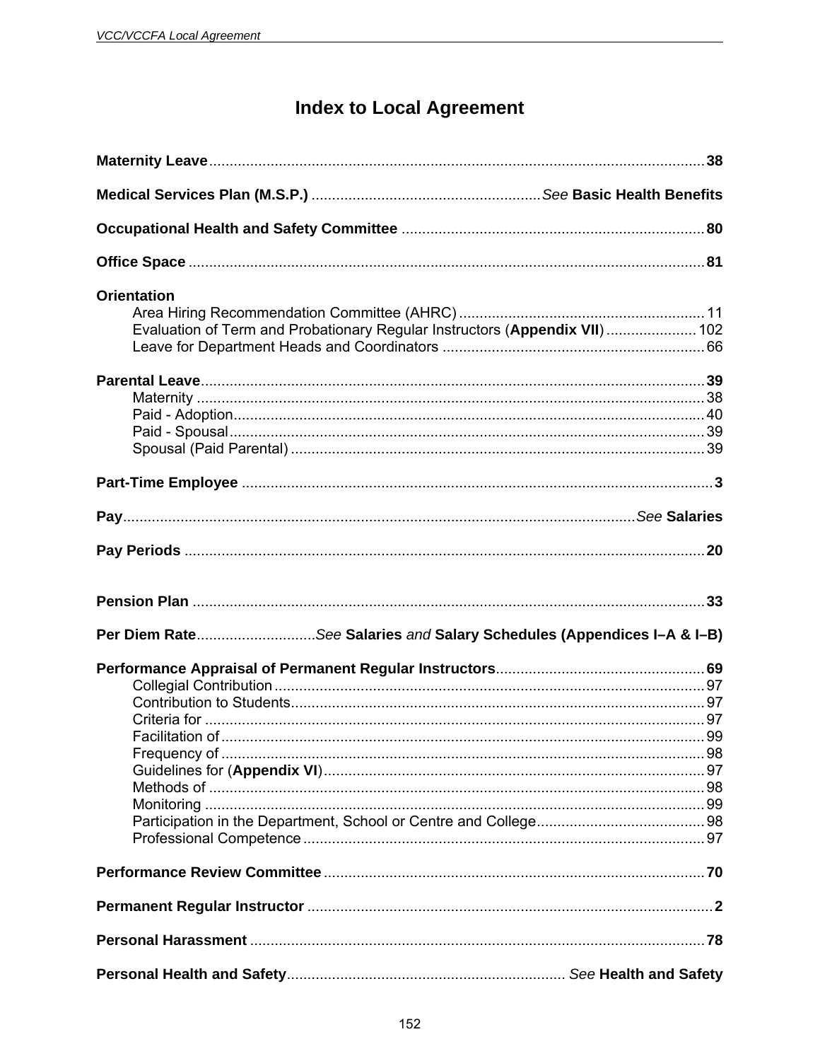# Index to Local Agreement

**Maternity Leave** ........ **38**

**Medical Services Plan (M.S.P.)** ........ *See* **Basic Health Benefits**

**Occupational Health and Safety Committee** ........ **80**

**Office Space** ........ **81**

**Orientation**

- Area Hiring Recommendation Committee (AHRC) ........ 11
- Evaluation of Term and Probationary Regular Instructors (**Appendix VII**) ........ 102
- Leave for Department Heads and Coordinators ........ 66

**Parental Leave** ........ **39**

- Maternity ........ 38
- Paid - Adoption ........ 40
- Paid - Spousal ........ 39
- Spousal (Paid Parental) ........ 39

**Part-Time Employee** ........ **3**

**Pay** ........ *See* **Salaries**

**Pay Periods** ........ **20**

**Pension Plan** ........ **33**

**Per Diem Rate** ........ *See* **Salaries** *and* **Salary Schedules (Appendices I–A & I–B)**

**Performance Appraisal of Permanent Regular Instructors** ........ **69**

- Collegial Contribution ........ 97
- Contribution to Students ........ 97
- Criteria for ........ 97
- Facilitation of ........ 99
- Frequency of ........ 98
- Guidelines for (**Appendix VI**) ........ 97
- Methods of ........ 98
- Monitoring ........ 99
- Participation in the Department, School or Centre and College ........ 98
- Professional Competence ........ 97

**Performance Review Committee** ........ **70**

**Permanent Regular Instructor** ........ **2**

**Personal Harassment** ........ **78**

**Personal Health and Safety** ........ *See* **Health and Safety**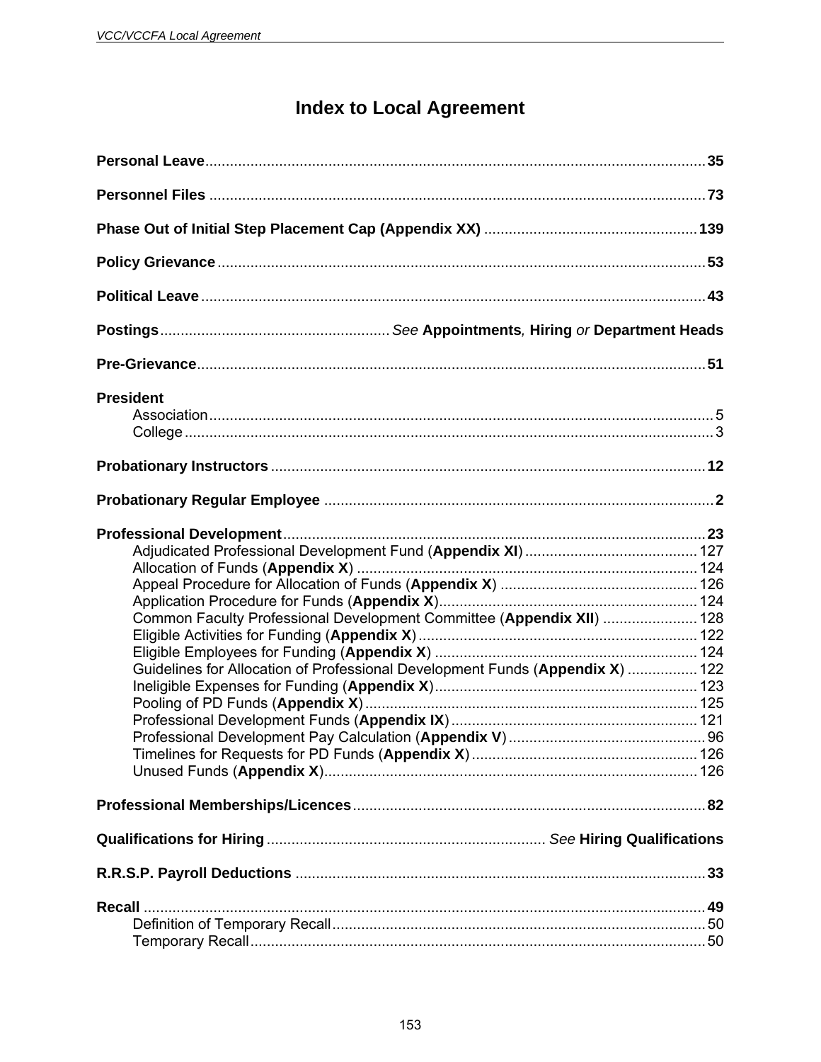# Index to Local Agreement

**Personal Leave** .......... **35**

**Personnel Files** .......... **73**

**Phase Out of Initial Step Placement Cap (Appendix XX)** .......... **139**

**Policy Grievance** .......... **53**

**Political Leave** .......... **43**

**Postings** .......... *See* **Appointments***,* **Hiring** *or* **Department Heads**

**Pre-Grievance** .......... **51**

**President**
- Association .......... 5
- College .......... 3

**Probationary Instructors** .......... **12**

**Probationary Regular Employee** .......... **2**

**Professional Development** .......... **23**
- Adjudicated Professional Development Fund (**Appendix XI**) .......... 127
- Allocation of Funds (**Appendix X**) .......... 124
- Appeal Procedure for Allocation of Funds (**Appendix X**) .......... 126
- Application Procedure for Funds (**Appendix X**) .......... 124
- Common Faculty Professional Development Committee (**Appendix XII**) .......... 128
- Eligible Activities for Funding (**Appendix X**) .......... 122
- Eligible Employees for Funding (**Appendix X**) .......... 124
- Guidelines for Allocation of Professional Development Funds (**Appendix X**) .......... 122
- Ineligible Expenses for Funding (**Appendix X**) .......... 123
- Pooling of PD Funds (**Appendix X**) .......... 125
- Professional Development Funds (**Appendix IX**) .......... 121
- Professional Development Pay Calculation (**Appendix V**) .......... 96
- Timelines for Requests for PD Funds (**Appendix X**) .......... 126
- Unused Funds (**Appendix X**) .......... 126

**Professional Memberships/Licences** .......... **82**

**Qualifications for Hiring** .......... *See* **Hiring Qualifications**

**R.R.S.P. Payroll Deductions** .......... **33**

**Recall** .......... **49**
- Definition of Temporary Recall .......... 50
- Temporary Recall .......... 50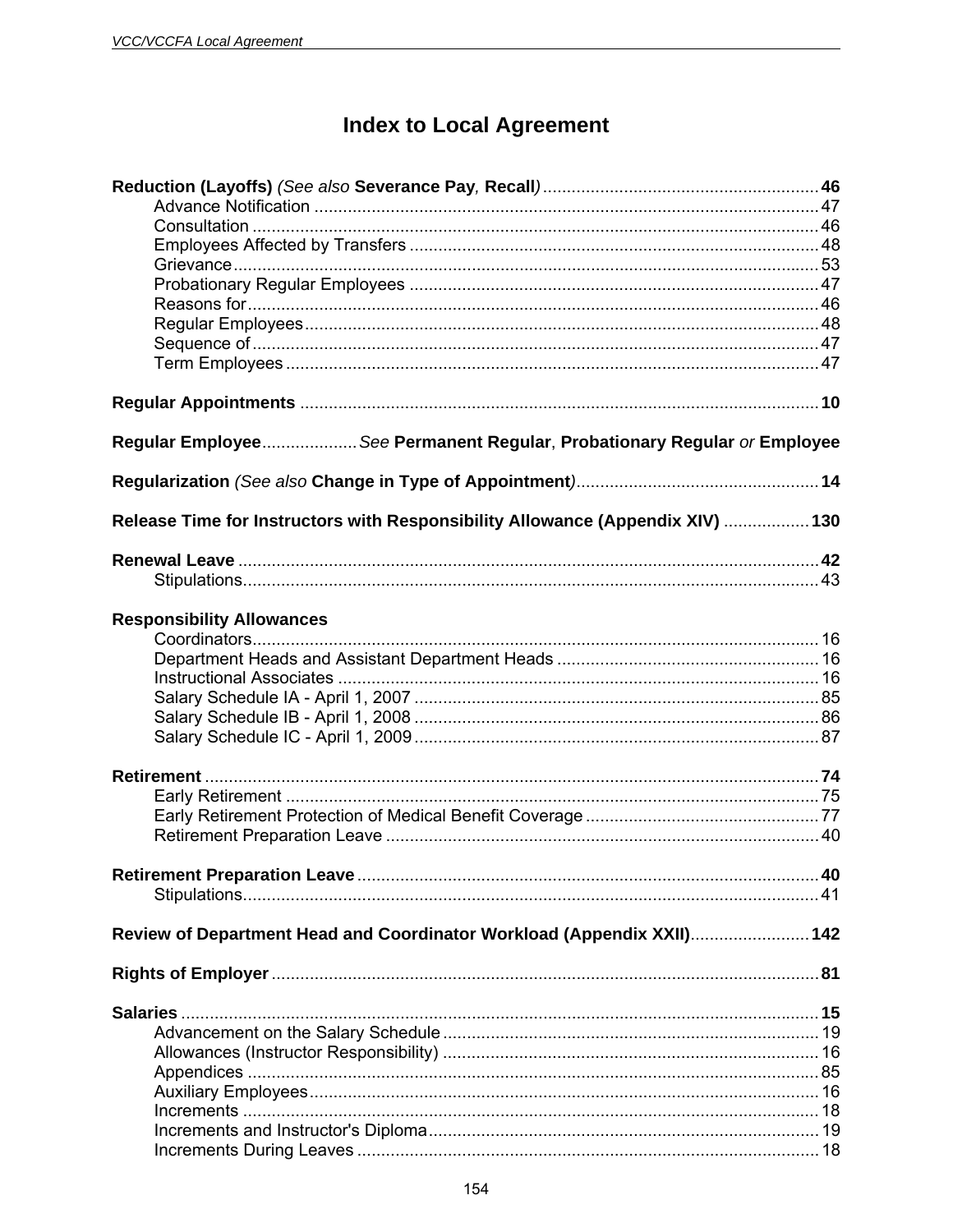# Index to Local Agreement

**Reduction (Layoffs)** *(See also* **Severance Pay**, **Recall***)* .......... **46**
- Advance Notification .......... 47
- Consultation .......... 46
- Employees Affected by Transfers .......... 48
- Grievance .......... 53
- Probationary Regular Employees .......... 47
- Reasons for .......... 46
- Regular Employees .......... 48
- Sequence of .......... 47
- Term Employees .......... 47

**Regular Appointments** .......... **10**

**Regular Employee** .......... *See* **Permanent Regular**, **Probationary Regular** *or* **Employee**

**Regularization** *(See also* **Change in Type of Appointment***)* .......... **14**

**Release Time for Instructors with Responsibility Allowance (Appendix XIV)** .......... **130**

**Renewal Leave** .......... **42**
- Stipulations .......... 43

**Responsibility Allowances**
- Coordinators .......... 16
- Department Heads and Assistant Department Heads .......... 16
- Instructional Associates .......... 16
- Salary Schedule IA - April 1, 2007 .......... 85
- Salary Schedule IB - April 1, 2008 .......... 86
- Salary Schedule IC - April 1, 2009 .......... 87

**Retirement** .......... **74**
- Early Retirement .......... 75
- Early Retirement Protection of Medical Benefit Coverage .......... 77
- Retirement Preparation Leave .......... 40

**Retirement Preparation Leave** .......... **40**
- Stipulations .......... 41

**Review of Department Head and Coordinator Workload (Appendix XXII)** .......... **142**

**Rights of Employer** .......... **81**

**Salaries** .......... **15**
- Advancement on the Salary Schedule .......... 19
- Allowances (Instructor Responsibility) .......... 16
- Appendices .......... 85
- Auxiliary Employees .......... 16
- Increments .......... 18
- Increments and Instructor's Diploma .......... 19
- Increments During Leaves .......... 18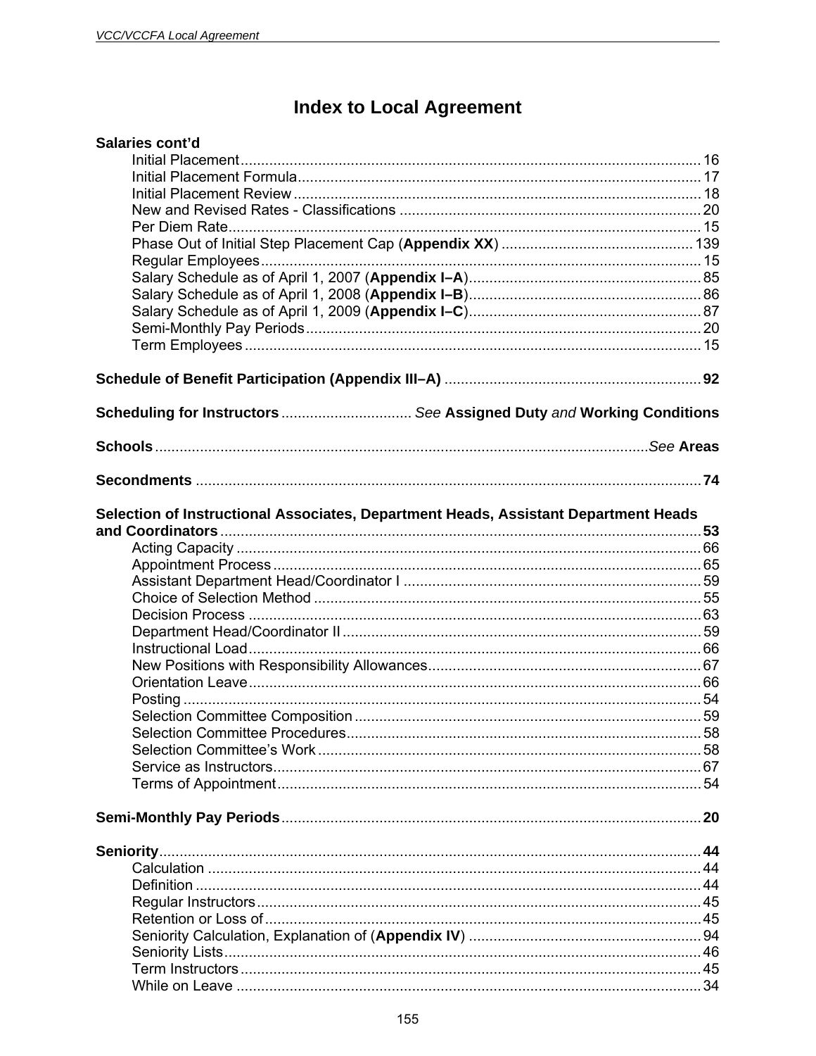# Index to Local Agreement

**Salaries cont'd**

- Initial Placement .......... 16
- Initial Placement Formula .......... 17
- Initial Placement Review .......... 18
- New and Revised Rates - Classifications .......... 20
- Per Diem Rate .......... 15
- Phase Out of Initial Step Placement Cap (**Appendix XX**) .......... 139
- Regular Employees .......... 15
- Salary Schedule as of April 1, 2007 (**Appendix I–A**) .......... 85
- Salary Schedule as of April 1, 2008 (**Appendix I–B**) .......... 86
- Salary Schedule as of April 1, 2009 (**Appendix I–C**) .......... 87
- Semi-Monthly Pay Periods .......... 20
- Term Employees .......... 15

**Schedule of Benefit Participation (Appendix III–A)** .......... **92**

**Scheduling for Instructors** .......... *See* **Assigned Duty** *and* **Working Conditions**

**Schools** .......... *See* **Areas**

**Secondments** .......... **74**

**Selection of Instructional Associates, Department Heads, Assistant Department Heads and Coordinators** .......... **53**

- Acting Capacity .......... 66
- Appointment Process .......... 65
- Assistant Department Head/Coordinator I .......... 59
- Choice of Selection Method .......... 55
- Decision Process .......... 63
- Department Head/Coordinator II .......... 59
- Instructional Load .......... 66
- New Positions with Responsibility Allowances .......... 67
- Orientation Leave .......... 66
- Posting .......... 54
- Selection Committee Composition .......... 59
- Selection Committee Procedures .......... 58
- Selection Committee's Work .......... 58
- Service as Instructors .......... 67
- Terms of Appointment .......... 54

**Semi-Monthly Pay Periods** .......... **20**

**Seniority** .......... **44**

- Calculation .......... 44
- Definition .......... 44
- Regular Instructors .......... 45
- Retention or Loss of .......... 45
- Seniority Calculation, Explanation of (**Appendix IV**) .......... 94
- Seniority Lists .......... 46
- Term Instructors .......... 45
- While on Leave .......... 34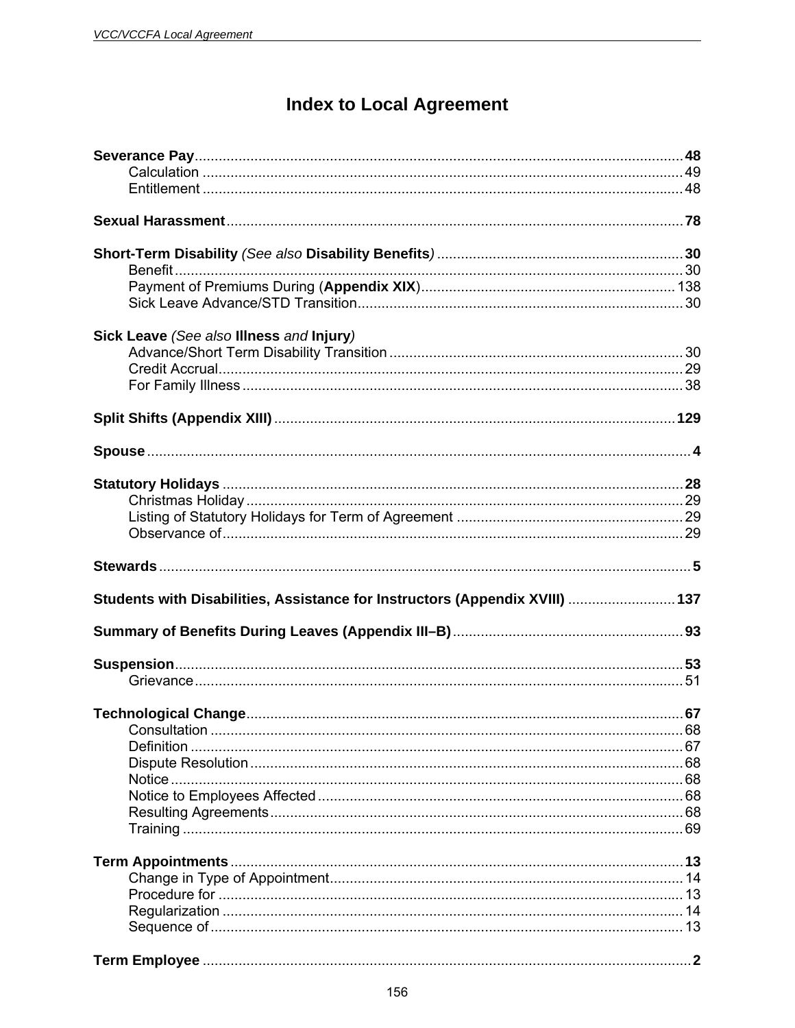# Index to Local Agreement

**Severance Pay** .......... **48**
- Calculation .......... 49
- Entitlement .......... 48

**Sexual Harassment** .......... **78**

**Short-Term Disability** *(See also* **Disability Benefits***)* .......... **30**
- Benefit .......... 30
- Payment of Premiums During (**Appendix XIX**) .......... 138
- Sick Leave Advance/STD Transition .......... 30

**Sick Leave** *(See also* **Illness** *and* **Injury***)*
- Advance/Short Term Disability Transition .......... 30
- Credit Accrual .......... 29
- For Family Illness .......... 38

**Split Shifts (Appendix XIII)** .......... **129**

**Spouse** .......... **4**

**Statutory Holidays** .......... **28**
- Christmas Holiday .......... 29
- Listing of Statutory Holidays for Term of Agreement .......... 29
- Observance of .......... 29

**Stewards** .......... **5**

**Students with Disabilities, Assistance for Instructors (Appendix XVIII)** .......... **137**

**Summary of Benefits During Leaves (Appendix III–B)** .......... **93**

**Suspension** .......... **53**
- Grievance .......... 51

**Technological Change** .......... **67**
- Consultation .......... 68
- Definition .......... 67
- Dispute Resolution .......... 68
- Notice .......... 68
- Notice to Employees Affected .......... 68
- Resulting Agreements .......... 68
- Training .......... 69

**Term Appointments** .......... **13**
- Change in Type of Appointment .......... 14
- Procedure for .......... 13
- Regularization .......... 14
- Sequence of .......... 13

**Term Employee** .......... **2**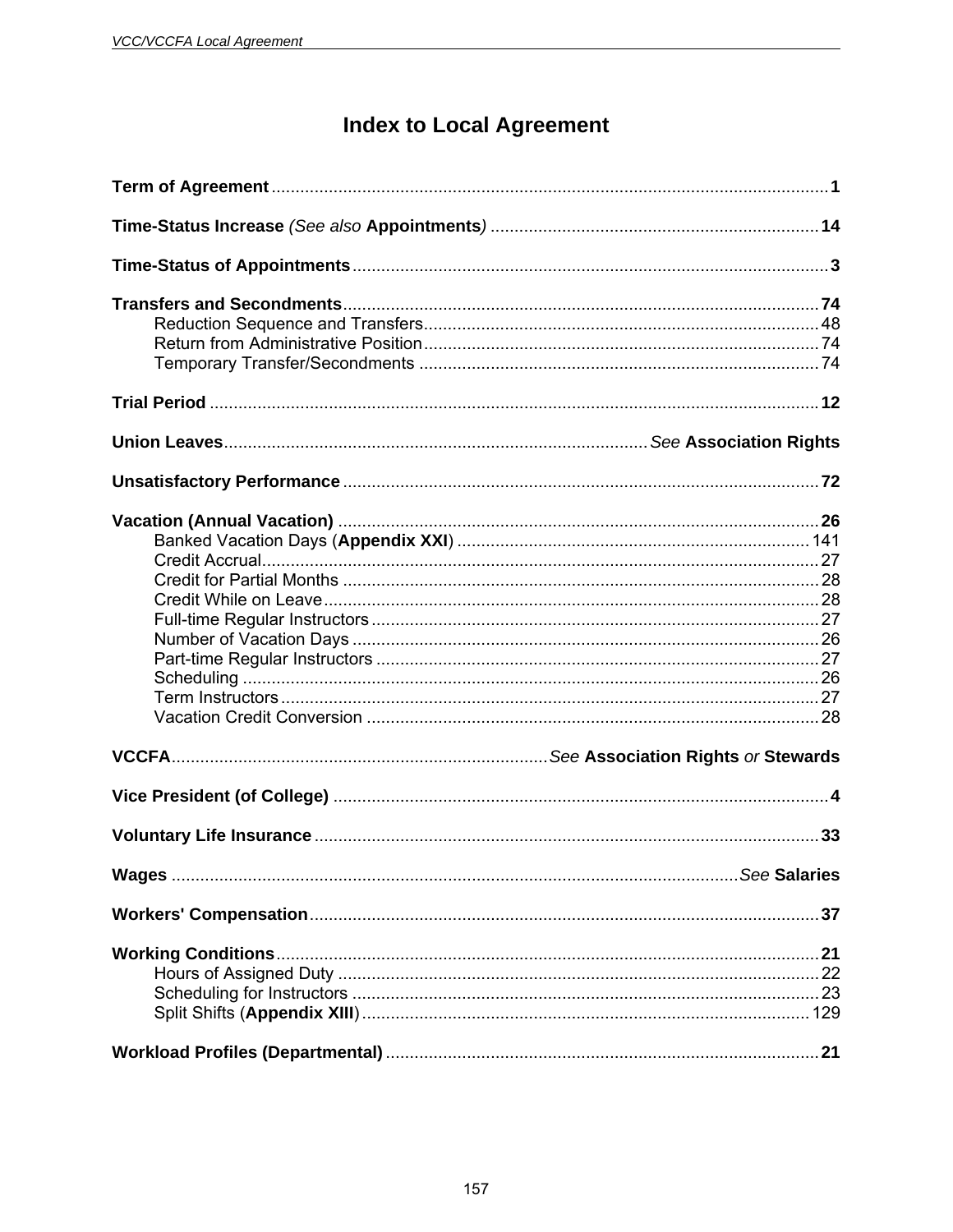# Index to Local Agreement

**Term of Agreement** ........................................................................................................ **1**

**Time-Status Increase** *(See also* **Appointments***)* ..................................................................... **14**

**Time-Status of Appointments** ............................................................................................ **3**

**Transfers and Secondments** ............................................................................................. **74**
- Reduction Sequence and Transfers ..................................................................................... 48
- Return from Administrative Position ..................................................................................... 74
- Temporary Transfer/Secondments ...................................................................................... 74

**Trial Period** ........................................................................................................................ **12**

**Union Leaves** ............................................................................................ *See* **Association Rights**

**Unsatisfactory Performance** ........................................................................................... **72**

**Vacation (Annual Vacation)** ............................................................................................. **26**
- Banked Vacation Days (**Appendix XXI**) ............................................................................ 141
- Credit Accrual ........................................................................................................................ 27
- Credit for Partial Months ....................................................................................................... 28
- Credit While on Leave .......................................................................................................... 28
- Full-time Regular Instructors ................................................................................................ 27
- Number of Vacation Days ..................................................................................................... 26
- Part-time Regular Instructors ............................................................................................... 27
- Scheduling ............................................................................................................................ 26
- Term Instructors .................................................................................................................... 27
- Vacation Credit Conversion .................................................................................................. 28

**VCCFA** ................................................................................ *See* **Association Rights** *or* **Stewards**

**Vice President (of College)** .................................................................................................. **4**

**Voluntary Life Insurance** .................................................................................................... **33**

**Wages** ....................................................................................................................... *See* **Salaries**

**Workers' Compensation** ..................................................................................................... **37**

**Working Conditions** ............................................................................................................ **21**
- Hours of Assigned Duty ........................................................................................................ 22
- Scheduling for Instructors ..................................................................................................... 23
- Split Shifts (**Appendix XIII**) ............................................................................................... 129

**Workload Profiles (Departmental)** ..................................................................................... **21**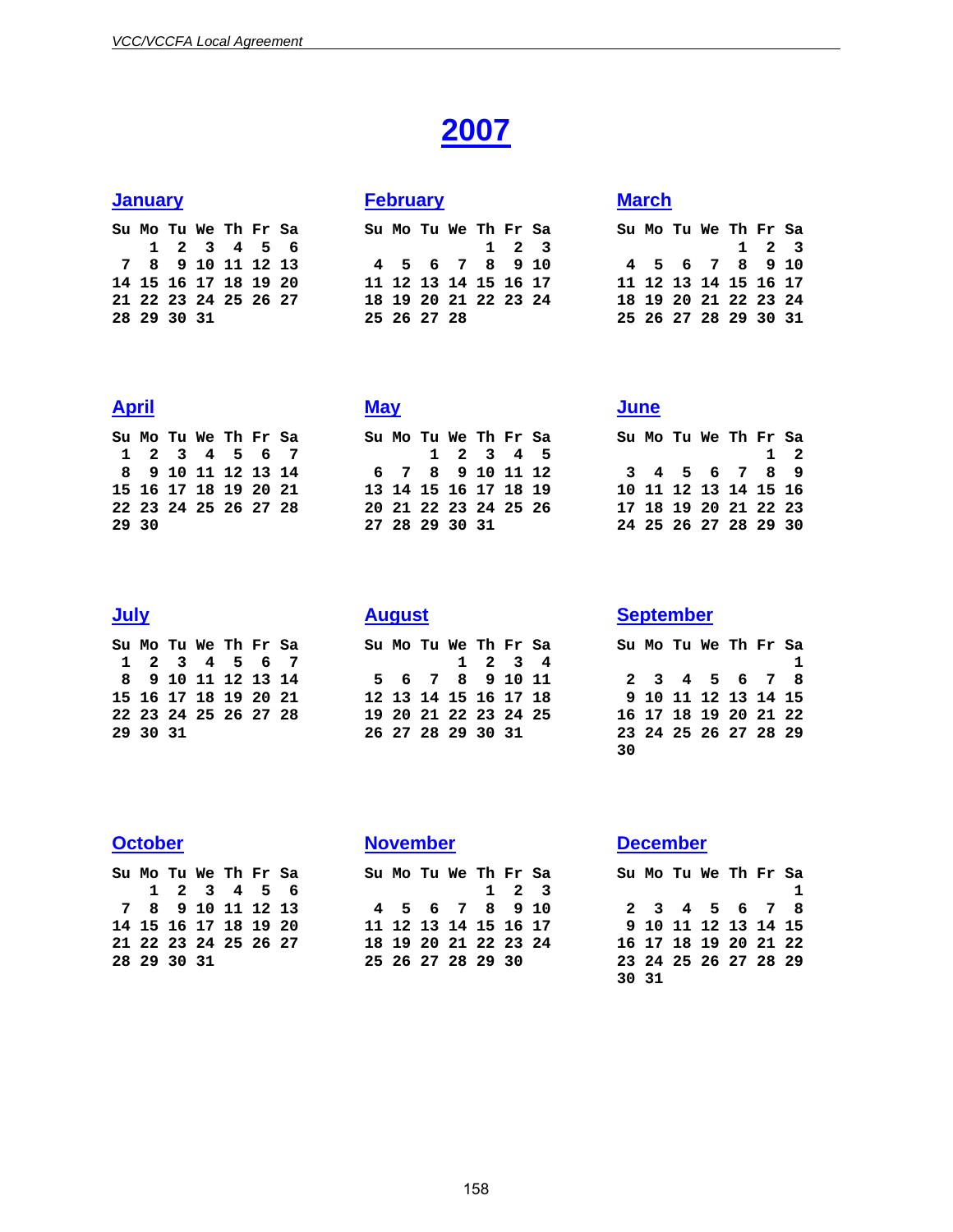# 2007

### January

| Su | Mo | Tu | We | Th | Fr | Sa |
|---|---|---|---|---|---|---|
| | 1 | 2 | 3 | 4 | 5 | 6 |
| 7 | 8 | 9 | 10 | 11 | 12 | 13 |
| 14 | 15 | 16 | 17 | 18 | 19 | 20 |
| 21 | 22 | 23 | 24 | 25 | 26 | 27 |
| 28 | 29 | 30 | 31 | | | |

### February

| Su | Mo | Tu | We | Th | Fr | Sa |
|---|---|---|---|---|---|---|
| | | | | 1 | 2 | 3 |
| 4 | 5 | 6 | 7 | 8 | 9 | 10 |
| 11 | 12 | 13 | 14 | 15 | 16 | 17 |
| 18 | 19 | 20 | 21 | 22 | 23 | 24 |
| 25 | 26 | 27 | 28 | | | |

### March

| Su | Mo | Tu | We | Th | Fr | Sa |
|---|---|---|---|---|---|---|
| | | | | 1 | 2 | 3 |
| 4 | 5 | 6 | 7 | 8 | 9 | 10 |
| 11 | 12 | 13 | 14 | 15 | 16 | 17 |
| 18 | 19 | 20 | 21 | 22 | 23 | 24 |
| 25 | 26 | 27 | 28 | 29 | 30 | 31 |

### April

| Su | Mo | Tu | We | Th | Fr | Sa |
|---|---|---|---|---|---|---|
| 1 | 2 | 3 | 4 | 5 | 6 | 7 |
| 8 | 9 | 10 | 11 | 12 | 13 | 14 |
| 15 | 16 | 17 | 18 | 19 | 20 | 21 |
| 22 | 23 | 24 | 25 | 26 | 27 | 28 |
| 29 | 30 | | | | | |

### May

| Su | Mo | Tu | We | Th | Fr | Sa |
|---|---|---|---|---|---|---|
| | | 1 | 2 | 3 | 4 | 5 |
| 6 | 7 | 8 | 9 | 10 | 11 | 12 |
| 13 | 14 | 15 | 16 | 17 | 18 | 19 |
| 20 | 21 | 22 | 23 | 24 | 25 | 26 |
| 27 | 28 | 29 | 30 | 31 | | |

### June

| Su | Mo | Tu | We | Th | Fr | Sa |
|---|---|---|---|---|---|---|
| | | | | | 1 | 2 |
| 3 | 4 | 5 | 6 | 7 | 8 | 9 |
| 10 | 11 | 12 | 13 | 14 | 15 | 16 |
| 17 | 18 | 19 | 20 | 21 | 22 | 23 |
| 24 | 25 | 26 | 27 | 28 | 29 | 30 |

### July

| Su | Mo | Tu | We | Th | Fr | Sa |
|---|---|---|---|---|---|---|
| 1 | 2 | 3 | 4 | 5 | 6 | 7 |
| 8 | 9 | 10 | 11 | 12 | 13 | 14 |
| 15 | 16 | 17 | 18 | 19 | 20 | 21 |
| 22 | 23 | 24 | 25 | 26 | 27 | 28 |
| 29 | 30 | 31 | | | | |

### August

| Su | Mo | Tu | We | Th | Fr | Sa |
|---|---|---|---|---|---|---|
| | | | 1 | 2 | 3 | 4 |
| 5 | 6 | 7 | 8 | 9 | 10 | 11 |
| 12 | 13 | 14 | 15 | 16 | 17 | 18 |
| 19 | 20 | 21 | 22 | 23 | 24 | 25 |
| 26 | 27 | 28 | 29 | 30 | 31 | |

### September

| Su | Mo | Tu | We | Th | Fr | Sa |
|---|---|---|---|---|---|---|
| | | | | | | 1 |
| 2 | 3 | 4 | 5 | 6 | 7 | 8 |
| 9 | 10 | 11 | 12 | 13 | 14 | 15 |
| 16 | 17 | 18 | 19 | 20 | 21 | 22 |
| 23 | 24 | 25 | 26 | 27 | 28 | 29 |
| 30 | | | | | | |

### October

| Su | Mo | Tu | We | Th | Fr | Sa |
|---|---|---|---|---|---|---|
| | 1 | 2 | 3 | 4 | 5 | 6 |
| 7 | 8 | 9 | 10 | 11 | 12 | 13 |
| 14 | 15 | 16 | 17 | 18 | 19 | 20 |
| 21 | 22 | 23 | 24 | 25 | 26 | 27 |
| 28 | 29 | 30 | 31 | | | |

### November

| Su | Mo | Tu | We | Th | Fr | Sa |
|---|---|---|---|---|---|---|
| | | | | 1 | 2 | 3 |
| 4 | 5 | 6 | 7 | 8 | 9 | 10 |
| 11 | 12 | 13 | 14 | 15 | 16 | 17 |
| 18 | 19 | 20 | 21 | 22 | 23 | 24 |
| 25 | 26 | 27 | 28 | 29 | 30 | |

### December

| Su | Mo | Tu | We | Th | Fr | Sa |
|---|---|---|---|---|---|---|
| | | | | | | 1 |
| 2 | 3 | 4 | 5 | 6 | 7 | 8 |
| 9 | 10 | 11 | 12 | 13 | 14 | 15 |
| 16 | 17 | 18 | 19 | 20 | 21 | 22 |
| 23 | 24 | 25 | 26 | 27 | 28 | 29 |
| 30 | 31 | | | | | |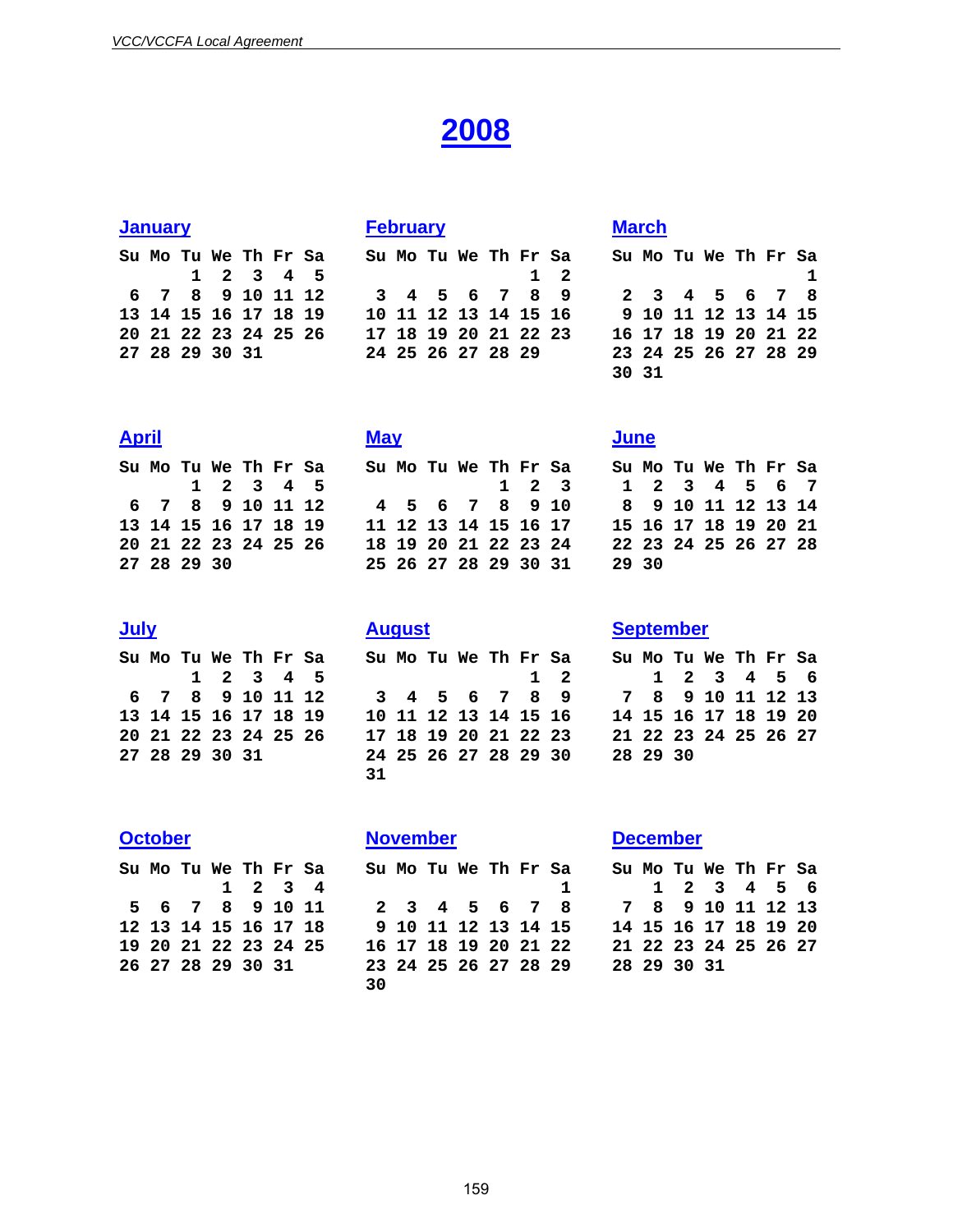# 2008

### January

| Su | Mo | Tu | We | Th | Fr | Sa |
|---|---|---|---|---|---|---|
| | | 1 | 2 | 3 | 4 | 5 |
| 6 | 7 | 8 | 9 | 10 | 11 | 12 |
| 13 | 14 | 15 | 16 | 17 | 18 | 19 |
| 20 | 21 | 22 | 23 | 24 | 25 | 26 |
| 27 | 28 | 29 | 30 | 31 | | |

### February

| Su | Mo | Tu | We | Th | Fr | Sa |
|---|---|---|---|---|---|---|
| | | | | | 1 | 2 |
| 3 | 4 | 5 | 6 | 7 | 8 | 9 |
| 10 | 11 | 12 | 13 | 14 | 15 | 16 |
| 17 | 18 | 19 | 20 | 21 | 22 | 23 |
| 24 | 25 | 26 | 27 | 28 | 29 | |

### March

| Su | Mo | Tu | We | Th | Fr | Sa |
|---|---|---|---|---|---|---|
| | | | | | | 1 |
| 2 | 3 | 4 | 5 | 6 | 7 | 8 |
| 9 | 10 | 11 | 12 | 13 | 14 | 15 |
| 16 | 17 | 18 | 19 | 20 | 21 | 22 |
| 23 | 24 | 25 | 26 | 27 | 28 | 29 |
| 30 | 31 | | | | | |

### April

| Su | Mo | Tu | We | Th | Fr | Sa |
|---|---|---|---|---|---|---|
| | | 1 | 2 | 3 | 4 | 5 |
| 6 | 7 | 8 | 9 | 10 | 11 | 12 |
| 13 | 14 | 15 | 16 | 17 | 18 | 19 |
| 20 | 21 | 22 | 23 | 24 | 25 | 26 |
| 27 | 28 | 29 | 30 | | | |

### May

| Su | Mo | Tu | We | Th | Fr | Sa |
|---|---|---|---|---|---|---|
| | | | | 1 | 2 | 3 |
| 4 | 5 | 6 | 7 | 8 | 9 | 10 |
| 11 | 12 | 13 | 14 | 15 | 16 | 17 |
| 18 | 19 | 20 | 21 | 22 | 23 | 24 |
| 25 | 26 | 27 | 28 | 29 | 30 | 31 |

### June

| Su | Mo | Tu | We | Th | Fr | Sa |
|---|---|---|---|---|---|---|
| 1 | 2 | 3 | 4 | 5 | 6 | 7 |
| 8 | 9 | 10 | 11 | 12 | 13 | 14 |
| 15 | 16 | 17 | 18 | 19 | 20 | 21 |
| 22 | 23 | 24 | 25 | 26 | 27 | 28 |
| 29 | 30 | | | | | |

### July

| Su | Mo | Tu | We | Th | Fr | Sa |
|---|---|---|---|---|---|---|
| | | 1 | 2 | 3 | 4 | 5 |
| 6 | 7 | 8 | 9 | 10 | 11 | 12 |
| 13 | 14 | 15 | 16 | 17 | 18 | 19 |
| 20 | 21 | 22 | 23 | 24 | 25 | 26 |
| 27 | 28 | 29 | 30 | 31 | | |

### August

| Su | Mo | Tu | We | Th | Fr | Sa |
|---|---|---|---|---|---|---|
| | | | | | 1 | 2 |
| 3 | 4 | 5 | 6 | 7 | 8 | 9 |
| 10 | 11 | 12 | 13 | 14 | 15 | 16 |
| 17 | 18 | 19 | 20 | 21 | 22 | 23 |
| 24 | 25 | 26 | 27 | 28 | 29 | 30 |
| 31 | | | | | | |

### September

| Su | Mo | Tu | We | Th | Fr | Sa |
|---|---|---|---|---|---|---|
| | 1 | 2 | 3 | 4 | 5 | 6 |
| 7 | 8 | 9 | 10 | 11 | 12 | 13 |
| 14 | 15 | 16 | 17 | 18 | 19 | 20 |
| 21 | 22 | 23 | 24 | 25 | 26 | 27 |
| 28 | 29 | 30 | | | | |

### October

| Su | Mo | Tu | We | Th | Fr | Sa |
|---|---|---|---|---|---|---|
| | | | 1 | 2 | 3 | 4 |
| 5 | 6 | 7 | 8 | 9 | 10 | 11 |
| 12 | 13 | 14 | 15 | 16 | 17 | 18 |
| 19 | 20 | 21 | 22 | 23 | 24 | 25 |
| 26 | 27 | 28 | 29 | 30 | 31 | |

### November

| Su | Mo | Tu | We | Th | Fr | Sa |
|---|---|---|---|---|---|---|
| | | | | | | 1 |
| 2 | 3 | 4 | 5 | 6 | 7 | 8 |
| 9 | 10 | 11 | 12 | 13 | 14 | 15 |
| 16 | 17 | 18 | 19 | 20 | 21 | 22 |
| 23 | 24 | 25 | 26 | 27 | 28 | 29 |
| 30 | | | | | | |

### December

| Su | Mo | Tu | We | Th | Fr | Sa |
|---|---|---|---|---|---|---|
| | 1 | 2 | 3 | 4 | 5 | 6 |
| 7 | 8 | 9 | 10 | 11 | 12 | 13 |
| 14 | 15 | 16 | 17 | 18 | 19 | 20 |
| 21 | 22 | 23 | 24 | 25 | 26 | 27 |
| 28 | 29 | 30 | 31 | | | |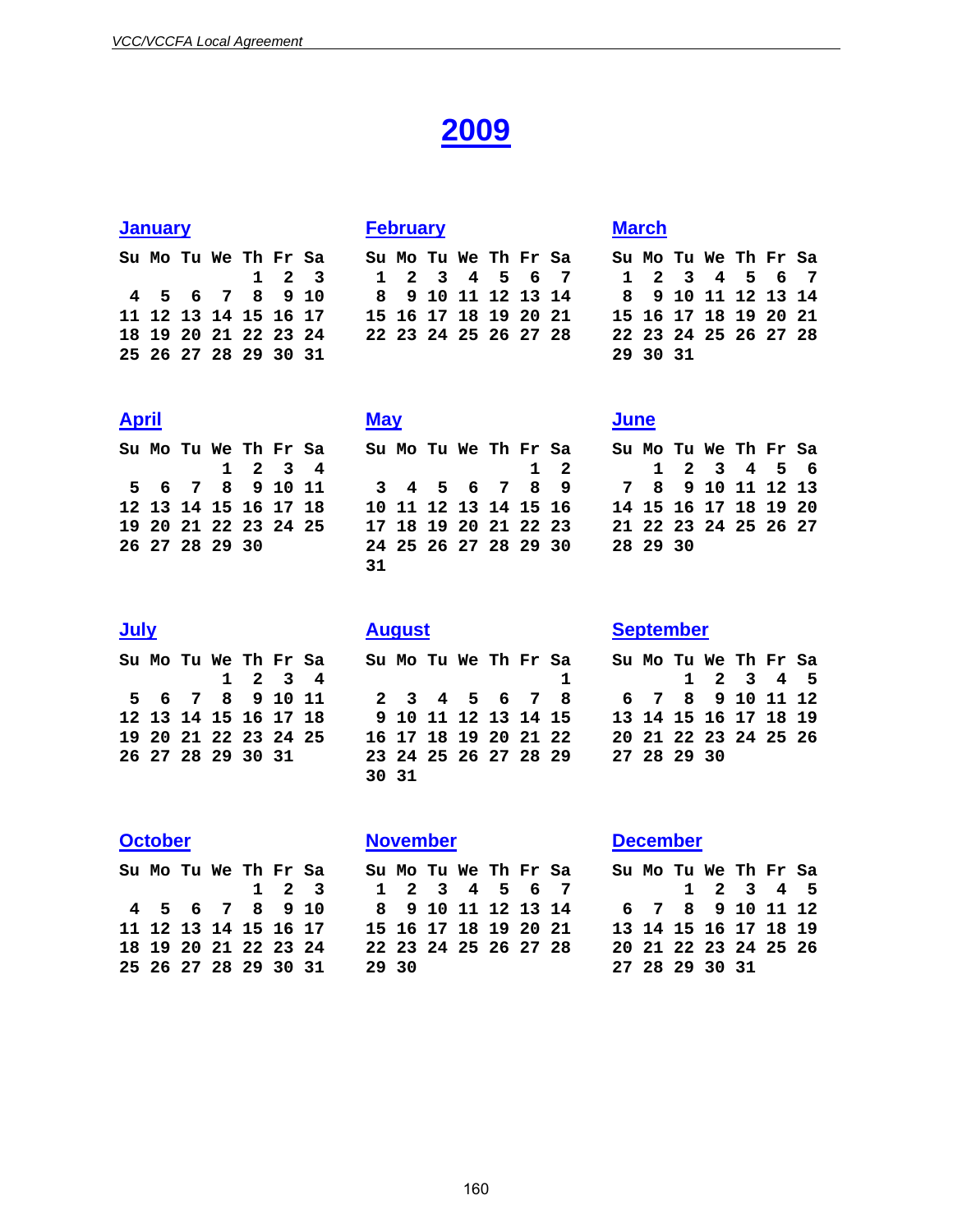# 2009

### January

| Su | Mo | Tu | We | Th | Fr | Sa |
|---|---|---|---|---|---|---|
| | | | | 1 | 2 | 3 |
| 4 | 5 | 6 | 7 | 8 | 9 | 10 |
| 11 | 12 | 13 | 14 | 15 | 16 | 17 |
| 18 | 19 | 20 | 21 | 22 | 23 | 24 |
| 25 | 26 | 27 | 28 | 29 | 30 | 31 |

### February

| Su | Mo | Tu | We | Th | Fr | Sa |
|---|---|---|---|---|---|---|
| 1 | 2 | 3 | 4 | 5 | 6 | 7 |
| 8 | 9 | 10 | 11 | 12 | 13 | 14 |
| 15 | 16 | 17 | 18 | 19 | 20 | 21 |
| 22 | 23 | 24 | 25 | 26 | 27 | 28 |

### March

| Su | Mo | Tu | We | Th | Fr | Sa |
|---|---|---|---|---|---|---|
| 1 | 2 | 3 | 4 | 5 | 6 | 7 |
| 8 | 9 | 10 | 11 | 12 | 13 | 14 |
| 15 | 16 | 17 | 18 | 19 | 20 | 21 |
| 22 | 23 | 24 | 25 | 26 | 27 | 28 |
| 29 | 30 | 31 | | | | |

### April

| Su | Mo | Tu | We | Th | Fr | Sa |
|---|---|---|---|---|---|---|
| | | | 1 | 2 | 3 | 4 |
| 5 | 6 | 7 | 8 | 9 | 10 | 11 |
| 12 | 13 | 14 | 15 | 16 | 17 | 18 |
| 19 | 20 | 21 | 22 | 23 | 24 | 25 |
| 26 | 27 | 28 | 29 | 30 | | |

### May

| Su | Mo | Tu | We | Th | Fr | Sa |
|---|---|---|---|---|---|---|
| | | | | | 1 | 2 |
| 3 | 4 | 5 | 6 | 7 | 8 | 9 |
| 10 | 11 | 12 | 13 | 14 | 15 | 16 |
| 17 | 18 | 19 | 20 | 21 | 22 | 23 |
| 24 | 25 | 26 | 27 | 28 | 29 | 30 |
| 31 | | | | | | |

### June

| Su | Mo | Tu | We | Th | Fr | Sa |
|---|---|---|---|---|---|---|
| | 1 | 2 | 3 | 4 | 5 | 6 |
| 7 | 8 | 9 | 10 | 11 | 12 | 13 |
| 14 | 15 | 16 | 17 | 18 | 19 | 20 |
| 21 | 22 | 23 | 24 | 25 | 26 | 27 |
| 28 | 29 | 30 | | | | |

### July

| Su | Mo | Tu | We | Th | Fr | Sa |
|---|---|---|---|---|---|---|
| | | | 1 | 2 | 3 | 4 |
| 5 | 6 | 7 | 8 | 9 | 10 | 11 |
| 12 | 13 | 14 | 15 | 16 | 17 | 18 |
| 19 | 20 | 21 | 22 | 23 | 24 | 25 |
| 26 | 27 | 28 | 29 | 30 | 31 | |

### August

| Su | Mo | Tu | We | Th | Fr | Sa |
|---|---|---|---|---|---|---|
| | | | | | | 1 |
| 2 | 3 | 4 | 5 | 6 | 7 | 8 |
| 9 | 10 | 11 | 12 | 13 | 14 | 15 |
| 16 | 17 | 18 | 19 | 20 | 21 | 22 |
| 23 | 24 | 25 | 26 | 27 | 28 | 29 |
| 30 | 31 | | | | | |

### September

| Su | Mo | Tu | We | Th | Fr | Sa |
|---|---|---|---|---|---|---|
| | | 1 | 2 | 3 | 4 | 5 |
| 6 | 7 | 8 | 9 | 10 | 11 | 12 |
| 13 | 14 | 15 | 16 | 17 | 18 | 19 |
| 20 | 21 | 22 | 23 | 24 | 25 | 26 |
| 27 | 28 | 29 | 30 | | | |

### October

| Su | Mo | Tu | We | Th | Fr | Sa |
|---|---|---|---|---|---|---|
| | | | | 1 | 2 | 3 |
| 4 | 5 | 6 | 7 | 8 | 9 | 10 |
| 11 | 12 | 13 | 14 | 15 | 16 | 17 |
| 18 | 19 | 20 | 21 | 22 | 23 | 24 |
| 25 | 26 | 27 | 28 | 29 | 30 | 31 |

### November

| Su | Mo | Tu | We | Th | Fr | Sa |
|---|---|---|---|---|---|---|
| 1 | 2 | 3 | 4 | 5 | 6 | 7 |
| 8 | 9 | 10 | 11 | 12 | 13 | 14 |
| 15 | 16 | 17 | 18 | 19 | 20 | 21 |
| 22 | 23 | 24 | 25 | 26 | 27 | 28 |
| 29 | 30 | | | | | |

### December

| Su | Mo | Tu | We | Th | Fr | Sa |
|---|---|---|---|---|---|---|
| | | 1 | 2 | 3 | 4 | 5 |
| 6 | 7 | 8 | 9 | 10 | 11 | 12 |
| 13 | 14 | 15 | 16 | 17 | 18 | 19 |
| 20 | 21 | 22 | 23 | 24 | 25 | 26 |
| 27 | 28 | 29 | 30 | 31 | | |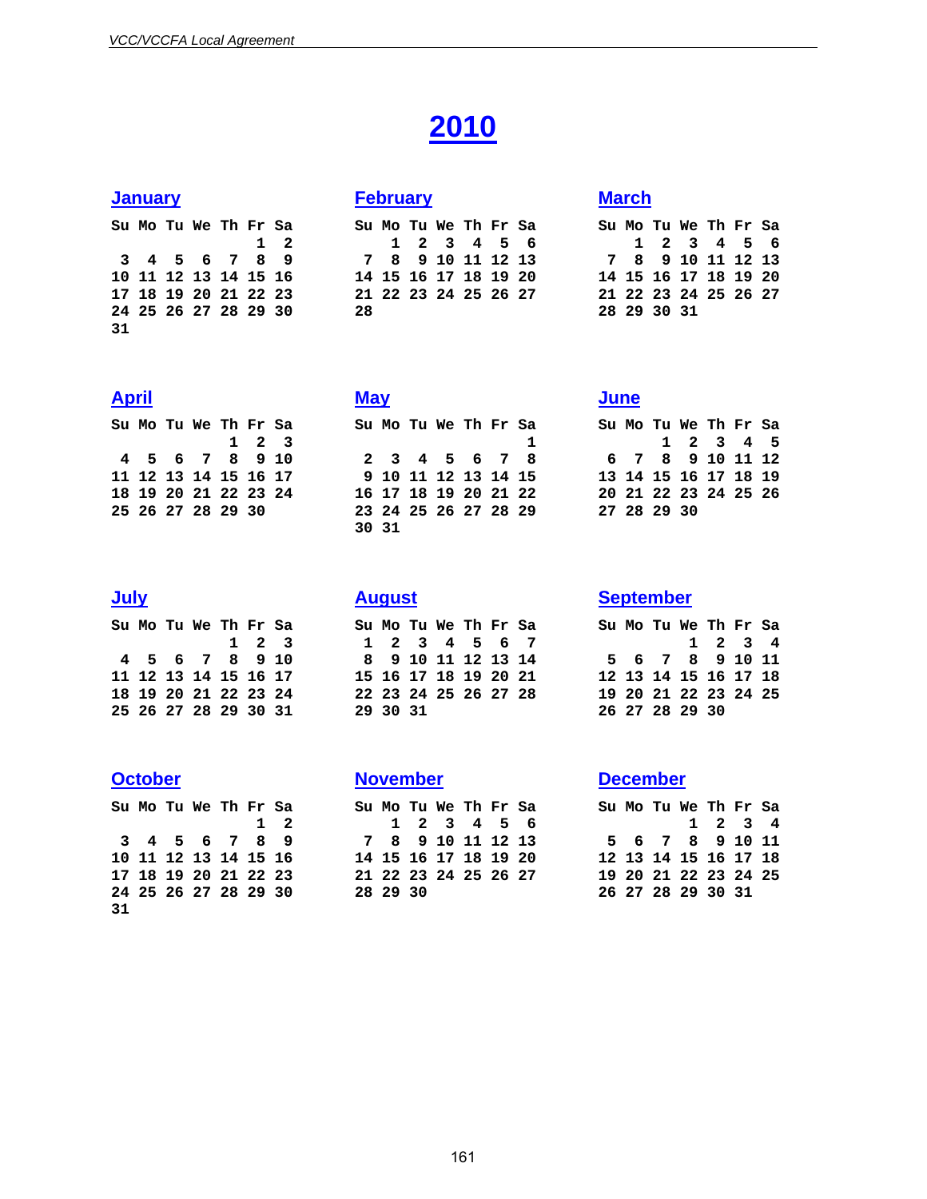# 2010

## January

| Su | Mo | Tu | We | Th | Fr | Sa |
|---|---|---|---|---|---|---|
| | | | | | 1 | 2 |
| 3 | 4 | 5 | 6 | 7 | 8 | 9 |
| 10 | 11 | 12 | 13 | 14 | 15 | 16 |
| 17 | 18 | 19 | 20 | 21 | 22 | 23 |
| 24 | 25 | 26 | 27 | 28 | 29 | 30 |
| 31 | | | | | | |

## February

| Su | Mo | Tu | We | Th | Fr | Sa |
|---|---|---|---|---|---|---|
| | 1 | 2 | 3 | 4 | 5 | 6 |
| 7 | 8 | 9 | 10 | 11 | 12 | 13 |
| 14 | 15 | 16 | 17 | 18 | 19 | 20 |
| 21 | 22 | 23 | 24 | 25 | 26 | 27 |
| 28 | | | | | | |

## March

| Su | Mo | Tu | We | Th | Fr | Sa |
|---|---|---|---|---|---|---|
| | 1 | 2 | 3 | 4 | 5 | 6 |
| 7 | 8 | 9 | 10 | 11 | 12 | 13 |
| 14 | 15 | 16 | 17 | 18 | 19 | 20 |
| 21 | 22 | 23 | 24 | 25 | 26 | 27 |
| 28 | 29 | 30 | 31 | | | |

## April

| Su | Mo | Tu | We | Th | Fr | Sa |
|---|---|---|---|---|---|---|
| | | | | 1 | 2 | 3 |
| 4 | 5 | 6 | 7 | 8 | 9 | 10 |
| 11 | 12 | 13 | 14 | 15 | 16 | 17 |
| 18 | 19 | 20 | 21 | 22 | 23 | 24 |
| 25 | 26 | 27 | 28 | 29 | 30 | |

## May

| Su | Mo | Tu | We | Th | Fr | Sa |
|---|---|---|---|---|---|---|
| | | | | | | 1 |
| 2 | 3 | 4 | 5 | 6 | 7 | 8 |
| 9 | 10 | 11 | 12 | 13 | 14 | 15 |
| 16 | 17 | 18 | 19 | 20 | 21 | 22 |
| 23 | 24 | 25 | 26 | 27 | 28 | 29 |
| 30 | 31 | | | | | |

## June

| Su | Mo | Tu | We | Th | Fr | Sa |
|---|---|---|---|---|---|---|
| | | 1 | 2 | 3 | 4 | 5 |
| 6 | 7 | 8 | 9 | 10 | 11 | 12 |
| 13 | 14 | 15 | 16 | 17 | 18 | 19 |
| 20 | 21 | 22 | 23 | 24 | 25 | 26 |
| 27 | 28 | 29 | 30 | | | |

## July

| Su | Mo | Tu | We | Th | Fr | Sa |
|---|---|---|---|---|---|---|
| | | | | 1 | 2 | 3 |
| 4 | 5 | 6 | 7 | 8 | 9 | 10 |
| 11 | 12 | 13 | 14 | 15 | 16 | 17 |
| 18 | 19 | 20 | 21 | 22 | 23 | 24 |
| 25 | 26 | 27 | 28 | 29 | 30 | 31 |

## August

| Su | Mo | Tu | We | Th | Fr | Sa |
|---|---|---|---|---|---|---|
| 1 | 2 | 3 | 4 | 5 | 6 | 7 |
| 8 | 9 | 10 | 11 | 12 | 13 | 14 |
| 15 | 16 | 17 | 18 | 19 | 20 | 21 |
| 22 | 23 | 24 | 25 | 26 | 27 | 28 |
| 29 | 30 | 31 | | | | |

## September

| Su | Mo | Tu | We | Th | Fr | Sa |
|---|---|---|---|---|---|---|
| | | | 1 | 2 | 3 | 4 |
| 5 | 6 | 7 | 8 | 9 | 10 | 11 |
| 12 | 13 | 14 | 15 | 16 | 17 | 18 |
| 19 | 20 | 21 | 22 | 23 | 24 | 25 |
| 26 | 27 | 28 | 29 | 30 | | |

## October

| Su | Mo | Tu | We | Th | Fr | Sa |
|---|---|---|---|---|---|---|
| | | | | | 1 | 2 |
| 3 | 4 | 5 | 6 | 7 | 8 | 9 |
| 10 | 11 | 12 | 13 | 14 | 15 | 16 |
| 17 | 18 | 19 | 20 | 21 | 22 | 23 |
| 24 | 25 | 26 | 27 | 28 | 29 | 30 |
| 31 | | | | | | |

## November

| Su | Mo | Tu | We | Th | Fr | Sa |
|---|---|---|---|---|---|---|
| | 1 | 2 | 3 | 4 | 5 | 6 |
| 7 | 8 | 9 | 10 | 11 | 12 | 13 |
| 14 | 15 | 16 | 17 | 18 | 19 | 20 |
| 21 | 22 | 23 | 24 | 25 | 26 | 27 |
| 28 | 29 | 30 | | | | |

## December

| Su | Mo | Tu | We | Th | Fr | Sa |
|---|---|---|---|---|---|---|
| | | | 1 | 2 | 3 | 4 |
| 5 | 6 | 7 | 8 | 9 | 10 | 11 |
| 12 | 13 | 14 | 15 | 16 | 17 | 18 |
| 19 | 20 | 21 | 22 | 23 | 24 | 25 |
| 26 | 27 | 28 | 29 | 30 | 31 | |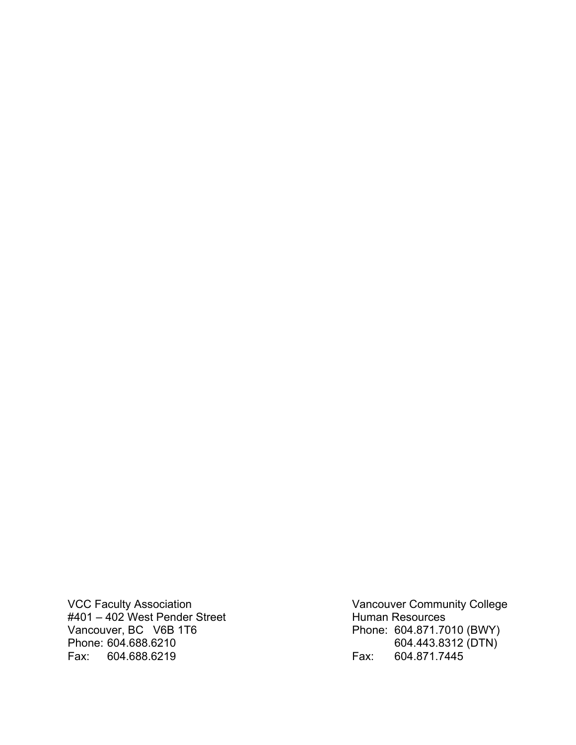VCC Faculty Association
#401 – 402 West Pender Street
Vancouver, BC V6B 1T6
Phone: 604.688.6210
Fax: 604.688.6219

Vancouver Community College
Human Resources
Phone: 604.871.7010 (BWY)
604.443.8312 (DTN)
Fax: 604.871.7445